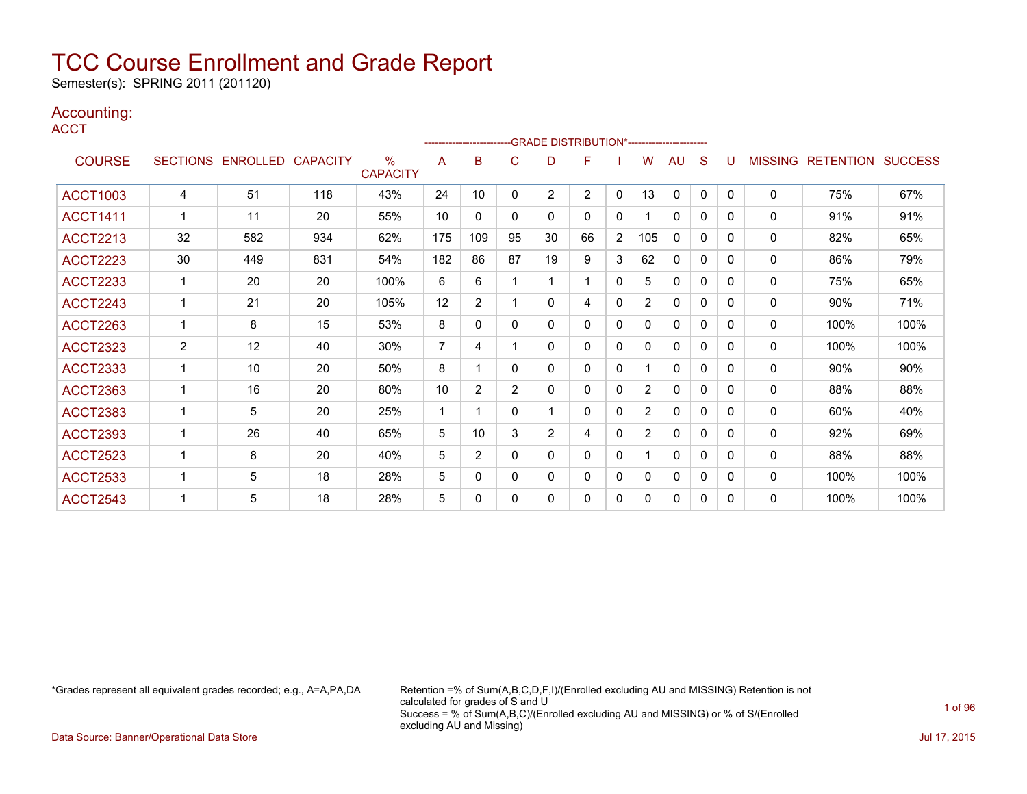# TCC Course Enrollment and Grade Report

Semester(s): SPRING 2011 (201120)

## Accounting:

### ACCT

| COURSE | SECTIONS | ENROLLED | CAPACITY | % CAPACITY | A | B | C | D | F | I | W | AU | S | U | MISSING | RETENTION | SUCCESS |
|---|---|---|---|---|---|---|---|---|---|---|---|---|---|---|---|---|---|
| | | | | | GRADE DISTRIBUTION* | | | | | | | | | | | | |
| ACCT1003 | 4 | 51 | 118 | 43% | 24 | 10 | 0 | 2 | 2 | 0 | 13 | 0 | 0 | 0 | 0 | 75% | 67% |
| ACCT1411 | 1 | 11 | 20 | 55% | 10 | 0 | 0 | 0 | 0 | 0 | 1 | 0 | 0 | 0 | 0 | 91% | 91% |
| ACCT2213 | 32 | 582 | 934 | 62% | 175 | 109 | 95 | 30 | 66 | 2 | 105 | 0 | 0 | 0 | 0 | 82% | 65% |
| ACCT2223 | 30 | 449 | 831 | 54% | 182 | 86 | 87 | 19 | 9 | 3 | 62 | 0 | 0 | 0 | 0 | 86% | 79% |
| ACCT2233 | 1 | 20 | 20 | 100% | 6 | 6 | 1 | 1 | 1 | 0 | 5 | 0 | 0 | 0 | 0 | 75% | 65% |
| ACCT2243 | 1 | 21 | 20 | 105% | 12 | 2 | 1 | 0 | 4 | 0 | 2 | 0 | 0 | 0 | 0 | 90% | 71% |
| ACCT2263 | 1 | 8 | 15 | 53% | 8 | 0 | 0 | 0 | 0 | 0 | 0 | 0 | 0 | 0 | 0 | 100% | 100% |
| ACCT2323 | 2 | 12 | 40 | 30% | 7 | 4 | 1 | 0 | 0 | 0 | 0 | 0 | 0 | 0 | 0 | 100% | 100% |
| ACCT2333 | 1 | 10 | 20 | 50% | 8 | 1 | 0 | 0 | 0 | 0 | 1 | 0 | 0 | 0 | 0 | 90% | 90% |
| ACCT2363 | 1 | 16 | 20 | 80% | 10 | 2 | 2 | 0 | 0 | 0 | 2 | 0 | 0 | 0 | 0 | 88% | 88% |
| ACCT2383 | 1 | 5 | 20 | 25% | 1 | 1 | 0 | 1 | 0 | 0 | 2 | 0 | 0 | 0 | 0 | 60% | 40% |
| ACCT2393 | 1 | 26 | 40 | 65% | 5 | 10 | 3 | 2 | 4 | 0 | 2 | 0 | 0 | 0 | 0 | 92% | 69% |
| ACCT2523 | 1 | 8 | 20 | 40% | 5 | 2 | 0 | 0 | 0 | 0 | 1 | 0 | 0 | 0 | 0 | 88% | 88% |
| ACCT2533 | 1 | 5 | 18 | 28% | 5 | 0 | 0 | 0 | 0 | 0 | 0 | 0 | 0 | 0 | 0 | 100% | 100% |
| ACCT2543 | 1 | 5 | 18 | 28% | 5 | 0 | 0 | 0 | 0 | 0 | 0 | 0 | 0 | 0 | 0 | 100% | 100% |

*Grades represent all equivalent grades recorded; e.g., A=A,PA,DA

Retention =% of Sum(A,B,C,D,F,I)/(Enrolled excluding AU and MISSING) Retention is not calculated for grades of S and U
Success = % of Sum(A,B,C)/(Enrolled excluding AU and MISSING) or % of S/(Enrolled excluding AU and Missing)

Data Source: Banner/Operational Data Store

Jul 17, 2015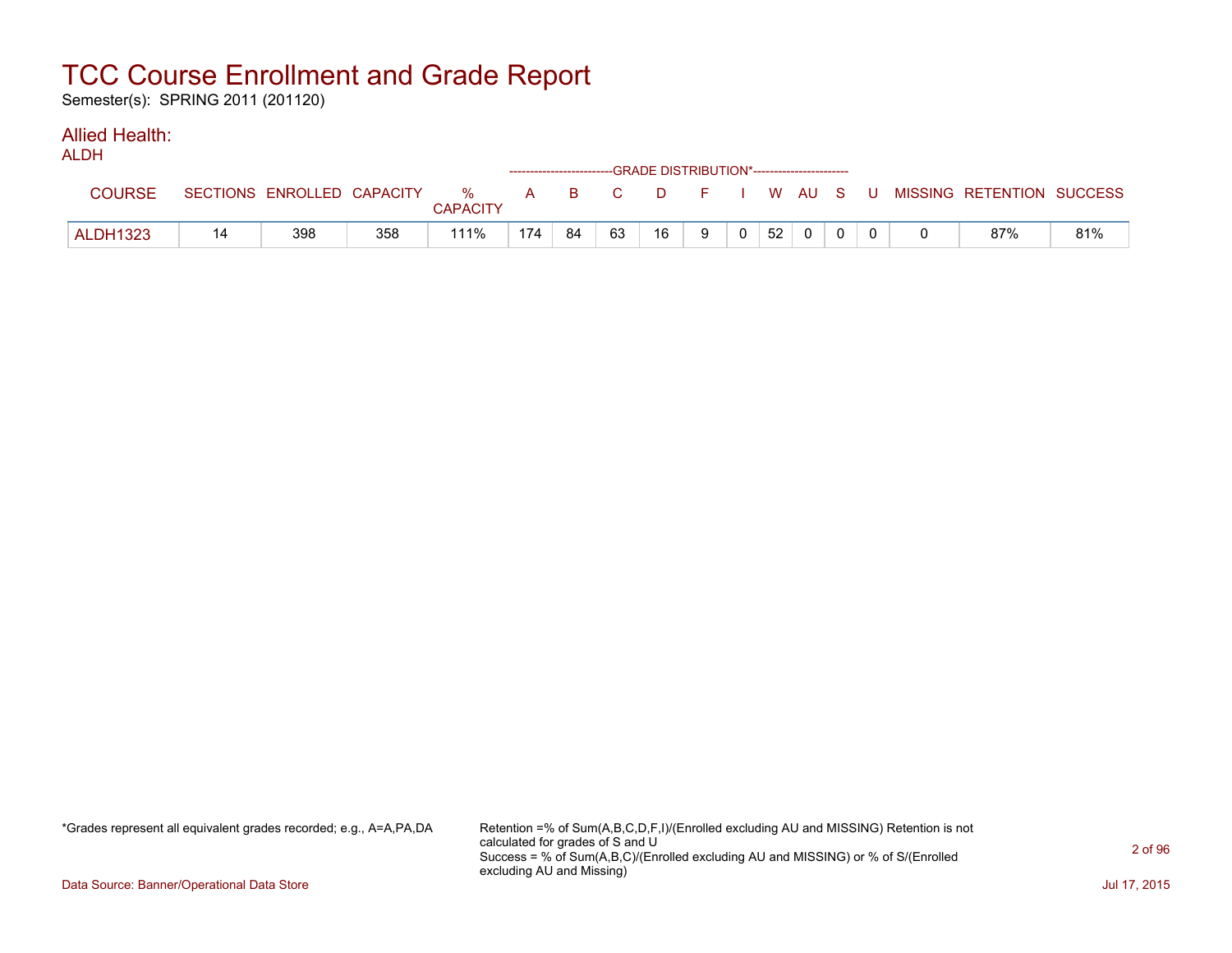# TCC Course Enrollment and Grade Report

Semester(s): SPRING 2011 (201120)

## Allied Health:

ALDH

| COURSE | SECTIONS | ENROLLED | CAPACITY | % CAPACITY | A | B | C | D | F | I | W | AU | S | U | MISSING | RETENTION | SUCCESS |
|---|---|---|---|---|---|---|---|---|---|---|---|---|---|---|---|---|---|
| | | | | | GRADE DISTRIBUTION* | | | | | | | | | | | | |
| ALDH1323 | 14 | 398 | 358 | 111% | 174 | 84 | 63 | 16 | 9 | 0 | 52 | 0 | 0 | 0 | 0 | 87% | 81% |

*Grades represent all equivalent grades recorded; e.g., A=A,PA,DA

Retention =% of Sum(A,B,C,D,F,I)/(Enrolled excluding AU and MISSING) Retention is not calculated for grades of S and U
Success = % of Sum(A,B,C)/(Enrolled excluding AU and MISSING) or % of S/(Enrolled excluding AU and Missing)

Data Source: Banner/Operational Data Store

Jul 17, 2015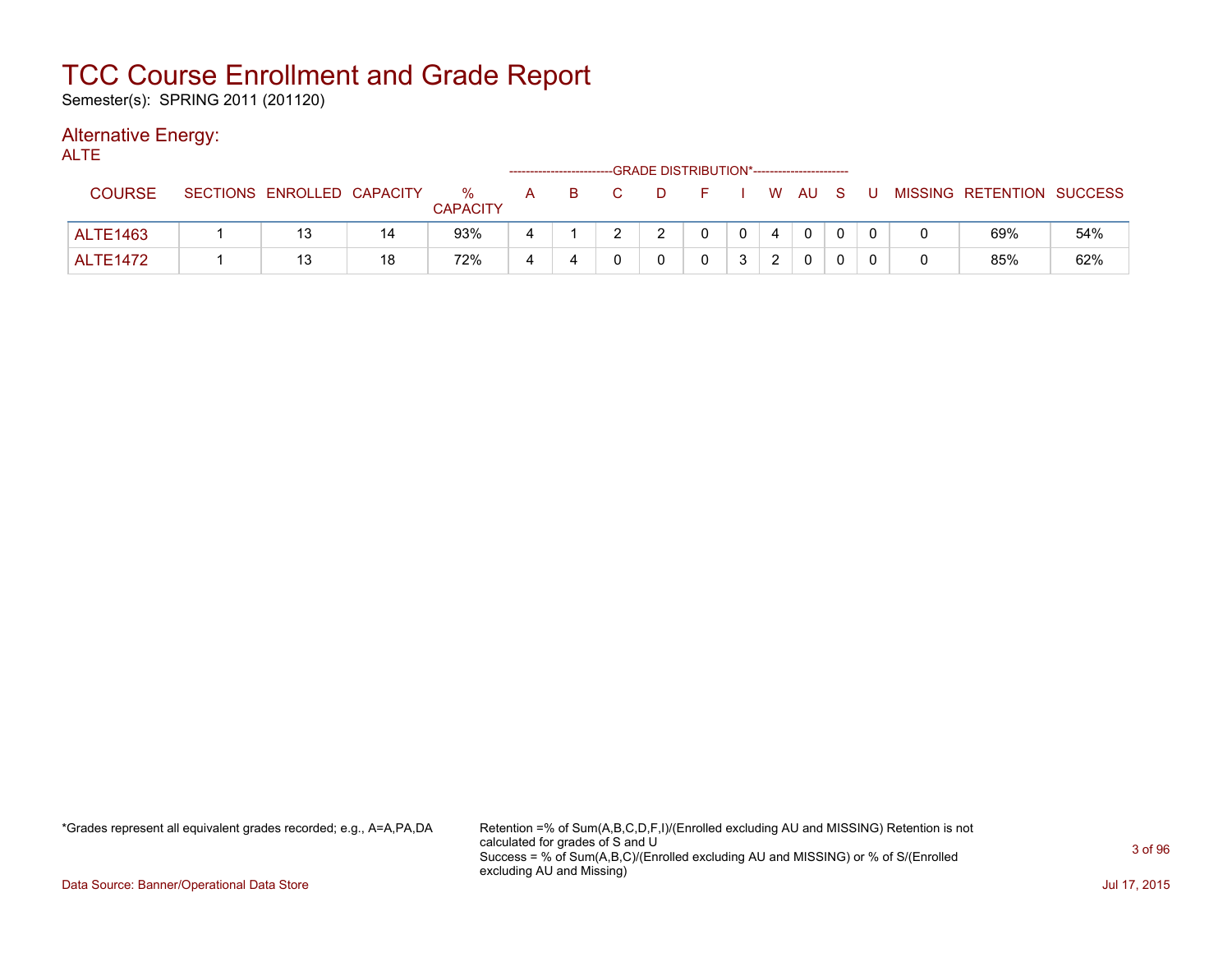# TCC Course Enrollment and Grade Report

Semester(s): SPRING 2011 (201120)

## Alternative Energy:

ALTE

| COURSE | SECTIONS | ENROLLED | CAPACITY | % CAPACITY | A | B | C | D | F | I | W | AU | S | U | MISSING | RETENTION | SUCCESS |
|---|---|---|---|---|---|---|---|---|---|---|---|---|---|---|---|---|---|
| | | | | | GRADE DISTRIBUTION* | | | | | | | | | | | | |
| ALTE1463 | 1 | 13 | 14 | 93% | 4 | 1 | 2 | 2 | 0 | 0 | 4 | 0 | 0 | 0 | 0 | 69% | 54% |
| ALTE1472 | 1 | 13 | 18 | 72% | 4 | 4 | 0 | 0 | 0 | 3 | 2 | 0 | 0 | 0 | 0 | 85% | 62% |

*Grades represent all equivalent grades recorded; e.g., A=A,PA,DA

Retention =% of Sum(A,B,C,D,F,I)/(Enrolled excluding AU and MISSING) Retention is not calculated for grades of S and U
Success = % of Sum(A,B,C)/(Enrolled excluding AU and MISSING) or % of S/(Enrolled excluding AU and Missing)

Data Source: Banner/Operational Data Store

Jul 17, 2015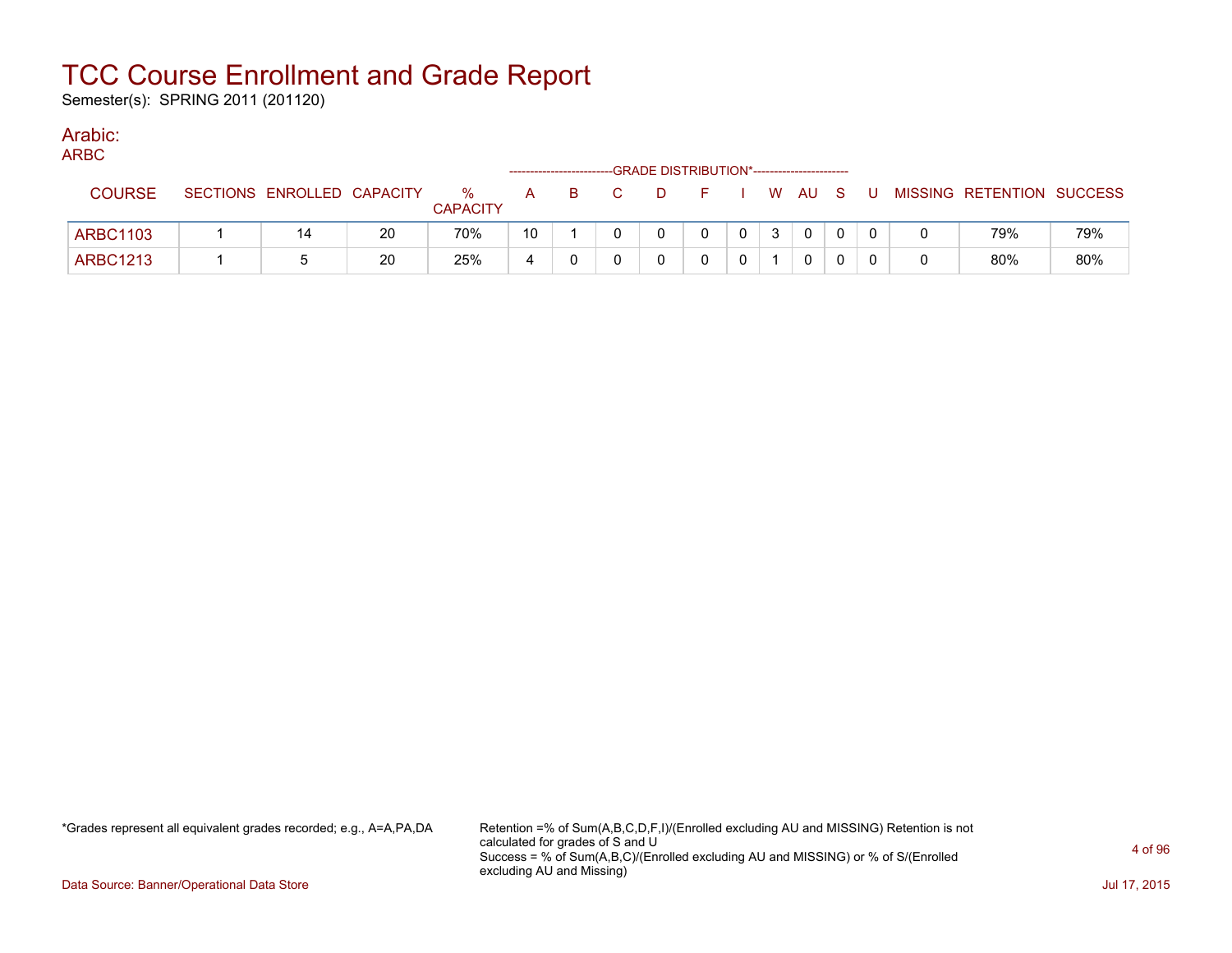# TCC Course Enrollment and Grade Report

Semester(s): SPRING 2011 (201120)

## Arabic:

ARBC

| COURSE | SECTIONS | ENROLLED | CAPACITY | % CAPACITY | A | B | C | D | F | I | W | AU | S | U | MISSING | RETENTION | SUCCESS |
|---|---|---|---|---|---|---|---|---|---|---|---|---|---|---|---|---|---|
| ARBC1103 | 1 | 14 | 20 | 70% | 10 | 1 | 0 | 0 | 0 | 0 | 3 | 0 | 0 | 0 | 0 | 79% | 79% |
| ARBC1213 | 1 | 5 | 20 | 25% | 4 | 0 | 0 | 0 | 0 | 0 | 1 | 0 | 0 | 0 | 0 | 80% | 80% |

*Grades represent all equivalent grades recorded; e.g., A=A,PA,DA

Retention =% of Sum(A,B,C,D,F,I)/(Enrolled excluding AU and MISSING) Retention is not calculated for grades of S and U
Success = % of Sum(A,B,C)/(Enrolled excluding AU and MISSING) or % of S/(Enrolled excluding AU and Missing)

Data Source: Banner/Operational Data Store

Jul 17, 2015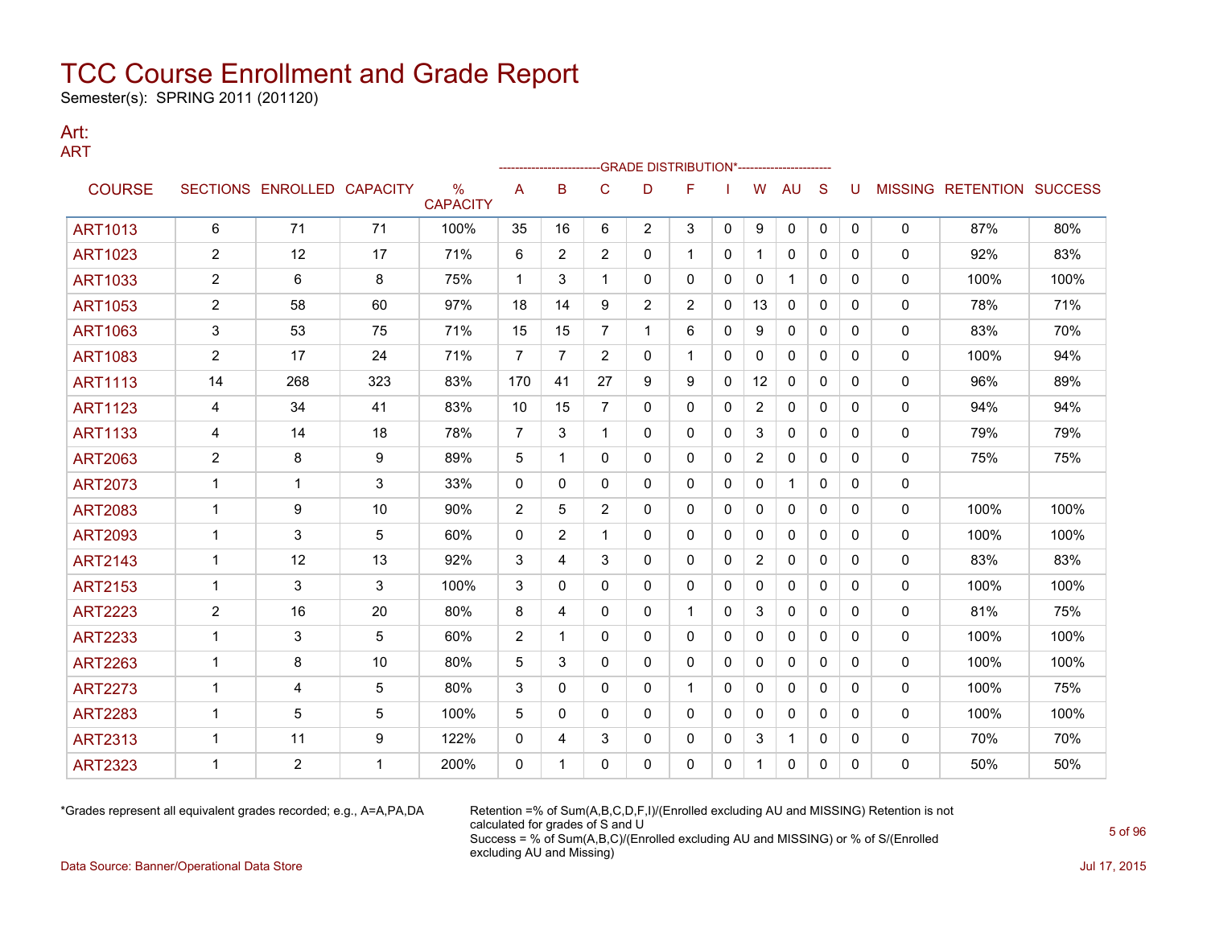# TCC Course Enrollment and Grade Report

Semester(s): SPRING 2011 (201120)

## Art:

### ART

| COURSE | SECTIONS | ENROLLED | CAPACITY | % CAPACITY | A | B | C | D | F | I | W | AU | S | U | MISSING | RETENTION | SUCCESS |
|---|---|---|---|---|---|---|---|---|---|---|---|---|---|---|---|---|---|
| | | | | | GRADE DISTRIBUTION* | | | | | | | | | | | | |
| ART1013 | 6 | 71 | 71 | 100% | 35 | 16 | 6 | 2 | 3 | 0 | 9 | 0 | 0 | 0 | 0 | 87% | 80% |
| ART1023 | 2 | 12 | 17 | 71% | 6 | 2 | 2 | 0 | 1 | 0 | 1 | 0 | 0 | 0 | 0 | 92% | 83% |
| ART1033 | 2 | 6 | 8 | 75% | 1 | 3 | 1 | 0 | 0 | 0 | 0 | 1 | 0 | 0 | 0 | 100% | 100% |
| ART1053 | 2 | 58 | 60 | 97% | 18 | 14 | 9 | 2 | 2 | 0 | 13 | 0 | 0 | 0 | 0 | 78% | 71% |
| ART1063 | 3 | 53 | 75 | 71% | 15 | 15 | 7 | 1 | 6 | 0 | 9 | 0 | 0 | 0 | 0 | 83% | 70% |
| ART1083 | 2 | 17 | 24 | 71% | 7 | 7 | 2 | 0 | 1 | 0 | 0 | 0 | 0 | 0 | 0 | 100% | 94% |
| ART1113 | 14 | 268 | 323 | 83% | 170 | 41 | 27 | 9 | 9 | 0 | 12 | 0 | 0 | 0 | 0 | 96% | 89% |
| ART1123 | 4 | 34 | 41 | 83% | 10 | 15 | 7 | 0 | 0 | 0 | 2 | 0 | 0 | 0 | 0 | 94% | 94% |
| ART1133 | 4 | 14 | 18 | 78% | 7 | 3 | 1 | 0 | 0 | 0 | 3 | 0 | 0 | 0 | 0 | 79% | 79% |
| ART2063 | 2 | 8 | 9 | 89% | 5 | 1 | 0 | 0 | 0 | 0 | 2 | 0 | 0 | 0 | 0 | 75% | 75% |
| ART2073 | 1 | 1 | 3 | 33% | 0 | 0 | 0 | 0 | 0 | 0 | 0 | 1 | 0 | 0 | 0 | | |
| ART2083 | 1 | 9 | 10 | 90% | 2 | 5 | 2 | 0 | 0 | 0 | 0 | 0 | 0 | 0 | 0 | 100% | 100% |
| ART2093 | 1 | 3 | 5 | 60% | 0 | 2 | 1 | 0 | 0 | 0 | 0 | 0 | 0 | 0 | 0 | 100% | 100% |
| ART2143 | 1 | 12 | 13 | 92% | 3 | 4 | 3 | 0 | 0 | 0 | 2 | 0 | 0 | 0 | 0 | 83% | 83% |
| ART2153 | 1 | 3 | 3 | 100% | 3 | 0 | 0 | 0 | 0 | 0 | 0 | 0 | 0 | 0 | 0 | 100% | 100% |
| ART2223 | 2 | 16 | 20 | 80% | 8 | 4 | 0 | 0 | 1 | 0 | 3 | 0 | 0 | 0 | 0 | 81% | 75% |
| ART2233 | 1 | 3 | 5 | 60% | 2 | 1 | 0 | 0 | 0 | 0 | 0 | 0 | 0 | 0 | 0 | 100% | 100% |
| ART2263 | 1 | 8 | 10 | 80% | 5 | 3 | 0 | 0 | 0 | 0 | 0 | 0 | 0 | 0 | 0 | 100% | 100% |
| ART2273 | 1 | 4 | 5 | 80% | 3 | 0 | 0 | 0 | 1 | 0 | 0 | 0 | 0 | 0 | 0 | 100% | 75% |
| ART2283 | 1 | 5 | 5 | 100% | 5 | 0 | 0 | 0 | 0 | 0 | 0 | 0 | 0 | 0 | 0 | 100% | 100% |
| ART2313 | 1 | 11 | 9 | 122% | 0 | 4 | 3 | 0 | 0 | 0 | 3 | 1 | 0 | 0 | 0 | 70% | 70% |
| ART2323 | 1 | 2 | 1 | 200% | 0 | 1 | 0 | 0 | 0 | 0 | 1 | 0 | 0 | 0 | 0 | 50% | 50% |

*Grades represent all equivalent grades recorded; e.g., A=A,PA,DA

Retention =% of Sum(A,B,C,D,F,I)/(Enrolled excluding AU and MISSING) Retention is not calculated for grades of S and U
Success = % of Sum(A,B,C)/(Enrolled excluding AU and MISSING) or % of S/(Enrolled excluding AU and Missing)

Data Source: Banner/Operational Data Store

Jul 17, 2015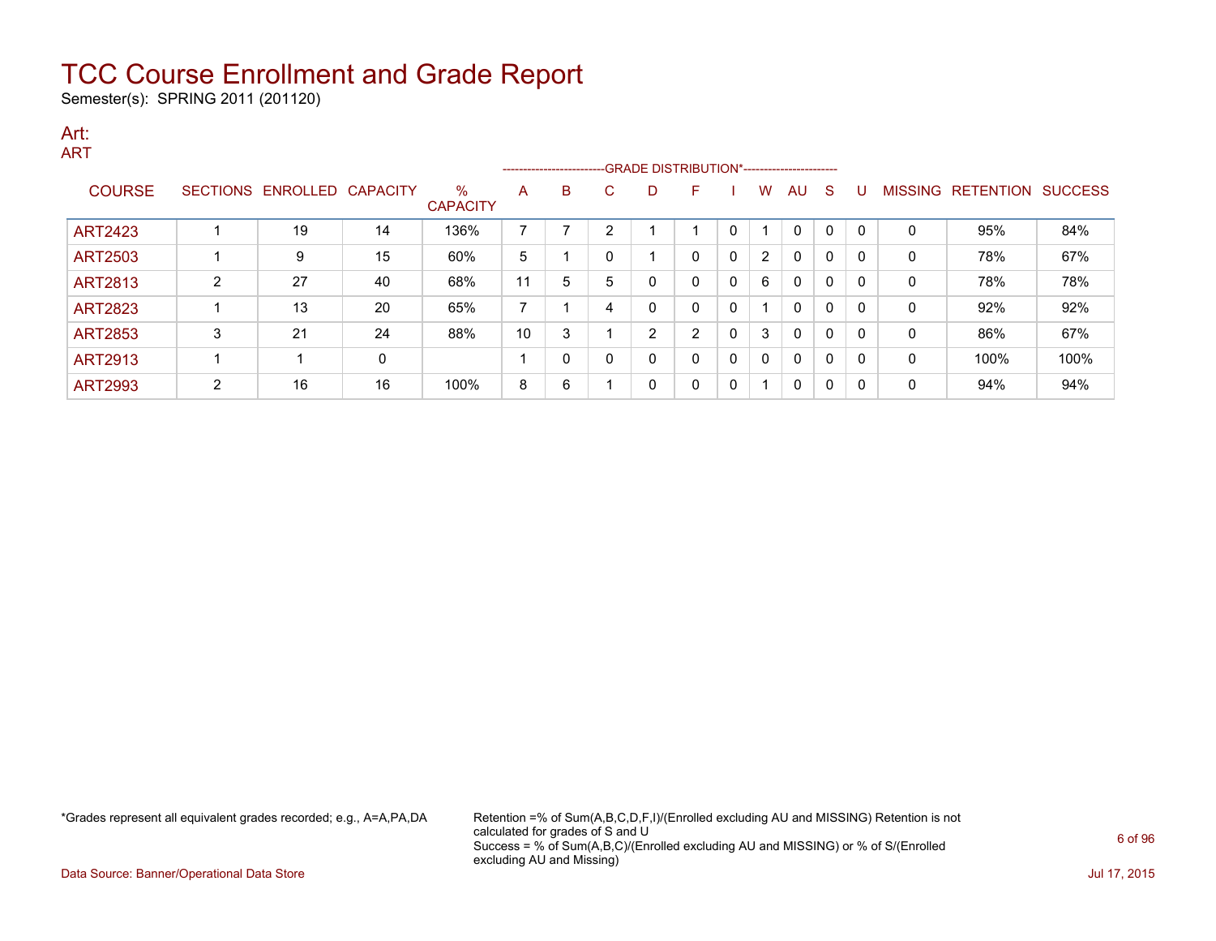# TCC Course Enrollment and Grade Report

Semester(s): SPRING 2011 (201120)

## Art:

### ART

| COURSE | SECTIONS | ENROLLED | CAPACITY | % CAPACITY | A | B | C | D | F | I | W | AU | S | U | MISSING | RETENTION | SUCCESS |
|---|---|---|---|---|---|---|---|---|---|---|---|---|---|---|---|---|---|
| | | | | | GRADE DISTRIBUTION* | | | | | | | | | | | | |
| ART2423 | 1 | 19 | 14 | 136% | 7 | 7 | 2 | 1 | 1 | 0 | 1 | 0 | 0 | 0 | 0 | 95% | 84% |
| ART2503 | 1 | 9 | 15 | 60% | 5 | 1 | 0 | 1 | 0 | 0 | 2 | 0 | 0 | 0 | 0 | 78% | 67% |
| ART2813 | 2 | 27 | 40 | 68% | 11 | 5 | 5 | 0 | 0 | 0 | 6 | 0 | 0 | 0 | 0 | 78% | 78% |
| ART2823 | 1 | 13 | 20 | 65% | 7 | 1 | 4 | 0 | 0 | 0 | 1 | 0 | 0 | 0 | 0 | 92% | 92% |
| ART2853 | 3 | 21 | 24 | 88% | 10 | 3 | 1 | 2 | 2 | 0 | 3 | 0 | 0 | 0 | 0 | 86% | 67% |
| ART2913 | 1 | 1 | 0 | | 1 | 0 | 0 | 0 | 0 | 0 | 0 | 0 | 0 | 0 | 0 | 100% | 100% |
| ART2993 | 2 | 16 | 16 | 100% | 8 | 6 | 1 | 0 | 0 | 0 | 1 | 0 | 0 | 0 | 0 | 94% | 94% |

*Grades represent all equivalent grades recorded; e.g., A=A,PA,DA

Retention =% of Sum(A,B,C,D,F,I)/(Enrolled excluding AU and MISSING) Retention is not calculated for grades of S and U
Success = % of Sum(A,B,C)/(Enrolled excluding AU and MISSING) or % of S/(Enrolled excluding AU and Missing)

Data Source: Banner/Operational Data Store

Jul 17, 2015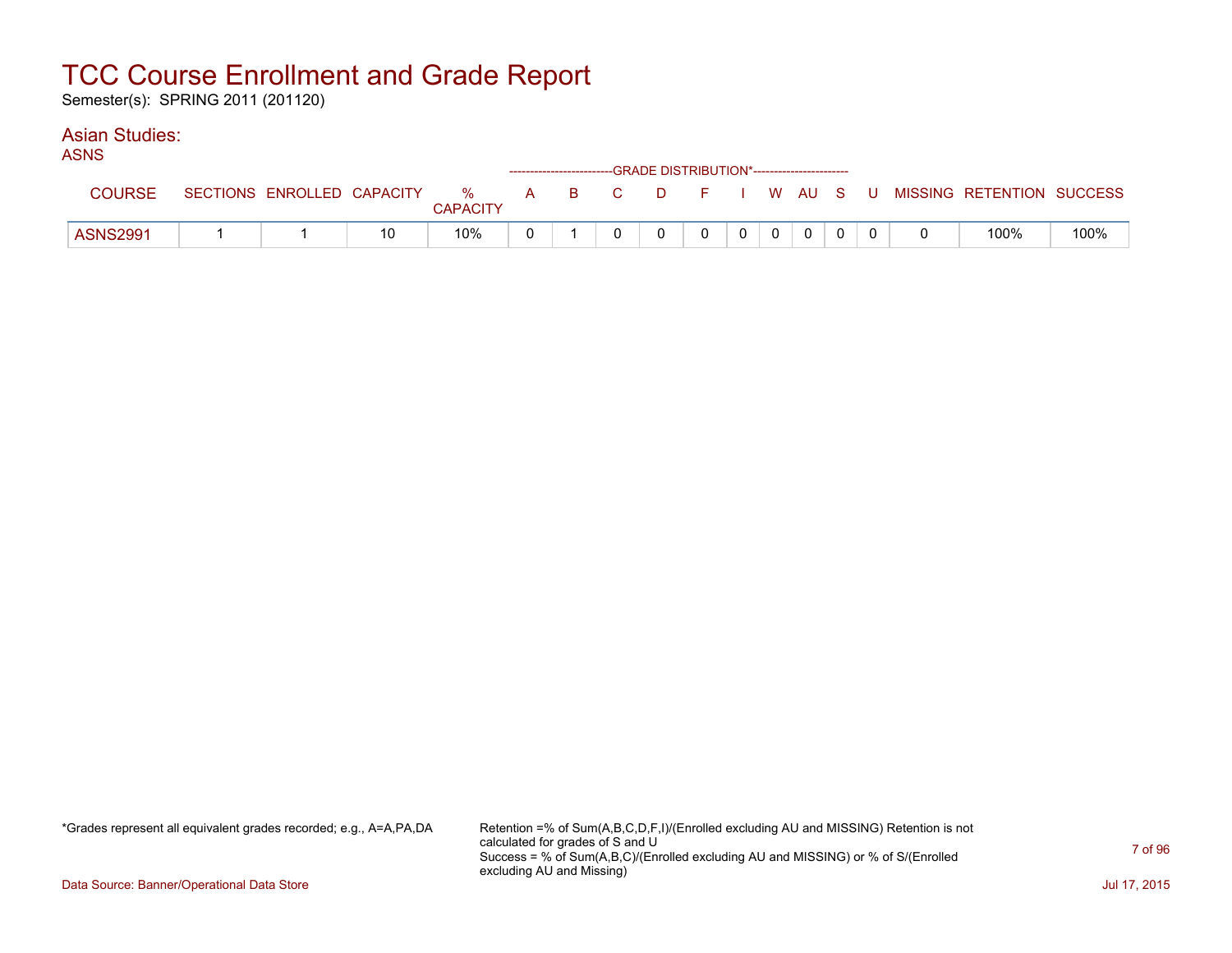# TCC Course Enrollment and Grade Report

Semester(s): SPRING 2011 (201120)

## Asian Studies:

### ASNS

| COURSE | SECTIONS | ENROLLED | CAPACITY | % CAPACITY | GRADE DISTRIBUTION* A | B | C | D | F | I | W | AU | S | U | MISSING | RETENTION | SUCCESS |
|---|---|---|---|---|---|---|---|---|---|---|---|---|---|---|---|---|---|
| ASNS2991 | 1 | 1 | 10 | 10% | 0 | 1 | 0 | 0 | 0 | 0 | 0 | 0 | 0 | 0 | 0 | 100% | 100% |

*Grades represent all equivalent grades recorded; e.g., A=A,PA,DA

Retention =% of Sum(A,B,C,D,F,I)/(Enrolled excluding AU and MISSING) Retention is not calculated for grades of S and U
Success = % of Sum(A,B,C)/(Enrolled excluding AU and MISSING) or % of S/(Enrolled excluding AU and Missing)

Data Source: Banner/Operational Data Store

Jul 17, 2015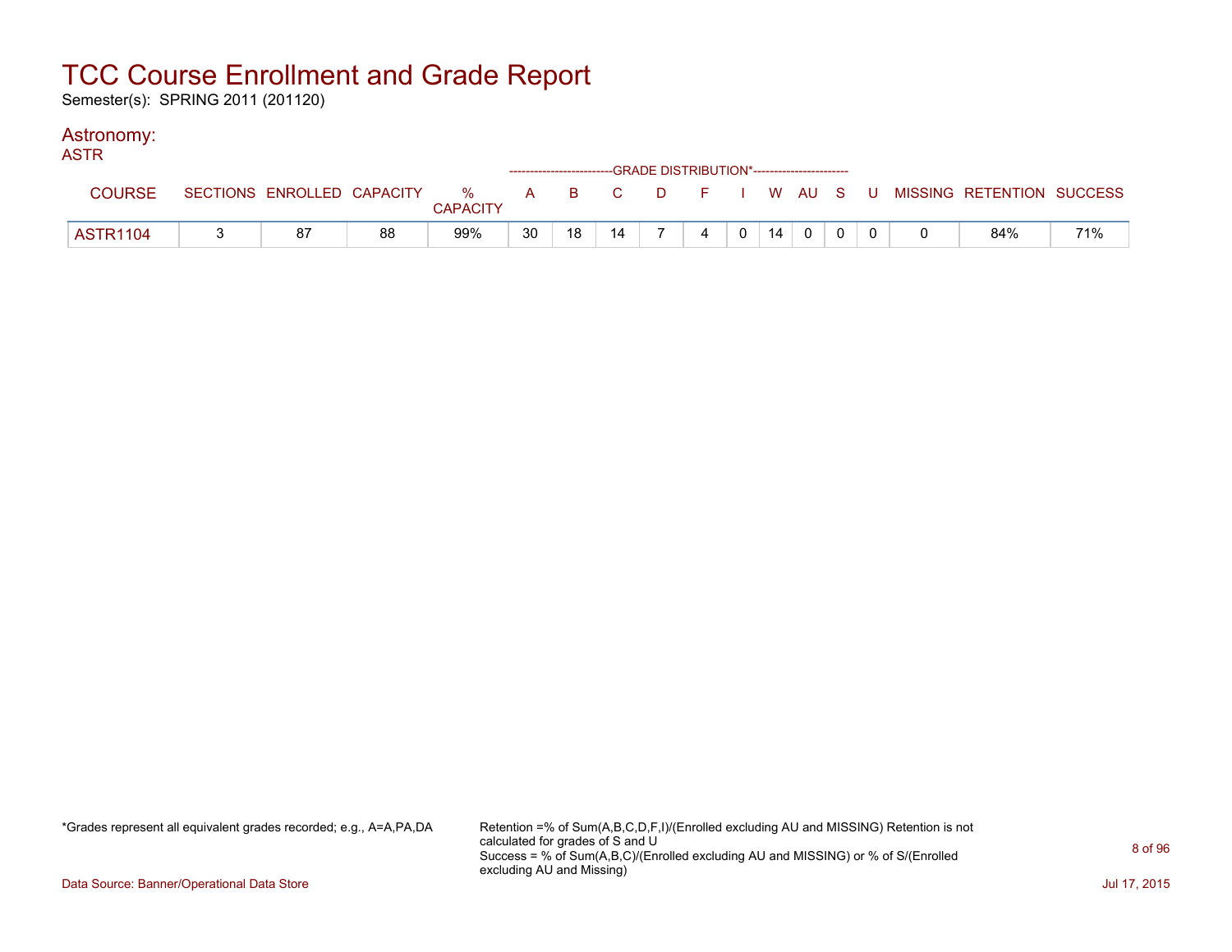# TCC Course Enrollment and Grade Report

Semester(s): SPRING 2011 (201120)

## Astronomy:

### ASTR

| COURSE | SECTIONS | ENROLLED | CAPACITY | % CAPACITY | A | B | C | D | F | I | W | AU | S | U | MISSING | RETENTION | SUCCESS |
|---|---|---|---|---|---|---|---|---|---|---|---|---|---|---|---|---|---|
| | | | | | GRADE DISTRIBUTION* | | | | | | | | | | | | |
| ASTR1104 | 3 | 87 | 88 | 99% | 30 | 18 | 14 | 7 | 4 | 0 | 14 | 0 | 0 | 0 | 0 | 84% | 71% |

*Grades represent all equivalent grades recorded; e.g., A=A,PA,DA

Retention =% of Sum(A,B,C,D,F,I)/(Enrolled excluding AU and MISSING) Retention is not calculated for grades of S and U
Success = % of Sum(A,B,C)/(Enrolled excluding AU and MISSING) or % of S/(Enrolled excluding AU and Missing)

Data Source: Banner/Operational Data Store

Jul 17, 2015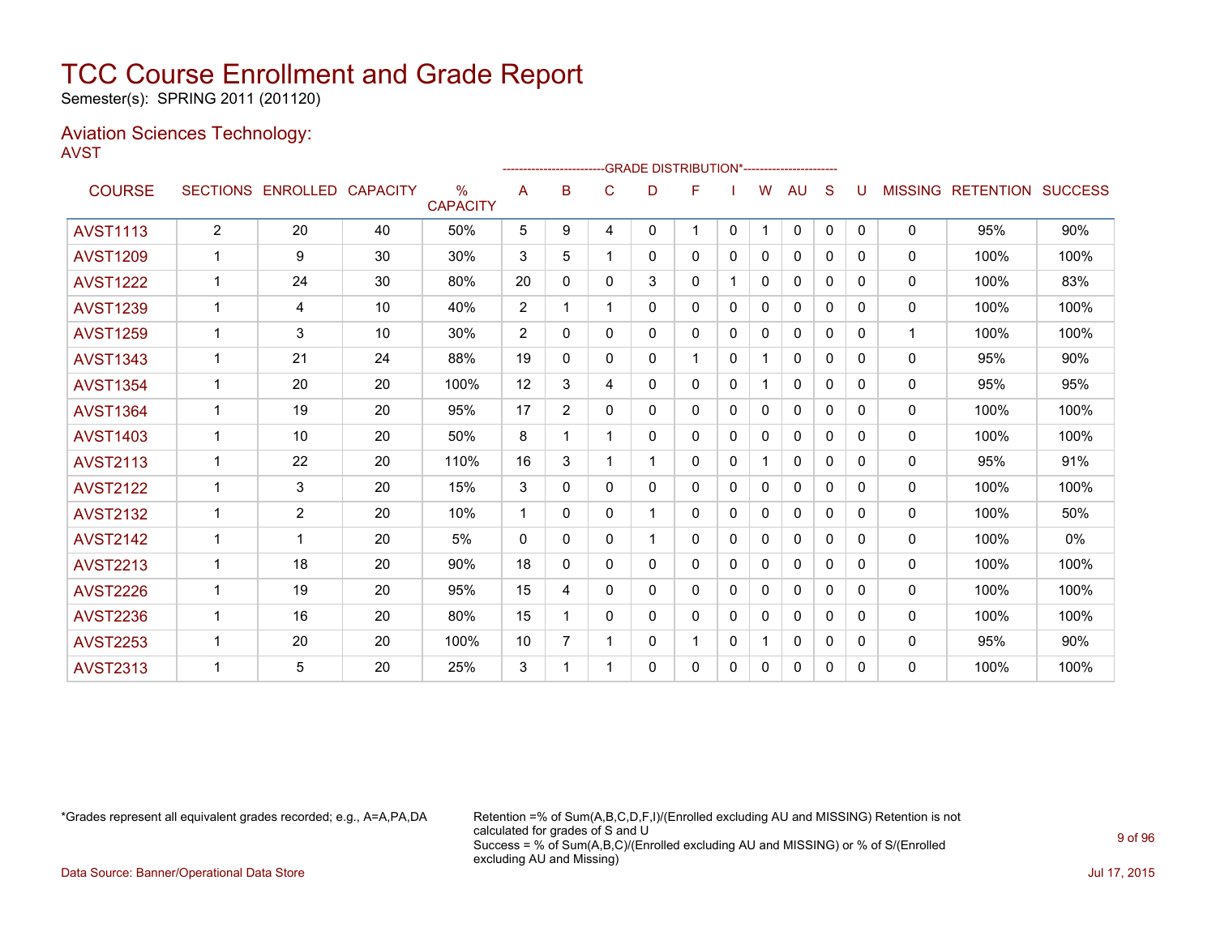# TCC Course Enrollment and Grade Report

Semester(s): SPRING 2011 (201120)

## Aviation Sciences Technology:

AVST

| COURSE | SECTIONS | ENROLLED | CAPACITY | % CAPACITY | A | B | C | D | F | I | W | AU | S | U | MISSING | RETENTION | SUCCESS |
|---|---|---|---|---|---|---|---|---|---|---|---|---|---|---|---|---|---|
| | | | | | GRADE DISTRIBUTION* | | | | | | | | | | | | |
| AVST1113 | 2 | 20 | 40 | 50% | 5 | 9 | 4 | 0 | 1 | 0 | 1 | 0 | 0 | 0 | 0 | 95% | 90% |
| AVST1209 | 1 | 9 | 30 | 30% | 3 | 5 | 1 | 0 | 0 | 0 | 0 | 0 | 0 | 0 | 0 | 100% | 100% |
| AVST1222 | 1 | 24 | 30 | 80% | 20 | 0 | 0 | 3 | 0 | 1 | 0 | 0 | 0 | 0 | 0 | 100% | 83% |
| AVST1239 | 1 | 4 | 10 | 40% | 2 | 1 | 1 | 0 | 0 | 0 | 0 | 0 | 0 | 0 | 0 | 100% | 100% |
| AVST1259 | 1 | 3 | 10 | 30% | 2 | 0 | 0 | 0 | 0 | 0 | 0 | 0 | 0 | 0 | 1 | 100% | 100% |
| AVST1343 | 1 | 21 | 24 | 88% | 19 | 0 | 0 | 0 | 1 | 0 | 1 | 0 | 0 | 0 | 0 | 95% | 90% |
| AVST1354 | 1 | 20 | 20 | 100% | 12 | 3 | 4 | 0 | 0 | 0 | 1 | 0 | 0 | 0 | 0 | 95% | 95% |
| AVST1364 | 1 | 19 | 20 | 95% | 17 | 2 | 0 | 0 | 0 | 0 | 0 | 0 | 0 | 0 | 0 | 100% | 100% |
| AVST1403 | 1 | 10 | 20 | 50% | 8 | 1 | 1 | 0 | 0 | 0 | 0 | 0 | 0 | 0 | 0 | 100% | 100% |
| AVST2113 | 1 | 22 | 20 | 110% | 16 | 3 | 1 | 1 | 0 | 0 | 1 | 0 | 0 | 0 | 0 | 95% | 91% |
| AVST2122 | 1 | 3 | 20 | 15% | 3 | 0 | 0 | 0 | 0 | 0 | 0 | 0 | 0 | 0 | 0 | 100% | 100% |
| AVST2132 | 1 | 2 | 20 | 10% | 1 | 0 | 0 | 1 | 0 | 0 | 0 | 0 | 0 | 0 | 0 | 100% | 50% |
| AVST2142 | 1 | 1 | 20 | 5% | 0 | 0 | 0 | 1 | 0 | 0 | 0 | 0 | 0 | 0 | 0 | 100% | 0% |
| AVST2213 | 1 | 18 | 20 | 90% | 18 | 0 | 0 | 0 | 0 | 0 | 0 | 0 | 0 | 0 | 0 | 100% | 100% |
| AVST2226 | 1 | 19 | 20 | 95% | 15 | 4 | 0 | 0 | 0 | 0 | 0 | 0 | 0 | 0 | 0 | 100% | 100% |
| AVST2236 | 1 | 16 | 20 | 80% | 15 | 1 | 0 | 0 | 0 | 0 | 0 | 0 | 0 | 0 | 0 | 100% | 100% |
| AVST2253 | 1 | 20 | 20 | 100% | 10 | 7 | 1 | 0 | 1 | 0 | 1 | 0 | 0 | 0 | 0 | 95% | 90% |
| AVST2313 | 1 | 5 | 20 | 25% | 3 | 1 | 1 | 0 | 0 | 0 | 0 | 0 | 0 | 0 | 0 | 100% | 100% |

*Grades represent all equivalent grades recorded; e.g., A=A,PA,DA

Retention =% of Sum(A,B,C,D,F,I)/(Enrolled excluding AU and MISSING) Retention is not calculated for grades of S and U

Success = % of Sum(A,B,C)/(Enrolled excluding AU and MISSING) or % of S/(Enrolled excluding AU and Missing)

Data Source: Banner/Operational Data Store

Jul 17, 2015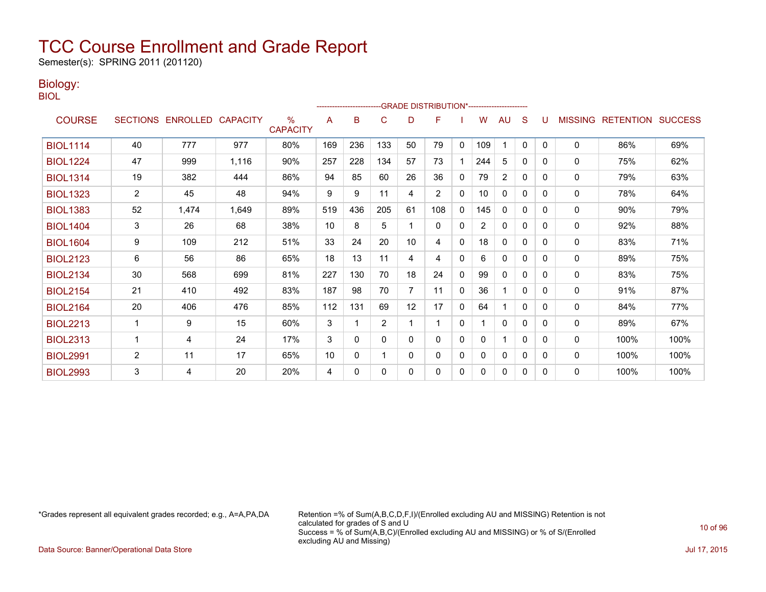# TCC Course Enrollment and Grade Report

Semester(s): SPRING 2011 (201120)

## Biology:

BIOL

| COURSE | SECTIONS | ENROLLED | CAPACITY | % CAPACITY | A | B | C | D | F | I | W | AU | S | U | MISSING | RETENTION | SUCCESS |
|---|---|---|---|---|---|---|---|---|---|---|---|---|---|---|---|---|---|
| | | | | | GRADE DISTRIBUTION* | | | | | | | | | | | | |
| BIOL1114 | 40 | 777 | 977 | 80% | 169 | 236 | 133 | 50 | 79 | 0 | 109 | 1 | 0 | 0 | 0 | 86% | 69% |
| BIOL1224 | 47 | 999 | 1,116 | 90% | 257 | 228 | 134 | 57 | 73 | 1 | 244 | 5 | 0 | 0 | 0 | 75% | 62% |
| BIOL1314 | 19 | 382 | 444 | 86% | 94 | 85 | 60 | 26 | 36 | 0 | 79 | 2 | 0 | 0 | 0 | 79% | 63% |
| BIOL1323 | 2 | 45 | 48 | 94% | 9 | 9 | 11 | 4 | 2 | 0 | 10 | 0 | 0 | 0 | 0 | 78% | 64% |
| BIOL1383 | 52 | 1,474 | 1,649 | 89% | 519 | 436 | 205 | 61 | 108 | 0 | 145 | 0 | 0 | 0 | 0 | 90% | 79% |
| BIOL1404 | 3 | 26 | 68 | 38% | 10 | 8 | 5 | 1 | 0 | 0 | 2 | 0 | 0 | 0 | 0 | 92% | 88% |
| BIOL1604 | 9 | 109 | 212 | 51% | 33 | 24 | 20 | 10 | 4 | 0 | 18 | 0 | 0 | 0 | 0 | 83% | 71% |
| BIOL2123 | 6 | 56 | 86 | 65% | 18 | 13 | 11 | 4 | 4 | 0 | 6 | 0 | 0 | 0 | 0 | 89% | 75% |
| BIOL2134 | 30 | 568 | 699 | 81% | 227 | 130 | 70 | 18 | 24 | 0 | 99 | 0 | 0 | 0 | 0 | 83% | 75% |
| BIOL2154 | 21 | 410 | 492 | 83% | 187 | 98 | 70 | 7 | 11 | 0 | 36 | 1 | 0 | 0 | 0 | 91% | 87% |
| BIOL2164 | 20 | 406 | 476 | 85% | 112 | 131 | 69 | 12 | 17 | 0 | 64 | 1 | 0 | 0 | 0 | 84% | 77% |
| BIOL2213 | 1 | 9 | 15 | 60% | 3 | 1 | 2 | 1 | 1 | 0 | 1 | 0 | 0 | 0 | 0 | 89% | 67% |
| BIOL2313 | 1 | 4 | 24 | 17% | 3 | 0 | 0 | 0 | 0 | 0 | 0 | 1 | 0 | 0 | 0 | 100% | 100% |
| BIOL2991 | 2 | 11 | 17 | 65% | 10 | 0 | 1 | 0 | 0 | 0 | 0 | 0 | 0 | 0 | 0 | 100% | 100% |
| BIOL2993 | 3 | 4 | 20 | 20% | 4 | 0 | 0 | 0 | 0 | 0 | 0 | 0 | 0 | 0 | 0 | 100% | 100% |

*Grades represent all equivalent grades recorded; e.g., A=A,PA,DA

Retention =% of Sum(A,B,C,D,F,I)/(Enrolled excluding AU and MISSING) Retention is not calculated for grades of S and U
Success = % of Sum(A,B,C)/(Enrolled excluding AU and MISSING) or % of S/(Enrolled excluding AU and Missing)

Data Source: Banner/Operational Data Store

Jul 17, 2015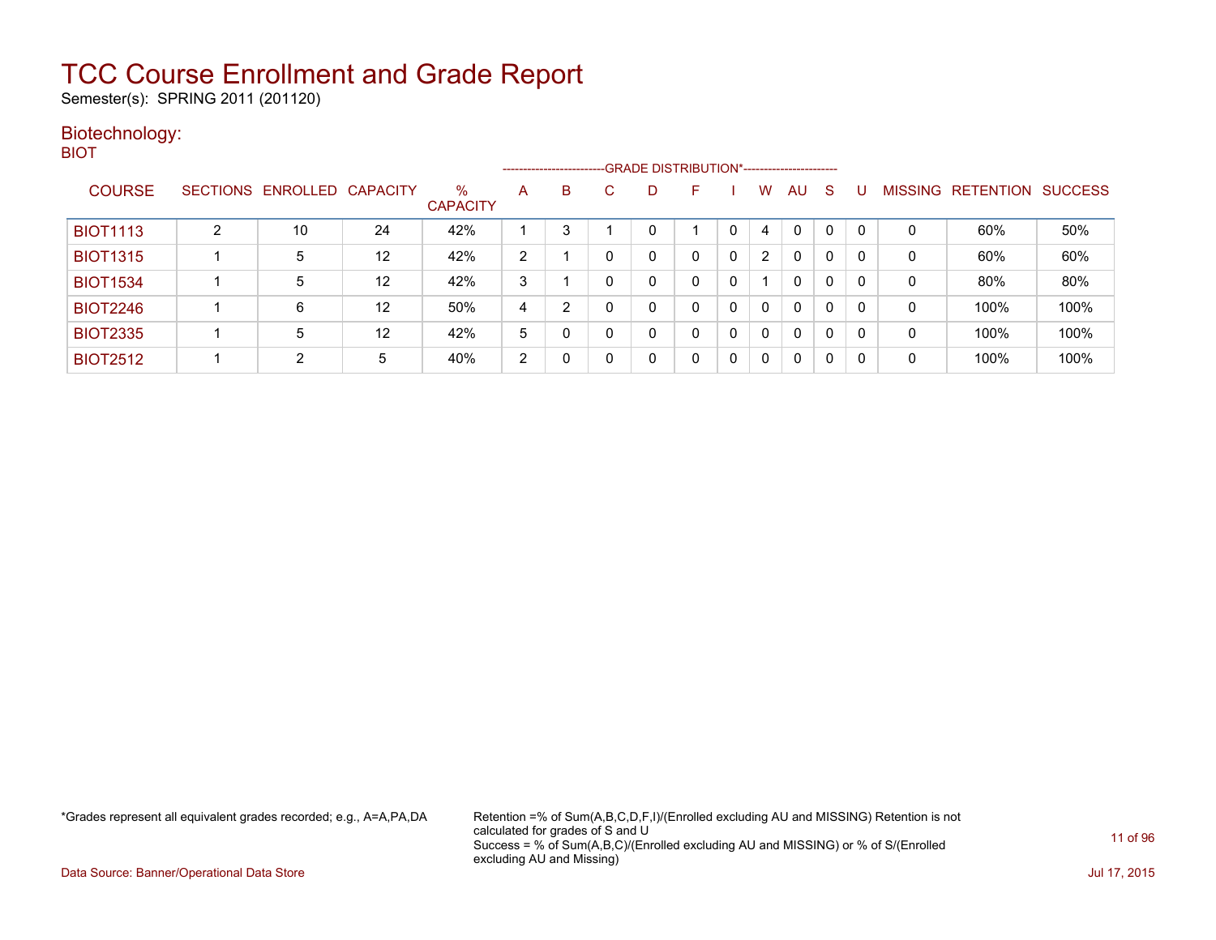# TCC Course Enrollment and Grade Report

Semester(s): SPRING 2011 (201120)

## Biotechnology:

BIOT

| COURSE | SECTIONS | ENROLLED | CAPACITY | % CAPACITY | A | B | C | D | F | I | W | AU | S | U | MISSING | RETENTION | SUCCESS |
|---|---|---|---|---|---|---|---|---|---|---|---|---|---|---|---|---|---|
| | | | | | GRADE DISTRIBUTION* | | | | | | | | | | | | |
| BIOT1113 | 2 | 10 | 24 | 42% | 1 | 3 | 1 | 0 | 1 | 0 | 4 | 0 | 0 | 0 | 0 | 60% | 50% |
| BIOT1315 | 1 | 5 | 12 | 42% | 2 | 1 | 0 | 0 | 0 | 0 | 2 | 0 | 0 | 0 | 0 | 60% | 60% |
| BIOT1534 | 1 | 5 | 12 | 42% | 3 | 1 | 0 | 0 | 0 | 0 | 1 | 0 | 0 | 0 | 0 | 80% | 80% |
| BIOT2246 | 1 | 6 | 12 | 50% | 4 | 2 | 0 | 0 | 0 | 0 | 0 | 0 | 0 | 0 | 0 | 100% | 100% |
| BIOT2335 | 1 | 5 | 12 | 42% | 5 | 0 | 0 | 0 | 0 | 0 | 0 | 0 | 0 | 0 | 0 | 100% | 100% |
| BIOT2512 | 1 | 2 | 5 | 40% | 2 | 0 | 0 | 0 | 0 | 0 | 0 | 0 | 0 | 0 | 0 | 100% | 100% |

*Grades represent all equivalent grades recorded; e.g., A=A,PA,DA

Retention =% of Sum(A,B,C,D,F,I)/(Enrolled excluding AU and MISSING) Retention is not calculated for grades of S and U

Success = % of Sum(A,B,C)/(Enrolled excluding AU and MISSING) or % of S/(Enrolled excluding AU and Missing)

Data Source: Banner/Operational Data Store

Jul 17, 2015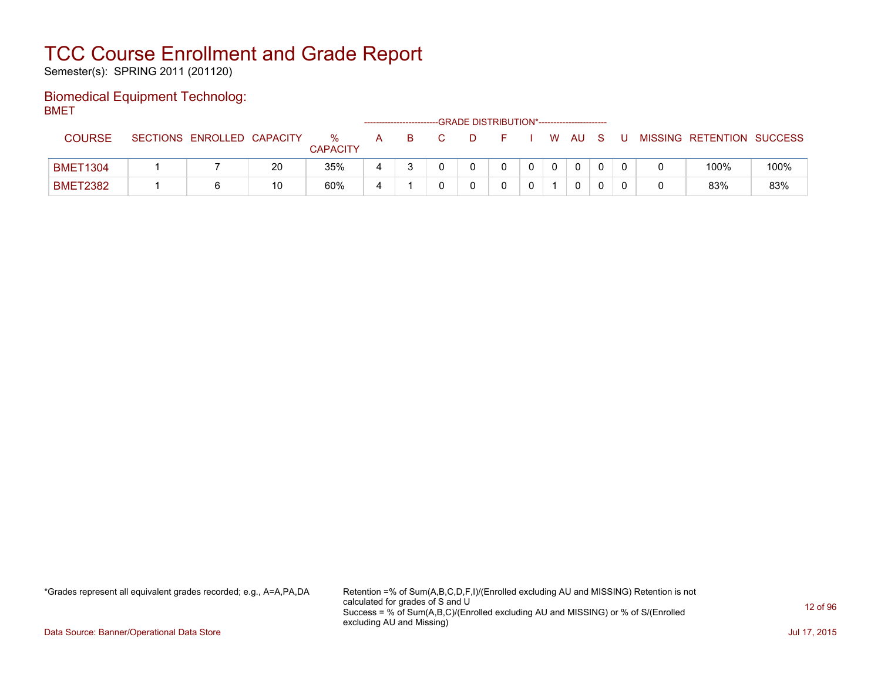# TCC Course Enrollment and Grade Report

Semester(s): SPRING 2011 (201120)

## Biomedical Equipment Technolog:

BMET

| COURSE | SECTIONS | ENROLLED | CAPACITY | % CAPACITY | A | B | C | D | F | I | W | AU | S | U | MISSING | RETENTION | SUCCESS |
|---|---|---|---|---|---|---|---|---|---|---|---|---|---|---|---|---|---|
| | | | | | GRADE DISTRIBUTION* | | | | | | | | | | | | |
| BMET1304 | 1 | 7 | 20 | 35% | 4 | 3 | 0 | 0 | 0 | 0 | 0 | 0 | 0 | 0 | 0 | 100% | 100% |
| BMET2382 | 1 | 6 | 10 | 60% | 4 | 1 | 0 | 0 | 0 | 0 | 1 | 0 | 0 | 0 | 0 | 83% | 83% |

*Grades represent all equivalent grades recorded; e.g., A=A,PA,DA

Retention =% of Sum(A,B,C,D,F,I)/(Enrolled excluding AU and MISSING) Retention is not calculated for grades of S and U
Success = % of Sum(A,B,C)/(Enrolled excluding AU and MISSING) or % of S/(Enrolled excluding AU and Missing)

Data Source: Banner/Operational Data Store

Jul 17, 2015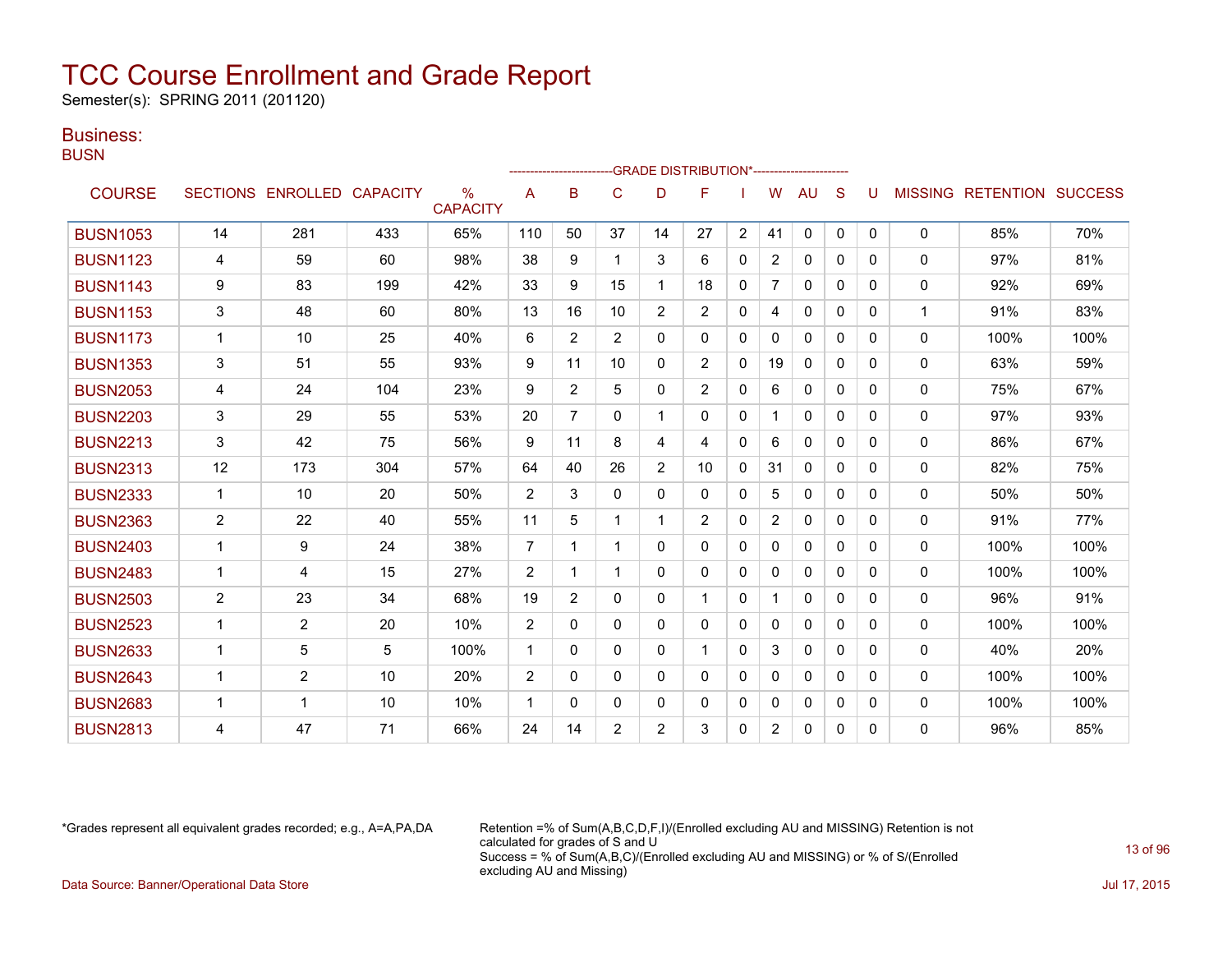# TCC Course Enrollment and Grade Report

Semester(s): SPRING 2011 (201120)

## Business:

### BUSN

| COURSE | SECTIONS | ENROLLED | CAPACITY | % CAPACITY | A | B | C | D | F | I | W | AU | S | U | MISSING | RETENTION | SUCCESS |
|---|---|---|---|---|---|---|---|---|---|---|---|---|---|---|---|---|---|
| | | | | | GRADE DISTRIBUTION* | | | | | | | | | | | | |
| BUSN1053 | 14 | 281 | 433 | 65% | 110 | 50 | 37 | 14 | 27 | 2 | 41 | 0 | 0 | 0 | 0 | 85% | 70% |
| BUSN1123 | 4 | 59 | 60 | 98% | 38 | 9 | 1 | 3 | 6 | 0 | 2 | 0 | 0 | 0 | 0 | 97% | 81% |
| BUSN1143 | 9 | 83 | 199 | 42% | 33 | 9 | 15 | 1 | 18 | 0 | 7 | 0 | 0 | 0 | 0 | 92% | 69% |
| BUSN1153 | 3 | 48 | 60 | 80% | 13 | 16 | 10 | 2 | 2 | 0 | 4 | 0 | 0 | 0 | 1 | 91% | 83% |
| BUSN1173 | 1 | 10 | 25 | 40% | 6 | 2 | 2 | 0 | 0 | 0 | 0 | 0 | 0 | 0 | 0 | 100% | 100% |
| BUSN1353 | 3 | 51 | 55 | 93% | 9 | 11 | 10 | 0 | 2 | 0 | 19 | 0 | 0 | 0 | 0 | 63% | 59% |
| BUSN2053 | 4 | 24 | 104 | 23% | 9 | 2 | 5 | 0 | 2 | 0 | 6 | 0 | 0 | 0 | 0 | 75% | 67% |
| BUSN2203 | 3 | 29 | 55 | 53% | 20 | 7 | 0 | 1 | 0 | 0 | 1 | 0 | 0 | 0 | 0 | 97% | 93% |
| BUSN2213 | 3 | 42 | 75 | 56% | 9 | 11 | 8 | 4 | 4 | 0 | 6 | 0 | 0 | 0 | 0 | 86% | 67% |
| BUSN2313 | 12 | 173 | 304 | 57% | 64 | 40 | 26 | 2 | 10 | 0 | 31 | 0 | 0 | 0 | 0 | 82% | 75% |
| BUSN2333 | 1 | 10 | 20 | 50% | 2 | 3 | 0 | 0 | 0 | 0 | 5 | 0 | 0 | 0 | 0 | 50% | 50% |
| BUSN2363 | 2 | 22 | 40 | 55% | 11 | 5 | 1 | 1 | 2 | 0 | 2 | 0 | 0 | 0 | 0 | 91% | 77% |
| BUSN2403 | 1 | 9 | 24 | 38% | 7 | 1 | 1 | 0 | 0 | 0 | 0 | 0 | 0 | 0 | 0 | 100% | 100% |
| BUSN2483 | 1 | 4 | 15 | 27% | 2 | 1 | 1 | 0 | 0 | 0 | 0 | 0 | 0 | 0 | 0 | 100% | 100% |
| BUSN2503 | 2 | 23 | 34 | 68% | 19 | 2 | 0 | 0 | 1 | 0 | 1 | 0 | 0 | 0 | 0 | 96% | 91% |
| BUSN2523 | 1 | 2 | 20 | 10% | 2 | 0 | 0 | 0 | 0 | 0 | 0 | 0 | 0 | 0 | 0 | 100% | 100% |
| BUSN2633 | 1 | 5 | 5 | 100% | 1 | 0 | 0 | 0 | 1 | 0 | 3 | 0 | 0 | 0 | 0 | 40% | 20% |
| BUSN2643 | 1 | 2 | 10 | 20% | 2 | 0 | 0 | 0 | 0 | 0 | 0 | 0 | 0 | 0 | 0 | 100% | 100% |
| BUSN2683 | 1 | 1 | 10 | 10% | 1 | 0 | 0 | 0 | 0 | 0 | 0 | 0 | 0 | 0 | 0 | 100% | 100% |
| BUSN2813 | 4 | 47 | 71 | 66% | 24 | 14 | 2 | 2 | 3 | 0 | 2 | 0 | 0 | 0 | 0 | 96% | 85% |

*Grades represent all equivalent grades recorded; e.g., A=A,PA,DA

Retention =% of Sum(A,B,C,D,F,I)/(Enrolled excluding AU and MISSING) Retention is not calculated for grades of S and U
Success = % of Sum(A,B,C)/(Enrolled excluding AU and MISSING) or % of S/(Enrolled excluding AU and Missing)

Data Source: Banner/Operational Data Store

Jul 17, 2015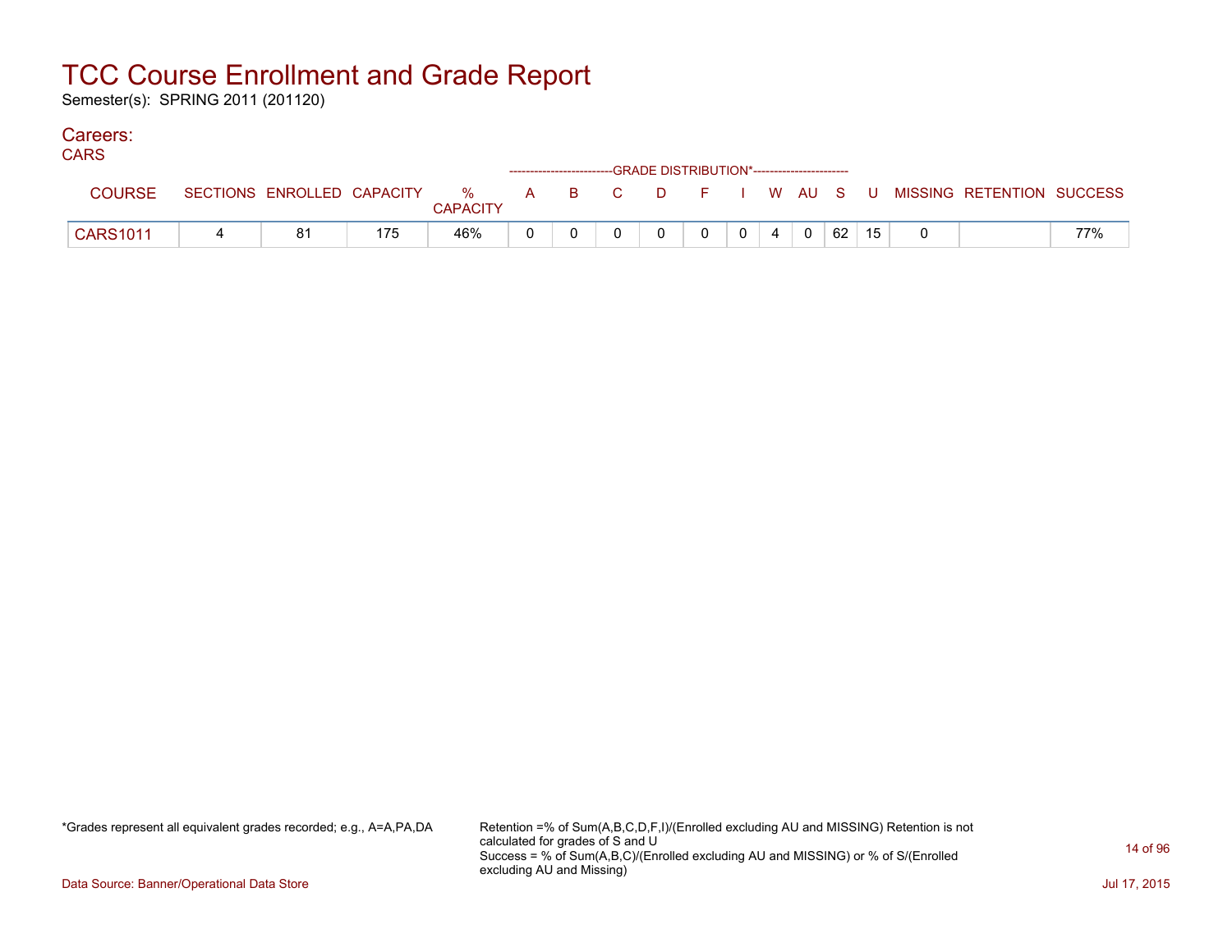# TCC Course Enrollment and Grade Report

Semester(s): SPRING 2011 (201120)

## Careers:

CARS

| COURSE | SECTIONS | ENROLLED | CAPACITY | % CAPACITY | A | B | C | D | F | I | W | AU | S | U | MISSING | RETENTION | SUCCESS |
|---|---|---|---|---|---|---|---|---|---|---|---|---|---|---|---|---|---|
| | | | | | GRADE DISTRIBUTION* | | | | | | | | | | | | |
| CARS1011 | 4 | 81 | 175 | 46% | 0 | 0 | 0 | 0 | 0 | 0 | 4 | 0 | 62 | 15 | 0 | | 77% |

*Grades represent all equivalent grades recorded; e.g., A=A,PA,DA

Retention =% of Sum(A,B,C,D,F,I)/(Enrolled excluding AU and MISSING) Retention is not calculated for grades of S and U
Success = % of Sum(A,B,C)/(Enrolled excluding AU and MISSING) or % of S/(Enrolled excluding AU and Missing)

Data Source: Banner/Operational Data Store

Jul 17, 2015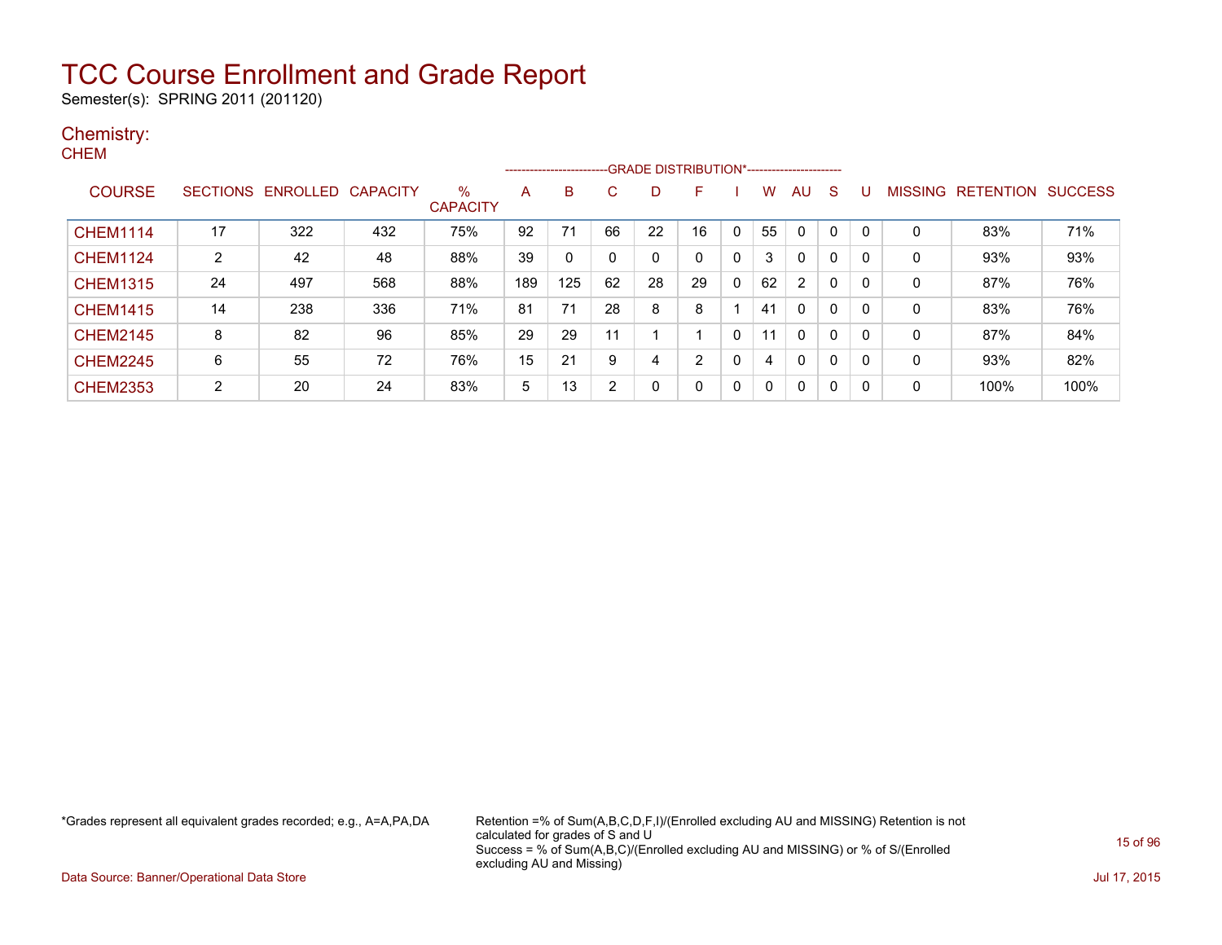# TCC Course Enrollment and Grade Report

Semester(s): SPRING 2011 (201120)

## Chemistry:

### CHEM

| COURSE | SECTIONS | ENROLLED | CAPACITY | % CAPACITY | A | B | C | D | F | I | W | AU | S | U | MISSING | RETENTION | SUCCESS |
|---|---|---|---|---|---|---|---|---|---|---|---|---|---|---|---|---|---|
| | | | | | GRADE DISTRIBUTION* | | | | | | | | | | | | |
| CHEM1114 | 17 | 322 | 432 | 75% | 92 | 71 | 66 | 22 | 16 | 0 | 55 | 0 | 0 | 0 | 0 | 83% | 71% |
| CHEM1124 | 2 | 42 | 48 | 88% | 39 | 0 | 0 | 0 | 0 | 0 | 3 | 0 | 0 | 0 | 0 | 93% | 93% |
| CHEM1315 | 24 | 497 | 568 | 88% | 189 | 125 | 62 | 28 | 29 | 0 | 62 | 2 | 0 | 0 | 0 | 87% | 76% |
| CHEM1415 | 14 | 238 | 336 | 71% | 81 | 71 | 28 | 8 | 8 | 1 | 41 | 0 | 0 | 0 | 0 | 83% | 76% |
| CHEM2145 | 8 | 82 | 96 | 85% | 29 | 29 | 11 | 1 | 1 | 0 | 11 | 0 | 0 | 0 | 0 | 87% | 84% |
| CHEM2245 | 6 | 55 | 72 | 76% | 15 | 21 | 9 | 4 | 2 | 0 | 4 | 0 | 0 | 0 | 0 | 93% | 82% |
| CHEM2353 | 2 | 20 | 24 | 83% | 5 | 13 | 2 | 0 | 0 | 0 | 0 | 0 | 0 | 0 | 0 | 100% | 100% |

*Grades represent all equivalent grades recorded; e.g., A=A,PA,DA

Retention =% of Sum(A,B,C,D,F,I)/(Enrolled excluding AU and MISSING) Retention is not calculated for grades of S and U
Success = % of Sum(A,B,C)/(Enrolled excluding AU and MISSING) or % of S/(Enrolled excluding AU and Missing)

Data Source: Banner/Operational Data Store

Jul 17, 2015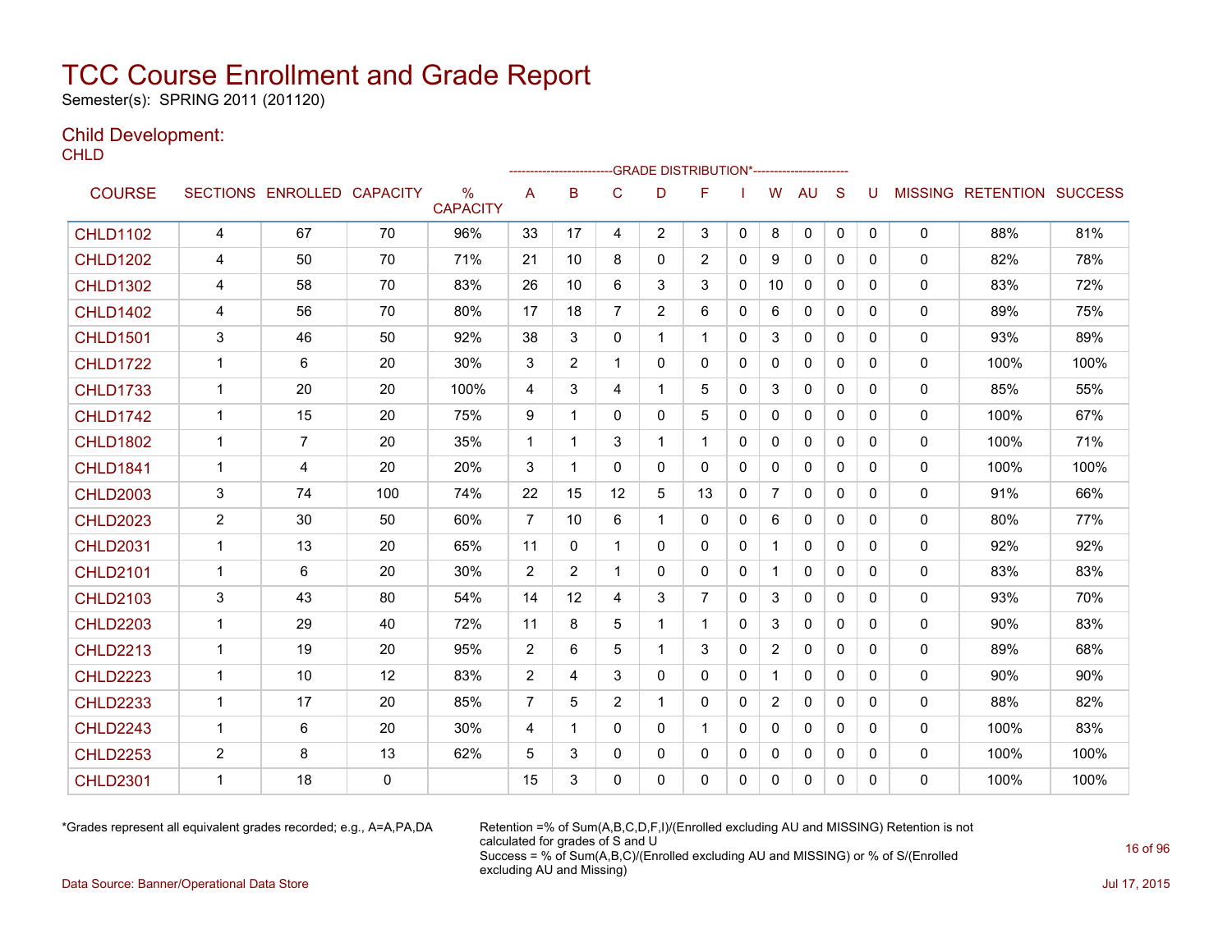# TCC Course Enrollment and Grade Report

Semester(s): SPRING 2011 (201120)

## Child Development:

CHLD

| COURSE | SECTIONS | ENROLLED | CAPACITY | % CAPACITY | A | B | C | D | F | I | W | AU | S | U | MISSING | RETENTION | SUCCESS |
|---|---|---|---|---|---|---|---|---|---|---|---|---|---|---|---|---|---|
| | | | | | GRADE DISTRIBUTION* | | | | | | | | | | | | |
| CHLD1102 | 4 | 67 | 70 | 96% | 33 | 17 | 4 | 2 | 3 | 0 | 8 | 0 | 0 | 0 | 0 | 88% | 81% |
| CHLD1202 | 4 | 50 | 70 | 71% | 21 | 10 | 8 | 0 | 2 | 0 | 9 | 0 | 0 | 0 | 0 | 82% | 78% |
| CHLD1302 | 4 | 58 | 70 | 83% | 26 | 10 | 6 | 3 | 3 | 0 | 10 | 0 | 0 | 0 | 0 | 83% | 72% |
| CHLD1402 | 4 | 56 | 70 | 80% | 17 | 18 | 7 | 2 | 6 | 0 | 6 | 0 | 0 | 0 | 0 | 89% | 75% |
| CHLD1501 | 3 | 46 | 50 | 92% | 38 | 3 | 0 | 1 | 1 | 0 | 3 | 0 | 0 | 0 | 0 | 93% | 89% |
| CHLD1722 | 1 | 6 | 20 | 30% | 3 | 2 | 1 | 0 | 0 | 0 | 0 | 0 | 0 | 0 | 0 | 100% | 100% |
| CHLD1733 | 1 | 20 | 20 | 100% | 4 | 3 | 4 | 1 | 5 | 0 | 3 | 0 | 0 | 0 | 0 | 85% | 55% |
| CHLD1742 | 1 | 15 | 20 | 75% | 9 | 1 | 0 | 0 | 5 | 0 | 0 | 0 | 0 | 0 | 0 | 100% | 67% |
| CHLD1802 | 1 | 7 | 20 | 35% | 1 | 1 | 3 | 1 | 1 | 0 | 0 | 0 | 0 | 0 | 0 | 100% | 71% |
| CHLD1841 | 1 | 4 | 20 | 20% | 3 | 1 | 0 | 0 | 0 | 0 | 0 | 0 | 0 | 0 | 0 | 100% | 100% |
| CHLD2003 | 3 | 74 | 100 | 74% | 22 | 15 | 12 | 5 | 13 | 0 | 7 | 0 | 0 | 0 | 0 | 91% | 66% |
| CHLD2023 | 2 | 30 | 50 | 60% | 7 | 10 | 6 | 1 | 0 | 0 | 6 | 0 | 0 | 0 | 0 | 80% | 77% |
| CHLD2031 | 1 | 13 | 20 | 65% | 11 | 0 | 1 | 0 | 0 | 0 | 1 | 0 | 0 | 0 | 0 | 92% | 92% |
| CHLD2101 | 1 | 6 | 20 | 30% | 2 | 2 | 1 | 0 | 0 | 0 | 1 | 0 | 0 | 0 | 0 | 83% | 83% |
| CHLD2103 | 3 | 43 | 80 | 54% | 14 | 12 | 4 | 3 | 7 | 0 | 3 | 0 | 0 | 0 | 0 | 93% | 70% |
| CHLD2203 | 1 | 29 | 40 | 72% | 11 | 8 | 5 | 1 | 1 | 0 | 3 | 0 | 0 | 0 | 0 | 90% | 83% |
| CHLD2213 | 1 | 19 | 20 | 95% | 2 | 6 | 5 | 1 | 3 | 0 | 2 | 0 | 0 | 0 | 0 | 89% | 68% |
| CHLD2223 | 1 | 10 | 12 | 83% | 2 | 4 | 3 | 0 | 0 | 0 | 1 | 0 | 0 | 0 | 0 | 90% | 90% |
| CHLD2233 | 1 | 17 | 20 | 85% | 7 | 5 | 2 | 1 | 0 | 0 | 2 | 0 | 0 | 0 | 0 | 88% | 82% |
| CHLD2243 | 1 | 6 | 20 | 30% | 4 | 1 | 0 | 0 | 1 | 0 | 0 | 0 | 0 | 0 | 0 | 100% | 83% |
| CHLD2253 | 2 | 8 | 13 | 62% | 5 | 3 | 0 | 0 | 0 | 0 | 0 | 0 | 0 | 0 | 0 | 100% | 100% |
| CHLD2301 | 1 | 18 | 0 | | 15 | 3 | 0 | 0 | 0 | 0 | 0 | 0 | 0 | 0 | 0 | 100% | 100% |

*Grades represent all equivalent grades recorded; e.g., A=A,PA,DA

Retention =% of Sum(A,B,C,D,F,I)/(Enrolled excluding AU and MISSING) Retention is not calculated for grades of S and U
Success = % of Sum(A,B,C)/(Enrolled excluding AU and MISSING) or % of S/(Enrolled excluding AU and Missing)

Data Source: Banner/Operational Data Store

Jul 17, 2015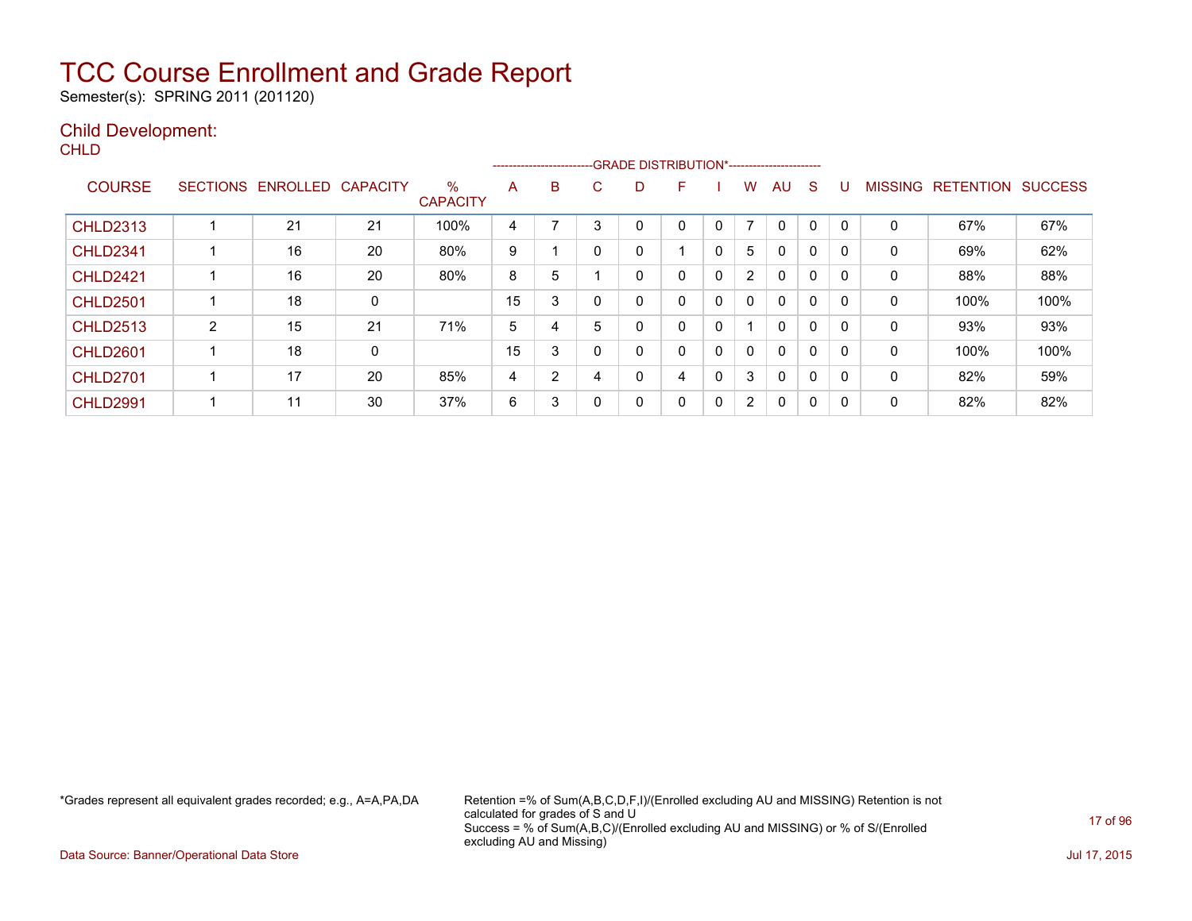# TCC Course Enrollment and Grade Report

Semester(s): SPRING 2011 (201120)

## Child Development:

### CHLD

| COURSE | SECTIONS | ENROLLED | CAPACITY | % CAPACITY | A | B | C | D | F | I | W | AU | S | U | MISSING | RETENTION | SUCCESS |
|---|---|---|---|---|---|---|---|---|---|---|---|---|---|---|---|---|---|
| | | | | | GRADE DISTRIBUTION* | | | | | | | | | | | | |
| CHLD2313 | 1 | 21 | 21 | 100% | 4 | 7 | 3 | 0 | 0 | 0 | 7 | 0 | 0 | 0 | 0 | 67% | 67% |
| CHLD2341 | 1 | 16 | 20 | 80% | 9 | 1 | 0 | 0 | 1 | 0 | 5 | 0 | 0 | 0 | 0 | 69% | 62% |
| CHLD2421 | 1 | 16 | 20 | 80% | 8 | 5 | 1 | 0 | 0 | 0 | 2 | 0 | 0 | 0 | 0 | 88% | 88% |
| CHLD2501 | 1 | 18 | 0 | | 15 | 3 | 0 | 0 | 0 | 0 | 0 | 0 | 0 | 0 | 0 | 100% | 100% |
| CHLD2513 | 2 | 15 | 21 | 71% | 5 | 4 | 5 | 0 | 0 | 0 | 1 | 0 | 0 | 0 | 0 | 93% | 93% |
| CHLD2601 | 1 | 18 | 0 | | 15 | 3 | 0 | 0 | 0 | 0 | 0 | 0 | 0 | 0 | 0 | 100% | 100% |
| CHLD2701 | 1 | 17 | 20 | 85% | 4 | 2 | 4 | 0 | 4 | 0 | 3 | 0 | 0 | 0 | 0 | 82% | 59% |
| CHLD2991 | 1 | 11 | 30 | 37% | 6 | 3 | 0 | 0 | 0 | 0 | 2 | 0 | 0 | 0 | 0 | 82% | 82% |

*Grades represent all equivalent grades recorded; e.g., A=A,PA,DA

Retention =% of Sum(A,B,C,D,F,I)/(Enrolled excluding AU and MISSING) Retention is not calculated for grades of S and U
Success = % of Sum(A,B,C)/(Enrolled excluding AU and MISSING) or % of S/(Enrolled excluding AU and Missing)

Data Source: Banner/Operational Data Store

Jul 17, 2015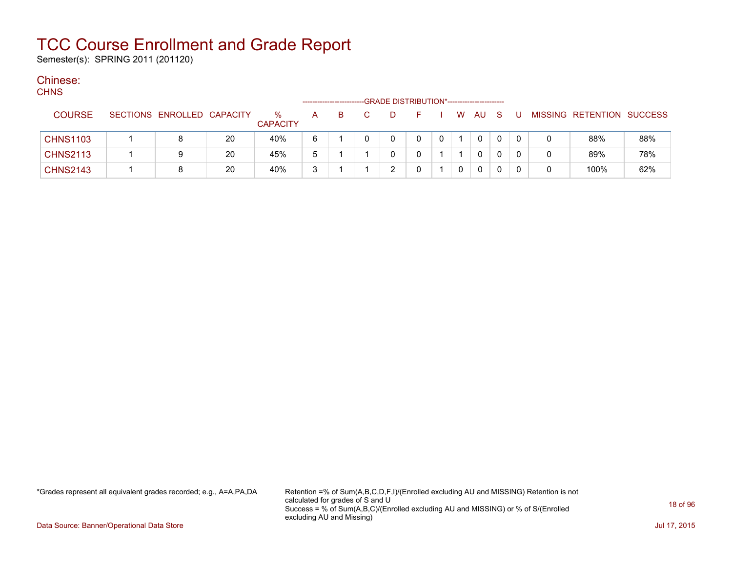# TCC Course Enrollment and Grade Report

Semester(s): SPRING 2011 (201120)

## Chinese:

CHNS

| COURSE | SECTIONS | ENROLLED | CAPACITY | % CAPACITY | A | B | C | D | F | I | W | AU | S | U | MISSING | RETENTION | SUCCESS |
|---|---|---|---|---|---|---|---|---|---|---|---|---|---|---|---|---|---|
| | | | | | GRADE DISTRIBUTION* | | | | | | | | | | | | |
| CHNS1103 | 1 | 8 | 20 | 40% | 6 | 1 | 0 | 0 | 0 | 0 | 1 | 0 | 0 | 0 | 0 | 88% | 88% |
| CHNS2113 | 1 | 9 | 20 | 45% | 5 | 1 | 1 | 0 | 0 | 1 | 1 | 0 | 0 | 0 | 0 | 89% | 78% |
| CHNS2143 | 1 | 8 | 20 | 40% | 3 | 1 | 1 | 2 | 0 | 1 | 0 | 0 | 0 | 0 | 0 | 100% | 62% |

*Grades represent all equivalent grades recorded; e.g., A=A,PA,DA

Retention =% of Sum(A,B,C,D,F,I)/(Enrolled excluding AU and MISSING) Retention is not calculated for grades of S and U
Success = % of Sum(A,B,C)/(Enrolled excluding AU and MISSING) or % of S/(Enrolled excluding AU and Missing)

Data Source: Banner/Operational Data Store

Jul 17, 2015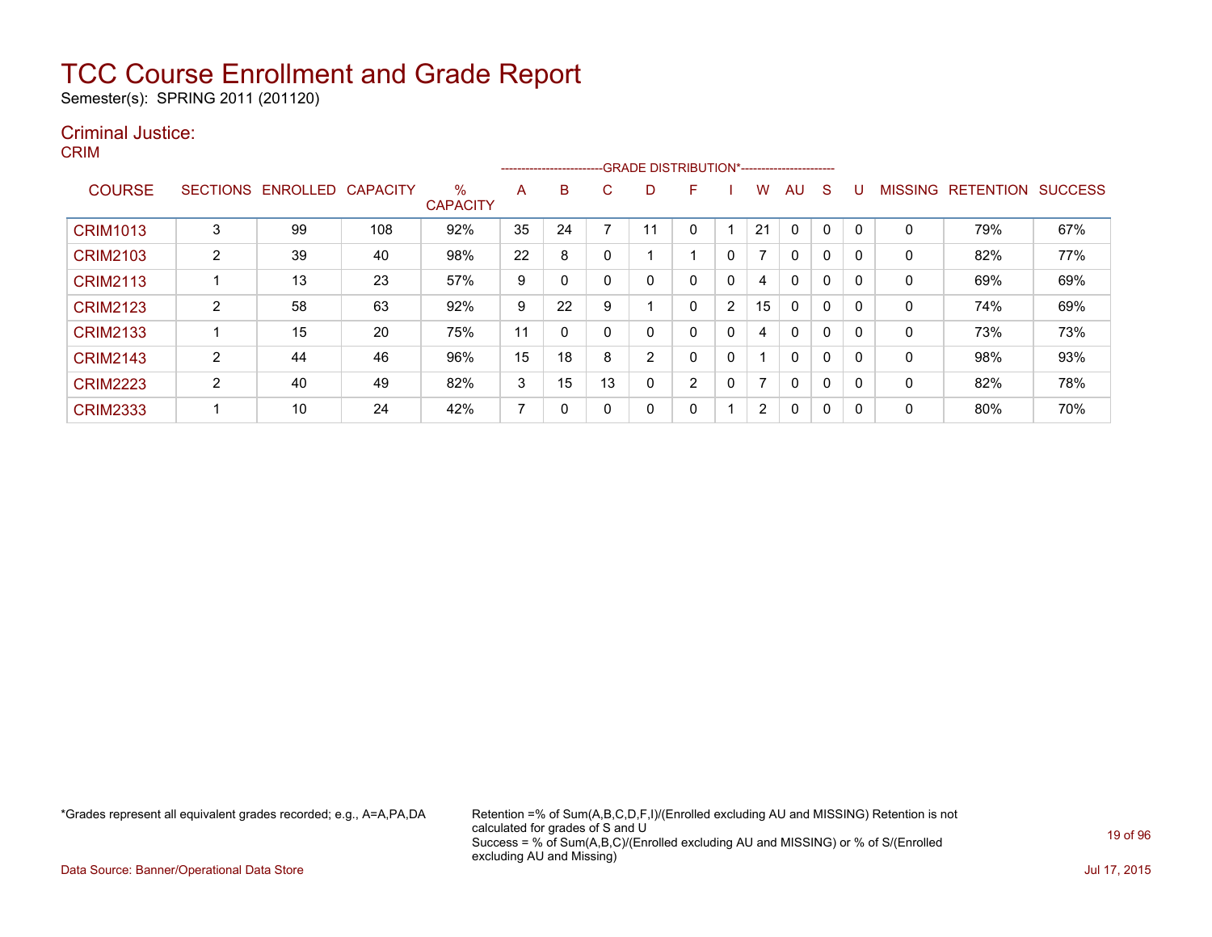# TCC Course Enrollment and Grade Report

Semester(s): SPRING 2011 (201120)

## Criminal Justice:

### CRIM

| COURSE | SECTIONS | ENROLLED | CAPACITY | % CAPACITY | A | B | C | D | F | I | W | AU | S | U | MISSING | RETENTION | SUCCESS |
|---|---|---|---|---|---|---|---|---|---|---|---|---|---|---|---|---|---|
| | | | | | GRADE DISTRIBUTION* | | | | | | | | | | | | |
| CRIM1013 | 3 | 99 | 108 | 92% | 35 | 24 | 7 | 11 | 0 | 1 | 21 | 0 | 0 | 0 | 0 | 79% | 67% |
| CRIM2103 | 2 | 39 | 40 | 98% | 22 | 8 | 0 | 1 | 1 | 0 | 7 | 0 | 0 | 0 | 0 | 82% | 77% |
| CRIM2113 | 1 | 13 | 23 | 57% | 9 | 0 | 0 | 0 | 0 | 0 | 4 | 0 | 0 | 0 | 0 | 69% | 69% |
| CRIM2123 | 2 | 58 | 63 | 92% | 9 | 22 | 9 | 1 | 0 | 2 | 15 | 0 | 0 | 0 | 0 | 74% | 69% |
| CRIM2133 | 1 | 15 | 20 | 75% | 11 | 0 | 0 | 0 | 0 | 0 | 4 | 0 | 0 | 0 | 0 | 73% | 73% |
| CRIM2143 | 2 | 44 | 46 | 96% | 15 | 18 | 8 | 2 | 0 | 0 | 1 | 0 | 0 | 0 | 0 | 98% | 93% |
| CRIM2223 | 2 | 40 | 49 | 82% | 3 | 15 | 13 | 0 | 2 | 0 | 7 | 0 | 0 | 0 | 0 | 82% | 78% |
| CRIM2333 | 1 | 10 | 24 | 42% | 7 | 0 | 0 | 0 | 0 | 1 | 2 | 0 | 0 | 0 | 0 | 80% | 70% |

*Grades represent all equivalent grades recorded; e.g., A=A,PA,DA

Retention =% of Sum(A,B,C,D,F,I)/(Enrolled excluding AU and MISSING) Retention is not calculated for grades of S and U
Success = % of Sum(A,B,C)/(Enrolled excluding AU and MISSING) or % of S/(Enrolled excluding AU and Missing)

Data Source: Banner/Operational Data Store

Jul 17, 2015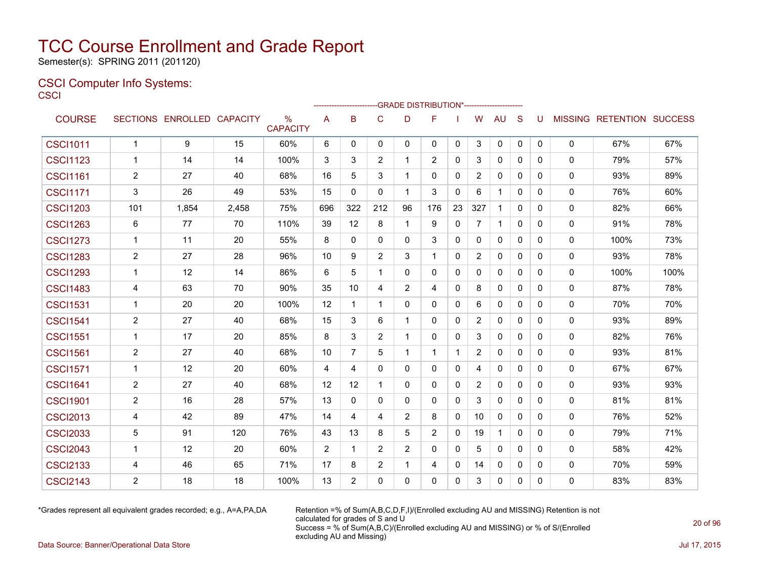# TCC Course Enrollment and Grade Report

Semester(s): SPRING 2011 (201120)

## CSCI Computer Info Systems:

CSCI

| COURSE | SECTIONS | ENROLLED | CAPACITY | % CAPACITY | A | B | C | D | F | I | W | AU | S | U | MISSING | RETENTION | SUCCESS |
|---|---|---|---|---|---|---|---|---|---|---|---|---|---|---|---|---|---|
| | | | | | GRADE DISTRIBUTION* | | | | | | | | | | | | |
| CSCI1011 | 1 | 9 | 15 | 60% | 6 | 0 | 0 | 0 | 0 | 0 | 3 | 0 | 0 | 0 | 0 | 67% | 67% |
| CSCI1123 | 1 | 14 | 14 | 100% | 3 | 3 | 2 | 1 | 2 | 0 | 3 | 0 | 0 | 0 | 0 | 79% | 57% |
| CSCI1161 | 2 | 27 | 40 | 68% | 16 | 5 | 3 | 1 | 0 | 0 | 2 | 0 | 0 | 0 | 0 | 93% | 89% |
| CSCI1171 | 3 | 26 | 49 | 53% | 15 | 0 | 0 | 1 | 3 | 0 | 6 | 1 | 0 | 0 | 0 | 76% | 60% |
| CSCI1203 | 101 | 1,854 | 2,458 | 75% | 696 | 322 | 212 | 96 | 176 | 23 | 327 | 1 | 0 | 0 | 0 | 82% | 66% |
| CSCI1263 | 6 | 77 | 70 | 110% | 39 | 12 | 8 | 1 | 9 | 0 | 7 | 1 | 0 | 0 | 0 | 91% | 78% |
| CSCI1273 | 1 | 11 | 20 | 55% | 8 | 0 | 0 | 0 | 3 | 0 | 0 | 0 | 0 | 0 | 0 | 100% | 73% |
| CSCI1283 | 2 | 27 | 28 | 96% | 10 | 9 | 2 | 3 | 1 | 0 | 2 | 0 | 0 | 0 | 0 | 93% | 78% |
| CSCI1293 | 1 | 12 | 14 | 86% | 6 | 5 | 1 | 0 | 0 | 0 | 0 | 0 | 0 | 0 | 0 | 100% | 100% |
| CSCI1483 | 4 | 63 | 70 | 90% | 35 | 10 | 4 | 2 | 4 | 0 | 8 | 0 | 0 | 0 | 0 | 87% | 78% |
| CSCI1531 | 1 | 20 | 20 | 100% | 12 | 1 | 1 | 0 | 0 | 0 | 6 | 0 | 0 | 0 | 0 | 70% | 70% |
| CSCI1541 | 2 | 27 | 40 | 68% | 15 | 3 | 6 | 1 | 0 | 0 | 2 | 0 | 0 | 0 | 0 | 93% | 89% |
| CSCI1551 | 1 | 17 | 20 | 85% | 8 | 3 | 2 | 1 | 0 | 0 | 3 | 0 | 0 | 0 | 0 | 82% | 76% |
| CSCI1561 | 2 | 27 | 40 | 68% | 10 | 7 | 5 | 1 | 1 | 1 | 2 | 0 | 0 | 0 | 0 | 93% | 81% |
| CSCI1571 | 1 | 12 | 20 | 60% | 4 | 4 | 0 | 0 | 0 | 0 | 4 | 0 | 0 | 0 | 0 | 67% | 67% |
| CSCI1641 | 2 | 27 | 40 | 68% | 12 | 12 | 1 | 0 | 0 | 0 | 2 | 0 | 0 | 0 | 0 | 93% | 93% |
| CSCI1901 | 2 | 16 | 28 | 57% | 13 | 0 | 0 | 0 | 0 | 0 | 3 | 0 | 0 | 0 | 0 | 81% | 81% |
| CSCI2013 | 4 | 42 | 89 | 47% | 14 | 4 | 4 | 2 | 8 | 0 | 10 | 0 | 0 | 0 | 0 | 76% | 52% |
| CSCI2033 | 5 | 91 | 120 | 76% | 43 | 13 | 8 | 5 | 2 | 0 | 19 | 1 | 0 | 0 | 0 | 79% | 71% |
| CSCI2043 | 1 | 12 | 20 | 60% | 2 | 1 | 2 | 2 | 0 | 0 | 5 | 0 | 0 | 0 | 0 | 58% | 42% |
| CSCI2133 | 4 | 46 | 65 | 71% | 17 | 8 | 2 | 1 | 4 | 0 | 14 | 0 | 0 | 0 | 0 | 70% | 59% |
| CSCI2143 | 2 | 18 | 18 | 100% | 13 | 2 | 0 | 0 | 0 | 0 | 3 | 0 | 0 | 0 | 0 | 83% | 83% |

*Grades represent all equivalent grades recorded; e.g., A=A,PA,DA

Retention =% of Sum(A,B,C,D,F,I)/(Enrolled excluding AU and MISSING) Retention is not calculated for grades of S and U
Success = % of Sum(A,B,C)/(Enrolled excluding AU and MISSING) or % of S/(Enrolled excluding AU and Missing)

Data Source: Banner/Operational Data Store

Jul 17, 2015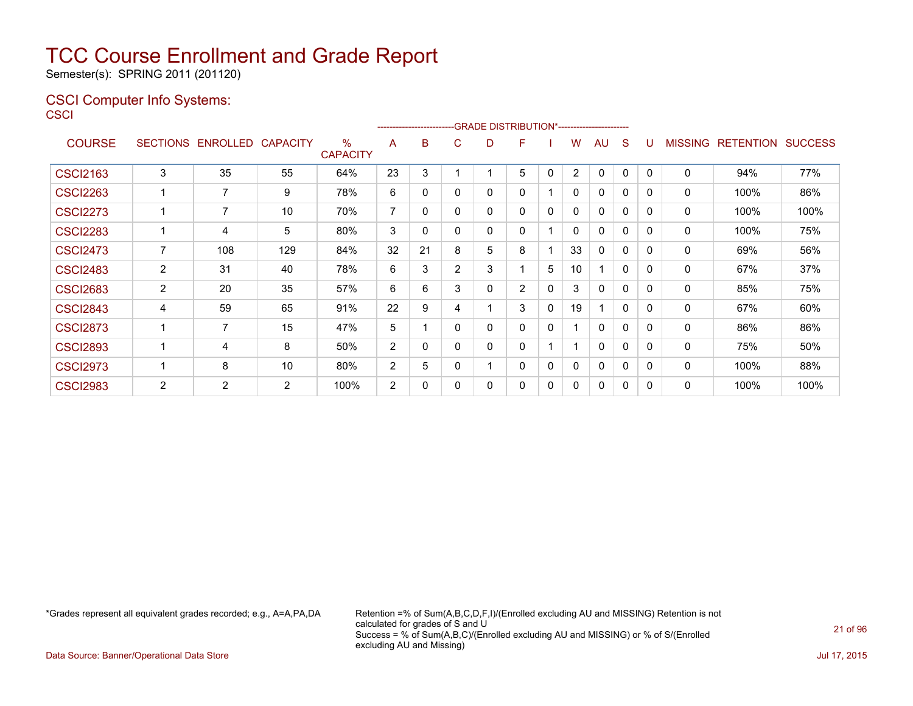# TCC Course Enrollment and Grade Report

Semester(s): SPRING 2011 (201120)

## CSCI Computer Info Systems:

CSCI

| COURSE | SECTIONS | ENROLLED | CAPACITY | % CAPACITY | A | B | C | D | F | I | W | AU | S | U | MISSING | RETENTION | SUCCESS |
|---|---|---|---|---|---|---|---|---|---|---|---|---|---|---|---|---|---|
| | | | | | -------------------------GRADE DISTRIBUTION*----------------------- | | | | | | | | | | | | |
| CSCI2163 | 3 | 35 | 55 | 64% | 23 | 3 | 1 | 1 | 5 | 0 | 2 | 0 | 0 | 0 | 0 | 94% | 77% |
| CSCI2263 | 1 | 7 | 9 | 78% | 6 | 0 | 0 | 0 | 0 | 1 | 0 | 0 | 0 | 0 | 0 | 100% | 86% |
| CSCI2273 | 1 | 7 | 10 | 70% | 7 | 0 | 0 | 0 | 0 | 0 | 0 | 0 | 0 | 0 | 0 | 100% | 100% |
| CSCI2283 | 1 | 4 | 5 | 80% | 3 | 0 | 0 | 0 | 0 | 1 | 0 | 0 | 0 | 0 | 0 | 100% | 75% |
| CSCI2473 | 7 | 108 | 129 | 84% | 32 | 21 | 8 | 5 | 8 | 1 | 33 | 0 | 0 | 0 | 0 | 69% | 56% |
| CSCI2483 | 2 | 31 | 40 | 78% | 6 | 3 | 2 | 3 | 1 | 5 | 10 | 1 | 0 | 0 | 0 | 67% | 37% |
| CSCI2683 | 2 | 20 | 35 | 57% | 6 | 6 | 3 | 0 | 2 | 0 | 3 | 0 | 0 | 0 | 0 | 85% | 75% |
| CSCI2843 | 4 | 59 | 65 | 91% | 22 | 9 | 4 | 1 | 3 | 0 | 19 | 1 | 0 | 0 | 0 | 67% | 60% |
| CSCI2873 | 1 | 7 | 15 | 47% | 5 | 1 | 0 | 0 | 0 | 0 | 1 | 0 | 0 | 0 | 0 | 86% | 86% |
| CSCI2893 | 1 | 4 | 8 | 50% | 2 | 0 | 0 | 0 | 0 | 1 | 1 | 0 | 0 | 0 | 0 | 75% | 50% |
| CSCI2973 | 1 | 8 | 10 | 80% | 2 | 5 | 0 | 1 | 0 | 0 | 0 | 0 | 0 | 0 | 0 | 100% | 88% |
| CSCI2983 | 2 | 2 | 2 | 100% | 2 | 0 | 0 | 0 | 0 | 0 | 0 | 0 | 0 | 0 | 0 | 100% | 100% |

*Grades represent all equivalent grades recorded; e.g., A=A,PA,DA

Retention =% of Sum(A,B,C,D,F,I)/(Enrolled excluding AU and MISSING) Retention is not calculated for grades of S and U
Success = % of Sum(A,B,C)/(Enrolled excluding AU and MISSING) or % of S/(Enrolled excluding AU and Missing)

Data Source: Banner/Operational Data Store

Jul 17, 2015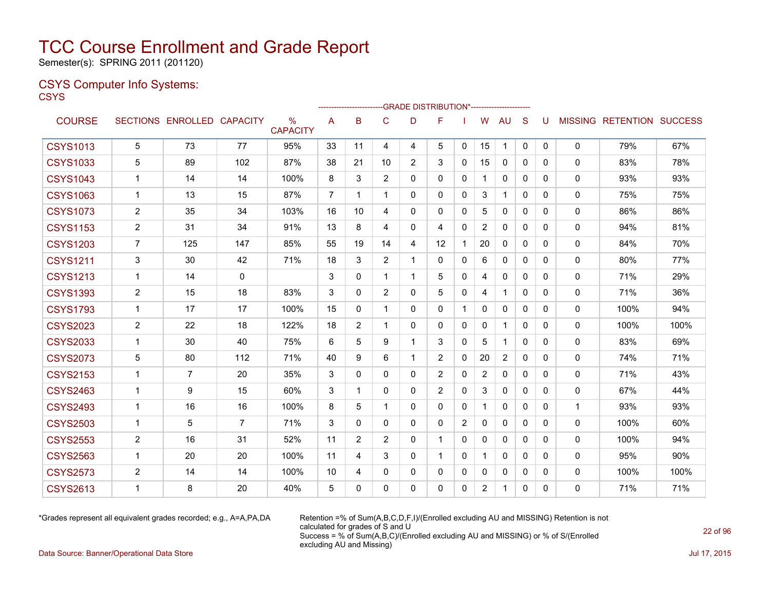# TCC Course Enrollment and Grade Report

Semester(s): SPRING 2011 (201120)

## CSYS Computer Info Systems:

CSYS

| COURSE | SECTIONS | ENROLLED | CAPACITY | % CAPACITY | A | B | C | D | F | I | W | AU | S | U | MISSING | RETENTION | SUCCESS |
|---|---|---|---|---|---|---|---|---|---|---|---|---|---|---|---|---|---|
| | | | | | GRADE DISTRIBUTION* | | | | | | | | | | | | |
| CSYS1013 | 5 | 73 | 77 | 95% | 33 | 11 | 4 | 4 | 5 | 0 | 15 | 1 | 0 | 0 | 0 | 79% | 67% |
| CSYS1033 | 5 | 89 | 102 | 87% | 38 | 21 | 10 | 2 | 3 | 0 | 15 | 0 | 0 | 0 | 0 | 83% | 78% |
| CSYS1043 | 1 | 14 | 14 | 100% | 8 | 3 | 2 | 0 | 0 | 0 | 1 | 0 | 0 | 0 | 0 | 93% | 93% |
| CSYS1063 | 1 | 13 | 15 | 87% | 7 | 1 | 1 | 0 | 0 | 0 | 3 | 1 | 0 | 0 | 0 | 75% | 75% |
| CSYS1073 | 2 | 35 | 34 | 103% | 16 | 10 | 4 | 0 | 0 | 0 | 5 | 0 | 0 | 0 | 0 | 86% | 86% |
| CSYS1153 | 2 | 31 | 34 | 91% | 13 | 8 | 4 | 0 | 4 | 0 | 2 | 0 | 0 | 0 | 0 | 94% | 81% |
| CSYS1203 | 7 | 125 | 147 | 85% | 55 | 19 | 14 | 4 | 12 | 1 | 20 | 0 | 0 | 0 | 0 | 84% | 70% |
| CSYS1211 | 3 | 30 | 42 | 71% | 18 | 3 | 2 | 1 | 0 | 0 | 6 | 0 | 0 | 0 | 0 | 80% | 77% |
| CSYS1213 | 1 | 14 | 0 | | 3 | 0 | 1 | 1 | 5 | 0 | 4 | 0 | 0 | 0 | 0 | 71% | 29% |
| CSYS1393 | 2 | 15 | 18 | 83% | 3 | 0 | 2 | 0 | 5 | 0 | 4 | 1 | 0 | 0 | 0 | 71% | 36% |
| CSYS1793 | 1 | 17 | 17 | 100% | 15 | 0 | 1 | 0 | 0 | 1 | 0 | 0 | 0 | 0 | 0 | 100% | 94% |
| CSYS2023 | 2 | 22 | 18 | 122% | 18 | 2 | 1 | 0 | 0 | 0 | 0 | 1 | 0 | 0 | 0 | 100% | 100% |
| CSYS2033 | 1 | 30 | 40 | 75% | 6 | 5 | 9 | 1 | 3 | 0 | 5 | 1 | 0 | 0 | 0 | 83% | 69% |
| CSYS2073 | 5 | 80 | 112 | 71% | 40 | 9 | 6 | 1 | 2 | 0 | 20 | 2 | 0 | 0 | 0 | 74% | 71% |
| CSYS2153 | 1 | 7 | 20 | 35% | 3 | 0 | 0 | 0 | 2 | 0 | 2 | 0 | 0 | 0 | 0 | 71% | 43% |
| CSYS2463 | 1 | 9 | 15 | 60% | 3 | 1 | 0 | 0 | 2 | 0 | 3 | 0 | 0 | 0 | 0 | 67% | 44% |
| CSYS2493 | 1 | 16 | 16 | 100% | 8 | 5 | 1 | 0 | 0 | 0 | 1 | 0 | 0 | 0 | 1 | 93% | 93% |
| CSYS2503 | 1 | 5 | 7 | 71% | 3 | 0 | 0 | 0 | 0 | 2 | 0 | 0 | 0 | 0 | 0 | 100% | 60% |
| CSYS2553 | 2 | 16 | 31 | 52% | 11 | 2 | 2 | 0 | 1 | 0 | 0 | 0 | 0 | 0 | 0 | 100% | 94% |
| CSYS2563 | 1 | 20 | 20 | 100% | 11 | 4 | 3 | 0 | 1 | 0 | 1 | 0 | 0 | 0 | 0 | 95% | 90% |
| CSYS2573 | 2 | 14 | 14 | 100% | 10 | 4 | 0 | 0 | 0 | 0 | 0 | 0 | 0 | 0 | 0 | 100% | 100% |
| CSYS2613 | 1 | 8 | 20 | 40% | 5 | 0 | 0 | 0 | 0 | 0 | 2 | 1 | 0 | 0 | 0 | 71% | 71% |

*Grades represent all equivalent grades recorded; e.g., A=A,PA,DA

Retention =% of Sum(A,B,C,D,F,I)/(Enrolled excluding AU and MISSING) Retention is not calculated for grades of S and U
Success = % of Sum(A,B,C)/(Enrolled excluding AU and MISSING) or % of S/(Enrolled excluding AU and Missing)

Data Source: Banner/Operational Data Store

Jul 17, 2015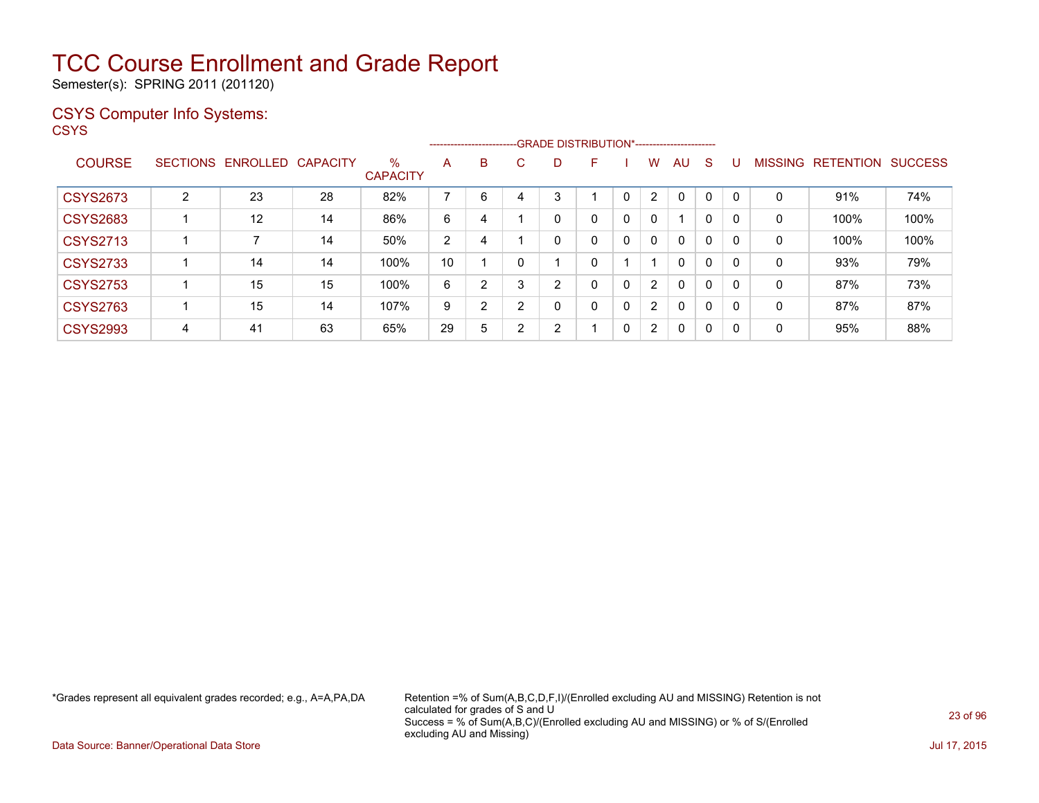# TCC Course Enrollment and Grade Report

Semester(s): SPRING 2011 (201120)

## CSYS Computer Info Systems:

CSYS

| COURSE | SECTIONS | ENROLLED | CAPACITY | % CAPACITY | A | B | C | D | F | I | W | AU | S | U | MISSING | RETENTION | SUCCESS |
|---|---|---|---|---|---|---|---|---|---|---|---|---|---|---|---|---|---|
| CSYS2673 | 2 | 23 | 28 | 82% | 7 | 6 | 4 | 3 | 1 | 0 | 2 | 0 | 0 | 0 | 0 | 91% | 74% |
| CSYS2683 | 1 | 12 | 14 | 86% | 6 | 4 | 1 | 0 | 0 | 0 | 0 | 1 | 0 | 0 | 0 | 100% | 100% |
| CSYS2713 | 1 | 7 | 14 | 50% | 2 | 4 | 1 | 0 | 0 | 0 | 0 | 0 | 0 | 0 | 0 | 100% | 100% |
| CSYS2733 | 1 | 14 | 14 | 100% | 10 | 1 | 0 | 1 | 0 | 1 | 1 | 0 | 0 | 0 | 0 | 93% | 79% |
| CSYS2753 | 1 | 15 | 15 | 100% | 6 | 2 | 3 | 2 | 0 | 0 | 2 | 0 | 0 | 0 | 0 | 87% | 73% |
| CSYS2763 | 1 | 15 | 14 | 107% | 9 | 2 | 2 | 0 | 0 | 0 | 2 | 0 | 0 | 0 | 0 | 87% | 87% |
| CSYS2993 | 4 | 41 | 63 | 65% | 29 | 5 | 2 | 2 | 1 | 0 | 2 | 0 | 0 | 0 | 0 | 95% | 88% |

*Grades represent all equivalent grades recorded; e.g., A=A,PA,DA

Retention =% of Sum(A,B,C,D,F,I)/(Enrolled excluding AU and MISSING) Retention is not calculated for grades of S and U
Success = % of Sum(A,B,C)/(Enrolled excluding AU and MISSING) or % of S/(Enrolled excluding AU and Missing)

Data Source: Banner/Operational Data Store

Jul 17, 2015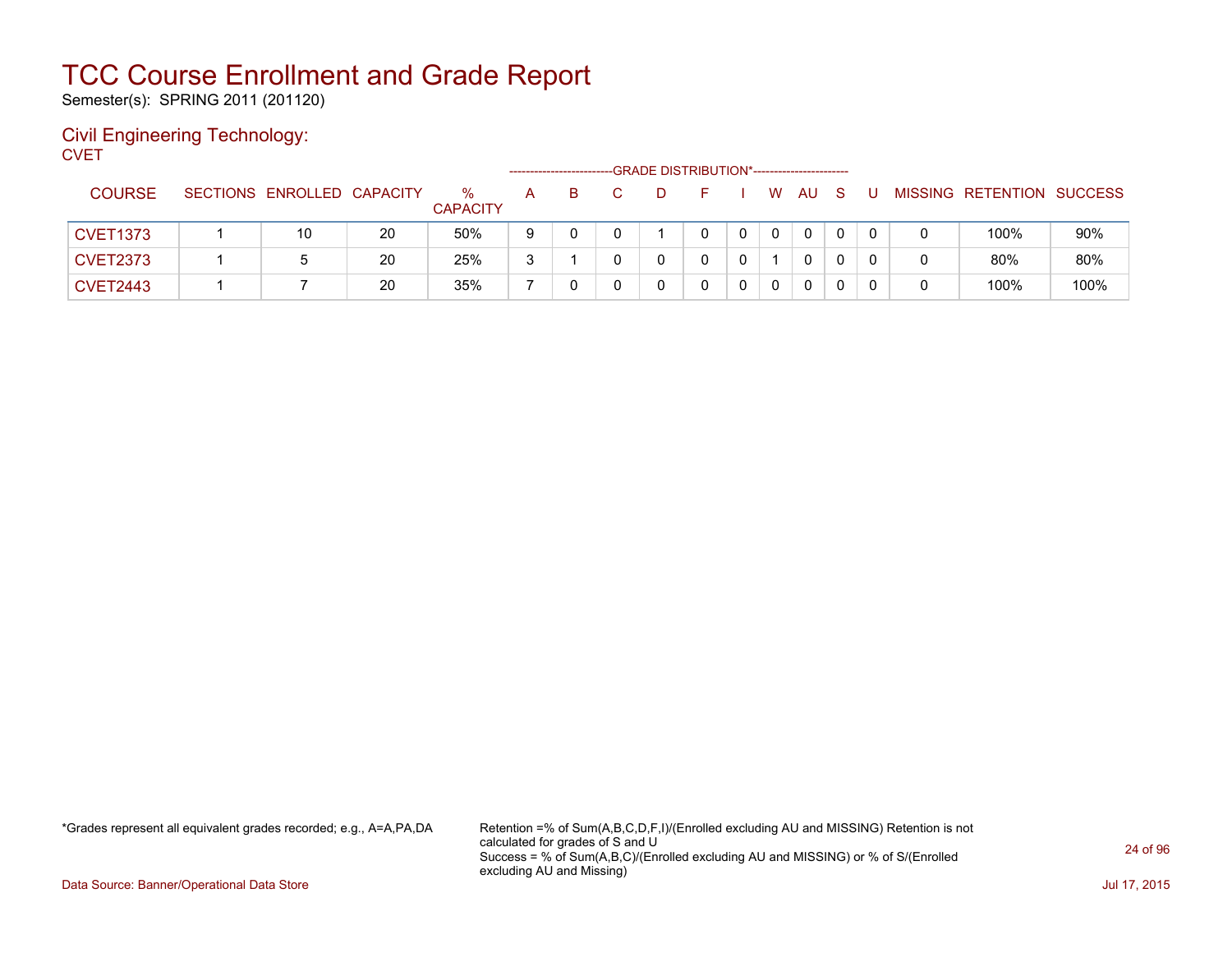# TCC Course Enrollment and Grade Report

Semester(s): SPRING 2011 (201120)

## Civil Engineering Technology:

CVET

| COURSE | SECTIONS | ENROLLED | CAPACITY | % CAPACITY | A | B | C | D | F | I | W | AU | S | U | MISSING | RETENTION | SUCCESS |
|---|---|---|---|---|---|---|---|---|---|---|---|---|---|---|---|---|---|
| | | | | | GRADE DISTRIBUTION* | | | | | | | | | | | | |
| CVET1373 | 1 | 10 | 20 | 50% | 9 | 0 | 0 | 1 | 0 | 0 | 0 | 0 | 0 | 0 | 0 | 100% | 90% |
| CVET2373 | 1 | 5 | 20 | 25% | 3 | 1 | 0 | 0 | 0 | 0 | 1 | 0 | 0 | 0 | 0 | 80% | 80% |
| CVET2443 | 1 | 7 | 20 | 35% | 7 | 0 | 0 | 0 | 0 | 0 | 0 | 0 | 0 | 0 | 0 | 100% | 100% |

*Grades represent all equivalent grades recorded; e.g., A=A,PA,DA

Retention =% of Sum(A,B,C,D,F,I)/(Enrolled excluding AU and MISSING) Retention is not calculated for grades of S and U
Success = % of Sum(A,B,C)/(Enrolled excluding AU and MISSING) or % of S/(Enrolled excluding AU and Missing)

Data Source: Banner/Operational Data Store

Jul 17, 2015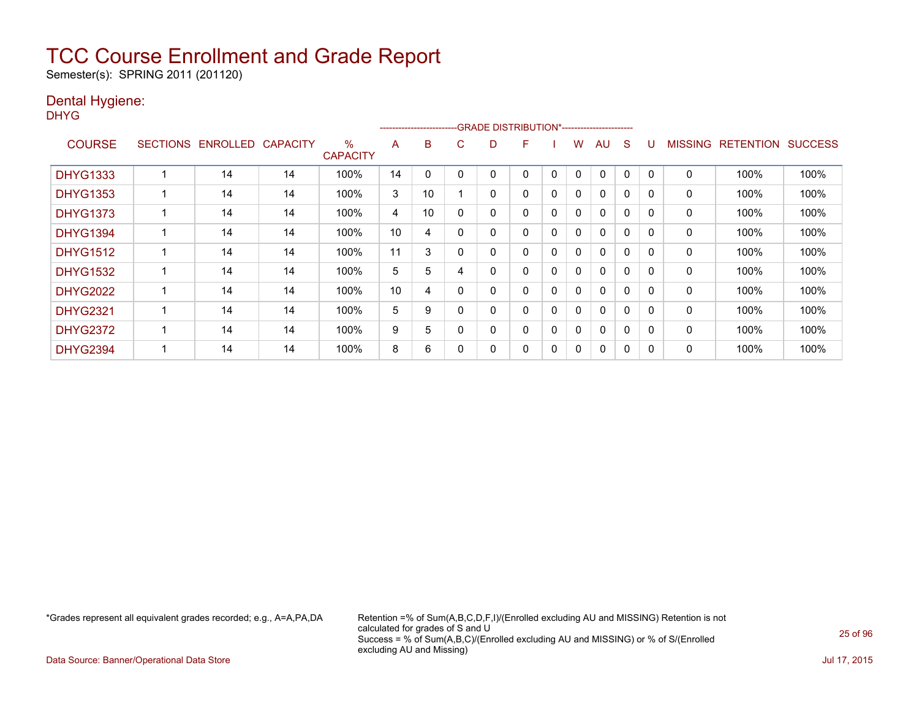# TCC Course Enrollment and Grade Report

Semester(s): SPRING 2011 (201120)

## Dental Hygiene:

DHYG

| COURSE | SECTIONS | ENROLLED | CAPACITY | % CAPACITY | A | B | C | D | F | I | W | AU | S | U | MISSING | RETENTION | SUCCESS |
|---|---|---|---|---|---|---|---|---|---|---|---|---|---|---|---|---|---|
| | | | | | GRADE DISTRIBUTION* | | | | | | | | | | | | |
| DHYG1333 | 1 | 14 | 14 | 100% | 14 | 0 | 0 | 0 | 0 | 0 | 0 | 0 | 0 | 0 | 0 | 100% | 100% |
| DHYG1353 | 1 | 14 | 14 | 100% | 3 | 10 | 1 | 0 | 0 | 0 | 0 | 0 | 0 | 0 | 0 | 100% | 100% |
| DHYG1373 | 1 | 14 | 14 | 100% | 4 | 10 | 0 | 0 | 0 | 0 | 0 | 0 | 0 | 0 | 0 | 100% | 100% |
| DHYG1394 | 1 | 14 | 14 | 100% | 10 | 4 | 0 | 0 | 0 | 0 | 0 | 0 | 0 | 0 | 0 | 100% | 100% |
| DHYG1512 | 1 | 14 | 14 | 100% | 11 | 3 | 0 | 0 | 0 | 0 | 0 | 0 | 0 | 0 | 0 | 100% | 100% |
| DHYG1532 | 1 | 14 | 14 | 100% | 5 | 5 | 4 | 0 | 0 | 0 | 0 | 0 | 0 | 0 | 0 | 100% | 100% |
| DHYG2022 | 1 | 14 | 14 | 100% | 10 | 4 | 0 | 0 | 0 | 0 | 0 | 0 | 0 | 0 | 0 | 100% | 100% |
| DHYG2321 | 1 | 14 | 14 | 100% | 5 | 9 | 0 | 0 | 0 | 0 | 0 | 0 | 0 | 0 | 0 | 100% | 100% |
| DHYG2372 | 1 | 14 | 14 | 100% | 9 | 5 | 0 | 0 | 0 | 0 | 0 | 0 | 0 | 0 | 0 | 100% | 100% |
| DHYG2394 | 1 | 14 | 14 | 100% | 8 | 6 | 0 | 0 | 0 | 0 | 0 | 0 | 0 | 0 | 0 | 100% | 100% |

*Grades represent all equivalent grades recorded; e.g., A=A,PA,DA

Retention =% of Sum(A,B,C,D,F,I)/(Enrolled excluding AU and MISSING) Retention is not calculated for grades of S and U
Success = % of Sum(A,B,C)/(Enrolled excluding AU and MISSING) or % of S/(Enrolled excluding AU and Missing)

Data Source: Banner/Operational Data Store

Jul 17, 2015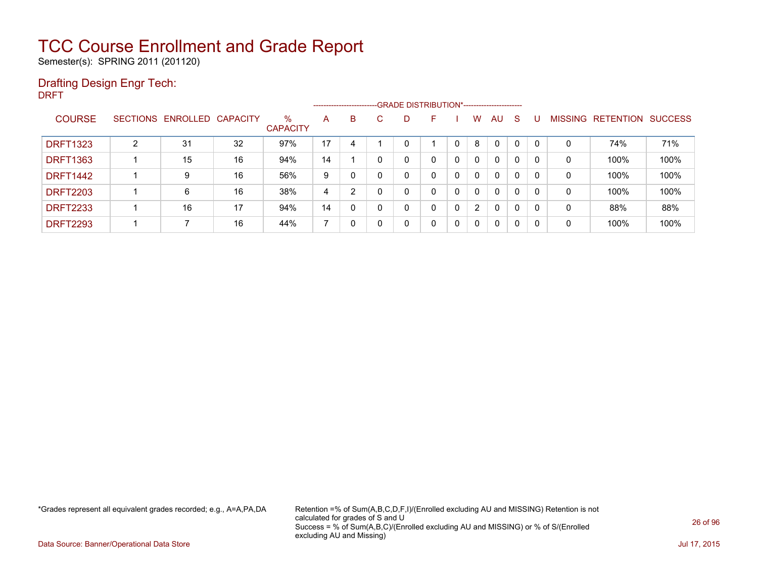# TCC Course Enrollment and Grade Report

Semester(s): SPRING 2011 (201120)

## Drafting Design Engr Tech:

DRFT

| COURSE | SECTIONS | ENROLLED | CAPACITY | % CAPACITY | A | B | C | D | F | I | W | AU | S | U | MISSING | RETENTION | SUCCESS |
|---|---|---|---|---|---|---|---|---|---|---|---|---|---|---|---|---|---|
| | | | | | GRADE DISTRIBUTION* | | | | | | | | | | | | |
| DRFT1323 | 2 | 31 | 32 | 97% | 17 | 4 | 1 | 0 | 1 | 0 | 8 | 0 | 0 | 0 | 0 | 74% | 71% |
| DRFT1363 | 1 | 15 | 16 | 94% | 14 | 1 | 0 | 0 | 0 | 0 | 0 | 0 | 0 | 0 | 0 | 100% | 100% |
| DRFT1442 | 1 | 9 | 16 | 56% | 9 | 0 | 0 | 0 | 0 | 0 | 0 | 0 | 0 | 0 | 0 | 100% | 100% |
| DRFT2203 | 1 | 6 | 16 | 38% | 4 | 2 | 0 | 0 | 0 | 0 | 0 | 0 | 0 | 0 | 0 | 100% | 100% |
| DRFT2233 | 1 | 16 | 17 | 94% | 14 | 0 | 0 | 0 | 0 | 0 | 2 | 0 | 0 | 0 | 0 | 88% | 88% |
| DRFT2293 | 1 | 7 | 16 | 44% | 7 | 0 | 0 | 0 | 0 | 0 | 0 | 0 | 0 | 0 | 0 | 100% | 100% |

*Grades represent all equivalent grades recorded; e.g., A=A,PA,DA

Retention =% of Sum(A,B,C,D,F,I)/(Enrolled excluding AU and MISSING) Retention is not calculated for grades of S and U
Success = % of Sum(A,B,C)/(Enrolled excluding AU and MISSING) or % of S/(Enrolled excluding AU and Missing)

Data Source: Banner/Operational Data Store

Jul 17, 2015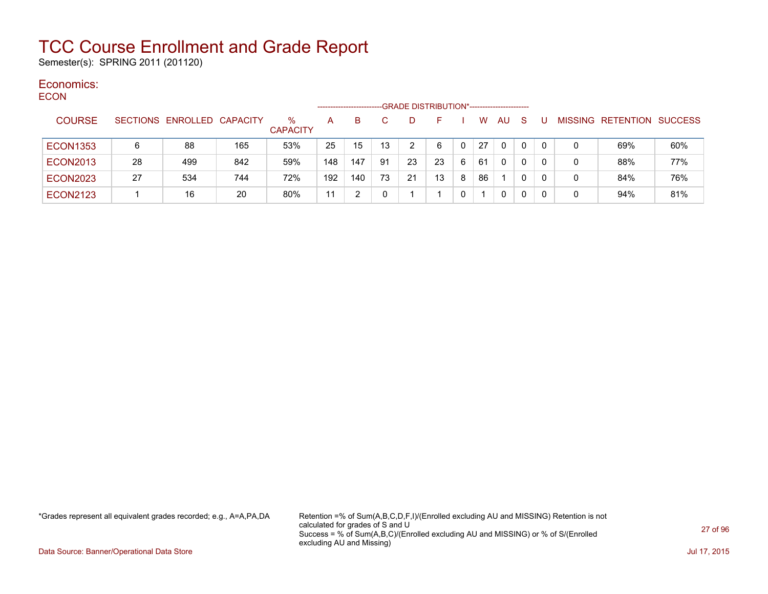# TCC Course Enrollment and Grade Report

Semester(s): SPRING 2011 (201120)

## Economics:

ECON

| COURSE | SECTIONS | ENROLLED | CAPACITY | % CAPACITY | A | B | C | D | F | I | W | AU | S | U | MISSING | RETENTION | SUCCESS |
|---|---|---|---|---|---|---|---|---|---|---|---|---|---|---|---|---|---|
| | | | | | GRADE DISTRIBUTION* | | | | | | | | | | | | |
| ECON1353 | 6 | 88 | 165 | 53% | 25 | 15 | 13 | 2 | 6 | 0 | 27 | 0 | 0 | 0 | 0 | 69% | 60% |
| ECON2013 | 28 | 499 | 842 | 59% | 148 | 147 | 91 | 23 | 23 | 6 | 61 | 0 | 0 | 0 | 0 | 88% | 77% |
| ECON2023 | 27 | 534 | 744 | 72% | 192 | 140 | 73 | 21 | 13 | 8 | 86 | 1 | 0 | 0 | 0 | 84% | 76% |
| ECON2123 | 1 | 16 | 20 | 80% | 11 | 2 | 0 | 1 | 1 | 0 | 1 | 0 | 0 | 0 | 0 | 94% | 81% |

*Grades represent all equivalent grades recorded; e.g., A=A,PA,DA

Retention =% of Sum(A,B,C,D,F,I)/(Enrolled excluding AU and MISSING) Retention is not calculated for grades of S and U
Success = % of Sum(A,B,C)/(Enrolled excluding AU and MISSING) or % of S/(Enrolled excluding AU and Missing)

Data Source: Banner/Operational Data Store

Jul 17, 2015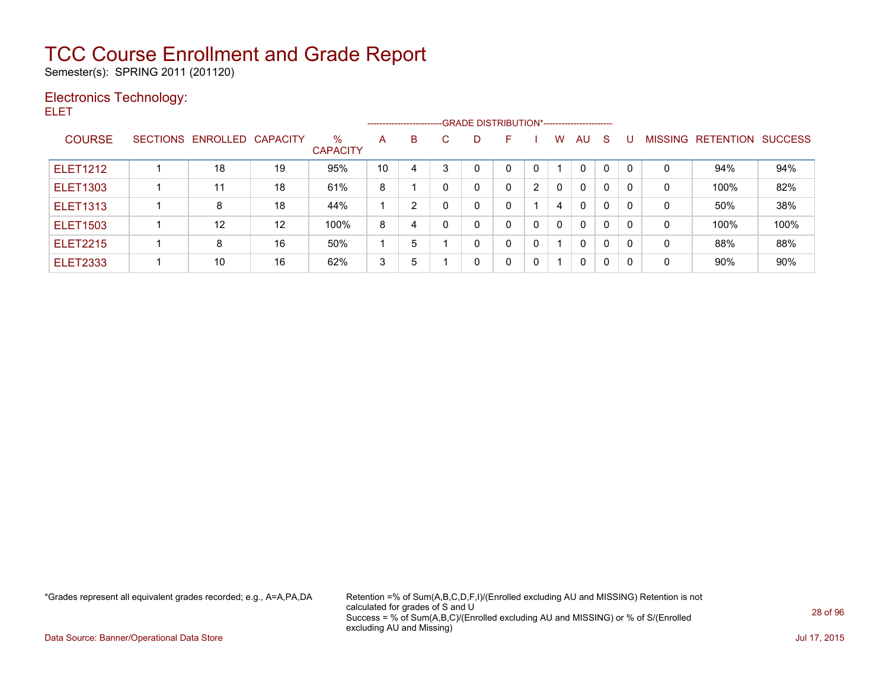# TCC Course Enrollment and Grade Report

Semester(s): SPRING 2011 (201120)

## Electronics Technology:

ELET

| COURSE | SECTIONS | ENROLLED | CAPACITY | % CAPACITY | GRADE DISTRIBUTION* A | B | C | D | F | I | W | AU | S | U | MISSING | RETENTION | SUCCESS |
|---|---|---|---|---|---|---|---|---|---|---|---|---|---|---|---|---|---|
| ELET1212 | 1 | 18 | 19 | 95% | 10 | 4 | 3 | 0 | 0 | 0 | 1 | 0 | 0 | 0 | 0 | 94% | 94% |
| ELET1303 | 1 | 11 | 18 | 61% | 8 | 1 | 0 | 0 | 0 | 2 | 0 | 0 | 0 | 0 | 0 | 100% | 82% |
| ELET1313 | 1 | 8 | 18 | 44% | 1 | 2 | 0 | 0 | 0 | 1 | 4 | 0 | 0 | 0 | 0 | 50% | 38% |
| ELET1503 | 1 | 12 | 12 | 100% | 8 | 4 | 0 | 0 | 0 | 0 | 0 | 0 | 0 | 0 | 0 | 100% | 100% |
| ELET2215 | 1 | 8 | 16 | 50% | 1 | 5 | 1 | 0 | 0 | 0 | 1 | 0 | 0 | 0 | 0 | 88% | 88% |
| ELET2333 | 1 | 10 | 16 | 62% | 3 | 5 | 1 | 0 | 0 | 0 | 1 | 0 | 0 | 0 | 0 | 90% | 90% |

*Grades represent all equivalent grades recorded; e.g., A=A,PA,DA

Retention =% of Sum(A,B,C,D,F,I)/(Enrolled excluding AU and MISSING) Retention is not calculated for grades of S and U
Success = % of Sum(A,B,C)/(Enrolled excluding AU and MISSING) or % of S/(Enrolled excluding AU and Missing)

Data Source: Banner/Operational Data Store

Jul 17, 2015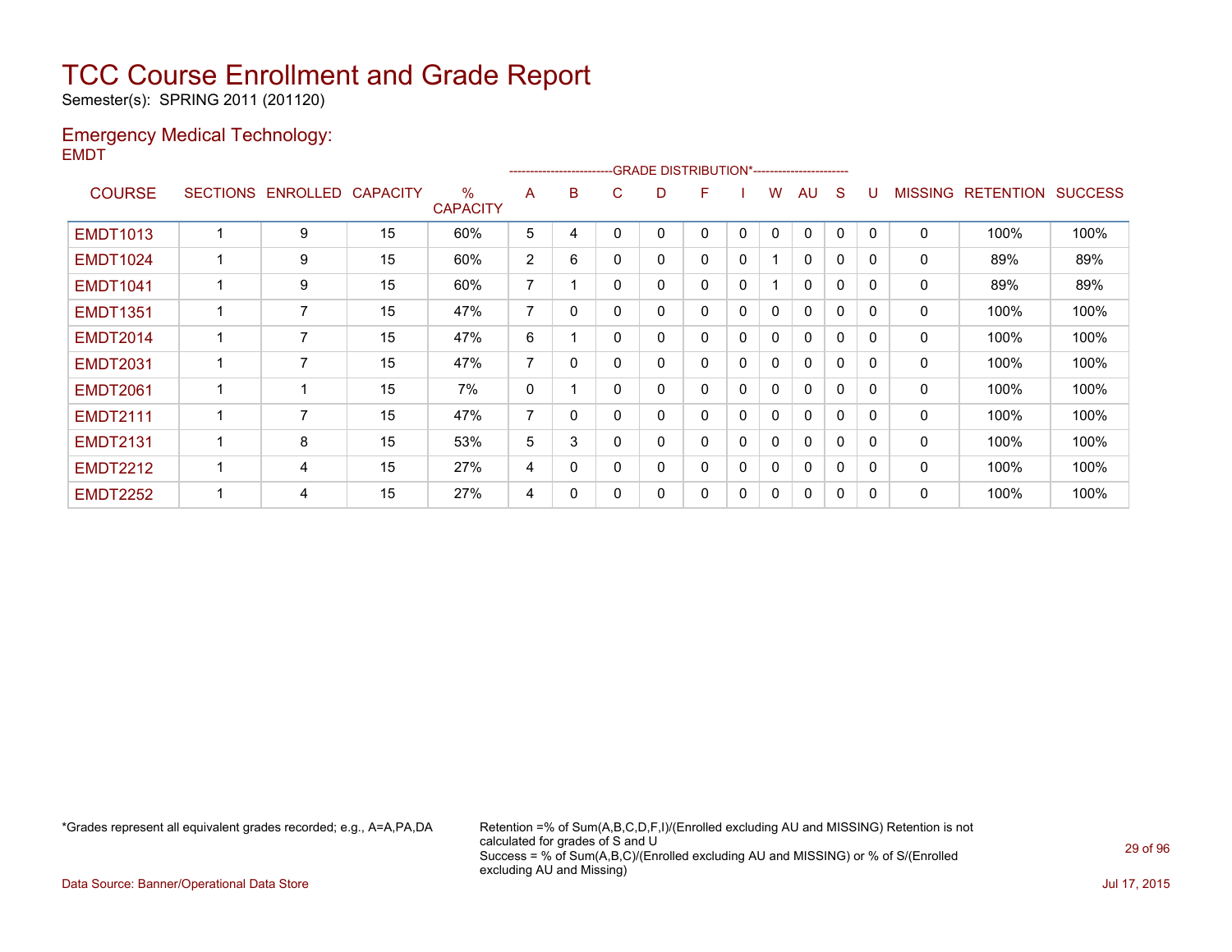# TCC Course Enrollment and Grade Report

Semester(s): SPRING 2011 (201120)

## Emergency Medical Technology:

EMDT

| COURSE | SECTIONS | ENROLLED | CAPACITY | % CAPACITY | A | B | C | D | F | I | W | AU | S | U | MISSING | RETENTION | SUCCESS |
|---|---|---|---|---|---|---|---|---|---|---|---|---|---|---|---|---|---|
| | | | | | GRADE DISTRIBUTION* | | | | | | | | | | | | |
| EMDT1013 | 1 | 9 | 15 | 60% | 5 | 4 | 0 | 0 | 0 | 0 | 0 | 0 | 0 | 0 | 0 | 100% | 100% |
| EMDT1024 | 1 | 9 | 15 | 60% | 2 | 6 | 0 | 0 | 0 | 0 | 1 | 0 | 0 | 0 | 0 | 89% | 89% |
| EMDT1041 | 1 | 9 | 15 | 60% | 7 | 1 | 0 | 0 | 0 | 0 | 1 | 0 | 0 | 0 | 0 | 89% | 89% |
| EMDT1351 | 1 | 7 | 15 | 47% | 7 | 0 | 0 | 0 | 0 | 0 | 0 | 0 | 0 | 0 | 0 | 100% | 100% |
| EMDT2014 | 1 | 7 | 15 | 47% | 6 | 1 | 0 | 0 | 0 | 0 | 0 | 0 | 0 | 0 | 0 | 100% | 100% |
| EMDT2031 | 1 | 7 | 15 | 47% | 7 | 0 | 0 | 0 | 0 | 0 | 0 | 0 | 0 | 0 | 0 | 100% | 100% |
| EMDT2061 | 1 | 1 | 15 | 7% | 0 | 1 | 0 | 0 | 0 | 0 | 0 | 0 | 0 | 0 | 0 | 100% | 100% |
| EMDT2111 | 1 | 7 | 15 | 47% | 7 | 0 | 0 | 0 | 0 | 0 | 0 | 0 | 0 | 0 | 0 | 100% | 100% |
| EMDT2131 | 1 | 8 | 15 | 53% | 5 | 3 | 0 | 0 | 0 | 0 | 0 | 0 | 0 | 0 | 0 | 100% | 100% |
| EMDT2212 | 1 | 4 | 15 | 27% | 4 | 0 | 0 | 0 | 0 | 0 | 0 | 0 | 0 | 0 | 0 | 100% | 100% |
| EMDT2252 | 1 | 4 | 15 | 27% | 4 | 0 | 0 | 0 | 0 | 0 | 0 | 0 | 0 | 0 | 0 | 100% | 100% |

*Grades represent all equivalent grades recorded; e.g., A=A,PA,DA

Retention =% of Sum(A,B,C,D,F,I)/(Enrolled excluding AU and MISSING) Retention is not calculated for grades of S and U
Success = % of Sum(A,B,C)/(Enrolled excluding AU and MISSING) or % of S/(Enrolled excluding AU and Missing)

Data Source: Banner/Operational Data Store

Jul 17, 2015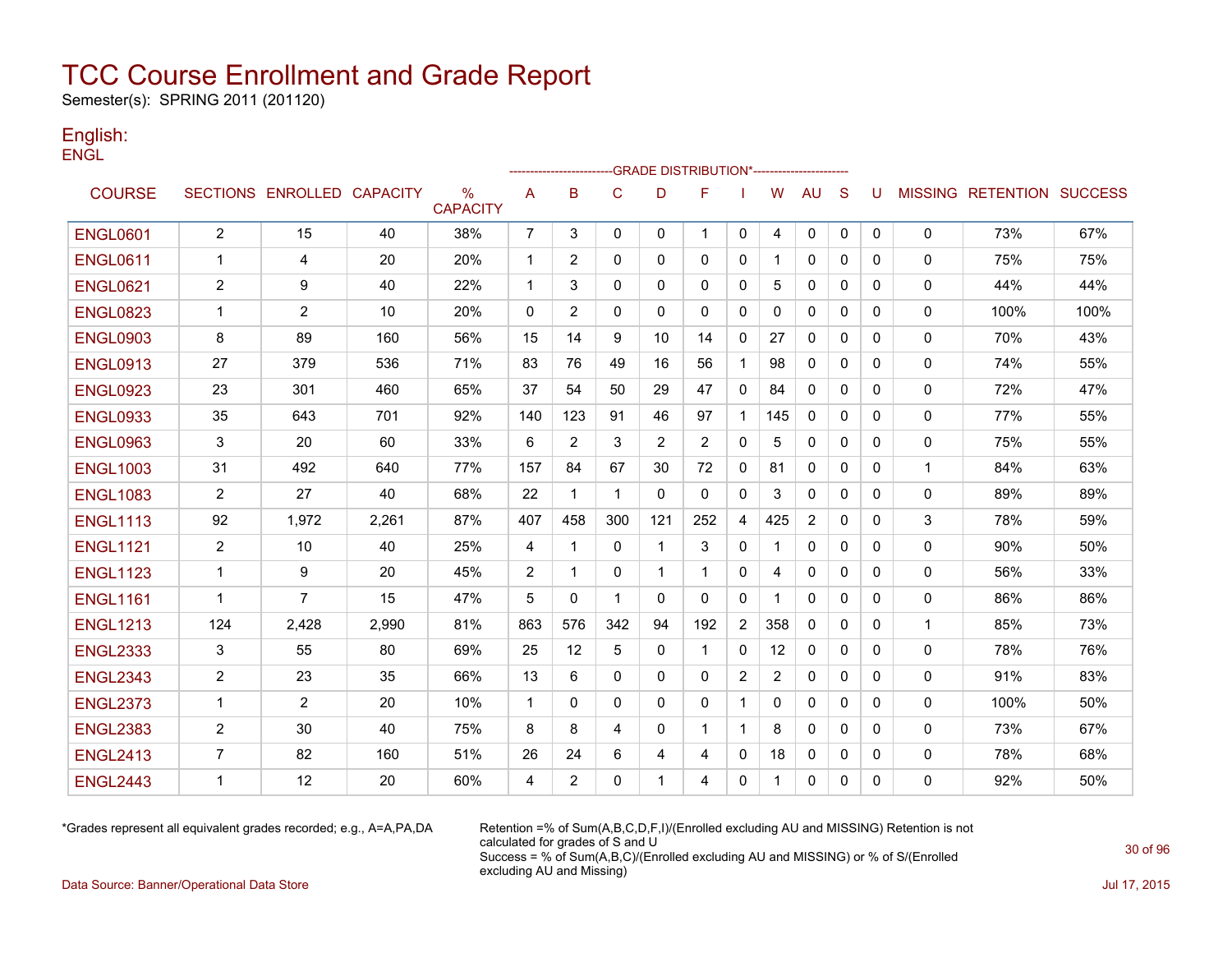# TCC Course Enrollment and Grade Report

Semester(s): SPRING 2011 (201120)

## English:

ENGL

| COURSE | SECTIONS | ENROLLED | CAPACITY | % CAPACITY | A | B | C | D | F | I | W | AU | S | U | MISSING | RETENTION | SUCCESS |
|---|---|---|---|---|---|---|---|---|---|---|---|---|---|---|---|---|---|
| | | | | | GRADE DISTRIBUTION* | | | | | | | | | | | | |
| ENGL0601 | 2 | 15 | 40 | 38% | 7 | 3 | 0 | 0 | 1 | 0 | 4 | 0 | 0 | 0 | 0 | 73% | 67% |
| ENGL0611 | 1 | 4 | 20 | 20% | 1 | 2 | 0 | 0 | 0 | 0 | 1 | 0 | 0 | 0 | 0 | 75% | 75% |
| ENGL0621 | 2 | 9 | 40 | 22% | 1 | 3 | 0 | 0 | 0 | 0 | 5 | 0 | 0 | 0 | 0 | 44% | 44% |
| ENGL0823 | 1 | 2 | 10 | 20% | 0 | 2 | 0 | 0 | 0 | 0 | 0 | 0 | 0 | 0 | 0 | 100% | 100% |
| ENGL0903 | 8 | 89 | 160 | 56% | 15 | 14 | 9 | 10 | 14 | 0 | 27 | 0 | 0 | 0 | 0 | 70% | 43% |
| ENGL0913 | 27 | 379 | 536 | 71% | 83 | 76 | 49 | 16 | 56 | 1 | 98 | 0 | 0 | 0 | 0 | 74% | 55% |
| ENGL0923 | 23 | 301 | 460 | 65% | 37 | 54 | 50 | 29 | 47 | 0 | 84 | 0 | 0 | 0 | 0 | 72% | 47% |
| ENGL0933 | 35 | 643 | 701 | 92% | 140 | 123 | 91 | 46 | 97 | 1 | 145 | 0 | 0 | 0 | 0 | 77% | 55% |
| ENGL0963 | 3 | 20 | 60 | 33% | 6 | 2 | 3 | 2 | 2 | 0 | 5 | 0 | 0 | 0 | 0 | 75% | 55% |
| ENGL1003 | 31 | 492 | 640 | 77% | 157 | 84 | 67 | 30 | 72 | 0 | 81 | 0 | 0 | 0 | 1 | 84% | 63% |
| ENGL1083 | 2 | 27 | 40 | 68% | 22 | 1 | 1 | 0 | 0 | 0 | 3 | 0 | 0 | 0 | 0 | 89% | 89% |
| ENGL1113 | 92 | 1,972 | 2,261 | 87% | 407 | 458 | 300 | 121 | 252 | 4 | 425 | 2 | 0 | 0 | 3 | 78% | 59% |
| ENGL1121 | 2 | 10 | 40 | 25% | 4 | 1 | 0 | 1 | 3 | 0 | 1 | 0 | 0 | 0 | 0 | 90% | 50% |
| ENGL1123 | 1 | 9 | 20 | 45% | 2 | 1 | 0 | 1 | 1 | 0 | 4 | 0 | 0 | 0 | 0 | 56% | 33% |
| ENGL1161 | 1 | 7 | 15 | 47% | 5 | 0 | 1 | 0 | 0 | 0 | 1 | 0 | 0 | 0 | 0 | 86% | 86% |
| ENGL1213 | 124 | 2,428 | 2,990 | 81% | 863 | 576 | 342 | 94 | 192 | 2 | 358 | 0 | 0 | 0 | 1 | 85% | 73% |
| ENGL2333 | 3 | 55 | 80 | 69% | 25 | 12 | 5 | 0 | 1 | 0 | 12 | 0 | 0 | 0 | 0 | 78% | 76% |
| ENGL2343 | 2 | 23 | 35 | 66% | 13 | 6 | 0 | 0 | 0 | 2 | 2 | 0 | 0 | 0 | 0 | 91% | 83% |
| ENGL2373 | 1 | 2 | 20 | 10% | 1 | 0 | 0 | 0 | 0 | 1 | 0 | 0 | 0 | 0 | 0 | 100% | 50% |
| ENGL2383 | 2 | 30 | 40 | 75% | 8 | 8 | 4 | 0 | 1 | 1 | 8 | 0 | 0 | 0 | 0 | 73% | 67% |
| ENGL2413 | 7 | 82 | 160 | 51% | 26 | 24 | 6 | 4 | 4 | 0 | 18 | 0 | 0 | 0 | 0 | 78% | 68% |
| ENGL2443 | 1 | 12 | 20 | 60% | 4 | 2 | 0 | 1 | 4 | 0 | 1 | 0 | 0 | 0 | 0 | 92% | 50% |

*Grades represent all equivalent grades recorded; e.g., A=A,PA,DA

Retention =% of Sum(A,B,C,D,F,I)/(Enrolled excluding AU and MISSING) Retention is not calculated for grades of S and U
Success = % of Sum(A,B,C)/(Enrolled excluding AU and MISSING) or % of S/(Enrolled excluding AU and Missing)

Data Source: Banner/Operational Data Store

Jul 17, 2015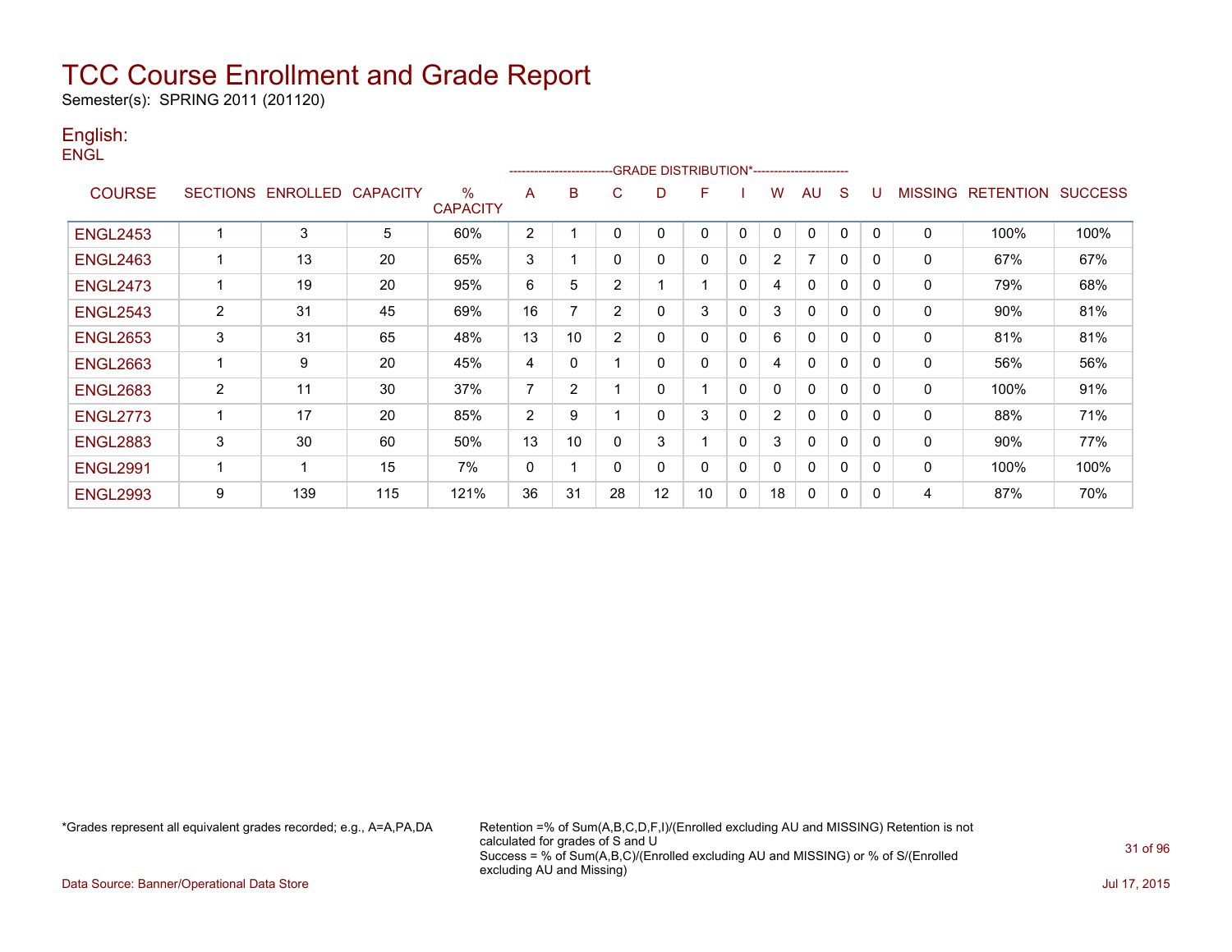# TCC Course Enrollment and Grade Report

Semester(s): SPRING 2011 (201120)

## English:

ENGL

| COURSE | SECTIONS | ENROLLED | CAPACITY | % CAPACITY | A | B | C | D | F | I | W | AU | S | U | MISSING | RETENTION | SUCCESS |
|---|---|---|---|---|---|---|---|---|---|---|---|---|---|---|---|---|---|
| | | | | | GRADE DISTRIBUTION* | | | | | | | | | | | | |
| ENGL2453 | 1 | 3 | 5 | 60% | 2 | 1 | 0 | 0 | 0 | 0 | 0 | 0 | 0 | 0 | 0 | 100% | 100% |
| ENGL2463 | 1 | 13 | 20 | 65% | 3 | 1 | 0 | 0 | 0 | 0 | 2 | 7 | 0 | 0 | 0 | 67% | 67% |
| ENGL2473 | 1 | 19 | 20 | 95% | 6 | 5 | 2 | 1 | 1 | 0 | 4 | 0 | 0 | 0 | 0 | 79% | 68% |
| ENGL2543 | 2 | 31 | 45 | 69% | 16 | 7 | 2 | 0 | 3 | 0 | 3 | 0 | 0 | 0 | 0 | 90% | 81% |
| ENGL2653 | 3 | 31 | 65 | 48% | 13 | 10 | 2 | 0 | 0 | 0 | 6 | 0 | 0 | 0 | 0 | 81% | 81% |
| ENGL2663 | 1 | 9 | 20 | 45% | 4 | 0 | 1 | 0 | 0 | 0 | 4 | 0 | 0 | 0 | 0 | 56% | 56% |
| ENGL2683 | 2 | 11 | 30 | 37% | 7 | 2 | 1 | 0 | 1 | 0 | 0 | 0 | 0 | 0 | 0 | 100% | 91% |
| ENGL2773 | 1 | 17 | 20 | 85% | 2 | 9 | 1 | 0 | 3 | 0 | 2 | 0 | 0 | 0 | 0 | 88% | 71% |
| ENGL2883 | 3 | 30 | 60 | 50% | 13 | 10 | 0 | 3 | 1 | 0 | 3 | 0 | 0 | 0 | 0 | 90% | 77% |
| ENGL2991 | 1 | 1 | 15 | 7% | 0 | 1 | 0 | 0 | 0 | 0 | 0 | 0 | 0 | 0 | 0 | 100% | 100% |
| ENGL2993 | 9 | 139 | 115 | 121% | 36 | 31 | 28 | 12 | 10 | 0 | 18 | 0 | 0 | 0 | 4 | 87% | 70% |

*Grades represent all equivalent grades recorded; e.g., A=A,PA,DA

Retention =% of Sum(A,B,C,D,F,I)/(Enrolled excluding AU and MISSING) Retention is not calculated for grades of S and U
Success = % of Sum(A,B,C)/(Enrolled excluding AU and MISSING) or % of S/(Enrolled excluding AU and Missing)

Data Source: Banner/Operational Data Store

Jul 17, 2015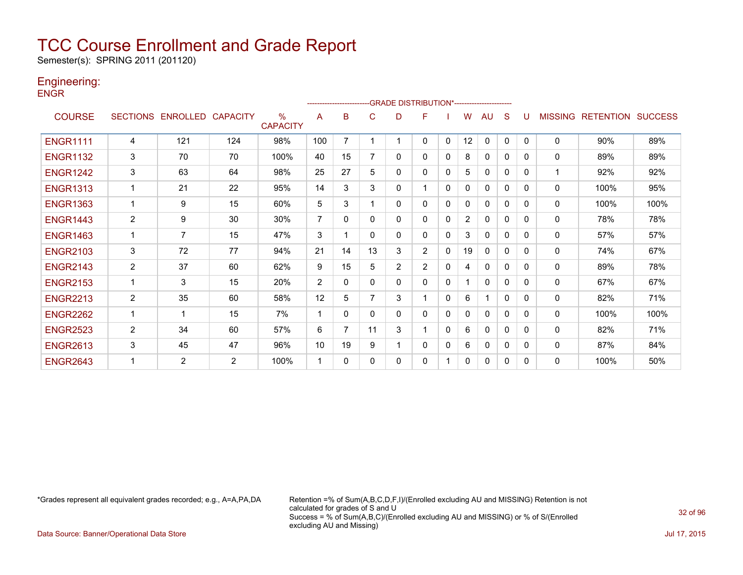# TCC Course Enrollment and Grade Report

Semester(s): SPRING 2011 (201120)

## Engineering:

### ENGR

| COURSE | SECTIONS | ENROLLED | CAPACITY | % CAPACITY | A | B | C | D | F | I | W | AU | S | U | MISSING | RETENTION | SUCCESS |
|---|---|---|---|---|---|---|---|---|---|---|---|---|---|---|---|---|---|
| | | | | | GRADE DISTRIBUTION* | | | | | | | | | | | | |
| ENGR1111 | 4 | 121 | 124 | 98% | 100 | 7 | 1 | 1 | 0 | 0 | 12 | 0 | 0 | 0 | 0 | 90% | 89% |
| ENGR1132 | 3 | 70 | 70 | 100% | 40 | 15 | 7 | 0 | 0 | 0 | 8 | 0 | 0 | 0 | 0 | 89% | 89% |
| ENGR1242 | 3 | 63 | 64 | 98% | 25 | 27 | 5 | 0 | 0 | 0 | 5 | 0 | 0 | 0 | 1 | 92% | 92% |
| ENGR1313 | 1 | 21 | 22 | 95% | 14 | 3 | 3 | 0 | 1 | 0 | 0 | 0 | 0 | 0 | 0 | 100% | 95% |
| ENGR1363 | 1 | 9 | 15 | 60% | 5 | 3 | 1 | 0 | 0 | 0 | 0 | 0 | 0 | 0 | 0 | 100% | 100% |
| ENGR1443 | 2 | 9 | 30 | 30% | 7 | 0 | 0 | 0 | 0 | 0 | 2 | 0 | 0 | 0 | 0 | 78% | 78% |
| ENGR1463 | 1 | 7 | 15 | 47% | 3 | 1 | 0 | 0 | 0 | 0 | 3 | 0 | 0 | 0 | 0 | 57% | 57% |
| ENGR2103 | 3 | 72 | 77 | 94% | 21 | 14 | 13 | 3 | 2 | 0 | 19 | 0 | 0 | 0 | 0 | 74% | 67% |
| ENGR2143 | 2 | 37 | 60 | 62% | 9 | 15 | 5 | 2 | 2 | 0 | 4 | 0 | 0 | 0 | 0 | 89% | 78% |
| ENGR2153 | 1 | 3 | 15 | 20% | 2 | 0 | 0 | 0 | 0 | 0 | 1 | 0 | 0 | 0 | 0 | 67% | 67% |
| ENGR2213 | 2 | 35 | 60 | 58% | 12 | 5 | 7 | 3 | 1 | 0 | 6 | 1 | 0 | 0 | 0 | 82% | 71% |
| ENGR2262 | 1 | 1 | 15 | 7% | 1 | 0 | 0 | 0 | 0 | 0 | 0 | 0 | 0 | 0 | 0 | 100% | 100% |
| ENGR2523 | 2 | 34 | 60 | 57% | 6 | 7 | 11 | 3 | 1 | 0 | 6 | 0 | 0 | 0 | 0 | 82% | 71% |
| ENGR2613 | 3 | 45 | 47 | 96% | 10 | 19 | 9 | 1 | 0 | 0 | 6 | 0 | 0 | 0 | 0 | 87% | 84% |
| ENGR2643 | 1 | 2 | 2 | 100% | 1 | 0 | 0 | 0 | 0 | 1 | 0 | 0 | 0 | 0 | 0 | 100% | 50% |

*Grades represent all equivalent grades recorded; e.g., A=A,PA,DA

Retention =% of Sum(A,B,C,D,F,I)/(Enrolled excluding AU and MISSING) Retention is not calculated for grades of S and U
Success = % of Sum(A,B,C)/(Enrolled excluding AU and MISSING) or % of S/(Enrolled excluding AU and Missing)

Data Source: Banner/Operational Data Store

Jul 17, 2015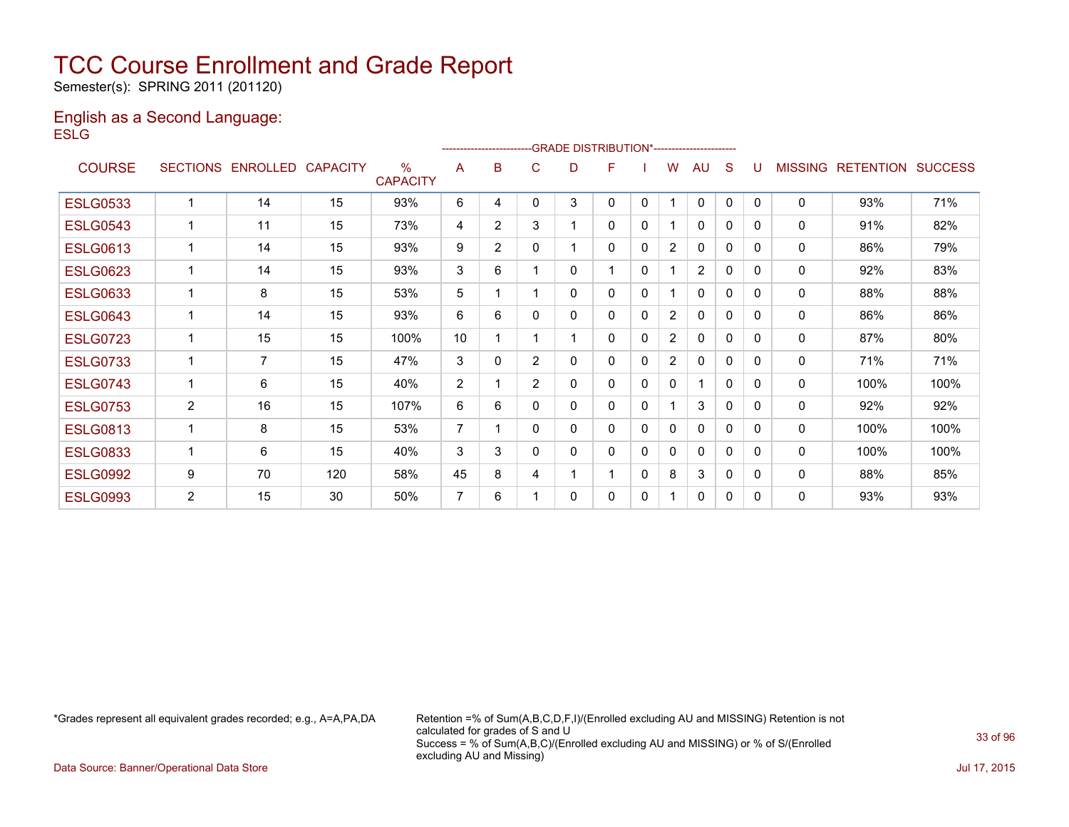# TCC Course Enrollment and Grade Report

Semester(s): SPRING 2011 (201120)

## English as a Second Language:

ESLG

| COURSE | SECTIONS | ENROLLED | CAPACITY | % CAPACITY | A | B | C | D | F | I | W | AU | S | U | MISSING | RETENTION | SUCCESS |
|---|---|---|---|---|---|---|---|---|---|---|---|---|---|---|---|---|---|
| | | | | | GRADE DISTRIBUTION* | | | | | | | | | | | | |
| ESLG0533 | 1 | 14 | 15 | 93% | 6 | 4 | 0 | 3 | 0 | 0 | 1 | 0 | 0 | 0 | 0 | 93% | 71% |
| ESLG0543 | 1 | 11 | 15 | 73% | 4 | 2 | 3 | 1 | 0 | 0 | 1 | 0 | 0 | 0 | 0 | 91% | 82% |
| ESLG0613 | 1 | 14 | 15 | 93% | 9 | 2 | 0 | 1 | 0 | 0 | 2 | 0 | 0 | 0 | 0 | 86% | 79% |
| ESLG0623 | 1 | 14 | 15 | 93% | 3 | 6 | 1 | 0 | 1 | 0 | 1 | 2 | 0 | 0 | 0 | 92% | 83% |
| ESLG0633 | 1 | 8 | 15 | 53% | 5 | 1 | 1 | 0 | 0 | 0 | 1 | 0 | 0 | 0 | 0 | 88% | 88% |
| ESLG0643 | 1 | 14 | 15 | 93% | 6 | 6 | 0 | 0 | 0 | 0 | 2 | 0 | 0 | 0 | 0 | 86% | 86% |
| ESLG0723 | 1 | 15 | 15 | 100% | 10 | 1 | 1 | 1 | 0 | 0 | 2 | 0 | 0 | 0 | 0 | 87% | 80% |
| ESLG0733 | 1 | 7 | 15 | 47% | 3 | 0 | 2 | 0 | 0 | 0 | 2 | 0 | 0 | 0 | 0 | 71% | 71% |
| ESLG0743 | 1 | 6 | 15 | 40% | 2 | 1 | 2 | 0 | 0 | 0 | 0 | 1 | 0 | 0 | 0 | 100% | 100% |
| ESLG0753 | 2 | 16 | 15 | 107% | 6 | 6 | 0 | 0 | 0 | 0 | 1 | 3 | 0 | 0 | 0 | 92% | 92% |
| ESLG0813 | 1 | 8 | 15 | 53% | 7 | 1 | 0 | 0 | 0 | 0 | 0 | 0 | 0 | 0 | 0 | 100% | 100% |
| ESLG0833 | 1 | 6 | 15 | 40% | 3 | 3 | 0 | 0 | 0 | 0 | 0 | 0 | 0 | 0 | 0 | 100% | 100% |
| ESLG0992 | 9 | 70 | 120 | 58% | 45 | 8 | 4 | 1 | 1 | 0 | 8 | 3 | 0 | 0 | 0 | 88% | 85% |
| ESLG0993 | 2 | 15 | 30 | 50% | 7 | 6 | 1 | 0 | 0 | 0 | 1 | 0 | 0 | 0 | 0 | 93% | 93% |

*Grades represent all equivalent grades recorded; e.g., A=A,PA,DA

Retention =% of Sum(A,B,C,D,F,I)/(Enrolled excluding AU and MISSING) Retention is not calculated for grades of S and U
Success = % of Sum(A,B,C)/(Enrolled excluding AU and MISSING) or % of S/(Enrolled excluding AU and Missing)

Data Source: Banner/Operational Data Store

Jul 17, 2015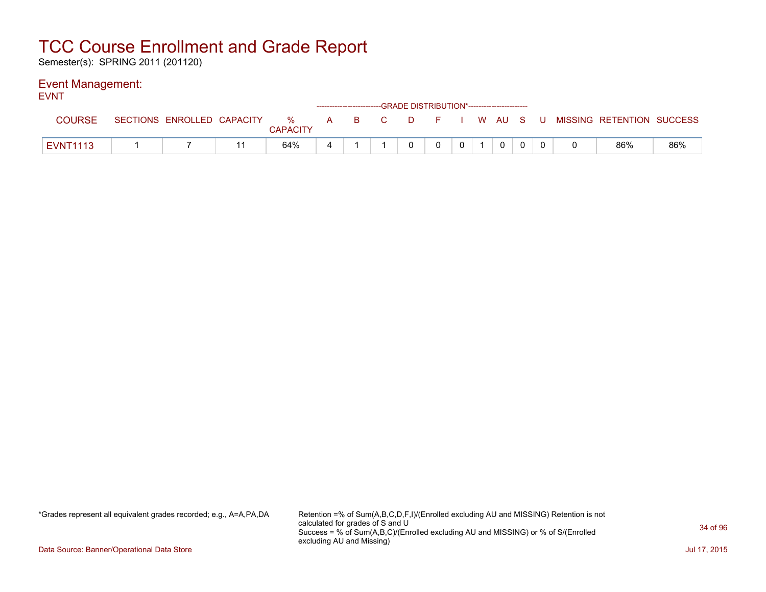# TCC Course Enrollment and Grade Report

Semester(s): SPRING 2011 (201120)

## Event Management:

EVNT

| COURSE | SECTIONS | ENROLLED | CAPACITY | % CAPACITY | A | B | C | D | F | I | W | AU | S | U | MISSING | RETENTION | SUCCESS |
|---|---|---|---|---|---|---|---|---|---|---|---|---|---|---|---|---|---|
| | | | | | GRADE DISTRIBUTION* | | | | | | | | | | | | |
| EVNT1113 | 1 | 7 | 11 | 64% | 4 | 1 | 1 | 0 | 0 | 0 | 1 | 0 | 0 | 0 | 0 | 86% | 86% |

*Grades represent all equivalent grades recorded; e.g., A=A,PA,DA

Retention =% of Sum(A,B,C,D,F,I)/(Enrolled excluding AU and MISSING) Retention is not calculated for grades of S and U
Success = % of Sum(A,B,C)/(Enrolled excluding AU and MISSING) or % of S/(Enrolled excluding AU and Missing)

Data Source: Banner/Operational Data Store

Jul 17, 2015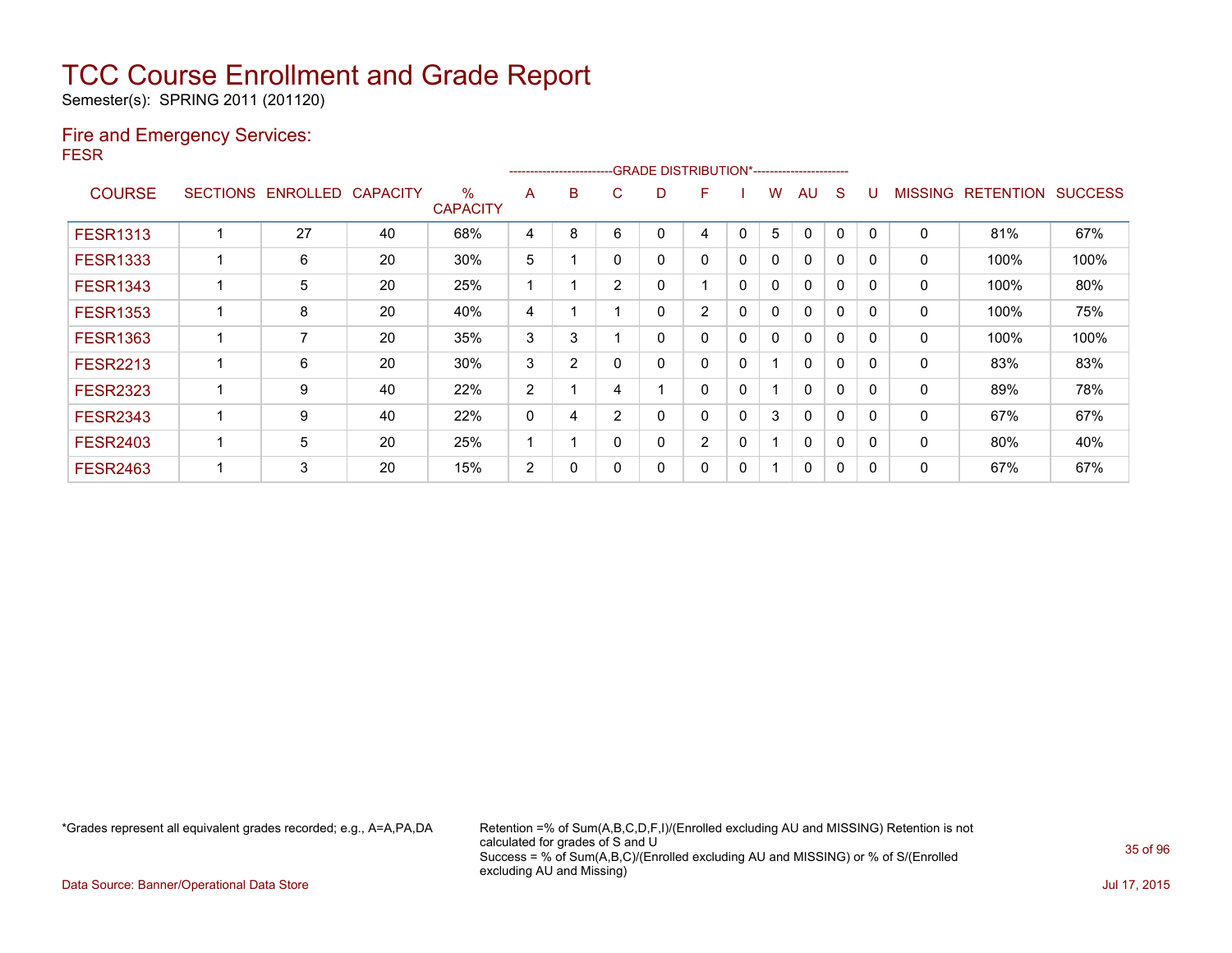# TCC Course Enrollment and Grade Report

Semester(s): SPRING 2011 (201120)

## Fire and Emergency Services:

FESR

| COURSE | SECTIONS | ENROLLED | CAPACITY | % CAPACITY | A | B | C | D | F | I | W | AU | S | U | MISSING | RETENTION | SUCCESS |
|---|---|---|---|---|---|---|---|---|---|---|---|---|---|---|---|---|---|
| | | | | | GRADE DISTRIBUTION* | | | | | | | | | | | | |
| FESR1313 | 1 | 27 | 40 | 68% | 4 | 8 | 6 | 0 | 4 | 0 | 5 | 0 | 0 | 0 | 0 | 81% | 67% |
| FESR1333 | 1 | 6 | 20 | 30% | 5 | 1 | 0 | 0 | 0 | 0 | 0 | 0 | 0 | 0 | 0 | 100% | 100% |
| FESR1343 | 1 | 5 | 20 | 25% | 1 | 1 | 2 | 0 | 1 | 0 | 0 | 0 | 0 | 0 | 0 | 100% | 80% |
| FESR1353 | 1 | 8 | 20 | 40% | 4 | 1 | 1 | 0 | 2 | 0 | 0 | 0 | 0 | 0 | 0 | 100% | 75% |
| FESR1363 | 1 | 7 | 20 | 35% | 3 | 3 | 1 | 0 | 0 | 0 | 0 | 0 | 0 | 0 | 0 | 100% | 100% |
| FESR2213 | 1 | 6 | 20 | 30% | 3 | 2 | 0 | 0 | 0 | 0 | 1 | 0 | 0 | 0 | 0 | 83% | 83% |
| FESR2323 | 1 | 9 | 40 | 22% | 2 | 1 | 4 | 1 | 0 | 0 | 1 | 0 | 0 | 0 | 0 | 89% | 78% |
| FESR2343 | 1 | 9 | 40 | 22% | 0 | 4 | 2 | 0 | 0 | 0 | 3 | 0 | 0 | 0 | 0 | 67% | 67% |
| FESR2403 | 1 | 5 | 20 | 25% | 1 | 1 | 0 | 0 | 2 | 0 | 1 | 0 | 0 | 0 | 0 | 80% | 40% |
| FESR2463 | 1 | 3 | 20 | 15% | 2 | 0 | 0 | 0 | 0 | 0 | 1 | 0 | 0 | 0 | 0 | 67% | 67% |

*Grades represent all equivalent grades recorded; e.g., A=A,PA,DA

Retention =% of Sum(A,B,C,D,F,I)/(Enrolled excluding AU and MISSING) Retention is not calculated for grades of S and U
Success = % of Sum(A,B,C)/(Enrolled excluding AU and MISSING) or % of S/(Enrolled excluding AU and Missing)

Data Source: Banner/Operational Data Store

Jul 17, 2015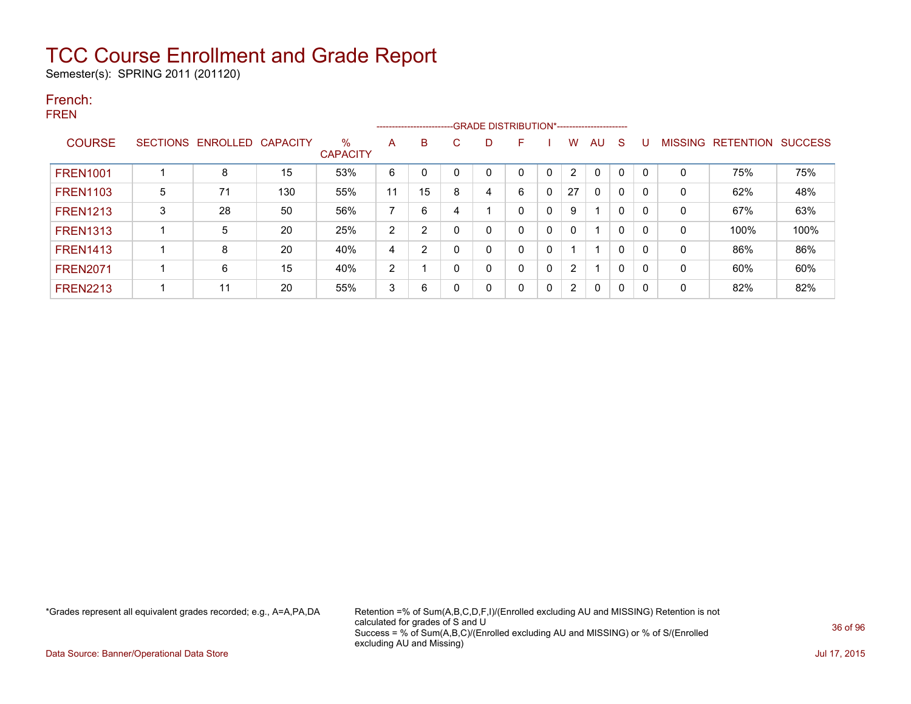# TCC Course Enrollment and Grade Report

Semester(s): SPRING 2011 (201120)

## French:

FREN

| COURSE | SECTIONS | ENROLLED | CAPACITY | % CAPACITY | A | B | C | D | F | I | W | AU | S | U | MISSING | RETENTION | SUCCESS |
|---|---|---|---|---|---|---|---|---|---|---|---|---|---|---|---|---|---|
| | | | | | GRADE DISTRIBUTION* | | | | | | | | | | | | |
| FREN1001 | 1 | 8 | 15 | 53% | 6 | 0 | 0 | 0 | 0 | 0 | 2 | 0 | 0 | 0 | 0 | 75% | 75% |
| FREN1103 | 5 | 71 | 130 | 55% | 11 | 15 | 8 | 4 | 6 | 0 | 27 | 0 | 0 | 0 | 0 | 62% | 48% |
| FREN1213 | 3 | 28 | 50 | 56% | 7 | 6 | 4 | 1 | 0 | 0 | 9 | 1 | 0 | 0 | 0 | 67% | 63% |
| FREN1313 | 1 | 5 | 20 | 25% | 2 | 2 | 0 | 0 | 0 | 0 | 0 | 1 | 0 | 0 | 0 | 100% | 100% |
| FREN1413 | 1 | 8 | 20 | 40% | 4 | 2 | 0 | 0 | 0 | 0 | 1 | 1 | 0 | 0 | 0 | 86% | 86% |
| FREN2071 | 1 | 6 | 15 | 40% | 2 | 1 | 0 | 0 | 0 | 0 | 2 | 1 | 0 | 0 | 0 | 60% | 60% |
| FREN2213 | 1 | 11 | 20 | 55% | 3 | 6 | 0 | 0 | 0 | 0 | 2 | 0 | 0 | 0 | 0 | 82% | 82% |

*Grades represent all equivalent grades recorded; e.g., A=A,PA,DA

Retention =% of Sum(A,B,C,D,F,I)/(Enrolled excluding AU and MISSING) Retention is not calculated for grades of S and U
Success = % of Sum(A,B,C)/(Enrolled excluding AU and MISSING) or % of S/(Enrolled excluding AU and Missing)

Data Source: Banner/Operational Data Store

Jul 17, 2015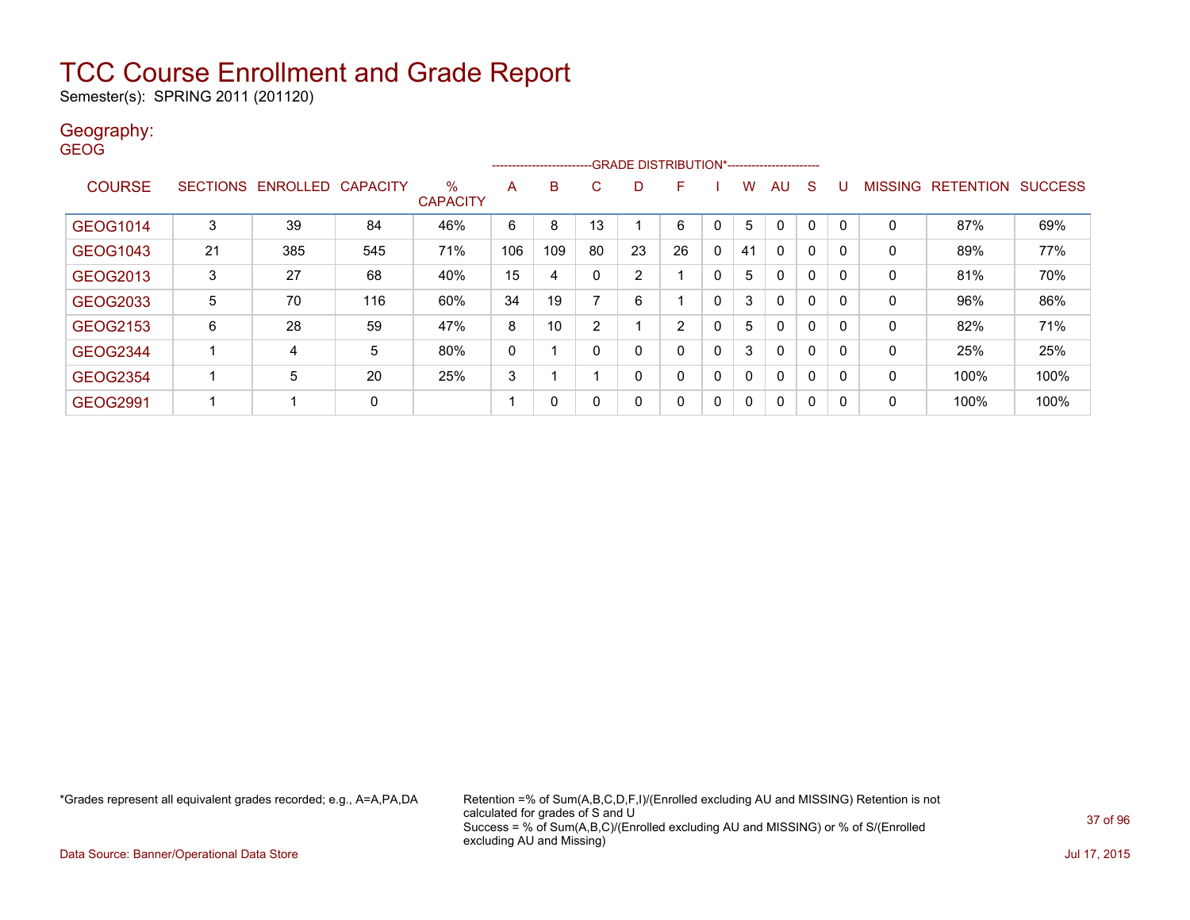# TCC Course Enrollment and Grade Report

Semester(s): SPRING 2011 (201120)

## Geography:

GEOG

| COURSE | SECTIONS | ENROLLED | CAPACITY | % CAPACITY | A | B | C | D | F | I | W | AU | S | U | MISSING | RETENTION | SUCCESS |
|---|---|---|---|---|---|---|---|---|---|---|---|---|---|---|---|---|---|
| | | | | | GRADE DISTRIBUTION* | | | | | | | | | | | | |
| GEOG1014 | 3 | 39 | 84 | 46% | 6 | 8 | 13 | 1 | 6 | 0 | 5 | 0 | 0 | 0 | 0 | 87% | 69% |
| GEOG1043 | 21 | 385 | 545 | 71% | 106 | 109 | 80 | 23 | 26 | 0 | 41 | 0 | 0 | 0 | 0 | 89% | 77% |
| GEOG2013 | 3 | 27 | 68 | 40% | 15 | 4 | 0 | 2 | 1 | 0 | 5 | 0 | 0 | 0 | 0 | 81% | 70% |
| GEOG2033 | 5 | 70 | 116 | 60% | 34 | 19 | 7 | 6 | 1 | 0 | 3 | 0 | 0 | 0 | 0 | 96% | 86% |
| GEOG2153 | 6 | 28 | 59 | 47% | 8 | 10 | 2 | 1 | 2 | 0 | 5 | 0 | 0 | 0 | 0 | 82% | 71% |
| GEOG2344 | 1 | 4 | 5 | 80% | 0 | 1 | 0 | 0 | 0 | 0 | 3 | 0 | 0 | 0 | 0 | 25% | 25% |
| GEOG2354 | 1 | 5 | 20 | 25% | 3 | 1 | 1 | 0 | 0 | 0 | 0 | 0 | 0 | 0 | 0 | 100% | 100% |
| GEOG2991 | 1 | 1 | 0 | | 1 | 0 | 0 | 0 | 0 | 0 | 0 | 0 | 0 | 0 | 0 | 100% | 100% |

*Grades represent all equivalent grades recorded; e.g., A=A,PA,DA

Retention =% of Sum(A,B,C,D,F,I)/(Enrolled excluding AU and MISSING) Retention is not calculated for grades of S and U
Success = % of Sum(A,B,C)/(Enrolled excluding AU and MISSING) or % of S/(Enrolled excluding AU and Missing)

Data Source: Banner/Operational Data Store

Jul 17, 2015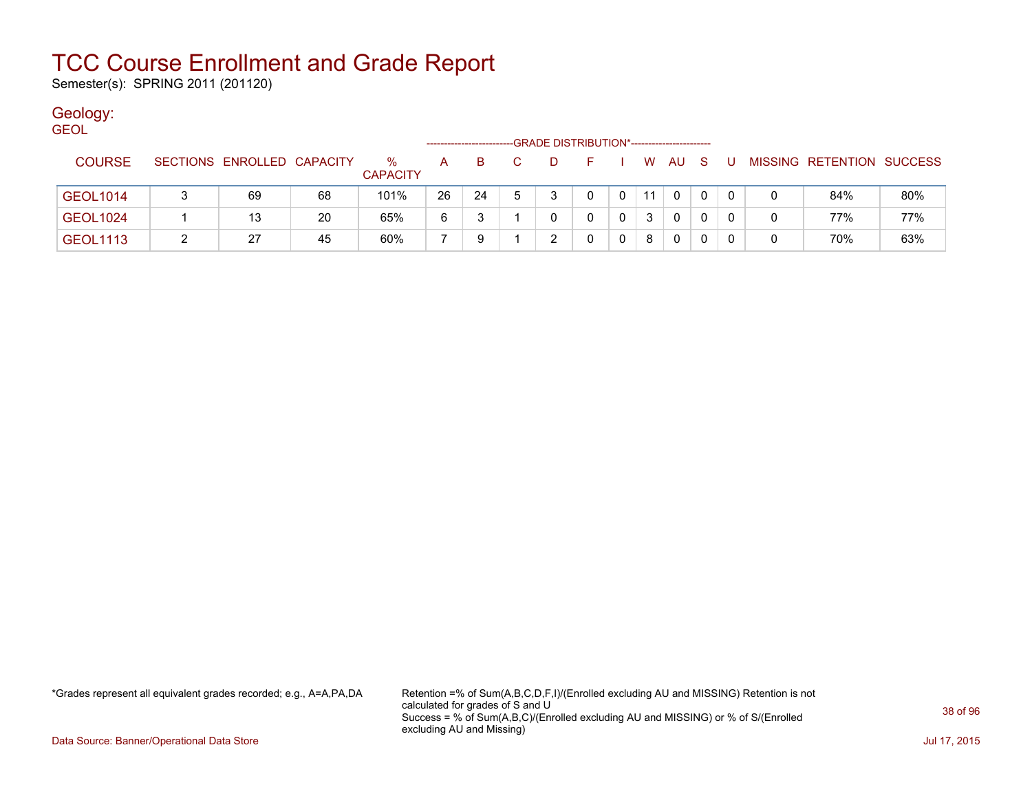# TCC Course Enrollment and Grade Report

Semester(s): SPRING 2011 (201120)

## Geology:

GEOL

| COURSE | SECTIONS | ENROLLED | CAPACITY | % CAPACITY | A | B | C | D | F | I | W | AU | S | U | MISSING | RETENTION | SUCCESS |
|---|---|---|---|---|---|---|---|---|---|---|---|---|---|---|---|---|---|
| | | | | | GRADE DISTRIBUTION* | | | | | | | | | | | | |
| GEOL1014 | 3 | 69 | 68 | 101% | 26 | 24 | 5 | 3 | 0 | 0 | 11 | 0 | 0 | 0 | 0 | 84% | 80% |
| GEOL1024 | 1 | 13 | 20 | 65% | 6 | 3 | 1 | 0 | 0 | 0 | 3 | 0 | 0 | 0 | 0 | 77% | 77% |
| GEOL1113 | 2 | 27 | 45 | 60% | 7 | 9 | 1 | 2 | 0 | 0 | 8 | 0 | 0 | 0 | 0 | 70% | 63% |

*Grades represent all equivalent grades recorded; e.g., A=A,PA,DA

Retention =% of Sum(A,B,C,D,F,I)/(Enrolled excluding AU and MISSING) Retention is not calculated for grades of S and U
Success = % of Sum(A,B,C)/(Enrolled excluding AU and MISSING) or % of S/(Enrolled excluding AU and Missing)

Data Source: Banner/Operational Data Store

Jul 17, 2015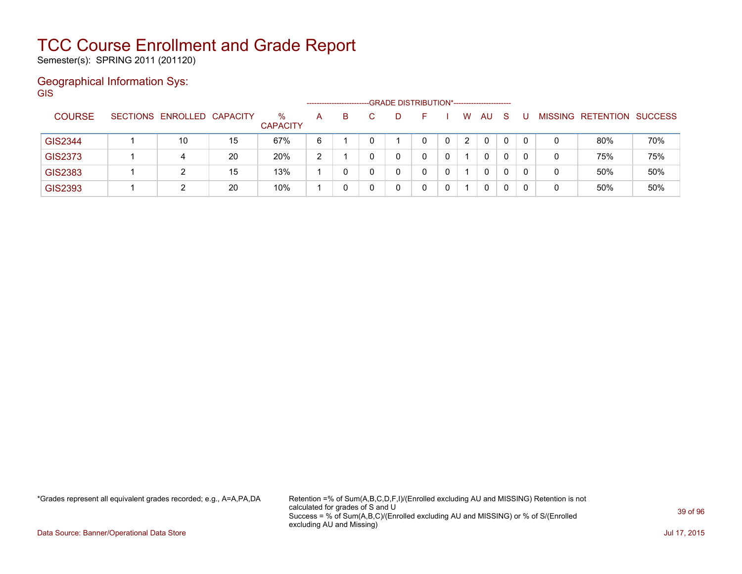# TCC Course Enrollment and Grade Report

Semester(s): SPRING 2011 (201120)

## Geographical Information Sys:

GIS

| COURSE | SECTIONS | ENROLLED | CAPACITY | % CAPACITY | A | B | C | D | F | I | W | AU | S | U | MISSING | RETENTION | SUCCESS |
|---|---|---|---|---|---|---|---|---|---|---|---|---|---|---|---|---|---|
| | | | | | GRADE DISTRIBUTION* | | | | | | | | | | | | |
| GIS2344 | 1 | 10 | 15 | 67% | 6 | 1 | 0 | 1 | 0 | 0 | 2 | 0 | 0 | 0 | 0 | 80% | 70% |
| GIS2373 | 1 | 4 | 20 | 20% | 2 | 1 | 0 | 0 | 0 | 0 | 1 | 0 | 0 | 0 | 0 | 75% | 75% |
| GIS2383 | 1 | 2 | 15 | 13% | 1 | 0 | 0 | 0 | 0 | 0 | 1 | 0 | 0 | 0 | 0 | 50% | 50% |
| GIS2393 | 1 | 2 | 20 | 10% | 1 | 0 | 0 | 0 | 0 | 0 | 1 | 0 | 0 | 0 | 0 | 50% | 50% |

*Grades represent all equivalent grades recorded; e.g., A=A,PA,DA

Retention =% of Sum(A,B,C,D,F,I)/(Enrolled excluding AU and MISSING) Retention is not calculated for grades of S and U
Success = % of Sum(A,B,C)/(Enrolled excluding AU and MISSING) or % of S/(Enrolled excluding AU and Missing)

Data Source: Banner/Operational Data Store

Jul 17, 2015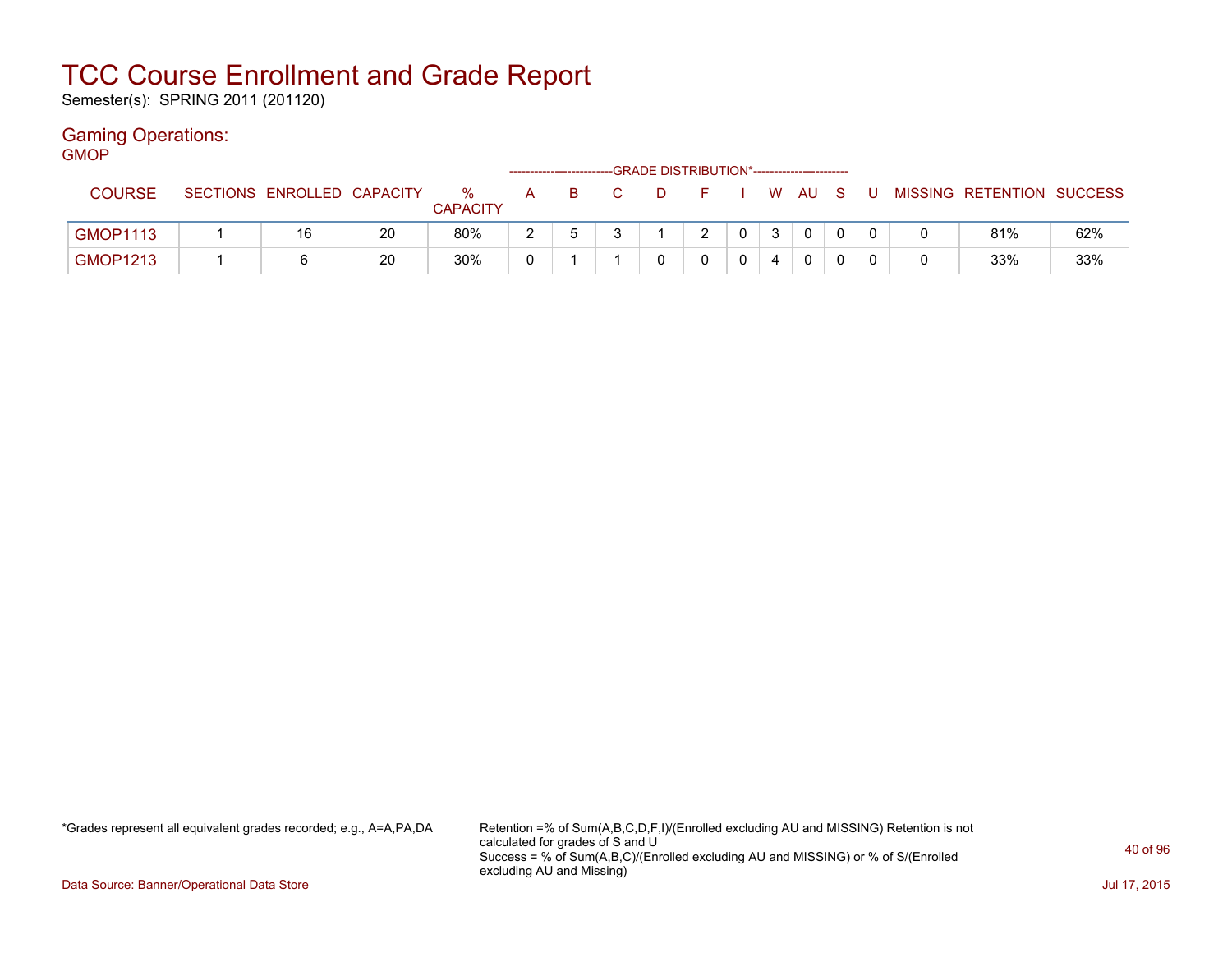# TCC Course Enrollment and Grade Report

Semester(s): SPRING 2011 (201120)

## Gaming Operations:

GMOP

| COURSE | SECTIONS | ENROLLED | CAPACITY | % CAPACITY | A | B | C | D | F | I | W | AU | S | U | MISSING | RETENTION | SUCCESS |
|---|---|---|---|---|---|---|---|---|---|---|---|---|---|---|---|---|---|
| | | | | | GRADE DISTRIBUTION* | | | | | | | | | | | | |
| GMOP1113 | 1 | 16 | 20 | 80% | 2 | 5 | 3 | 1 | 2 | 0 | 3 | 0 | 0 | 0 | 0 | 81% | 62% |
| GMOP1213 | 1 | 6 | 20 | 30% | 0 | 1 | 1 | 0 | 0 | 0 | 4 | 0 | 0 | 0 | 0 | 33% | 33% |

*Grades represent all equivalent grades recorded; e.g., A=A,PA,DA

Retention =% of Sum(A,B,C,D,F,I)/(Enrolled excluding AU and MISSING) Retention is not calculated for grades of S and U
Success = % of Sum(A,B,C)/(Enrolled excluding AU and MISSING) or % of S/(Enrolled excluding AU and Missing)

Data Source: Banner/Operational Data Store

Jul 17, 2015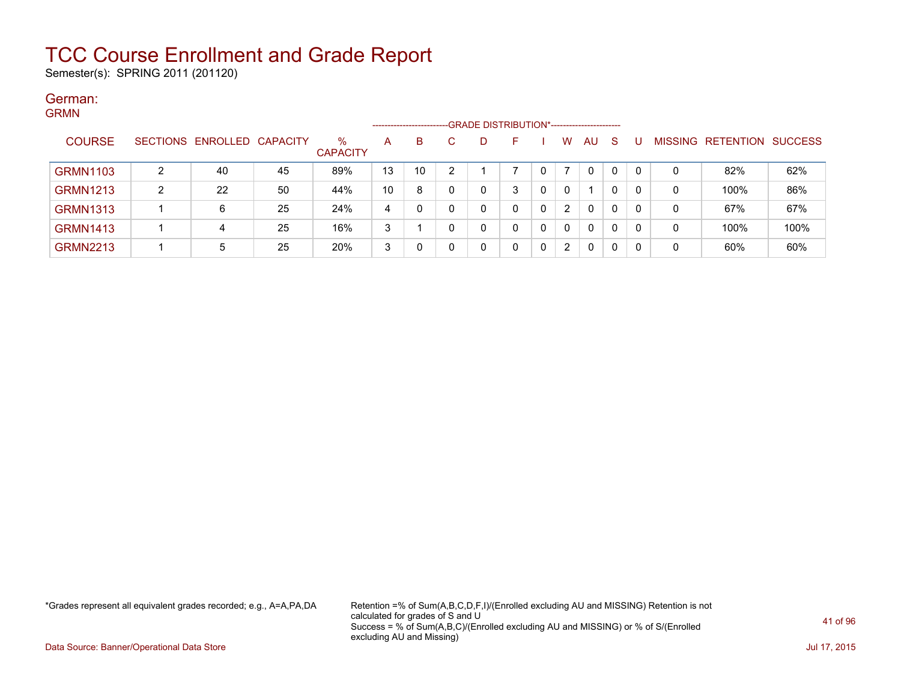# TCC Course Enrollment and Grade Report

Semester(s): SPRING 2011 (201120)

## German:

GRMN

| COURSE | SECTIONS | ENROLLED | CAPACITY | % CAPACITY | A | B | C | D | F | I | W | AU | S | U | MISSING | RETENTION | SUCCESS |
|---|---|---|---|---|---|---|---|---|---|---|---|---|---|---|---|---|---|
| | | | | | GRADE DISTRIBUTION* | | | | | | | | | | | | |
| GRMN1103 | 2 | 40 | 45 | 89% | 13 | 10 | 2 | 1 | 7 | 0 | 7 | 0 | 0 | 0 | 0 | 82% | 62% |
| GRMN1213 | 2 | 22 | 50 | 44% | 10 | 8 | 0 | 0 | 3 | 0 | 0 | 1 | 0 | 0 | 0 | 100% | 86% |
| GRMN1313 | 1 | 6 | 25 | 24% | 4 | 0 | 0 | 0 | 0 | 0 | 2 | 0 | 0 | 0 | 0 | 67% | 67% |
| GRMN1413 | 1 | 4 | 25 | 16% | 3 | 1 | 0 | 0 | 0 | 0 | 0 | 0 | 0 | 0 | 0 | 100% | 100% |
| GRMN2213 | 1 | 5 | 25 | 20% | 3 | 0 | 0 | 0 | 0 | 0 | 2 | 0 | 0 | 0 | 0 | 60% | 60% |

*Grades represent all equivalent grades recorded; e.g., A=A,PA,DA

Retention =% of Sum(A,B,C,D,F,I)/(Enrolled excluding AU and MISSING) Retention is not calculated for grades of S and U
Success = % of Sum(A,B,C)/(Enrolled excluding AU and MISSING) or % of S/(Enrolled excluding AU and Missing)

Data Source: Banner/Operational Data Store

Jul 17, 2015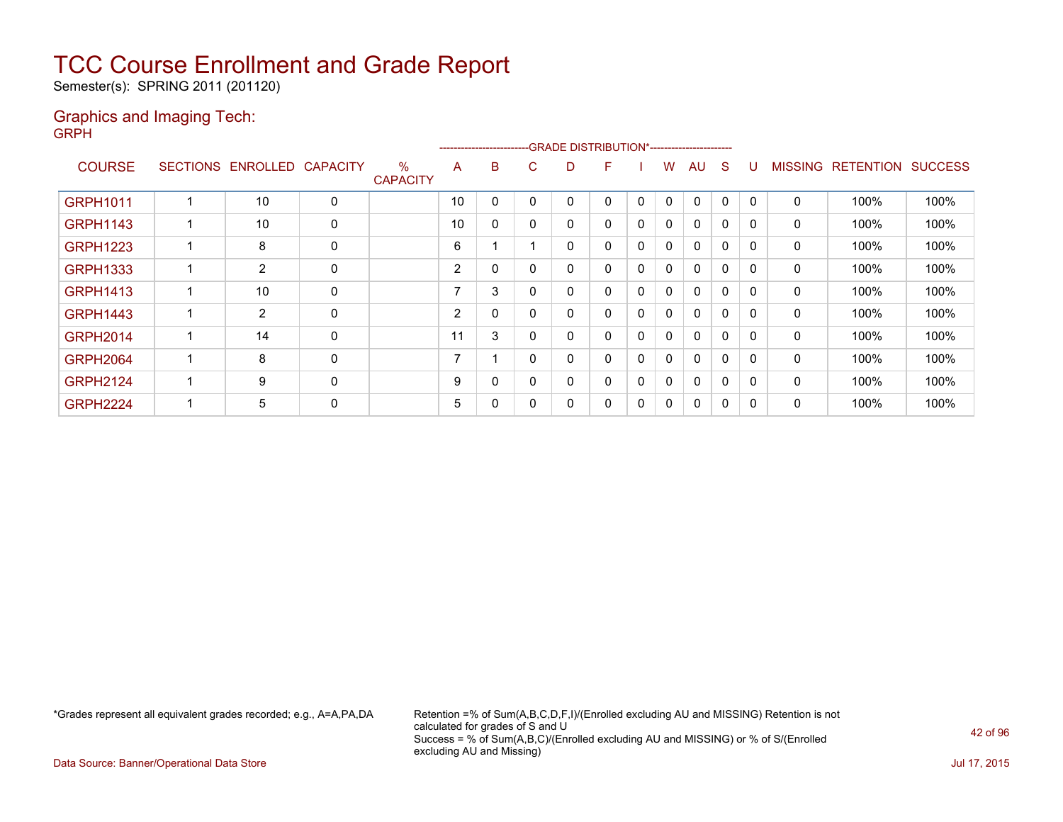# TCC Course Enrollment and Grade Report

Semester(s): SPRING 2011 (201120)

## Graphics and Imaging Tech:

GRPH

| COURSE | SECTIONS | ENROLLED | CAPACITY | % CAPACITY | A | B | C | D | F | I | W | AU | S | U | MISSING | RETENTION | SUCCESS |
|---|---|---|---|---|---|---|---|---|---|---|---|---|---|---|---|---|---|
| | | | | | GRADE DISTRIBUTION* | | | | | | | | | | | | |
| GRPH1011 | 1 | 10 | 0 | | 10 | 0 | 0 | 0 | 0 | 0 | 0 | 0 | 0 | 0 | 0 | 100% | 100% |
| GRPH1143 | 1 | 10 | 0 | | 10 | 0 | 0 | 0 | 0 | 0 | 0 | 0 | 0 | 0 | 0 | 100% | 100% |
| GRPH1223 | 1 | 8 | 0 | | 6 | 1 | 1 | 0 | 0 | 0 | 0 | 0 | 0 | 0 | 0 | 100% | 100% |
| GRPH1333 | 1 | 2 | 0 | | 2 | 0 | 0 | 0 | 0 | 0 | 0 | 0 | 0 | 0 | 0 | 100% | 100% |
| GRPH1413 | 1 | 10 | 0 | | 7 | 3 | 0 | 0 | 0 | 0 | 0 | 0 | 0 | 0 | 0 | 100% | 100% |
| GRPH1443 | 1 | 2 | 0 | | 2 | 0 | 0 | 0 | 0 | 0 | 0 | 0 | 0 | 0 | 0 | 100% | 100% |
| GRPH2014 | 1 | 14 | 0 | | 11 | 3 | 0 | 0 | 0 | 0 | 0 | 0 | 0 | 0 | 0 | 100% | 100% |
| GRPH2064 | 1 | 8 | 0 | | 7 | 1 | 0 | 0 | 0 | 0 | 0 | 0 | 0 | 0 | 0 | 100% | 100% |
| GRPH2124 | 1 | 9 | 0 | | 9 | 0 | 0 | 0 | 0 | 0 | 0 | 0 | 0 | 0 | 0 | 100% | 100% |
| GRPH2224 | 1 | 5 | 0 | | 5 | 0 | 0 | 0 | 0 | 0 | 0 | 0 | 0 | 0 | 0 | 100% | 100% |

*Grades represent all equivalent grades recorded; e.g., A=A,PA,DA

Retention =% of Sum(A,B,C,D,F,I)/(Enrolled excluding AU and MISSING) Retention is not calculated for grades of S and U
Success = % of Sum(A,B,C)/(Enrolled excluding AU and MISSING) or % of S/(Enrolled excluding AU and Missing)

Data Source: Banner/Operational Data Store

Jul 17, 2015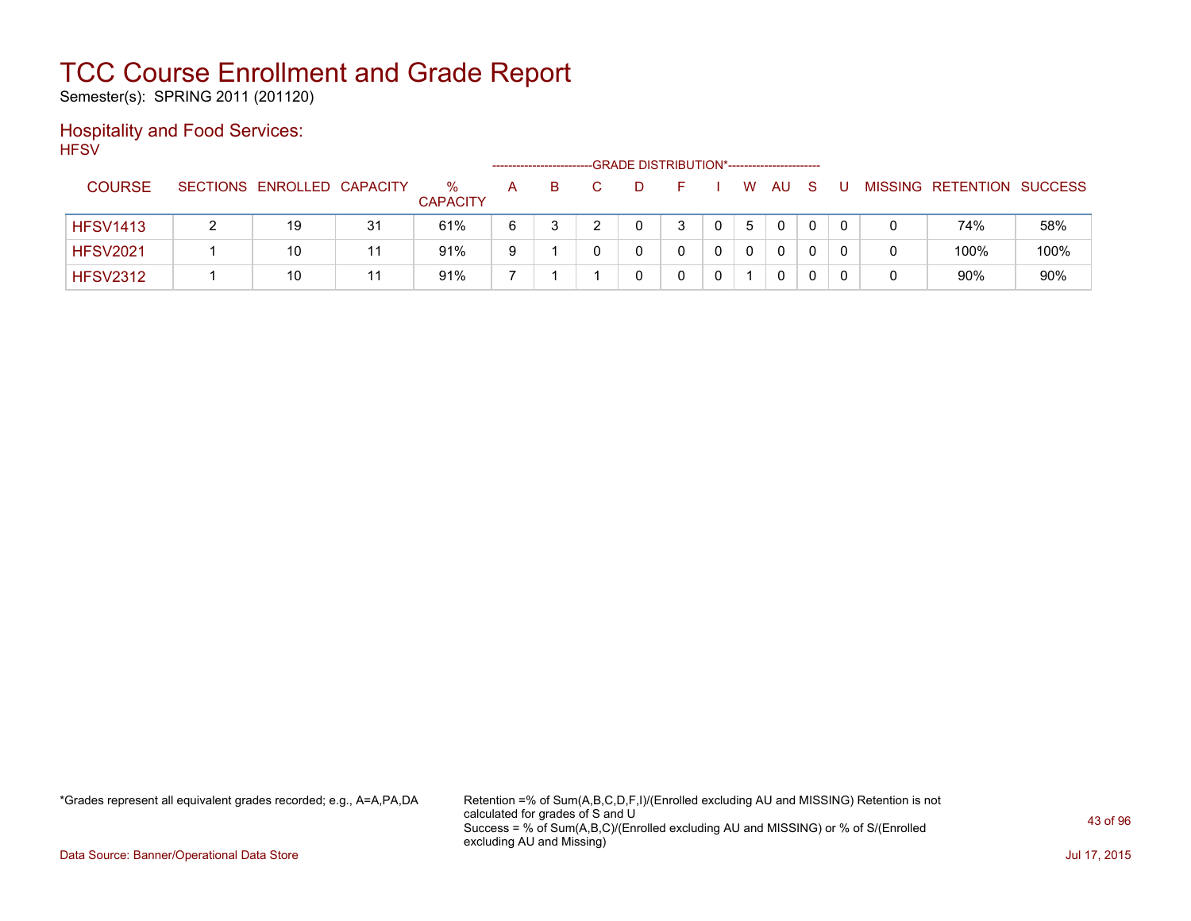# TCC Course Enrollment and Grade Report

Semester(s): SPRING 2011 (201120)

## Hospitality and Food Services:

HFSV

| COURSE | SECTIONS | ENROLLED | CAPACITY | % CAPACITY | A | B | C | D | F | I | W | AU | S | U | MISSING | RETENTION | SUCCESS |
|---|---|---|---|---|---|---|---|---|---|---|---|---|---|---|---|---|---|
| | | | | | GRADE DISTRIBUTION* | | | | | | | | | | | | |
| HFSV1413 | 2 | 19 | 31 | 61% | 6 | 3 | 2 | 0 | 3 | 0 | 5 | 0 | 0 | 0 | 0 | 74% | 58% |
| HFSV2021 | 1 | 10 | 11 | 91% | 9 | 1 | 0 | 0 | 0 | 0 | 0 | 0 | 0 | 0 | 0 | 100% | 100% |
| HFSV2312 | 1 | 10 | 11 | 91% | 7 | 1 | 1 | 0 | 0 | 0 | 1 | 0 | 0 | 0 | 0 | 90% | 90% |

*Grades represent all equivalent grades recorded; e.g., A=A,PA,DA

Retention =% of Sum(A,B,C,D,F,I)/(Enrolled excluding AU and MISSING) Retention is not calculated for grades of S and U
Success = % of Sum(A,B,C)/(Enrolled excluding AU and MISSING) or % of S/(Enrolled excluding AU and Missing)

Data Source: Banner/Operational Data Store

Jul 17, 2015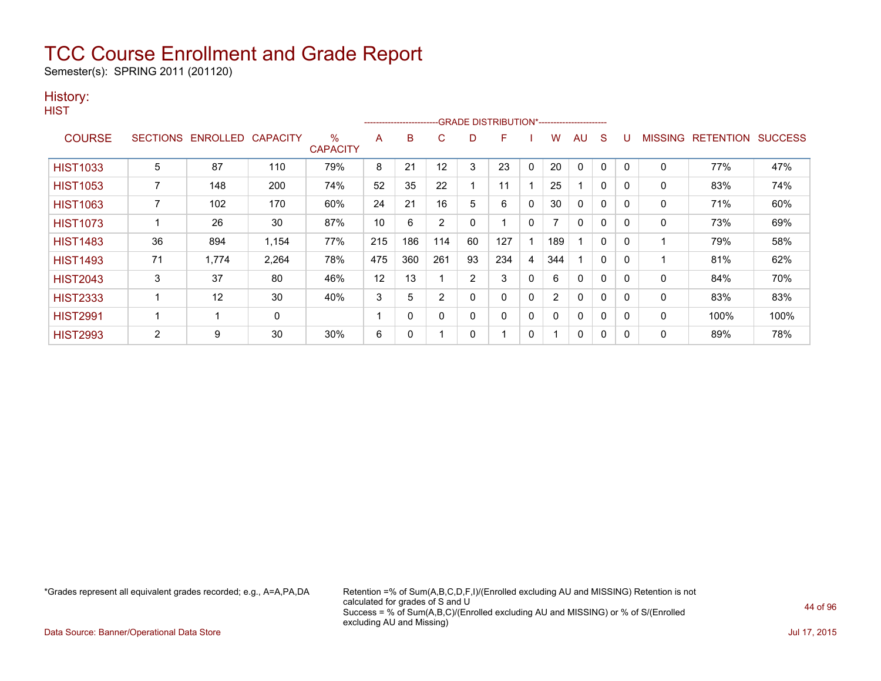# TCC Course Enrollment and Grade Report

Semester(s): SPRING 2011 (201120)

## History:

HIST

| COURSE | SECTIONS | ENROLLED | CAPACITY | % CAPACITY | A | B | C | D | F | I | W | AU | S | U | MISSING | RETENTION | SUCCESS |
|---|---|---|---|---|---|---|---|---|---|---|---|---|---|---|---|---|---|
| | | | | | GRADE DISTRIBUTION* | | | | | | | | | | | | |
| HIST1033 | 5 | 87 | 110 | 79% | 8 | 21 | 12 | 3 | 23 | 0 | 20 | 0 | 0 | 0 | 0 | 77% | 47% |
| HIST1053 | 7 | 148 | 200 | 74% | 52 | 35 | 22 | 1 | 11 | 1 | 25 | 1 | 0 | 0 | 0 | 83% | 74% |
| HIST1063 | 7 | 102 | 170 | 60% | 24 | 21 | 16 | 5 | 6 | 0 | 30 | 0 | 0 | 0 | 0 | 71% | 60% |
| HIST1073 | 1 | 26 | 30 | 87% | 10 | 6 | 2 | 0 | 1 | 0 | 7 | 0 | 0 | 0 | 0 | 73% | 69% |
| HIST1483 | 36 | 894 | 1,154 | 77% | 215 | 186 | 114 | 60 | 127 | 1 | 189 | 1 | 0 | 0 | 1 | 79% | 58% |
| HIST1493 | 71 | 1,774 | 2,264 | 78% | 475 | 360 | 261 | 93 | 234 | 4 | 344 | 1 | 0 | 0 | 1 | 81% | 62% |
| HIST2043 | 3 | 37 | 80 | 46% | 12 | 13 | 1 | 2 | 3 | 0 | 6 | 0 | 0 | 0 | 0 | 84% | 70% |
| HIST2333 | 1 | 12 | 30 | 40% | 3 | 5 | 2 | 0 | 0 | 0 | 2 | 0 | 0 | 0 | 0 | 83% | 83% |
| HIST2991 | 1 | 1 | 0 | | 1 | 0 | 0 | 0 | 0 | 0 | 0 | 0 | 0 | 0 | 0 | 100% | 100% |
| HIST2993 | 2 | 9 | 30 | 30% | 6 | 0 | 1 | 0 | 1 | 0 | 1 | 0 | 0 | 0 | 0 | 89% | 78% |

*Grades represent all equivalent grades recorded; e.g., A=A,PA,DA

Retention =% of Sum(A,B,C,D,F,I)/(Enrolled excluding AU and MISSING) Retention is not calculated for grades of S and U
Success = % of Sum(A,B,C)/(Enrolled excluding AU and MISSING) or % of S/(Enrolled excluding AU and Missing)

Data Source: Banner/Operational Data Store

Jul 17, 2015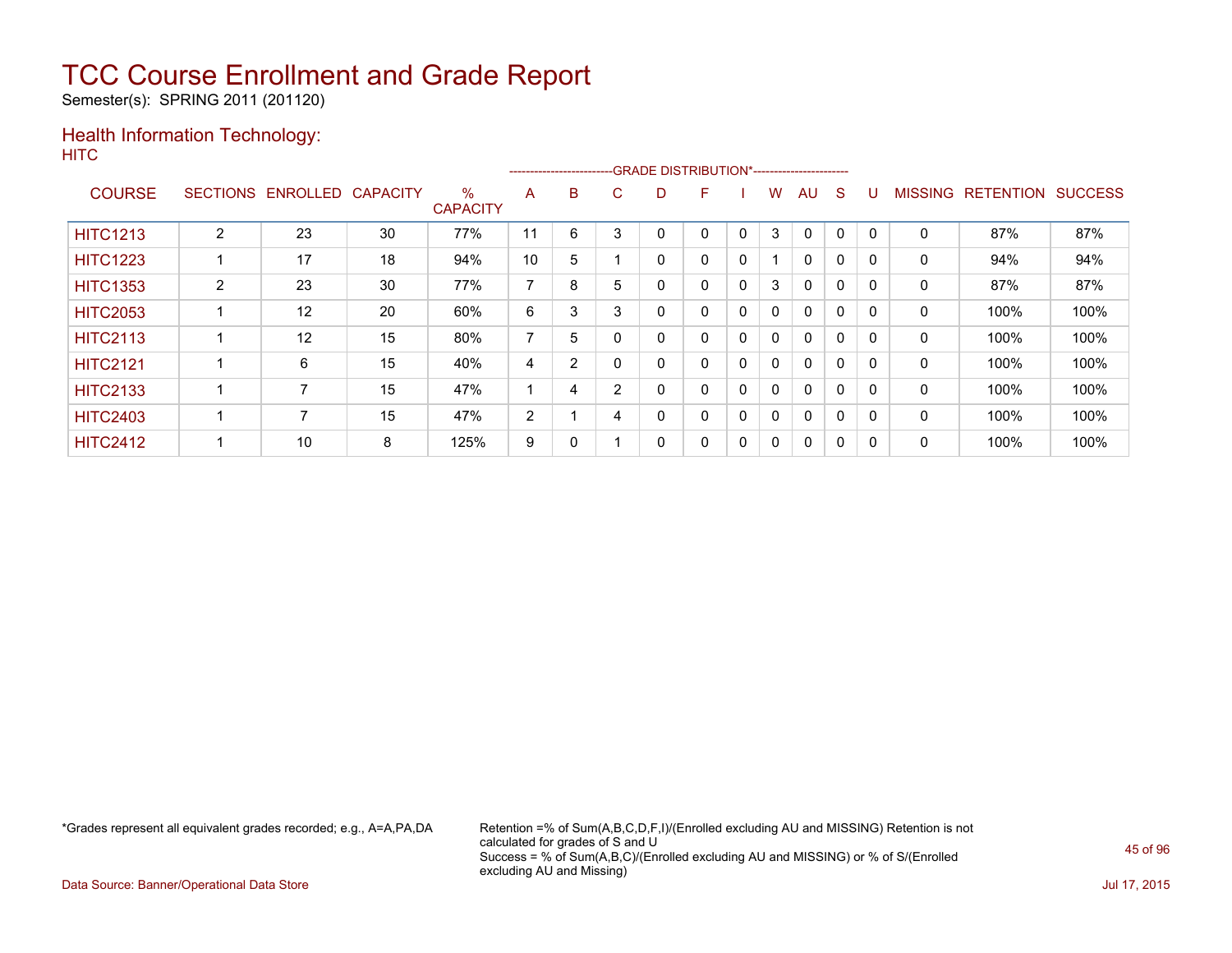# TCC Course Enrollment and Grade Report

Semester(s): SPRING 2011 (201120)

## Health Information Technology:

HITC

| COURSE | SECTIONS | ENROLLED | CAPACITY | % CAPACITY | A | B | C | D | F | I | W | AU | S | U | MISSING | RETENTION | SUCCESS |
|---|---|---|---|---|---|---|---|---|---|---|---|---|---|---|---|---|---|
| | | | | | GRADE DISTRIBUTION* | | | | | | | | | | | | |
| HITC1213 | 2 | 23 | 30 | 77% | 11 | 6 | 3 | 0 | 0 | 0 | 3 | 0 | 0 | 0 | 0 | 87% | 87% |
| HITC1223 | 1 | 17 | 18 | 94% | 10 | 5 | 1 | 0 | 0 | 0 | 1 | 0 | 0 | 0 | 0 | 94% | 94% |
| HITC1353 | 2 | 23 | 30 | 77% | 7 | 8 | 5 | 0 | 0 | 0 | 3 | 0 | 0 | 0 | 0 | 87% | 87% |
| HITC2053 | 1 | 12 | 20 | 60% | 6 | 3 | 3 | 0 | 0 | 0 | 0 | 0 | 0 | 0 | 0 | 100% | 100% |
| HITC2113 | 1 | 12 | 15 | 80% | 7 | 5 | 0 | 0 | 0 | 0 | 0 | 0 | 0 | 0 | 0 | 100% | 100% |
| HITC2121 | 1 | 6 | 15 | 40% | 4 | 2 | 0 | 0 | 0 | 0 | 0 | 0 | 0 | 0 | 0 | 100% | 100% |
| HITC2133 | 1 | 7 | 15 | 47% | 1 | 4 | 2 | 0 | 0 | 0 | 0 | 0 | 0 | 0 | 0 | 100% | 100% |
| HITC2403 | 1 | 7 | 15 | 47% | 2 | 1 | 4 | 0 | 0 | 0 | 0 | 0 | 0 | 0 | 0 | 100% | 100% |
| HITC2412 | 1 | 10 | 8 | 125% | 9 | 0 | 1 | 0 | 0 | 0 | 0 | 0 | 0 | 0 | 0 | 100% | 100% |

*Grades represent all equivalent grades recorded; e.g., A=A,PA,DA

Retention =% of Sum(A,B,C,D,F,I)/(Enrolled excluding AU and MISSING) Retention is not calculated for grades of S and U
Success = % of Sum(A,B,C)/(Enrolled excluding AU and MISSING) or % of S/(Enrolled excluding AU and Missing)

Data Source: Banner/Operational Data Store

Jul 17, 2015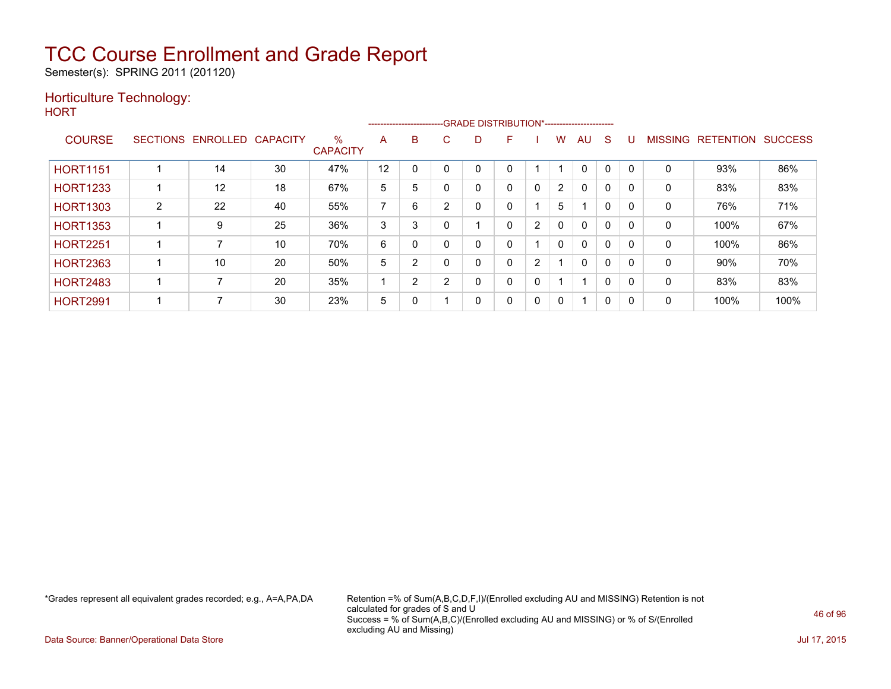# TCC Course Enrollment and Grade Report

Semester(s): SPRING 2011 (201120)

## Horticulture Technology:

HORT

| COURSE | SECTIONS | ENROLLED | CAPACITY | % CAPACITY | A | B | C | D | F | I | W | AU | S | U | MISSING | RETENTION | SUCCESS |
|---|---|---|---|---|---|---|---|---|---|---|---|---|---|---|---|---|---|
| | | | | | GRADE DISTRIBUTION* | | | | | | | | | | | | |
| HORT1151 | 1 | 14 | 30 | 47% | 12 | 0 | 0 | 0 | 0 | 1 | 1 | 0 | 0 | 0 | 0 | 93% | 86% |
| HORT1233 | 1 | 12 | 18 | 67% | 5 | 5 | 0 | 0 | 0 | 0 | 2 | 0 | 0 | 0 | 0 | 83% | 83% |
| HORT1303 | 2 | 22 | 40 | 55% | 7 | 6 | 2 | 0 | 0 | 1 | 5 | 1 | 0 | 0 | 0 | 76% | 71% |
| HORT1353 | 1 | 9 | 25 | 36% | 3 | 3 | 0 | 1 | 0 | 2 | 0 | 0 | 0 | 0 | 0 | 100% | 67% |
| HORT2251 | 1 | 7 | 10 | 70% | 6 | 0 | 0 | 0 | 0 | 1 | 0 | 0 | 0 | 0 | 0 | 100% | 86% |
| HORT2363 | 1 | 10 | 20 | 50% | 5 | 2 | 0 | 0 | 0 | 2 | 1 | 0 | 0 | 0 | 0 | 90% | 70% |
| HORT2483 | 1 | 7 | 20 | 35% | 1 | 2 | 2 | 0 | 0 | 0 | 1 | 1 | 0 | 0 | 0 | 83% | 83% |
| HORT2991 | 1 | 7 | 30 | 23% | 5 | 0 | 1 | 0 | 0 | 0 | 0 | 1 | 0 | 0 | 0 | 100% | 100% |

*Grades represent all equivalent grades recorded; e.g., A=A,PA,DA

Retention =% of Sum(A,B,C,D,F,I)/(Enrolled excluding AU and MISSING) Retention is not calculated for grades of S and U
Success = % of Sum(A,B,C)/(Enrolled excluding AU and MISSING) or % of S/(Enrolled excluding AU and Missing)

Data Source: Banner/Operational Data Store

Jul 17, 2015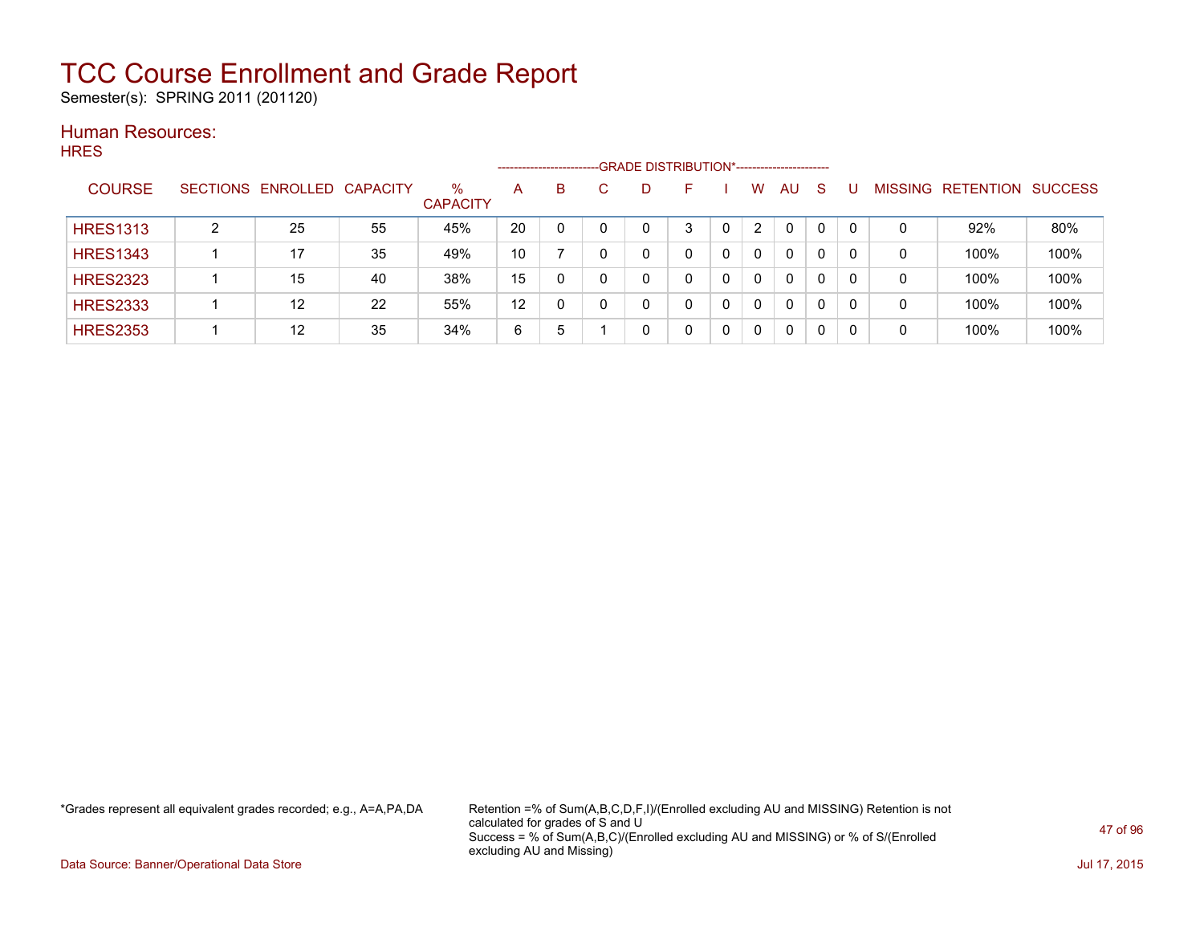# TCC Course Enrollment and Grade Report

Semester(s): SPRING 2011 (201120)

## Human Resources:

### HRES

| COURSE | SECTIONS | ENROLLED | CAPACITY | % CAPACITY | A | B | C | D | F | I | W | AU | S | U | MISSING | RETENTION | SUCCESS |
|---|---|---|---|---|---|---|---|---|---|---|---|---|---|---|---|---|---|
| | | | | | GRADE DISTRIBUTION* | | | | | | | | | | | | |
| HRES1313 | 2 | 25 | 55 | 45% | 20 | 0 | 0 | 0 | 3 | 0 | 2 | 0 | 0 | 0 | 0 | 92% | 80% |
| HRES1343 | 1 | 17 | 35 | 49% | 10 | 7 | 0 | 0 | 0 | 0 | 0 | 0 | 0 | 0 | 0 | 100% | 100% |
| HRES2323 | 1 | 15 | 40 | 38% | 15 | 0 | 0 | 0 | 0 | 0 | 0 | 0 | 0 | 0 | 0 | 100% | 100% |
| HRES2333 | 1 | 12 | 22 | 55% | 12 | 0 | 0 | 0 | 0 | 0 | 0 | 0 | 0 | 0 | 0 | 100% | 100% |
| HRES2353 | 1 | 12 | 35 | 34% | 6 | 5 | 1 | 0 | 0 | 0 | 0 | 0 | 0 | 0 | 0 | 100% | 100% |

*Grades represent all equivalent grades recorded; e.g., A=A,PA,DA

Retention =% of Sum(A,B,C,D,F,I)/(Enrolled excluding AU and MISSING) Retention is not calculated for grades of S and U
Success = % of Sum(A,B,C)/(Enrolled excluding AU and MISSING) or % of S/(Enrolled excluding AU and Missing)

Data Source: Banner/Operational Data Store

Jul 17, 2015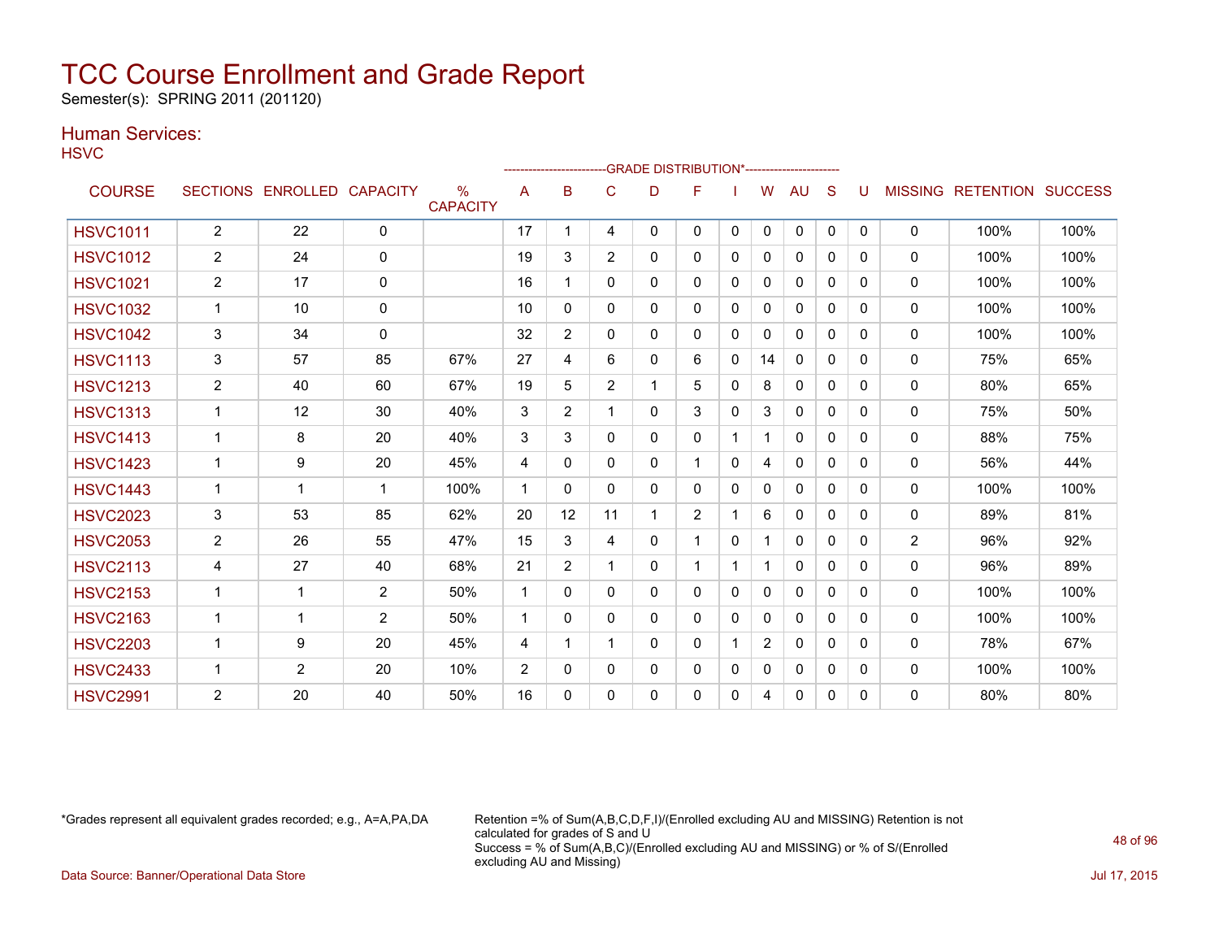# TCC Course Enrollment and Grade Report

Semester(s): SPRING 2011 (201120)

## Human Services:

HSVC

| COURSE | SECTIONS | ENROLLED | CAPACITY | % CAPACITY | A | B | C | D | F | I | W | AU | S | U | MISSING | RETENTION | SUCCESS |
|---|---|---|---|---|---|---|---|---|---|---|---|---|---|---|---|---|---|
| | | | | | GRADE DISTRIBUTION* | | | | | | | | | | | | |
| HSVC1011 | 2 | 22 | 0 | | 17 | 1 | 4 | 0 | 0 | 0 | 0 | 0 | 0 | 0 | 0 | 100% | 100% |
| HSVC1012 | 2 | 24 | 0 | | 19 | 3 | 2 | 0 | 0 | 0 | 0 | 0 | 0 | 0 | 0 | 100% | 100% |
| HSVC1021 | 2 | 17 | 0 | | 16 | 1 | 0 | 0 | 0 | 0 | 0 | 0 | 0 | 0 | 0 | 100% | 100% |
| HSVC1032 | 1 | 10 | 0 | | 10 | 0 | 0 | 0 | 0 | 0 | 0 | 0 | 0 | 0 | 0 | 100% | 100% |
| HSVC1042 | 3 | 34 | 0 | | 32 | 2 | 0 | 0 | 0 | 0 | 0 | 0 | 0 | 0 | 0 | 100% | 100% |
| HSVC1113 | 3 | 57 | 85 | 67% | 27 | 4 | 6 | 0 | 6 | 0 | 14 | 0 | 0 | 0 | 0 | 75% | 65% |
| HSVC1213 | 2 | 40 | 60 | 67% | 19 | 5 | 2 | 1 | 5 | 0 | 8 | 0 | 0 | 0 | 0 | 80% | 65% |
| HSVC1313 | 1 | 12 | 30 | 40% | 3 | 2 | 1 | 0 | 3 | 0 | 3 | 0 | 0 | 0 | 0 | 75% | 50% |
| HSVC1413 | 1 | 8 | 20 | 40% | 3 | 3 | 0 | 0 | 0 | 1 | 1 | 0 | 0 | 0 | 0 | 88% | 75% |
| HSVC1423 | 1 | 9 | 20 | 45% | 4 | 0 | 0 | 0 | 1 | 0 | 4 | 0 | 0 | 0 | 0 | 56% | 44% |
| HSVC1443 | 1 | 1 | 1 | 100% | 1 | 0 | 0 | 0 | 0 | 0 | 0 | 0 | 0 | 0 | 0 | 100% | 100% |
| HSVC2023 | 3 | 53 | 85 | 62% | 20 | 12 | 11 | 1 | 2 | 1 | 6 | 0 | 0 | 0 | 0 | 89% | 81% |
| HSVC2053 | 2 | 26 | 55 | 47% | 15 | 3 | 4 | 0 | 1 | 0 | 1 | 0 | 0 | 0 | 2 | 96% | 92% |
| HSVC2113 | 4 | 27 | 40 | 68% | 21 | 2 | 1 | 0 | 1 | 1 | 1 | 0 | 0 | 0 | 0 | 96% | 89% |
| HSVC2153 | 1 | 1 | 2 | 50% | 1 | 0 | 0 | 0 | 0 | 0 | 0 | 0 | 0 | 0 | 0 | 100% | 100% |
| HSVC2163 | 1 | 1 | 2 | 50% | 1 | 0 | 0 | 0 | 0 | 0 | 0 | 0 | 0 | 0 | 0 | 100% | 100% |
| HSVC2203 | 1 | 9 | 20 | 45% | 4 | 1 | 1 | 0 | 0 | 1 | 2 | 0 | 0 | 0 | 0 | 78% | 67% |
| HSVC2433 | 1 | 2 | 20 | 10% | 2 | 0 | 0 | 0 | 0 | 0 | 0 | 0 | 0 | 0 | 0 | 100% | 100% |
| HSVC2991 | 2 | 20 | 40 | 50% | 16 | 0 | 0 | 0 | 0 | 0 | 4 | 0 | 0 | 0 | 0 | 80% | 80% |

*Grades represent all equivalent grades recorded; e.g., A=A,PA,DA

Retention =% of Sum(A,B,C,D,F,I)/(Enrolled excluding AU and MISSING) Retention is not calculated for grades of S and U
Success = % of Sum(A,B,C)/(Enrolled excluding AU and MISSING) or % of S/(Enrolled excluding AU and Missing)

Data Source: Banner/Operational Data Store

Jul 17, 2015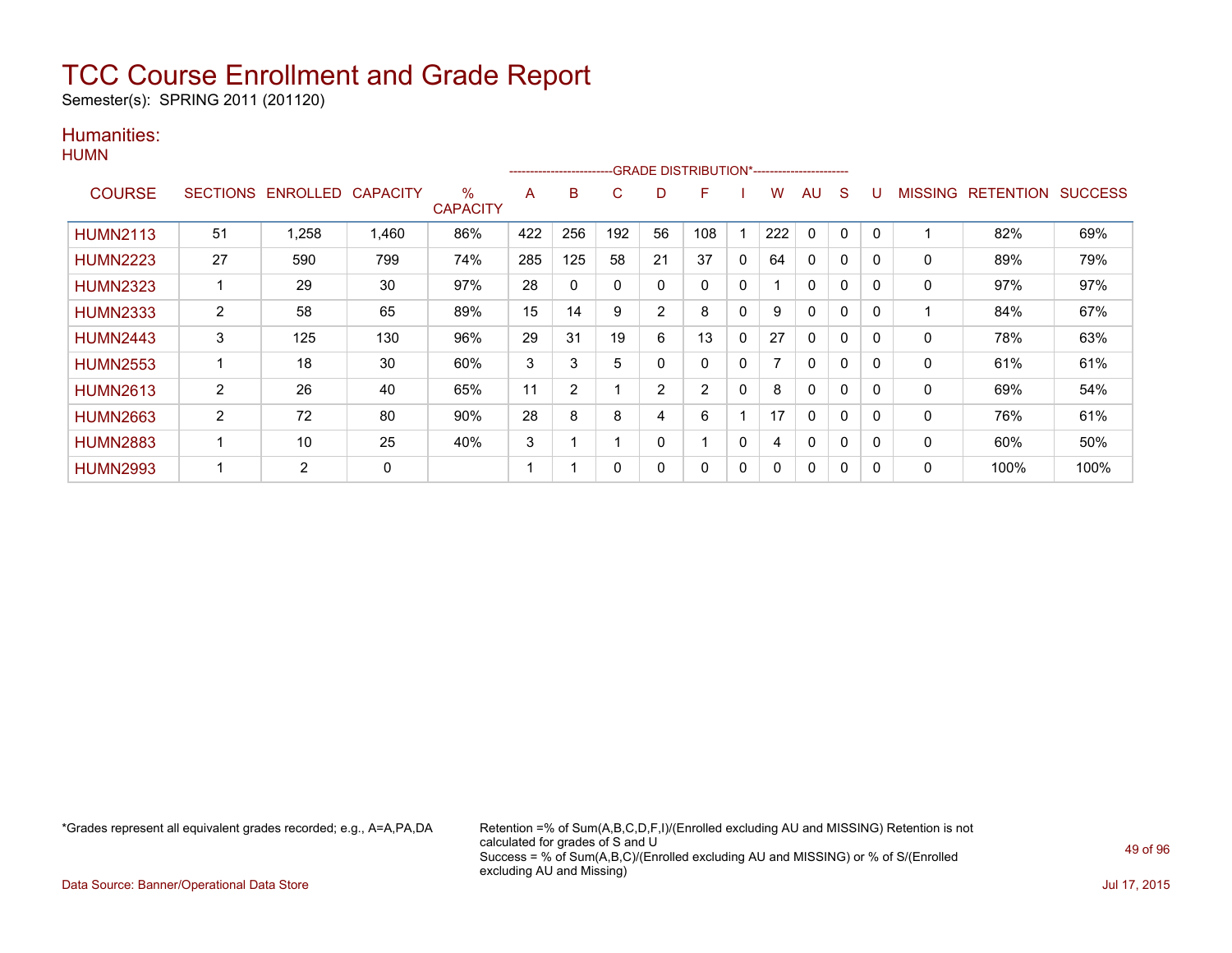# TCC Course Enrollment and Grade Report

Semester(s): SPRING 2011 (201120)

## Humanities:

HUMN

| COURSE | SECTIONS | ENROLLED | CAPACITY | % CAPACITY | A | B | C | D | F | I | W | AU | S | U | MISSING | RETENTION | SUCCESS |
|---|---|---|---|---|---|---|---|---|---|---|---|---|---|---|---|---|---|
| | | | | | GRADE DISTRIBUTION* | | | | | | | | | | | | |
| HUMN2113 | 51 | 1,258 | 1,460 | 86% | 422 | 256 | 192 | 56 | 108 | 1 | 222 | 0 | 0 | 0 | 1 | 82% | 69% |
| HUMN2223 | 27 | 590 | 799 | 74% | 285 | 125 | 58 | 21 | 37 | 0 | 64 | 0 | 0 | 0 | 0 | 89% | 79% |
| HUMN2323 | 1 | 29 | 30 | 97% | 28 | 0 | 0 | 0 | 0 | 0 | 1 | 0 | 0 | 0 | 0 | 97% | 97% |
| HUMN2333 | 2 | 58 | 65 | 89% | 15 | 14 | 9 | 2 | 8 | 0 | 9 | 0 | 0 | 0 | 1 | 84% | 67% |
| HUMN2443 | 3 | 125 | 130 | 96% | 29 | 31 | 19 | 6 | 13 | 0 | 27 | 0 | 0 | 0 | 0 | 78% | 63% |
| HUMN2553 | 1 | 18 | 30 | 60% | 3 | 3 | 5 | 0 | 0 | 0 | 7 | 0 | 0 | 0 | 0 | 61% | 61% |
| HUMN2613 | 2 | 26 | 40 | 65% | 11 | 2 | 1 | 2 | 2 | 0 | 8 | 0 | 0 | 0 | 0 | 69% | 54% |
| HUMN2663 | 2 | 72 | 80 | 90% | 28 | 8 | 8 | 4 | 6 | 1 | 17 | 0 | 0 | 0 | 0 | 76% | 61% |
| HUMN2883 | 1 | 10 | 25 | 40% | 3 | 1 | 1 | 0 | 1 | 0 | 4 | 0 | 0 | 0 | 0 | 60% | 50% |
| HUMN2993 | 1 | 2 | 0 | | 1 | 1 | 0 | 0 | 0 | 0 | 0 | 0 | 0 | 0 | 0 | 100% | 100% |

*Grades represent all equivalent grades recorded; e.g., A=A,PA,DA

Retention =% of Sum(A,B,C,D,F,I)/(Enrolled excluding AU and MISSING) Retention is not calculated for grades of S and U
Success = % of Sum(A,B,C)/(Enrolled excluding AU and MISSING) or % of S/(Enrolled excluding AU and Missing)

Data Source: Banner/Operational Data Store

Jul 17, 2015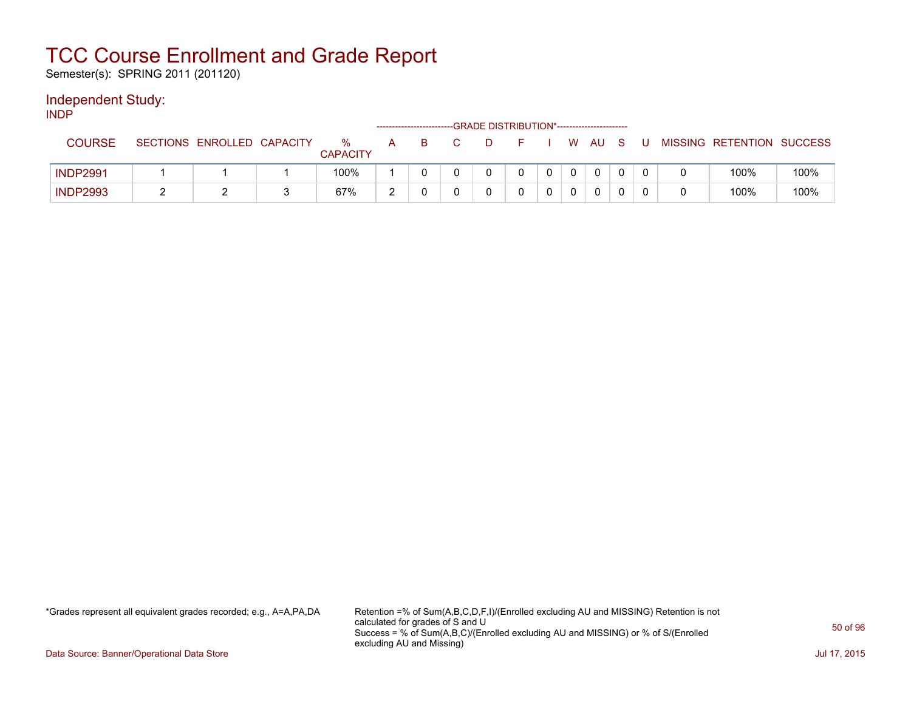# TCC Course Enrollment and Grade Report

Semester(s): SPRING 2011 (201120)

## Independent Study:

### INDP

| COURSE | SECTIONS | ENROLLED | CAPACITY | % CAPACITY | A | B | C | D | F | I | W | AU | S | U | MISSING | RETENTION | SUCCESS |
|---|---|---|---|---|---|---|---|---|---|---|---|---|---|---|---|---|---|
| | | | | | GRADE DISTRIBUTION* | | | | | | | | | | | | |
| INDP2991 | 1 | 1 | 1 | 100% | 1 | 0 | 0 | 0 | 0 | 0 | 0 | 0 | 0 | 0 | 0 | 100% | 100% |
| INDP2993 | 2 | 2 | 3 | 67% | 2 | 0 | 0 | 0 | 0 | 0 | 0 | 0 | 0 | 0 | 0 | 100% | 100% |

*Grades represent all equivalent grades recorded; e.g., A=A,PA,DA

Retention =% of Sum(A,B,C,D,F,I)/(Enrolled excluding AU and MISSING) Retention is not calculated for grades of S and U
Success = % of Sum(A,B,C)/(Enrolled excluding AU and MISSING) or % of S/(Enrolled excluding AU and Missing)

Data Source: Banner/Operational Data Store

Jul 17, 2015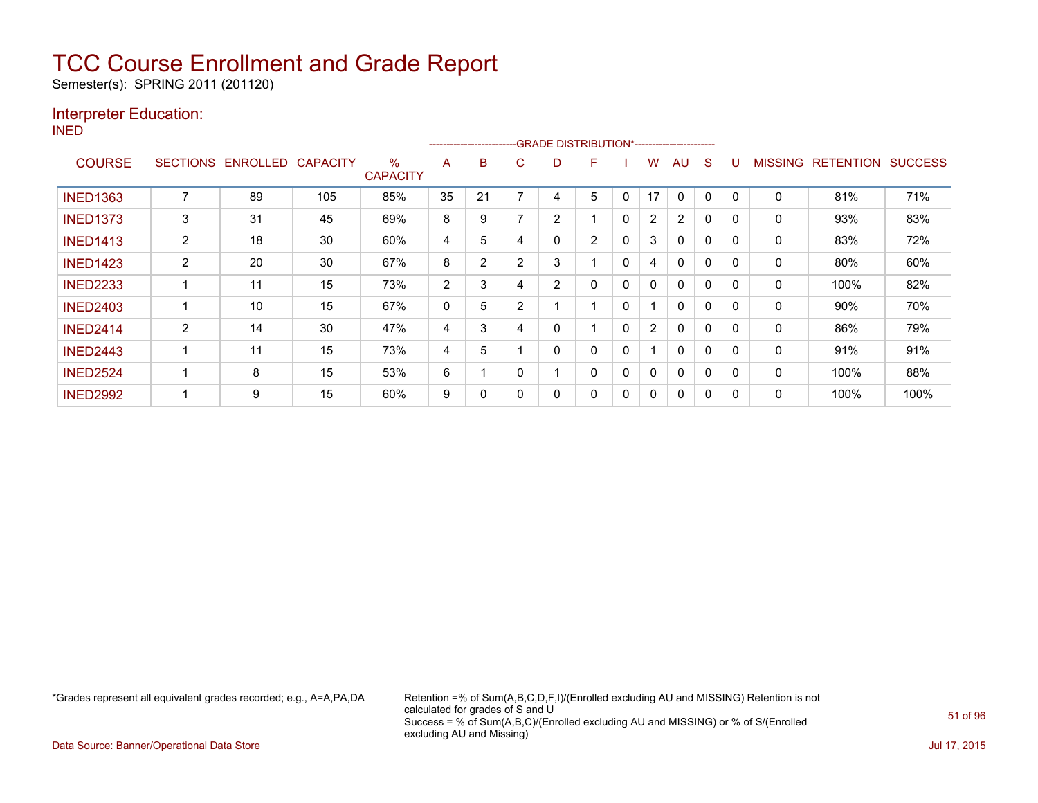# TCC Course Enrollment and Grade Report

Semester(s): SPRING 2011 (201120)

## Interpreter Education:

INED

| COURSE | SECTIONS | ENROLLED | CAPACITY | % CAPACITY | A | B | C | D | F | I | W | AU | S | U | MISSING | RETENTION | SUCCESS |
|---|---|---|---|---|---|---|---|---|---|---|---|---|---|---|---|---|---|
| | | | | | GRADE DISTRIBUTION* | | | | | | | | | | | | |
| INED1363 | 7 | 89 | 105 | 85% | 35 | 21 | 7 | 4 | 5 | 0 | 17 | 0 | 0 | 0 | 0 | 81% | 71% |
| INED1373 | 3 | 31 | 45 | 69% | 8 | 9 | 7 | 2 | 1 | 0 | 2 | 2 | 0 | 0 | 0 | 93% | 83% |
| INED1413 | 2 | 18 | 30 | 60% | 4 | 5 | 4 | 0 | 2 | 0 | 3 | 0 | 0 | 0 | 0 | 83% | 72% |
| INED1423 | 2 | 20 | 30 | 67% | 8 | 2 | 2 | 3 | 1 | 0 | 4 | 0 | 0 | 0 | 0 | 80% | 60% |
| INED2233 | 1 | 11 | 15 | 73% | 2 | 3 | 4 | 2 | 0 | 0 | 0 | 0 | 0 | 0 | 0 | 100% | 82% |
| INED2403 | 1 | 10 | 15 | 67% | 0 | 5 | 2 | 1 | 1 | 0 | 1 | 0 | 0 | 0 | 0 | 90% | 70% |
| INED2414 | 2 | 14 | 30 | 47% | 4 | 3 | 4 | 0 | 1 | 0 | 2 | 0 | 0 | 0 | 0 | 86% | 79% |
| INED2443 | 1 | 11 | 15 | 73% | 4 | 5 | 1 | 0 | 0 | 0 | 1 | 0 | 0 | 0 | 0 | 91% | 91% |
| INED2524 | 1 | 8 | 15 | 53% | 6 | 1 | 0 | 1 | 0 | 0 | 0 | 0 | 0 | 0 | 0 | 100% | 88% |
| INED2992 | 1 | 9 | 15 | 60% | 9 | 0 | 0 | 0 | 0 | 0 | 0 | 0 | 0 | 0 | 0 | 100% | 100% |

*Grades represent all equivalent grades recorded; e.g., A=A,PA,DA

Retention =% of Sum(A,B,C,D,F,I)/(Enrolled excluding AU and MISSING) Retention is not calculated for grades of S and U
Success = % of Sum(A,B,C)/(Enrolled excluding AU and MISSING) or % of S/(Enrolled excluding AU and Missing)

Data Source: Banner/Operational Data Store

Jul 17, 2015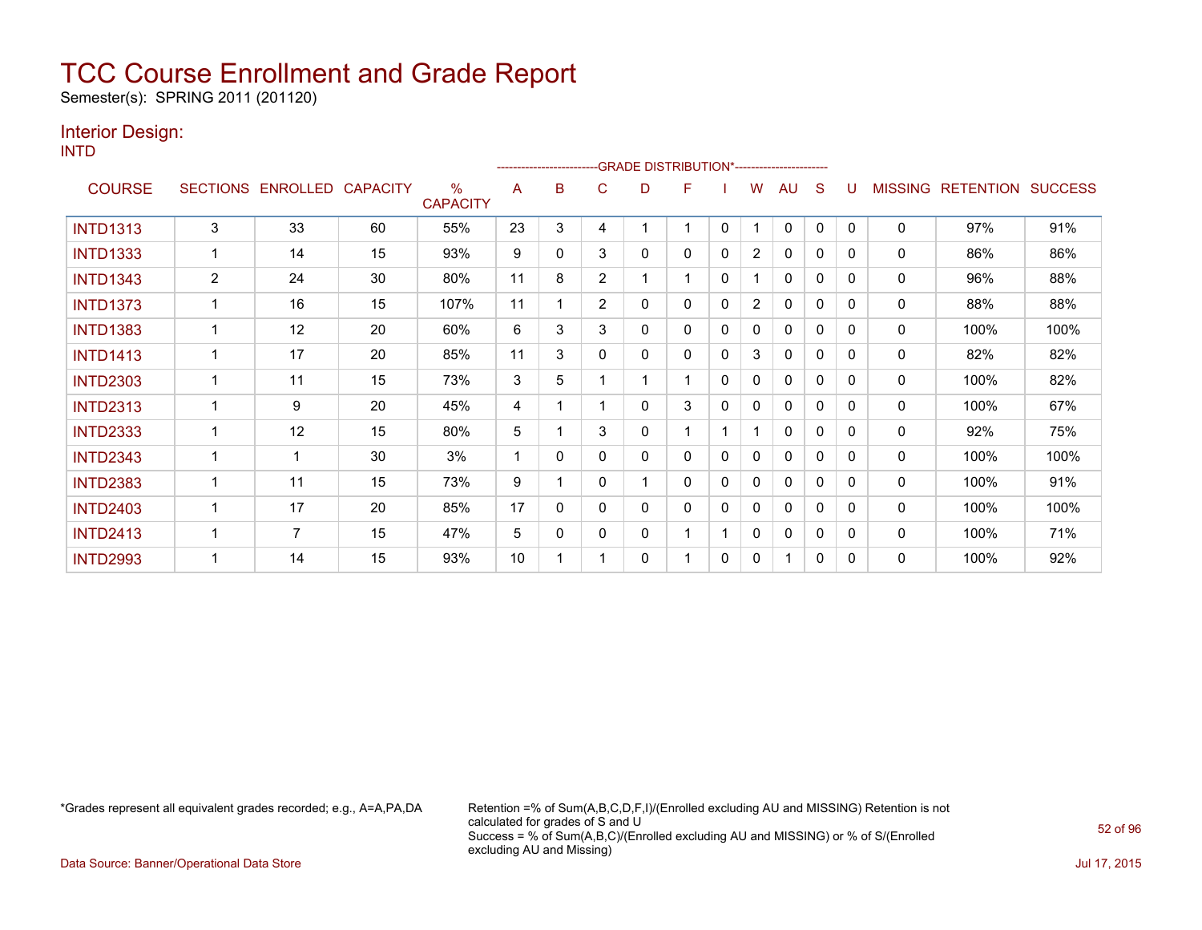# TCC Course Enrollment and Grade Report

Semester(s): SPRING 2011 (201120)

## Interior Design:

INTD

| COURSE | SECTIONS | ENROLLED | CAPACITY | % CAPACITY | A | B | C | D | F | I | W | AU | S | U | MISSING | RETENTION | SUCCESS |
|---|---|---|---|---|---|---|---|---|---|---|---|---|---|---|---|---|---|
| | | | | | GRADE DISTRIBUTION* | | | | | | | | | | | | |
| INTD1313 | 3 | 33 | 60 | 55% | 23 | 3 | 4 | 1 | 1 | 0 | 1 | 0 | 0 | 0 | 0 | 97% | 91% |
| INTD1333 | 1 | 14 | 15 | 93% | 9 | 0 | 3 | 0 | 0 | 0 | 2 | 0 | 0 | 0 | 0 | 86% | 86% |
| INTD1343 | 2 | 24 | 30 | 80% | 11 | 8 | 2 | 1 | 1 | 0 | 1 | 0 | 0 | 0 | 0 | 96% | 88% |
| INTD1373 | 1 | 16 | 15 | 107% | 11 | 1 | 2 | 0 | 0 | 0 | 2 | 0 | 0 | 0 | 0 | 88% | 88% |
| INTD1383 | 1 | 12 | 20 | 60% | 6 | 3 | 3 | 0 | 0 | 0 | 0 | 0 | 0 | 0 | 0 | 100% | 100% |
| INTD1413 | 1 | 17 | 20 | 85% | 11 | 3 | 0 | 0 | 0 | 0 | 3 | 0 | 0 | 0 | 0 | 82% | 82% |
| INTD2303 | 1 | 11 | 15 | 73% | 3 | 5 | 1 | 1 | 1 | 0 | 0 | 0 | 0 | 0 | 0 | 100% | 82% |
| INTD2313 | 1 | 9 | 20 | 45% | 4 | 1 | 1 | 0 | 3 | 0 | 0 | 0 | 0 | 0 | 0 | 100% | 67% |
| INTD2333 | 1 | 12 | 15 | 80% | 5 | 1 | 3 | 0 | 1 | 1 | 1 | 0 | 0 | 0 | 0 | 92% | 75% |
| INTD2343 | 1 | 1 | 30 | 3% | 1 | 0 | 0 | 0 | 0 | 0 | 0 | 0 | 0 | 0 | 0 | 100% | 100% |
| INTD2383 | 1 | 11 | 15 | 73% | 9 | 1 | 0 | 1 | 0 | 0 | 0 | 0 | 0 | 0 | 0 | 100% | 91% |
| INTD2403 | 1 | 17 | 20 | 85% | 17 | 0 | 0 | 0 | 0 | 0 | 0 | 0 | 0 | 0 | 0 | 100% | 100% |
| INTD2413 | 1 | 7 | 15 | 47% | 5 | 0 | 0 | 0 | 1 | 1 | 0 | 0 | 0 | 0 | 0 | 100% | 71% |
| INTD2993 | 1 | 14 | 15 | 93% | 10 | 1 | 1 | 0 | 1 | 0 | 0 | 1 | 0 | 0 | 0 | 100% | 92% |

*Grades represent all equivalent grades recorded; e.g., A=A,PA,DA

Retention =% of Sum(A,B,C,D,F,I)/(Enrolled excluding AU and MISSING) Retention is not calculated for grades of S and U
Success = % of Sum(A,B,C)/(Enrolled excluding AU and MISSING) or % of S/(Enrolled excluding AU and Missing)

Data Source: Banner/Operational Data Store

Jul 17, 2015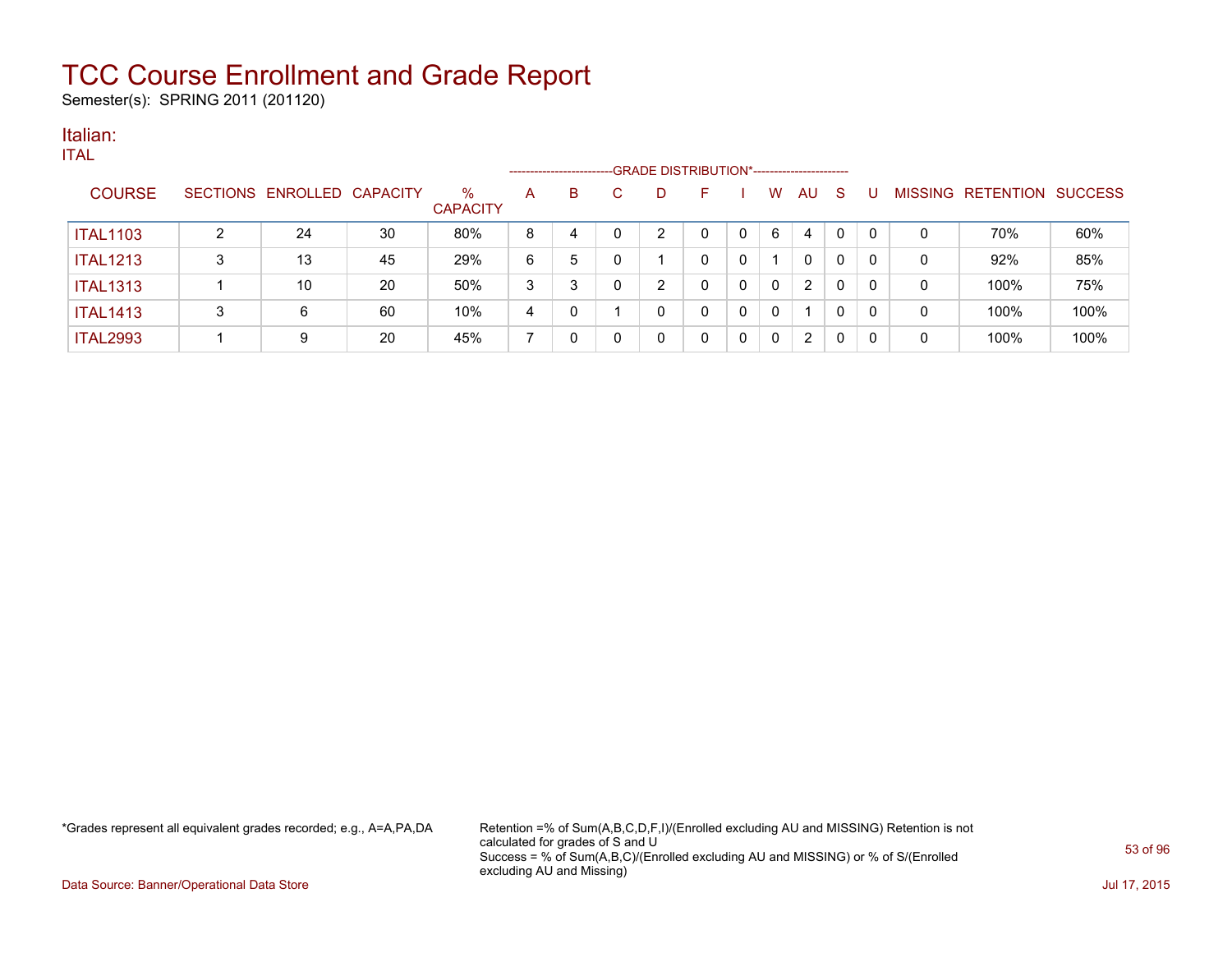# TCC Course Enrollment and Grade Report

Semester(s): SPRING 2011 (201120)

## Italian:

ITAL

| COURSE | SECTIONS | ENROLLED | CAPACITY | % CAPACITY | A | B | C | D | F | I | W | AU | S | U | MISSING | RETENTION | SUCCESS |
|---|---|---|---|---|---|---|---|---|---|---|---|---|---|---|---|---|---|
| | | | | | GRADE DISTRIBUTION* | | | | | | | | | | | | |
| ITAL1103 | 2 | 24 | 30 | 80% | 8 | 4 | 0 | 2 | 0 | 0 | 6 | 4 | 0 | 0 | 0 | 70% | 60% |
| ITAL1213 | 3 | 13 | 45 | 29% | 6 | 5 | 0 | 1 | 0 | 0 | 1 | 0 | 0 | 0 | 0 | 92% | 85% |
| ITAL1313 | 1 | 10 | 20 | 50% | 3 | 3 | 0 | 2 | 0 | 0 | 0 | 2 | 0 | 0 | 0 | 100% | 75% |
| ITAL1413 | 3 | 6 | 60 | 10% | 4 | 0 | 1 | 0 | 0 | 0 | 0 | 1 | 0 | 0 | 0 | 100% | 100% |
| ITAL2993 | 1 | 9 | 20 | 45% | 7 | 0 | 0 | 0 | 0 | 0 | 0 | 2 | 0 | 0 | 0 | 100% | 100% |

*Grades represent all equivalent grades recorded; e.g., A=A,PA,DA

Retention =% of Sum(A,B,C,D,F,I)/(Enrolled excluding AU and MISSING) Retention is not calculated for grades of S and U
Success = % of Sum(A,B,C)/(Enrolled excluding AU and MISSING) or % of S/(Enrolled excluding AU and Missing)

Data Source: Banner/Operational Data Store

Jul 17, 2015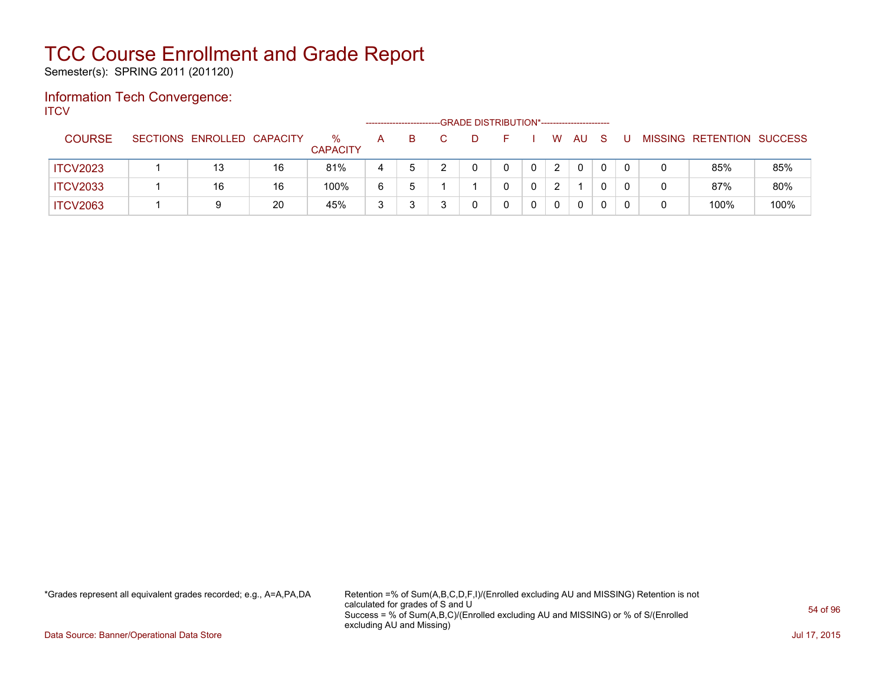# TCC Course Enrollment and Grade Report

Semester(s): SPRING 2011 (201120)

## Information Tech Convergence:

ITCV

| COURSE | SECTIONS | ENROLLED | CAPACITY | % CAPACITY | A | B | C | D | F | I | W | AU | S | U | MISSING | RETENTION | SUCCESS |
|---|---|---|---|---|---|---|---|---|---|---|---|---|---|---|---|---|---|
| | | | | | GRADE DISTRIBUTION* | | | | | | | | | | | | |
| ITCV2023 | 1 | 13 | 16 | 81% | 4 | 5 | 2 | 0 | 0 | 0 | 2 | 0 | 0 | 0 | 0 | 85% | 85% |
| ITCV2033 | 1 | 16 | 16 | 100% | 6 | 5 | 1 | 1 | 0 | 0 | 2 | 1 | 0 | 0 | 0 | 87% | 80% |
| ITCV2063 | 1 | 9 | 20 | 45% | 3 | 3 | 3 | 0 | 0 | 0 | 0 | 0 | 0 | 0 | 0 | 100% | 100% |

*Grades represent all equivalent grades recorded; e.g., A=A,PA,DA

Retention =% of Sum(A,B,C,D,F,I)/(Enrolled excluding AU and MISSING) Retention is not calculated for grades of S and U
Success = % of Sum(A,B,C)/(Enrolled excluding AU and MISSING) or % of S/(Enrolled excluding AU and Missing)

Data Source: Banner/Operational Data Store

Jul 17, 2015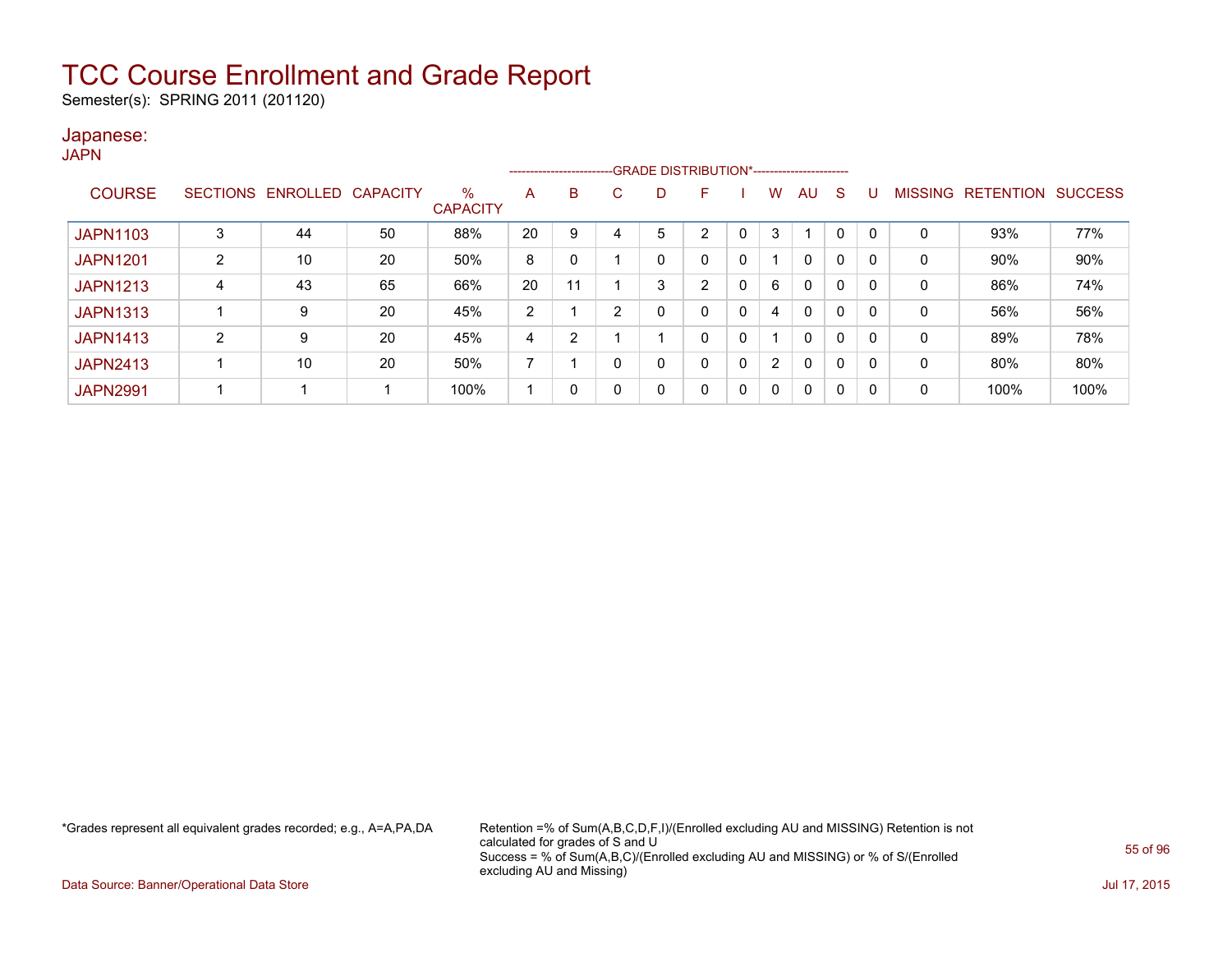# TCC Course Enrollment and Grade Report

Semester(s): SPRING 2011 (201120)

## Japanese:

JAPN

| COURSE | SECTIONS | ENROLLED | CAPACITY | % CAPACITY | GRADE DISTRIBUTION* A | B | C | D | F | I | W | AU | S | U | MISSING | RETENTION | SUCCESS |
|---|---|---|---|---|---|---|---|---|---|---|---|---|---|---|---|---|---|
| JAPN1103 | 3 | 44 | 50 | 88% | 20 | 9 | 4 | 5 | 2 | 0 | 3 | 1 | 0 | 0 | 0 | 93% | 77% |
| JAPN1201 | 2 | 10 | 20 | 50% | 8 | 0 | 1 | 0 | 0 | 0 | 1 | 0 | 0 | 0 | 0 | 90% | 90% |
| JAPN1213 | 4 | 43 | 65 | 66% | 20 | 11 | 1 | 3 | 2 | 0 | 6 | 0 | 0 | 0 | 0 | 86% | 74% |
| JAPN1313 | 1 | 9 | 20 | 45% | 2 | 1 | 2 | 0 | 0 | 0 | 4 | 0 | 0 | 0 | 0 | 56% | 56% |
| JAPN1413 | 2 | 9 | 20 | 45% | 4 | 2 | 1 | 1 | 0 | 0 | 1 | 0 | 0 | 0 | 0 | 89% | 78% |
| JAPN2413 | 1 | 10 | 20 | 50% | 7 | 1 | 0 | 0 | 0 | 0 | 2 | 0 | 0 | 0 | 0 | 80% | 80% |
| JAPN2991 | 1 | 1 | 1 | 100% | 1 | 0 | 0 | 0 | 0 | 0 | 0 | 0 | 0 | 0 | 0 | 100% | 100% |

*Grades represent all equivalent grades recorded; e.g., A=A,PA,DA

Retention =% of Sum(A,B,C,D,F,I)/(Enrolled excluding AU and MISSING) Retention is not calculated for grades of S and U
Success = % of Sum(A,B,C)/(Enrolled excluding AU and MISSING) or % of S/(Enrolled excluding AU and Missing)

Data Source: Banner/Operational Data Store

Jul 17, 2015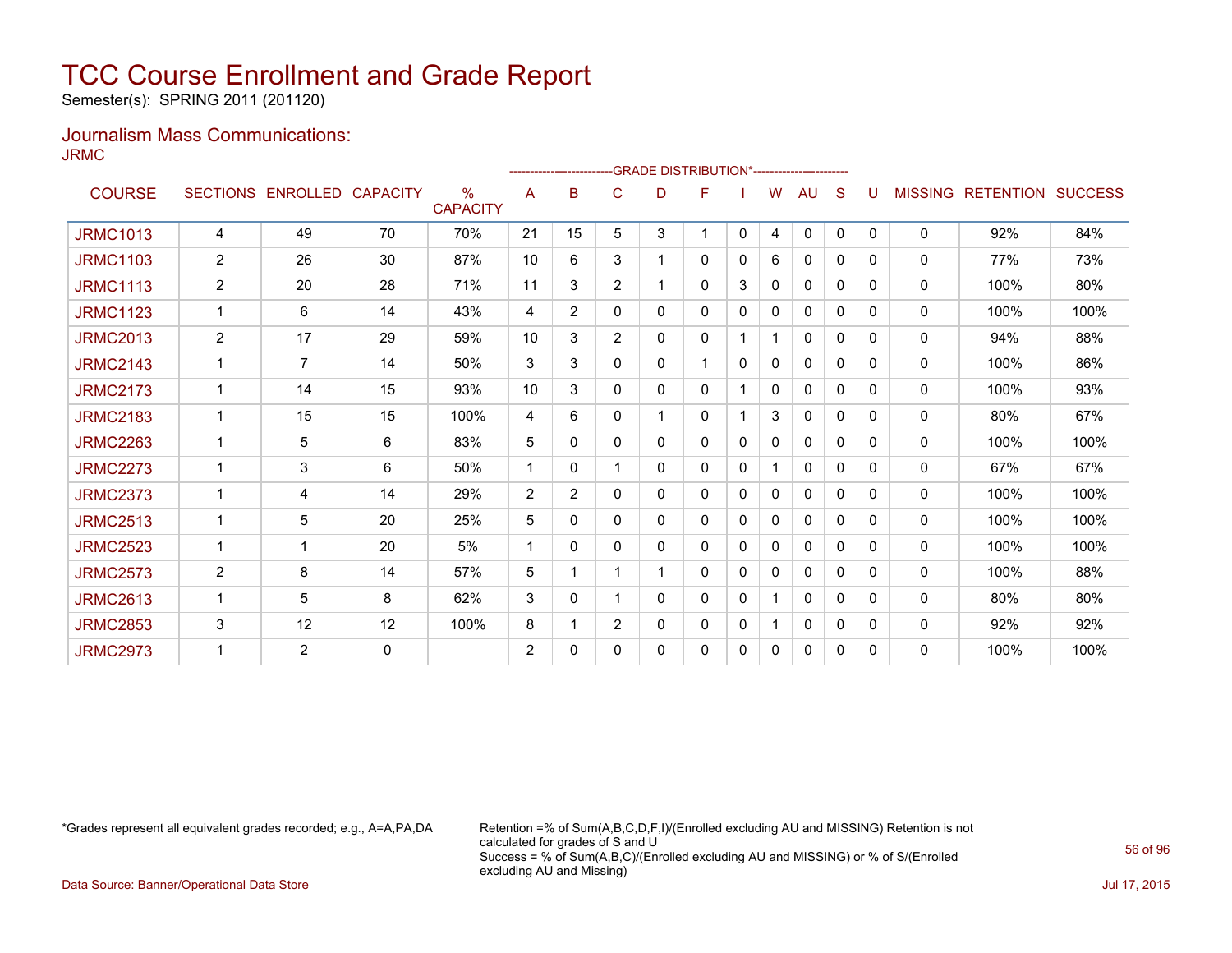# TCC Course Enrollment and Grade Report

Semester(s): SPRING 2011 (201120)

## Journalism Mass Communications:

JRMC

| COURSE | SECTIONS | ENROLLED | CAPACITY | % CAPACITY | A | B | C | D | F | I | W | AU | S | U | MISSING | RETENTION | SUCCESS |
|---|---|---|---|---|---|---|---|---|---|---|---|---|---|---|---|---|---|
| | | | | | GRADE DISTRIBUTION* | | | | | | | | | | | | |
| JRMC1013 | 4 | 49 | 70 | 70% | 21 | 15 | 5 | 3 | 1 | 0 | 4 | 0 | 0 | 0 | 0 | 92% | 84% |
| JRMC1103 | 2 | 26 | 30 | 87% | 10 | 6 | 3 | 1 | 0 | 0 | 6 | 0 | 0 | 0 | 0 | 77% | 73% |
| JRMC1113 | 2 | 20 | 28 | 71% | 11 | 3 | 2 | 1 | 0 | 3 | 0 | 0 | 0 | 0 | 0 | 100% | 80% |
| JRMC1123 | 1 | 6 | 14 | 43% | 4 | 2 | 0 | 0 | 0 | 0 | 0 | 0 | 0 | 0 | 0 | 100% | 100% |
| JRMC2013 | 2 | 17 | 29 | 59% | 10 | 3 | 2 | 0 | 0 | 1 | 1 | 0 | 0 | 0 | 0 | 94% | 88% |
| JRMC2143 | 1 | 7 | 14 | 50% | 3 | 3 | 0 | 0 | 1 | 0 | 0 | 0 | 0 | 0 | 0 | 100% | 86% |
| JRMC2173 | 1 | 14 | 15 | 93% | 10 | 3 | 0 | 0 | 0 | 1 | 0 | 0 | 0 | 0 | 0 | 100% | 93% |
| JRMC2183 | 1 | 15 | 15 | 100% | 4 | 6 | 0 | 1 | 0 | 1 | 3 | 0 | 0 | 0 | 0 | 80% | 67% |
| JRMC2263 | 1 | 5 | 6 | 83% | 5 | 0 | 0 | 0 | 0 | 0 | 0 | 0 | 0 | 0 | 0 | 100% | 100% |
| JRMC2273 | 1 | 3 | 6 | 50% | 1 | 0 | 1 | 0 | 0 | 0 | 1 | 0 | 0 | 0 | 0 | 67% | 67% |
| JRMC2373 | 1 | 4 | 14 | 29% | 2 | 2 | 0 | 0 | 0 | 0 | 0 | 0 | 0 | 0 | 0 | 100% | 100% |
| JRMC2513 | 1 | 5 | 20 | 25% | 5 | 0 | 0 | 0 | 0 | 0 | 0 | 0 | 0 | 0 | 0 | 100% | 100% |
| JRMC2523 | 1 | 1 | 20 | 5% | 1 | 0 | 0 | 0 | 0 | 0 | 0 | 0 | 0 | 0 | 0 | 100% | 100% |
| JRMC2573 | 2 | 8 | 14 | 57% | 5 | 1 | 1 | 1 | 0 | 0 | 0 | 0 | 0 | 0 | 0 | 100% | 88% |
| JRMC2613 | 1 | 5 | 8 | 62% | 3 | 0 | 1 | 0 | 0 | 0 | 1 | 0 | 0 | 0 | 0 | 80% | 80% |
| JRMC2853 | 3 | 12 | 12 | 100% | 8 | 1 | 2 | 0 | 0 | 0 | 1 | 0 | 0 | 0 | 0 | 92% | 92% |
| JRMC2973 | 1 | 2 | 0 | | 2 | 0 | 0 | 0 | 0 | 0 | 0 | 0 | 0 | 0 | 0 | 100% | 100% |

*Grades represent all equivalent grades recorded; e.g., A=A,PA,DA

Retention =% of Sum(A,B,C,D,F,I)/(Enrolled excluding AU and MISSING) Retention is not calculated for grades of S and U
Success = % of Sum(A,B,C)/(Enrolled excluding AU and MISSING) or % of S/(Enrolled excluding AU and Missing)

Data Source: Banner/Operational Data Store

Jul 17, 2015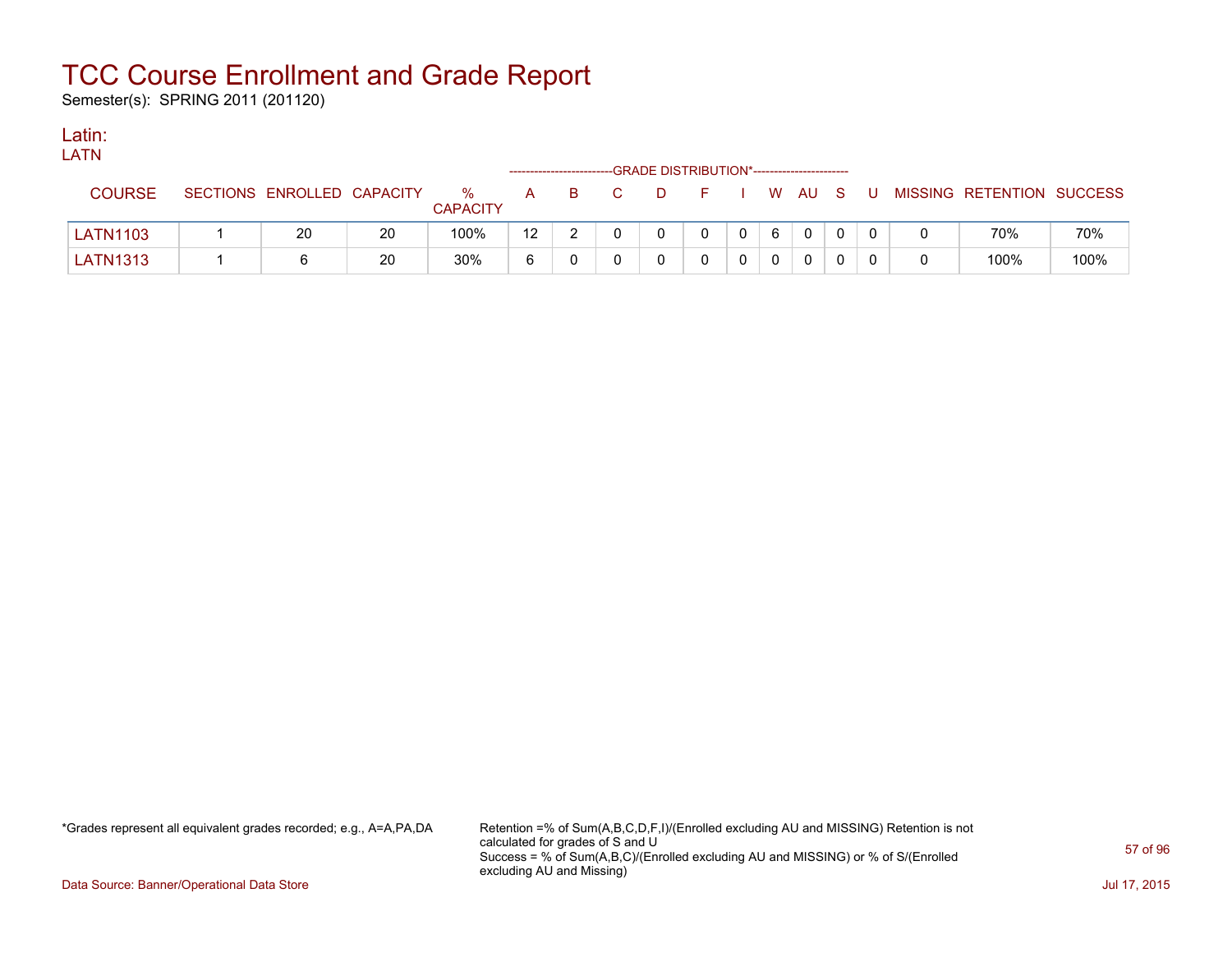# TCC Course Enrollment and Grade Report

Semester(s): SPRING 2011 (201120)

## Latin:

LATN

| COURSE | SECTIONS | ENROLLED | CAPACITY | % CAPACITY | A | B | C | D | F | I | W | AU | S | U | MISSING | RETENTION | SUCCESS |
|---|---|---|---|---|---|---|---|---|---|---|---|---|---|---|---|---|---|
| | | | | | GRADE DISTRIBUTION* | | | | | | | | | | | | |
| LATN1103 | 1 | 20 | 20 | 100% | 12 | 2 | 0 | 0 | 0 | 0 | 6 | 0 | 0 | 0 | 0 | 70% | 70% |
| LATN1313 | 1 | 6 | 20 | 30% | 6 | 0 | 0 | 0 | 0 | 0 | 0 | 0 | 0 | 0 | 0 | 100% | 100% |

*Grades represent all equivalent grades recorded; e.g., A=A,PA,DA

Retention =% of Sum(A,B,C,D,F,I)/(Enrolled excluding AU and MISSING) Retention is not calculated for grades of S and U
Success = % of Sum(A,B,C)/(Enrolled excluding AU and MISSING) or % of S/(Enrolled excluding AU and Missing)

Data Source: Banner/Operational Data Store

Jul 17, 2015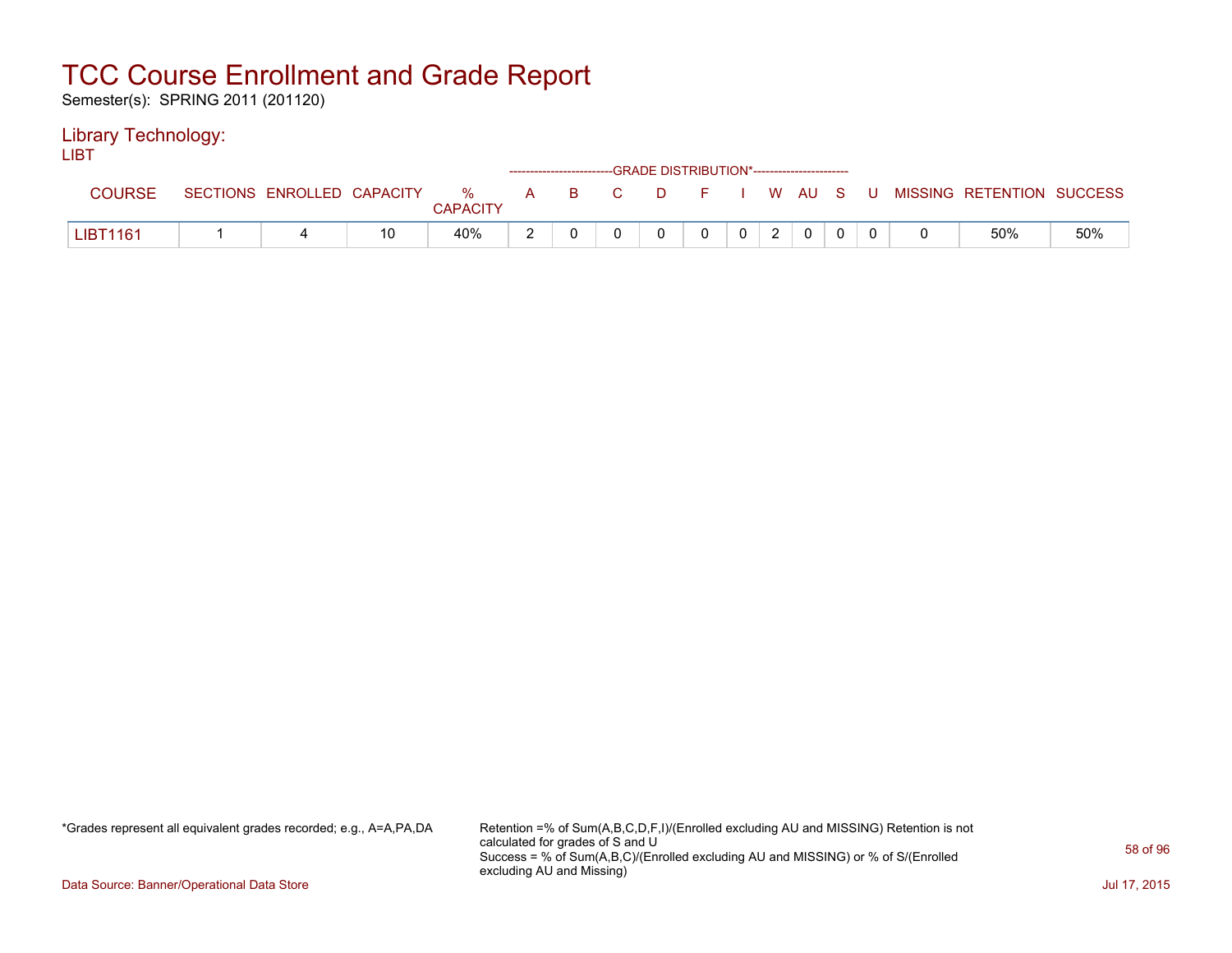# TCC Course Enrollment and Grade Report

Semester(s): SPRING 2011 (201120)

## Library Technology:

LIBT

| COURSE | SECTIONS | ENROLLED | CAPACITY | % CAPACITY | A | B | C | D | F | I | W | AU | S | U | MISSING | RETENTION | SUCCESS |
|---|---|---|---|---|---|---|---|---|---|---|---|---|---|---|---|---|---|
| | | | | | GRADE DISTRIBUTION* | | | | | | | | | | | | |
| LIBT1161 | 1 | 4 | 10 | 40% | 2 | 0 | 0 | 0 | 0 | 0 | 2 | 0 | 0 | 0 | 0 | 50% | 50% |

*Grades represent all equivalent grades recorded; e.g., A=A,PA,DA

Retention =% of Sum(A,B,C,D,F,I)/(Enrolled excluding AU and MISSING) Retention is not calculated for grades of S and U
Success = % of Sum(A,B,C)/(Enrolled excluding AU and MISSING) or % of S/(Enrolled excluding AU and Missing)

Data Source: Banner/Operational Data Store

Jul 17, 2015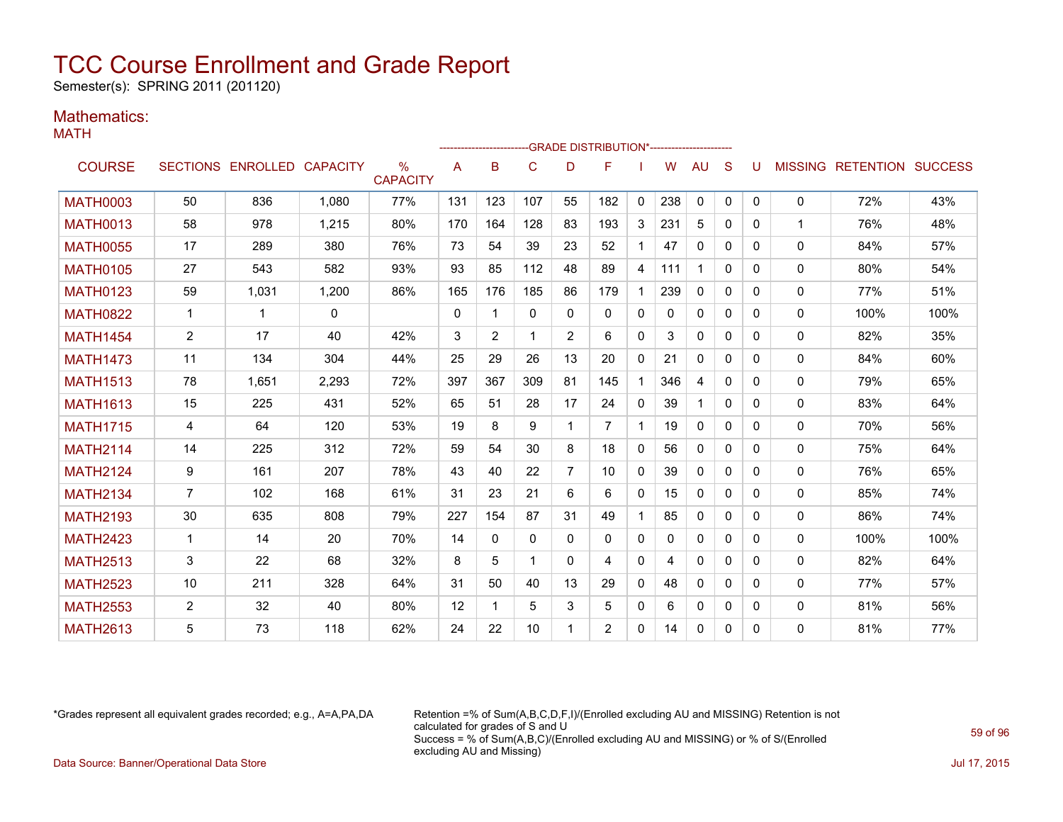# TCC Course Enrollment and Grade Report

Semester(s): SPRING 2011 (201120)

## Mathematics:

MATH

| COURSE | SECTIONS | ENROLLED | CAPACITY | % CAPACITY | A | B | C | D | F | I | W | AU | S | U | MISSING | RETENTION | SUCCESS |
|---|---|---|---|---|---|---|---|---|---|---|---|---|---|---|---|---|---|
| | | | | | GRADE DISTRIBUTION* | | | | | | | | | | | | |
| MATH0003 | 50 | 836 | 1,080 | 77% | 131 | 123 | 107 | 55 | 182 | 0 | 238 | 0 | 0 | 0 | 0 | 72% | 43% |
| MATH0013 | 58 | 978 | 1,215 | 80% | 170 | 164 | 128 | 83 | 193 | 3 | 231 | 5 | 0 | 0 | 1 | 76% | 48% |
| MATH0055 | 17 | 289 | 380 | 76% | 73 | 54 | 39 | 23 | 52 | 1 | 47 | 0 | 0 | 0 | 0 | 84% | 57% |
| MATH0105 | 27 | 543 | 582 | 93% | 93 | 85 | 112 | 48 | 89 | 4 | 111 | 1 | 0 | 0 | 0 | 80% | 54% |
| MATH0123 | 59 | 1,031 | 1,200 | 86% | 165 | 176 | 185 | 86 | 179 | 1 | 239 | 0 | 0 | 0 | 0 | 77% | 51% |
| MATH0822 | 1 | 1 | 0 | | 0 | 1 | 0 | 0 | 0 | 0 | 0 | 0 | 0 | 0 | 0 | 100% | 100% |
| MATH1454 | 2 | 17 | 40 | 42% | 3 | 2 | 1 | 2 | 6 | 0 | 3 | 0 | 0 | 0 | 0 | 82% | 35% |
| MATH1473 | 11 | 134 | 304 | 44% | 25 | 29 | 26 | 13 | 20 | 0 | 21 | 0 | 0 | 0 | 0 | 84% | 60% |
| MATH1513 | 78 | 1,651 | 2,293 | 72% | 397 | 367 | 309 | 81 | 145 | 1 | 346 | 4 | 0 | 0 | 0 | 79% | 65% |
| MATH1613 | 15 | 225 | 431 | 52% | 65 | 51 | 28 | 17 | 24 | 0 | 39 | 1 | 0 | 0 | 0 | 83% | 64% |
| MATH1715 | 4 | 64 | 120 | 53% | 19 | 8 | 9 | 1 | 7 | 1 | 19 | 0 | 0 | 0 | 0 | 70% | 56% |
| MATH2114 | 14 | 225 | 312 | 72% | 59 | 54 | 30 | 8 | 18 | 0 | 56 | 0 | 0 | 0 | 0 | 75% | 64% |
| MATH2124 | 9 | 161 | 207 | 78% | 43 | 40 | 22 | 7 | 10 | 0 | 39 | 0 | 0 | 0 | 0 | 76% | 65% |
| MATH2134 | 7 | 102 | 168 | 61% | 31 | 23 | 21 | 6 | 6 | 0 | 15 | 0 | 0 | 0 | 0 | 85% | 74% |
| MATH2193 | 30 | 635 | 808 | 79% | 227 | 154 | 87 | 31 | 49 | 1 | 85 | 0 | 0 | 0 | 0 | 86% | 74% |
| MATH2423 | 1 | 14 | 20 | 70% | 14 | 0 | 0 | 0 | 0 | 0 | 0 | 0 | 0 | 0 | 0 | 100% | 100% |
| MATH2513 | 3 | 22 | 68 | 32% | 8 | 5 | 1 | 0 | 4 | 0 | 4 | 0 | 0 | 0 | 0 | 82% | 64% |
| MATH2523 | 10 | 211 | 328 | 64% | 31 | 50 | 40 | 13 | 29 | 0 | 48 | 0 | 0 | 0 | 0 | 77% | 57% |
| MATH2553 | 2 | 32 | 40 | 80% | 12 | 1 | 5 | 3 | 5 | 0 | 6 | 0 | 0 | 0 | 0 | 81% | 56% |
| MATH2613 | 5 | 73 | 118 | 62% | 24 | 22 | 10 | 1 | 2 | 0 | 14 | 0 | 0 | 0 | 0 | 81% | 77% |

*Grades represent all equivalent grades recorded; e.g., A=A,PA,DA

Retention =% of Sum(A,B,C,D,F,I)/(Enrolled excluding AU and MISSING) Retention is not calculated for grades of S and U
Success = % of Sum(A,B,C)/(Enrolled excluding AU and MISSING) or % of S/(Enrolled excluding AU and Missing)

Data Source: Banner/Operational Data Store

Jul 17, 2015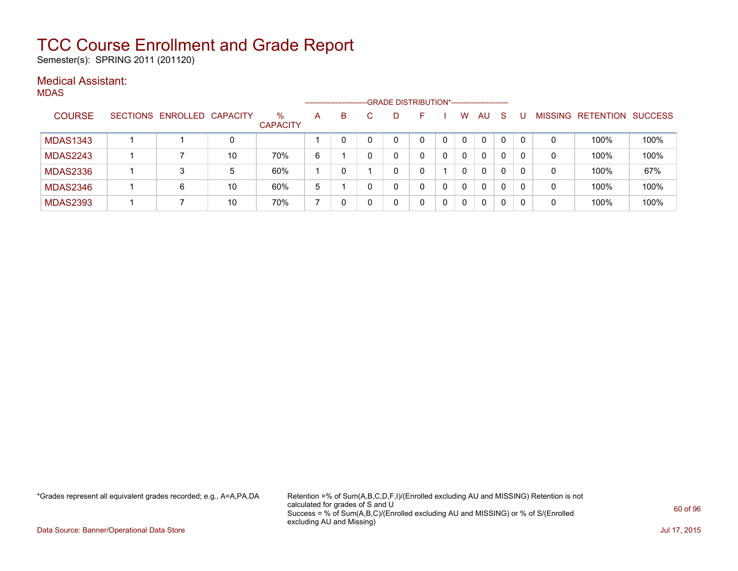# TCC Course Enrollment and Grade Report

Semester(s): SPRING 2011 (201120)

## Medical Assistant:

MDAS

| COURSE | SECTIONS | ENROLLED | CAPACITY | % CAPACITY | A | B | C | D | F | I | W | AU | S | U | MISSING | RETENTION | SUCCESS |
|---|---|---|---|---|---|---|---|---|---|---|---|---|---|---|---|---|---|
| | | | | | GRADE DISTRIBUTION* | | | | | | | | | | | | |
| MDAS1343 | 1 | 1 | 0 | | 1 | 0 | 0 | 0 | 0 | 0 | 0 | 0 | 0 | 0 | 0 | 100% | 100% |
| MDAS2243 | 1 | 7 | 10 | 70% | 6 | 1 | 0 | 0 | 0 | 0 | 0 | 0 | 0 | 0 | 0 | 100% | 100% |
| MDAS2336 | 1 | 3 | 5 | 60% | 1 | 0 | 1 | 0 | 0 | 1 | 0 | 0 | 0 | 0 | 0 | 100% | 67% |
| MDAS2346 | 1 | 6 | 10 | 60% | 5 | 1 | 0 | 0 | 0 | 0 | 0 | 0 | 0 | 0 | 0 | 100% | 100% |
| MDAS2393 | 1 | 7 | 10 | 70% | 7 | 0 | 0 | 0 | 0 | 0 | 0 | 0 | 0 | 0 | 0 | 100% | 100% |

*Grades represent all equivalent grades recorded; e.g., A=A,PA,DA

Retention =% of Sum(A,B,C,D,F,I)/(Enrolled excluding AU and MISSING) Retention is not calculated for grades of S and U

Success = % of Sum(A,B,C)/(Enrolled excluding AU and MISSING) or % of S/(Enrolled excluding AU and Missing)

Data Source: Banner/Operational Data Store

Jul 17, 2015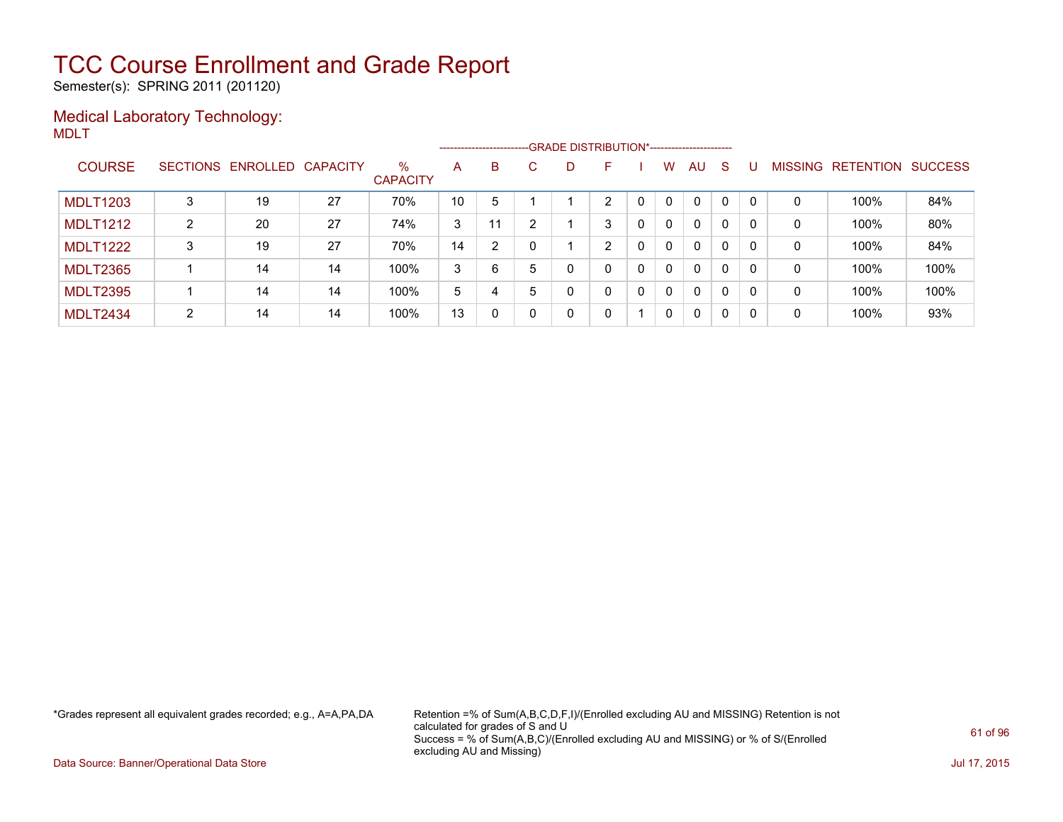# TCC Course Enrollment and Grade Report

Semester(s): SPRING 2011 (201120)

## Medical Laboratory Technology:

MDLT

| COURSE | SECTIONS | ENROLLED | CAPACITY | % CAPACITY | GRADE DISTRIBUTION* A | B | C | D | F | I | W | AU | S | U | MISSING | RETENTION | SUCCESS |
|---|---|---|---|---|---|---|---|---|---|---|---|---|---|---|---|---|---|
| MDLT1203 | 3 | 19 | 27 | 70% | 10 | 5 | 1 | 1 | 2 | 0 | 0 | 0 | 0 | 0 | 0 | 100% | 84% |
| MDLT1212 | 2 | 20 | 27 | 74% | 3 | 11 | 2 | 1 | 3 | 0 | 0 | 0 | 0 | 0 | 0 | 100% | 80% |
| MDLT1222 | 3 | 19 | 27 | 70% | 14 | 2 | 0 | 1 | 2 | 0 | 0 | 0 | 0 | 0 | 0 | 100% | 84% |
| MDLT2365 | 1 | 14 | 14 | 100% | 3 | 6 | 5 | 0 | 0 | 0 | 0 | 0 | 0 | 0 | 0 | 100% | 100% |
| MDLT2395 | 1 | 14 | 14 | 100% | 5 | 4 | 5 | 0 | 0 | 0 | 0 | 0 | 0 | 0 | 0 | 100% | 100% |
| MDLT2434 | 2 | 14 | 14 | 100% | 13 | 0 | 0 | 0 | 0 | 1 | 0 | 0 | 0 | 0 | 0 | 100% | 93% |

*Grades represent all equivalent grades recorded; e.g., A=A,PA,DA

Retention =% of Sum(A,B,C,D,F,I)/(Enrolled excluding AU and MISSING) Retention is not calculated for grades of S and U
Success = % of Sum(A,B,C)/(Enrolled excluding AU and MISSING) or % of S/(Enrolled excluding AU and Missing)

Data Source: Banner/Operational Data Store

Jul 17, 2015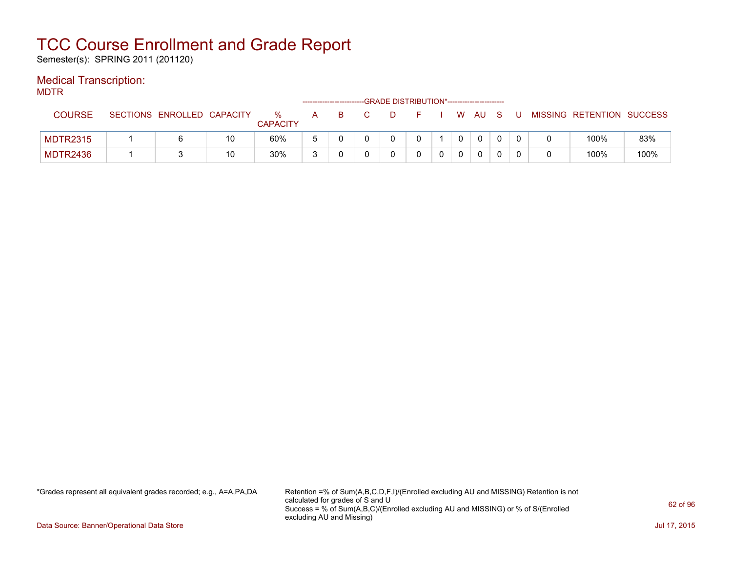# TCC Course Enrollment and Grade Report

Semester(s): SPRING 2011 (201120)

## Medical Transcription:

MDTR

| COURSE | SECTIONS | ENROLLED | CAPACITY | % CAPACITY | A | B | C | D | F | I | W | AU | S | U | MISSING | RETENTION | SUCCESS |
|---|---|---|---|---|---|---|---|---|---|---|---|---|---|---|---|---|---|
| | | | | | GRADE DISTRIBUTION* | | | | | | | | | | | | |
| MDTR2315 | 1 | 6 | 10 | 60% | 5 | 0 | 0 | 0 | 0 | 1 | 0 | 0 | 0 | 0 | 0 | 100% | 83% |
| MDTR2436 | 1 | 3 | 10 | 30% | 3 | 0 | 0 | 0 | 0 | 0 | 0 | 0 | 0 | 0 | 0 | 100% | 100% |

*Grades represent all equivalent grades recorded; e.g., A=A,PA,DA

Retention =% of Sum(A,B,C,D,F,I)/(Enrolled excluding AU and MISSING) Retention is not calculated for grades of S and U
Success = % of Sum(A,B,C)/(Enrolled excluding AU and MISSING) or % of S/(Enrolled excluding AU and Missing)

Data Source: Banner/Operational Data Store

Jul 17, 2015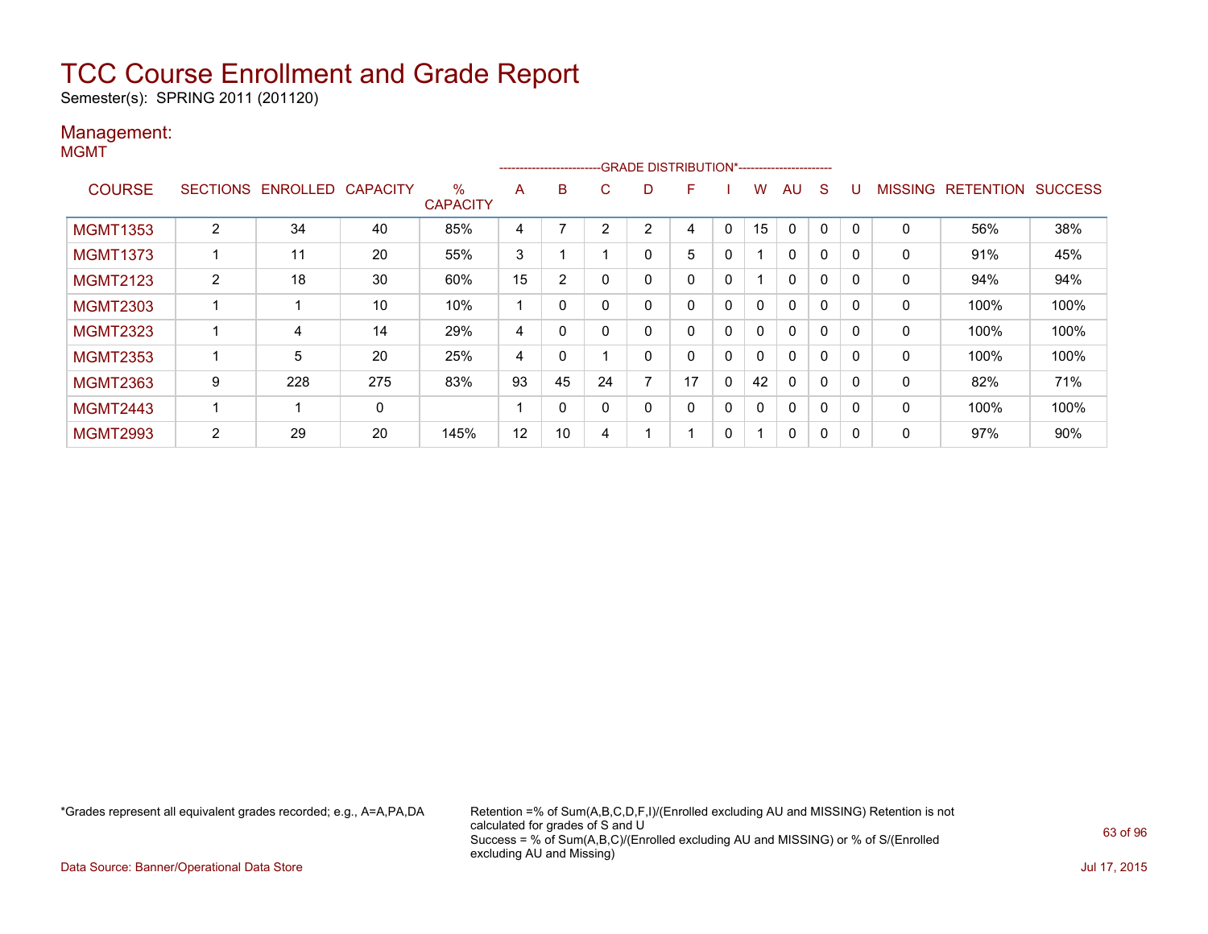# TCC Course Enrollment and Grade Report

Semester(s): SPRING 2011 (201120)

## Management:

MGMT

| COURSE | SECTIONS | ENROLLED | CAPACITY | % CAPACITY | A | B | C | D | F | I | W | AU | S | U | MISSING | RETENTION | SUCCESS |
|---|---|---|---|---|---|---|---|---|---|---|---|---|---|---|---|---|---|
| | | | | | GRADE DISTRIBUTION* | | | | | | | | | | | | |
| MGMT1353 | 2 | 34 | 40 | 85% | 4 | 7 | 2 | 2 | 4 | 0 | 15 | 0 | 0 | 0 | 0 | 56% | 38% |
| MGMT1373 | 1 | 11 | 20 | 55% | 3 | 1 | 1 | 0 | 5 | 0 | 1 | 0 | 0 | 0 | 0 | 91% | 45% |
| MGMT2123 | 2 | 18 | 30 | 60% | 15 | 2 | 0 | 0 | 0 | 0 | 1 | 0 | 0 | 0 | 0 | 94% | 94% |
| MGMT2303 | 1 | 1 | 10 | 10% | 1 | 0 | 0 | 0 | 0 | 0 | 0 | 0 | 0 | 0 | 0 | 100% | 100% |
| MGMT2323 | 1 | 4 | 14 | 29% | 4 | 0 | 0 | 0 | 0 | 0 | 0 | 0 | 0 | 0 | 0 | 100% | 100% |
| MGMT2353 | 1 | 5 | 20 | 25% | 4 | 0 | 1 | 0 | 0 | 0 | 0 | 0 | 0 | 0 | 0 | 100% | 100% |
| MGMT2363 | 9 | 228 | 275 | 83% | 93 | 45 | 24 | 7 | 17 | 0 | 42 | 0 | 0 | 0 | 0 | 82% | 71% |
| MGMT2443 | 1 | 1 | 0 | | 1 | 0 | 0 | 0 | 0 | 0 | 0 | 0 | 0 | 0 | 0 | 100% | 100% |
| MGMT2993 | 2 | 29 | 20 | 145% | 12 | 10 | 4 | 1 | 1 | 0 | 1 | 0 | 0 | 0 | 0 | 97% | 90% |

*Grades represent all equivalent grades recorded; e.g., A=A,PA,DA

Retention =% of Sum(A,B,C,D,F,I)/(Enrolled excluding AU and MISSING) Retention is not calculated for grades of S and U
Success = % of Sum(A,B,C)/(Enrolled excluding AU and MISSING) or % of S/(Enrolled excluding AU and Missing)

Data Source: Banner/Operational Data Store

Jul 17, 2015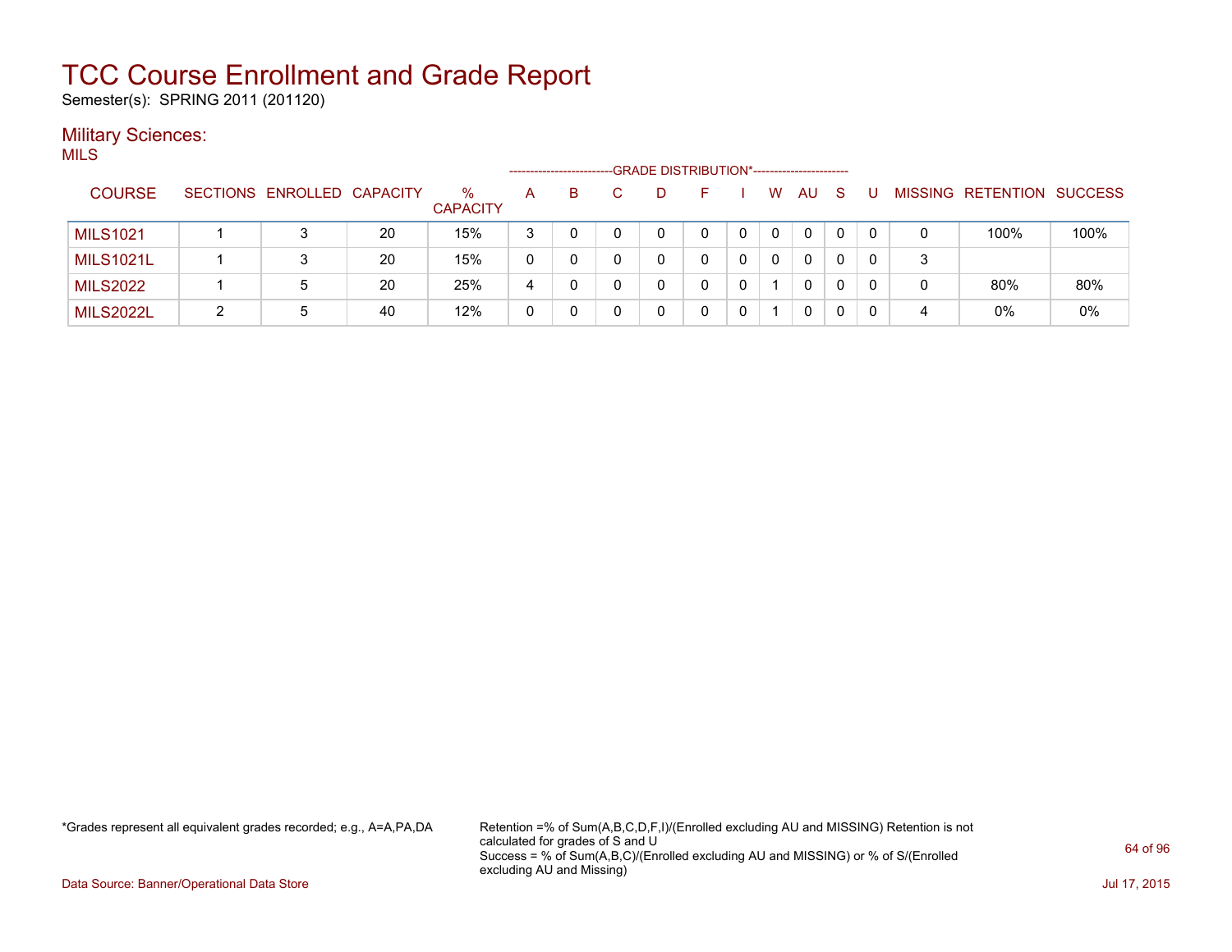# TCC Course Enrollment and Grade Report

Semester(s): SPRING 2011 (201120)

## Military Sciences:

MILS

| COURSE | SECTIONS | ENROLLED | CAPACITY | % CAPACITY | A | B | C | D | F | I | W | AU | S | U | MISSING | RETENTION | SUCCESS |
|---|---|---|---|---|---|---|---|---|---|---|---|---|---|---|---|---|---|
| | | | | | GRADE DISTRIBUTION* | | | | | | | | | | | | |
| MILS1021 | 1 | 3 | 20 | 15% | 3 | 0 | 0 | 0 | 0 | 0 | 0 | 0 | 0 | 0 | 0 | 100% | 100% |
| MILS1021L | 1 | 3 | 20 | 15% | 0 | 0 | 0 | 0 | 0 | 0 | 0 | 0 | 0 | 0 | 3 | | |
| MILS2022 | 1 | 5 | 20 | 25% | 4 | 0 | 0 | 0 | 0 | 0 | 1 | 0 | 0 | 0 | 0 | 80% | 80% |
| MILS2022L | 2 | 5 | 40 | 12% | 0 | 0 | 0 | 0 | 0 | 0 | 1 | 0 | 0 | 0 | 4 | 0% | 0% |

*Grades represent all equivalent grades recorded; e.g., A=A,PA,DA

Retention =% of Sum(A,B,C,D,F,I)/(Enrolled excluding AU and MISSING) Retention is not calculated for grades of S and U
Success = % of Sum(A,B,C)/(Enrolled excluding AU and MISSING) or % of S/(Enrolled excluding AU and Missing)

Data Source: Banner/Operational Data Store

Jul 17, 2015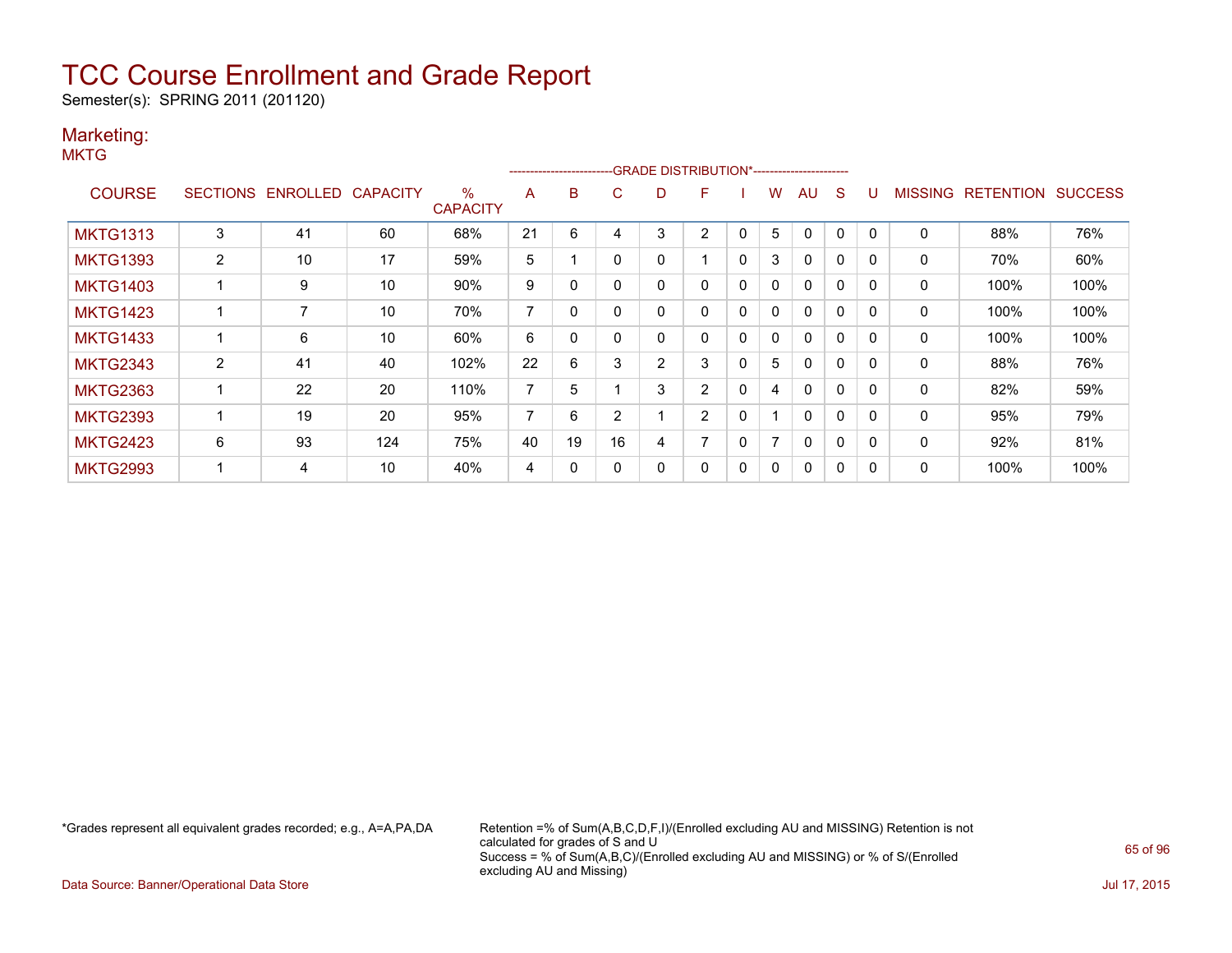# TCC Course Enrollment and Grade Report

Semester(s): SPRING 2011 (201120)

## Marketing:

### MKTG

| COURSE | SECTIONS | ENROLLED | CAPACITY | % CAPACITY | A | B | C | D | F | I | W | AU | S | U | MISSING | RETENTION | SUCCESS |
|---|---|---|---|---|---|---|---|---|---|---|---|---|---|---|---|---|---|
| | | | | | GRADE DISTRIBUTION* | | | | | | | | | | | | |
| MKTG1313 | 3 | 41 | 60 | 68% | 21 | 6 | 4 | 3 | 2 | 0 | 5 | 0 | 0 | 0 | 0 | 88% | 76% |
| MKTG1393 | 2 | 10 | 17 | 59% | 5 | 1 | 0 | 0 | 1 | 0 | 3 | 0 | 0 | 0 | 0 | 70% | 60% |
| MKTG1403 | 1 | 9 | 10 | 90% | 9 | 0 | 0 | 0 | 0 | 0 | 0 | 0 | 0 | 0 | 0 | 100% | 100% |
| MKTG1423 | 1 | 7 | 10 | 70% | 7 | 0 | 0 | 0 | 0 | 0 | 0 | 0 | 0 | 0 | 0 | 100% | 100% |
| MKTG1433 | 1 | 6 | 10 | 60% | 6 | 0 | 0 | 0 | 0 | 0 | 0 | 0 | 0 | 0 | 0 | 100% | 100% |
| MKTG2343 | 2 | 41 | 40 | 102% | 22 | 6 | 3 | 2 | 3 | 0 | 5 | 0 | 0 | 0 | 0 | 88% | 76% |
| MKTG2363 | 1 | 22 | 20 | 110% | 7 | 5 | 1 | 3 | 2 | 0 | 4 | 0 | 0 | 0 | 0 | 82% | 59% |
| MKTG2393 | 1 | 19 | 20 | 95% | 7 | 6 | 2 | 1 | 2 | 0 | 1 | 0 | 0 | 0 | 0 | 95% | 79% |
| MKTG2423 | 6 | 93 | 124 | 75% | 40 | 19 | 16 | 4 | 7 | 0 | 7 | 0 | 0 | 0 | 0 | 92% | 81% |
| MKTG2993 | 1 | 4 | 10 | 40% | 4 | 0 | 0 | 0 | 0 | 0 | 0 | 0 | 0 | 0 | 0 | 100% | 100% |

*Grades represent all equivalent grades recorded; e.g., A=A,PA,DA

Retention =% of Sum(A,B,C,D,F,I)/(Enrolled excluding AU and MISSING) Retention is not calculated for grades of S and U
Success = % of Sum(A,B,C)/(Enrolled excluding AU and MISSING) or % of S/(Enrolled excluding AU and Missing)

Data Source: Banner/Operational Data Store

Jul 17, 2015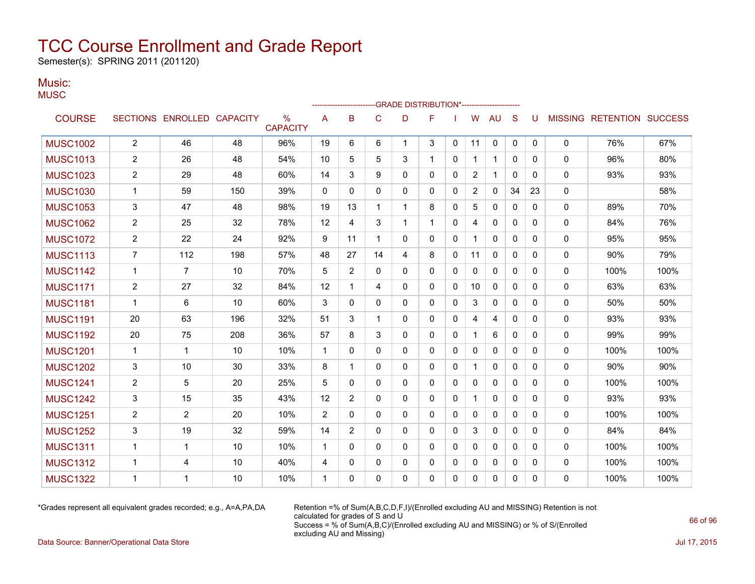# TCC Course Enrollment and Grade Report

Semester(s): SPRING 2011 (201120)

## Music:

MUSC

| COURSE | SECTIONS | ENROLLED | CAPACITY | % CAPACITY | GRADE DISTRIBUTION* A | B | C | D | F | I | W | AU | S | U | MISSING | RETENTION | SUCCESS |
|---|---|---|---|---|---|---|---|---|---|---|---|---|---|---|---|---|---|
| MUSC1002 | 2 | 46 | 48 | 96% | 19 | 6 | 6 | 1 | 3 | 0 | 11 | 0 | 0 | 0 | 0 | 76% | 67% |
| MUSC1013 | 2 | 26 | 48 | 54% | 10 | 5 | 5 | 3 | 1 | 0 | 1 | 1 | 0 | 0 | 0 | 96% | 80% |
| MUSC1023 | 2 | 29 | 48 | 60% | 14 | 3 | 9 | 0 | 0 | 0 | 2 | 1 | 0 | 0 | 0 | 93% | 93% |
| MUSC1030 | 1 | 59 | 150 | 39% | 0 | 0 | 0 | 0 | 0 | 0 | 2 | 0 | 34 | 23 | 0 | | 58% |
| MUSC1053 | 3 | 47 | 48 | 98% | 19 | 13 | 1 | 1 | 8 | 0 | 5 | 0 | 0 | 0 | 0 | 89% | 70% |
| MUSC1062 | 2 | 25 | 32 | 78% | 12 | 4 | 3 | 1 | 1 | 0 | 4 | 0 | 0 | 0 | 0 | 84% | 76% |
| MUSC1072 | 2 | 22 | 24 | 92% | 9 | 11 | 1 | 0 | 0 | 0 | 1 | 0 | 0 | 0 | 0 | 95% | 95% |
| MUSC1113 | 7 | 112 | 198 | 57% | 48 | 27 | 14 | 4 | 8 | 0 | 11 | 0 | 0 | 0 | 0 | 90% | 79% |
| MUSC1142 | 1 | 7 | 10 | 70% | 5 | 2 | 0 | 0 | 0 | 0 | 0 | 0 | 0 | 0 | 0 | 100% | 100% |
| MUSC1171 | 2 | 27 | 32 | 84% | 12 | 1 | 4 | 0 | 0 | 0 | 10 | 0 | 0 | 0 | 0 | 63% | 63% |
| MUSC1181 | 1 | 6 | 10 | 60% | 3 | 0 | 0 | 0 | 0 | 0 | 3 | 0 | 0 | 0 | 0 | 50% | 50% |
| MUSC1191 | 20 | 63 | 196 | 32% | 51 | 3 | 1 | 0 | 0 | 0 | 4 | 4 | 0 | 0 | 0 | 93% | 93% |
| MUSC1192 | 20 | 75 | 208 | 36% | 57 | 8 | 3 | 0 | 0 | 0 | 1 | 6 | 0 | 0 | 0 | 99% | 99% |
| MUSC1201 | 1 | 1 | 10 | 10% | 1 | 0 | 0 | 0 | 0 | 0 | 0 | 0 | 0 | 0 | 0 | 100% | 100% |
| MUSC1202 | 3 | 10 | 30 | 33% | 8 | 1 | 0 | 0 | 0 | 0 | 1 | 0 | 0 | 0 | 0 | 90% | 90% |
| MUSC1241 | 2 | 5 | 20 | 25% | 5 | 0 | 0 | 0 | 0 | 0 | 0 | 0 | 0 | 0 | 0 | 100% | 100% |
| MUSC1242 | 3 | 15 | 35 | 43% | 12 | 2 | 0 | 0 | 0 | 0 | 1 | 0 | 0 | 0 | 0 | 93% | 93% |
| MUSC1251 | 2 | 2 | 20 | 10% | 2 | 0 | 0 | 0 | 0 | 0 | 0 | 0 | 0 | 0 | 0 | 100% | 100% |
| MUSC1252 | 3 | 19 | 32 | 59% | 14 | 2 | 0 | 0 | 0 | 0 | 3 | 0 | 0 | 0 | 0 | 84% | 84% |
| MUSC1311 | 1 | 1 | 10 | 10% | 1 | 0 | 0 | 0 | 0 | 0 | 0 | 0 | 0 | 0 | 0 | 100% | 100% |
| MUSC1312 | 1 | 4 | 10 | 40% | 4 | 0 | 0 | 0 | 0 | 0 | 0 | 0 | 0 | 0 | 0 | 100% | 100% |
| MUSC1322 | 1 | 1 | 10 | 10% | 1 | 0 | 0 | 0 | 0 | 0 | 0 | 0 | 0 | 0 | 0 | 100% | 100% |

*Grades represent all equivalent grades recorded; e.g., A=A,PA,DA

Retention =% of Sum(A,B,C,D,F,I)/(Enrolled excluding AU and MISSING) Retention is not calculated for grades of S and U
Success = % of Sum(A,B,C)/(Enrolled excluding AU and MISSING) or % of S/(Enrolled excluding AU and Missing)

Data Source: Banner/Operational Data Store

Jul 17, 2015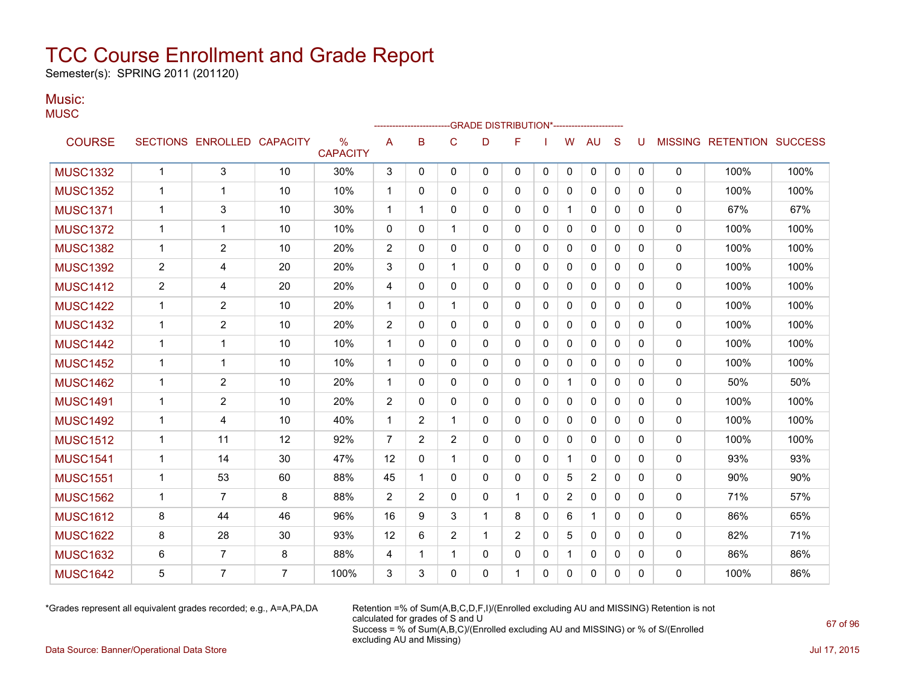# TCC Course Enrollment and Grade Report

Semester(s): SPRING 2011 (201120)

## Music:

MUSC

| COURSE | SECTIONS | ENROLLED | CAPACITY | % CAPACITY | A | B | C | D | F | I | W | AU | S | U | MISSING | RETENTION | SUCCESS |
|---|---|---|---|---|---|---|---|---|---|---|---|---|---|---|---|---|---|
| | | | | | GRADE DISTRIBUTION* | | | | | | | | | | | | |
| MUSC1332 | 1 | 3 | 10 | 30% | 3 | 0 | 0 | 0 | 0 | 0 | 0 | 0 | 0 | 0 | 0 | 100% | 100% |
| MUSC1352 | 1 | 1 | 10 | 10% | 1 | 0 | 0 | 0 | 0 | 0 | 0 | 0 | 0 | 0 | 0 | 100% | 100% |
| MUSC1371 | 1 | 3 | 10 | 30% | 1 | 1 | 0 | 0 | 0 | 0 | 1 | 0 | 0 | 0 | 0 | 67% | 67% |
| MUSC1372 | 1 | 1 | 10 | 10% | 0 | 0 | 1 | 0 | 0 | 0 | 0 | 0 | 0 | 0 | 0 | 100% | 100% |
| MUSC1382 | 1 | 2 | 10 | 20% | 2 | 0 | 0 | 0 | 0 | 0 | 0 | 0 | 0 | 0 | 0 | 100% | 100% |
| MUSC1392 | 2 | 4 | 20 | 20% | 3 | 0 | 1 | 0 | 0 | 0 | 0 | 0 | 0 | 0 | 0 | 100% | 100% |
| MUSC1412 | 2 | 4 | 20 | 20% | 4 | 0 | 0 | 0 | 0 | 0 | 0 | 0 | 0 | 0 | 0 | 100% | 100% |
| MUSC1422 | 1 | 2 | 10 | 20% | 1 | 0 | 1 | 0 | 0 | 0 | 0 | 0 | 0 | 0 | 0 | 100% | 100% |
| MUSC1432 | 1 | 2 | 10 | 20% | 2 | 0 | 0 | 0 | 0 | 0 | 0 | 0 | 0 | 0 | 0 | 100% | 100% |
| MUSC1442 | 1 | 1 | 10 | 10% | 1 | 0 | 0 | 0 | 0 | 0 | 0 | 0 | 0 | 0 | 0 | 100% | 100% |
| MUSC1452 | 1 | 1 | 10 | 10% | 1 | 0 | 0 | 0 | 0 | 0 | 0 | 0 | 0 | 0 | 0 | 100% | 100% |
| MUSC1462 | 1 | 2 | 10 | 20% | 1 | 0 | 0 | 0 | 0 | 0 | 1 | 0 | 0 | 0 | 0 | 50% | 50% |
| MUSC1491 | 1 | 2 | 10 | 20% | 2 | 0 | 0 | 0 | 0 | 0 | 0 | 0 | 0 | 0 | 0 | 100% | 100% |
| MUSC1492 | 1 | 4 | 10 | 40% | 1 | 2 | 1 | 0 | 0 | 0 | 0 | 0 | 0 | 0 | 0 | 100% | 100% |
| MUSC1512 | 1 | 11 | 12 | 92% | 7 | 2 | 2 | 0 | 0 | 0 | 0 | 0 | 0 | 0 | 0 | 100% | 100% |
| MUSC1541 | 1 | 14 | 30 | 47% | 12 | 0 | 1 | 0 | 0 | 0 | 1 | 0 | 0 | 0 | 0 | 93% | 93% |
| MUSC1551 | 1 | 53 | 60 | 88% | 45 | 1 | 0 | 0 | 0 | 0 | 5 | 2 | 0 | 0 | 0 | 90% | 90% |
| MUSC1562 | 1 | 7 | 8 | 88% | 2 | 2 | 0 | 0 | 1 | 0 | 2 | 0 | 0 | 0 | 0 | 71% | 57% |
| MUSC1612 | 8 | 44 | 46 | 96% | 16 | 9 | 3 | 1 | 8 | 0 | 6 | 1 | 0 | 0 | 0 | 86% | 65% |
| MUSC1622 | 8 | 28 | 30 | 93% | 12 | 6 | 2 | 1 | 2 | 0 | 5 | 0 | 0 | 0 | 0 | 82% | 71% |
| MUSC1632 | 6 | 7 | 8 | 88% | 4 | 1 | 1 | 0 | 0 | 0 | 1 | 0 | 0 | 0 | 0 | 86% | 86% |
| MUSC1642 | 5 | 7 | 7 | 100% | 3 | 3 | 0 | 0 | 1 | 0 | 0 | 0 | 0 | 0 | 0 | 100% | 86% |

*Grades represent all equivalent grades recorded; e.g., A=A,PA,DA

Retention =% of Sum(A,B,C,D,F,I)/(Enrolled excluding AU and MISSING) Retention is not calculated for grades of S and U

Success = % of Sum(A,B,C)/(Enrolled excluding AU and MISSING) or % of S/(Enrolled excluding AU and Missing)

Data Source: Banner/Operational Data Store

Jul 17, 2015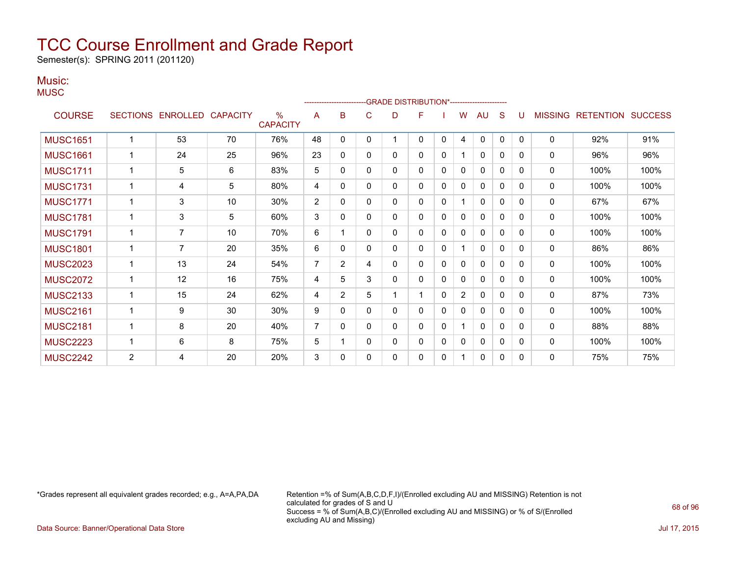# TCC Course Enrollment and Grade Report

Semester(s): SPRING 2011 (201120)

## Music:

MUSC

| COURSE | SECTIONS | ENROLLED | CAPACITY | % CAPACITY | A | B | C | D | F | I | W | AU | S | U | MISSING | RETENTION | SUCCESS |
|---|---|---|---|---|---|---|---|---|---|---|---|---|---|---|---|---|---|
| | | | | | GRADE DISTRIBUTION* | | | | | | | | | | | | |
| MUSC1651 | 1 | 53 | 70 | 76% | 48 | 0 | 0 | 1 | 0 | 0 | 4 | 0 | 0 | 0 | 0 | 92% | 91% |
| MUSC1661 | 1 | 24 | 25 | 96% | 23 | 0 | 0 | 0 | 0 | 0 | 1 | 0 | 0 | 0 | 0 | 96% | 96% |
| MUSC1711 | 1 | 5 | 6 | 83% | 5 | 0 | 0 | 0 | 0 | 0 | 0 | 0 | 0 | 0 | 0 | 100% | 100% |
| MUSC1731 | 1 | 4 | 5 | 80% | 4 | 0 | 0 | 0 | 0 | 0 | 0 | 0 | 0 | 0 | 0 | 100% | 100% |
| MUSC1771 | 1 | 3 | 10 | 30% | 2 | 0 | 0 | 0 | 0 | 0 | 1 | 0 | 0 | 0 | 0 | 67% | 67% |
| MUSC1781 | 1 | 3 | 5 | 60% | 3 | 0 | 0 | 0 | 0 | 0 | 0 | 0 | 0 | 0 | 0 | 100% | 100% |
| MUSC1791 | 1 | 7 | 10 | 70% | 6 | 1 | 0 | 0 | 0 | 0 | 0 | 0 | 0 | 0 | 0 | 100% | 100% |
| MUSC1801 | 1 | 7 | 20 | 35% | 6 | 0 | 0 | 0 | 0 | 0 | 1 | 0 | 0 | 0 | 0 | 86% | 86% |
| MUSC2023 | 1 | 13 | 24 | 54% | 7 | 2 | 4 | 0 | 0 | 0 | 0 | 0 | 0 | 0 | 0 | 100% | 100% |
| MUSC2072 | 1 | 12 | 16 | 75% | 4 | 5 | 3 | 0 | 0 | 0 | 0 | 0 | 0 | 0 | 0 | 100% | 100% |
| MUSC2133 | 1 | 15 | 24 | 62% | 4 | 2 | 5 | 1 | 1 | 0 | 2 | 0 | 0 | 0 | 0 | 87% | 73% |
| MUSC2161 | 1 | 9 | 30 | 30% | 9 | 0 | 0 | 0 | 0 | 0 | 0 | 0 | 0 | 0 | 0 | 100% | 100% |
| MUSC2181 | 1 | 8 | 20 | 40% | 7 | 0 | 0 | 0 | 0 | 0 | 1 | 0 | 0 | 0 | 0 | 88% | 88% |
| MUSC2223 | 1 | 6 | 8 | 75% | 5 | 1 | 0 | 0 | 0 | 0 | 0 | 0 | 0 | 0 | 0 | 100% | 100% |
| MUSC2242 | 2 | 4 | 20 | 20% | 3 | 0 | 0 | 0 | 0 | 0 | 1 | 0 | 0 | 0 | 0 | 75% | 75% |

*Grades represent all equivalent grades recorded; e.g., A=A,PA,DA

Retention =% of Sum(A,B,C,D,F,I)/(Enrolled excluding AU and MISSING) Retention is not calculated for grades of S and U
Success = % of Sum(A,B,C)/(Enrolled excluding AU and MISSING) or % of S/(Enrolled excluding AU and Missing)

Data Source: Banner/Operational Data Store

Jul 17, 2015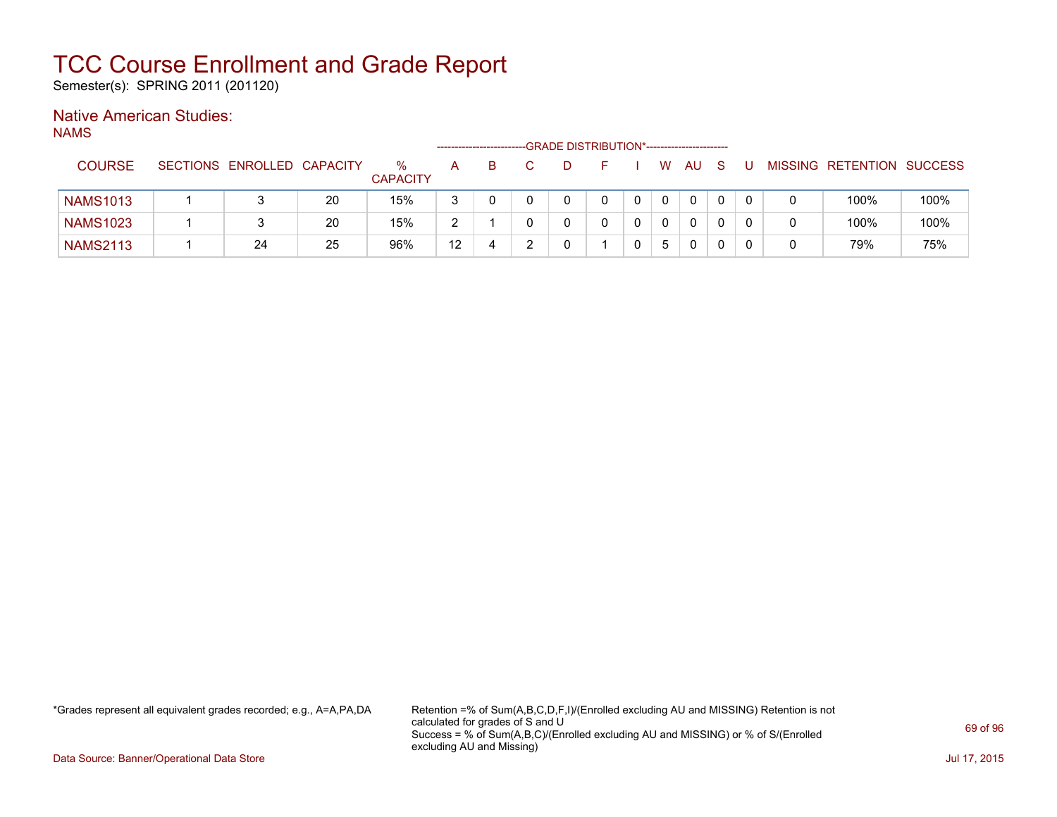# TCC Course Enrollment and Grade Report

Semester(s): SPRING 2011 (201120)

## Native American Studies:

NAMS

| COURSE | SECTIONS | ENROLLED | CAPACITY | % CAPACITY | A | B | C | D | F | I | W | AU | S | U | MISSING | RETENTION | SUCCESS |
|---|---|---|---|---|---|---|---|---|---|---|---|---|---|---|---|---|---|
| | | | | | GRADE DISTRIBUTION* | | | | | | | | | | | | |
| NAMS1013 | 1 | 3 | 20 | 15% | 3 | 0 | 0 | 0 | 0 | 0 | 0 | 0 | 0 | 0 | 0 | 100% | 100% |
| NAMS1023 | 1 | 3 | 20 | 15% | 2 | 1 | 0 | 0 | 0 | 0 | 0 | 0 | 0 | 0 | 0 | 100% | 100% |
| NAMS2113 | 1 | 24 | 25 | 96% | 12 | 4 | 2 | 0 | 1 | 0 | 5 | 0 | 0 | 0 | 0 | 79% | 75% |

*Grades represent all equivalent grades recorded; e.g., A=A,PA,DA

Retention =% of Sum(A,B,C,D,F,I)/(Enrolled excluding AU and MISSING) Retention is not calculated for grades of S and U
Success = % of Sum(A,B,C)/(Enrolled excluding AU and MISSING) or % of S/(Enrolled excluding AU and Missing)

Data Source: Banner/Operational Data Store

Jul 17, 2015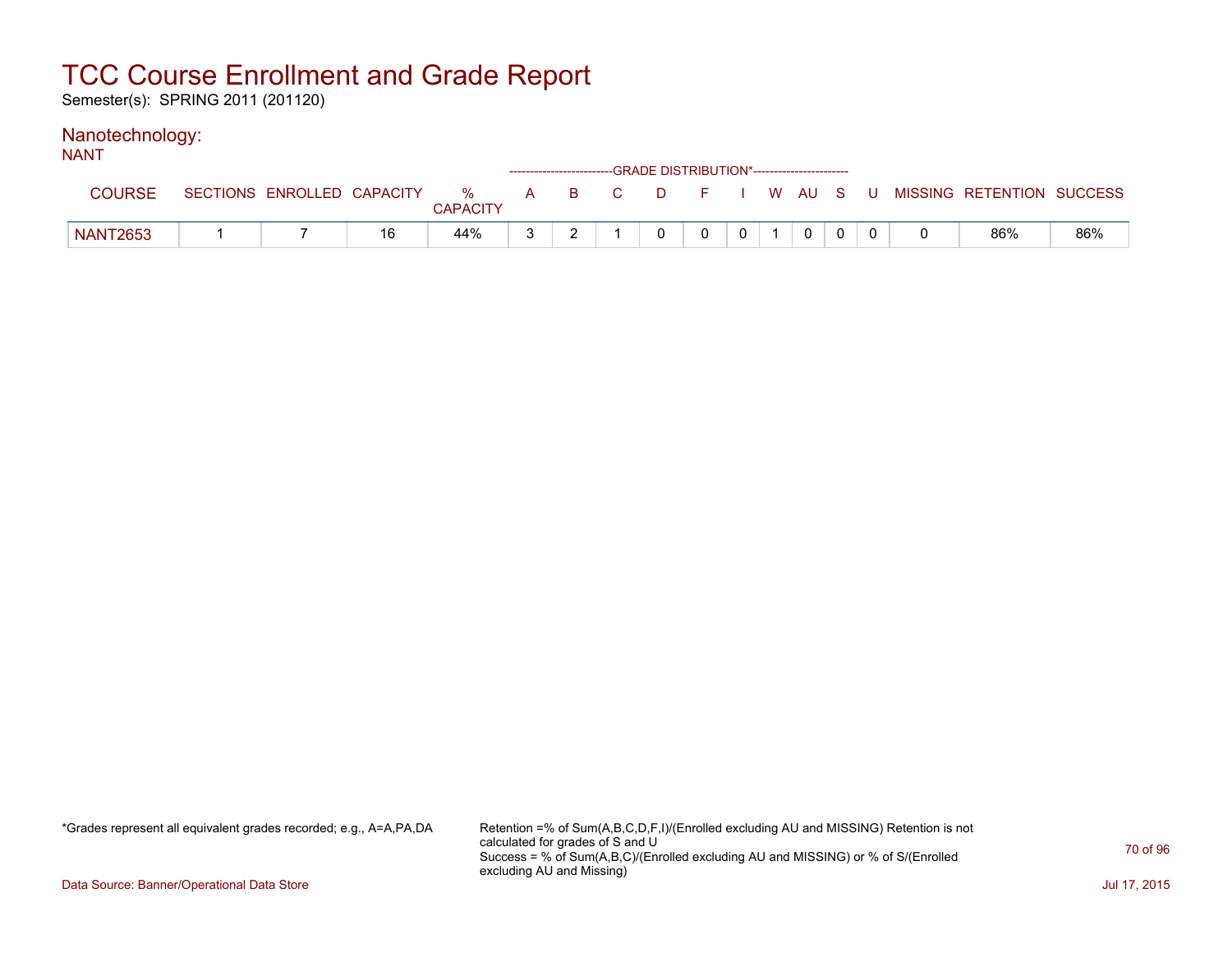# TCC Course Enrollment and Grade Report

Semester(s): SPRING 2011 (201120)

## Nanotechnology:

NANT

| COURSE | SECTIONS | ENROLLED | CAPACITY | % CAPACITY | A | B | C | D | F | I | W | AU | S | U | MISSING | RETENTION | SUCCESS |
|---|---|---|---|---|---|---|---|---|---|---|---|---|---|---|---|---|---|
| | | | | | GRADE DISTRIBUTION* | | | | | | | | | | | | |
| NANT2653 | 1 | 7 | 16 | 44% | 3 | 2 | 1 | 0 | 0 | 0 | 1 | 0 | 0 | 0 | 0 | 86% | 86% |

*Grades represent all equivalent grades recorded; e.g., A=A,PA,DA

Retention =% of Sum(A,B,C,D,F,I)/(Enrolled excluding AU and MISSING) Retention is not calculated for grades of S and U
Success = % of Sum(A,B,C)/(Enrolled excluding AU and MISSING) or % of S/(Enrolled excluding AU and Missing)

Data Source: Banner/Operational Data Store

Jul 17, 2015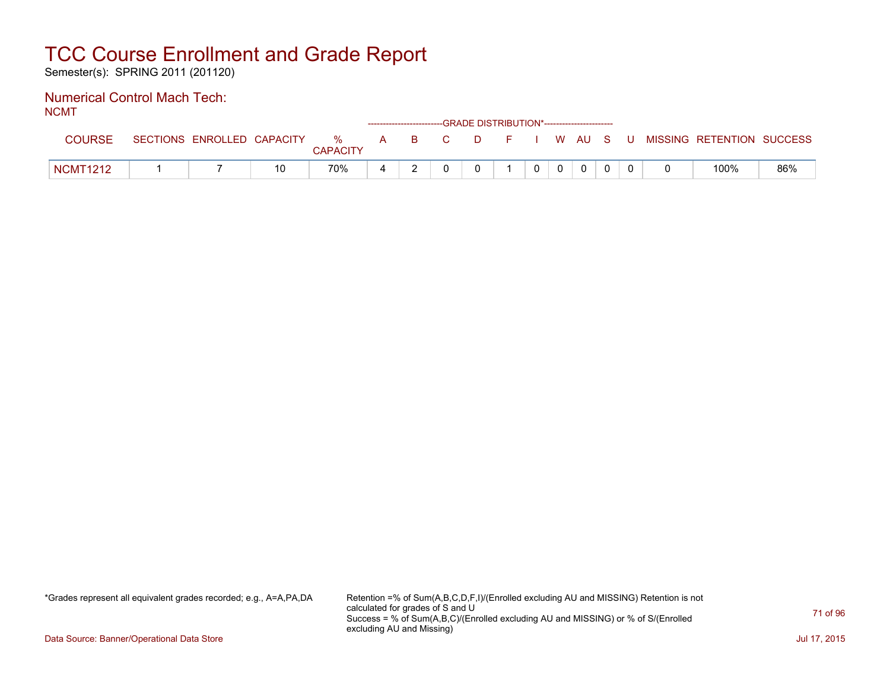# TCC Course Enrollment and Grade Report

Semester(s): SPRING 2011 (201120)

## Numerical Control Mach Tech:

NCMT

| COURSE | SECTIONS | ENROLLED | CAPACITY | % CAPACITY | A | B | C | D | F | I | W | AU | S | U | MISSING | RETENTION | SUCCESS |
|---|---|---|---|---|---|---|---|---|---|---|---|---|---|---|---|---|---|
| | | | | | GRADE DISTRIBUTION* | | | | | | | | | | | | |
| NCMT1212 | 1 | 7 | 10 | 70% | 4 | 2 | 0 | 0 | 1 | 0 | 0 | 0 | 0 | 0 | 0 | 100% | 86% |

*Grades represent all equivalent grades recorded; e.g., A=A,PA,DA

Retention =% of Sum(A,B,C,D,F,I)/(Enrolled excluding AU and MISSING) Retention is not calculated for grades of S and U
Success = % of Sum(A,B,C)/(Enrolled excluding AU and MISSING) or % of S/(Enrolled excluding AU and Missing)

Data Source: Banner/Operational Data Store

Jul 17, 2015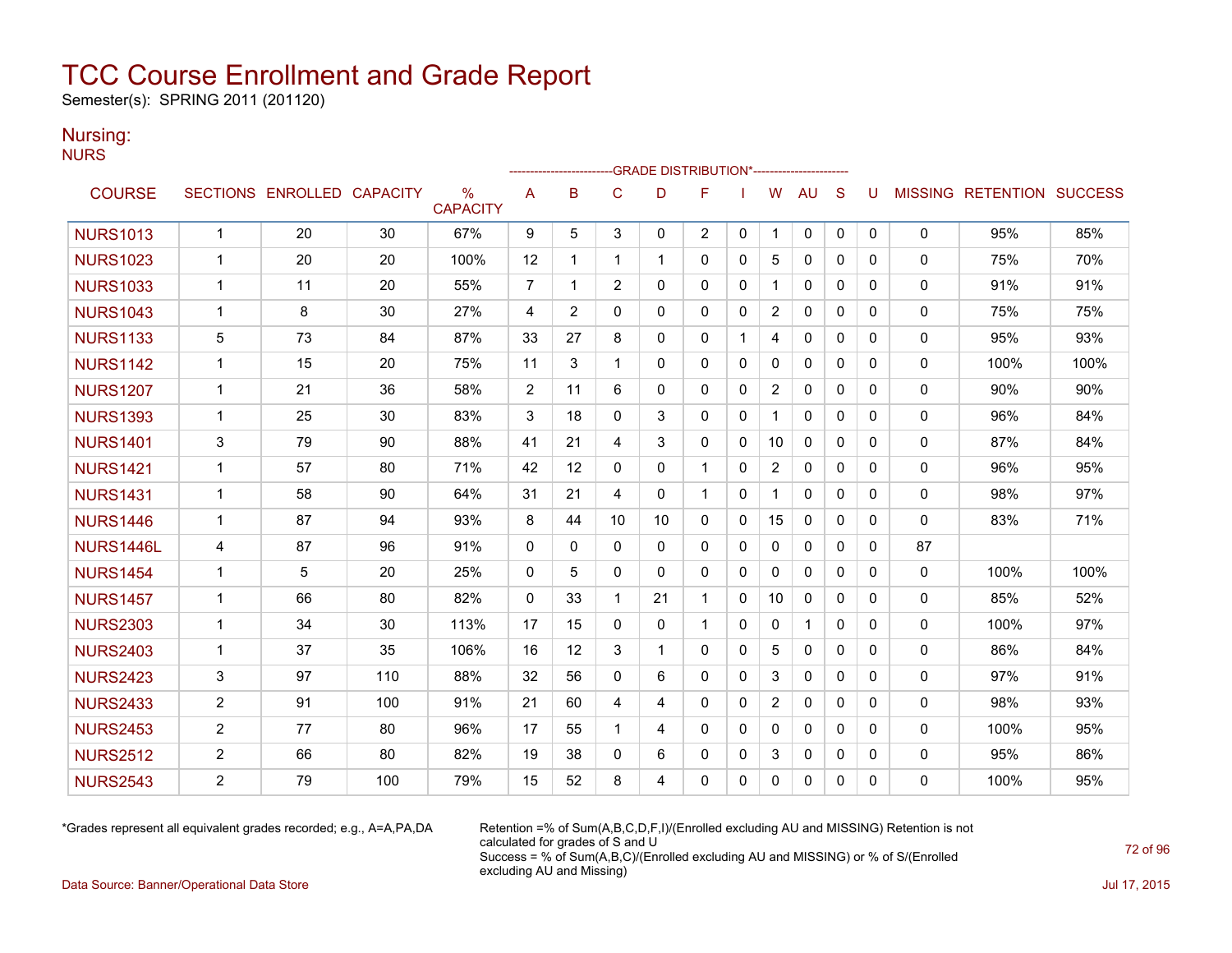# TCC Course Enrollment and Grade Report

Semester(s): SPRING 2011 (201120)

## Nursing:

NURS

| COURSE | SECTIONS | ENROLLED | CAPACITY | % CAPACITY | A | B | C | D | F | I | W | AU | S | U | MISSING | RETENTION | SUCCESS |
|---|---|---|---|---|---|---|---|---|---|---|---|---|---|---|---|---|---|
| | | | | | GRADE DISTRIBUTION* | | | | | | | | | | | | |
| NURS1013 | 1 | 20 | 30 | 67% | 9 | 5 | 3 | 0 | 2 | 0 | 1 | 0 | 0 | 0 | 0 | 95% | 85% |
| NURS1023 | 1 | 20 | 20 | 100% | 12 | 1 | 1 | 1 | 0 | 0 | 5 | 0 | 0 | 0 | 0 | 75% | 70% |
| NURS1033 | 1 | 11 | 20 | 55% | 7 | 1 | 2 | 0 | 0 | 0 | 1 | 0 | 0 | 0 | 0 | 91% | 91% |
| NURS1043 | 1 | 8 | 30 | 27% | 4 | 2 | 0 | 0 | 0 | 0 | 2 | 0 | 0 | 0 | 0 | 75% | 75% |
| NURS1133 | 5 | 73 | 84 | 87% | 33 | 27 | 8 | 0 | 0 | 1 | 4 | 0 | 0 | 0 | 0 | 95% | 93% |
| NURS1142 | 1 | 15 | 20 | 75% | 11 | 3 | 1 | 0 | 0 | 0 | 0 | 0 | 0 | 0 | 0 | 100% | 100% |
| NURS1207 | 1 | 21 | 36 | 58% | 2 | 11 | 6 | 0 | 0 | 0 | 2 | 0 | 0 | 0 | 0 | 90% | 90% |
| NURS1393 | 1 | 25 | 30 | 83% | 3 | 18 | 0 | 3 | 0 | 0 | 1 | 0 | 0 | 0 | 0 | 96% | 84% |
| NURS1401 | 3 | 79 | 90 | 88% | 41 | 21 | 4 | 3 | 0 | 0 | 10 | 0 | 0 | 0 | 0 | 87% | 84% |
| NURS1421 | 1 | 57 | 80 | 71% | 42 | 12 | 0 | 0 | 1 | 0 | 2 | 0 | 0 | 0 | 0 | 96% | 95% |
| NURS1431 | 1 | 58 | 90 | 64% | 31 | 21 | 4 | 0 | 1 | 0 | 1 | 0 | 0 | 0 | 0 | 98% | 97% |
| NURS1446 | 1 | 87 | 94 | 93% | 8 | 44 | 10 | 10 | 0 | 0 | 15 | 0 | 0 | 0 | 0 | 83% | 71% |
| NURS1446L | 4 | 87 | 96 | 91% | 0 | 0 | 0 | 0 | 0 | 0 | 0 | 0 | 0 | 0 | 87 | | |
| NURS1454 | 1 | 5 | 20 | 25% | 0 | 5 | 0 | 0 | 0 | 0 | 0 | 0 | 0 | 0 | 0 | 100% | 100% |
| NURS1457 | 1 | 66 | 80 | 82% | 0 | 33 | 1 | 21 | 1 | 0 | 10 | 0 | 0 | 0 | 0 | 85% | 52% |
| NURS2303 | 1 | 34 | 30 | 113% | 17 | 15 | 0 | 0 | 1 | 0 | 0 | 1 | 0 | 0 | 0 | 100% | 97% |
| NURS2403 | 1 | 37 | 35 | 106% | 16 | 12 | 3 | 1 | 0 | 0 | 5 | 0 | 0 | 0 | 0 | 86% | 84% |
| NURS2423 | 3 | 97 | 110 | 88% | 32 | 56 | 0 | 6 | 0 | 0 | 3 | 0 | 0 | 0 | 0 | 97% | 91% |
| NURS2433 | 2 | 91 | 100 | 91% | 21 | 60 | 4 | 4 | 0 | 0 | 2 | 0 | 0 | 0 | 0 | 98% | 93% |
| NURS2453 | 2 | 77 | 80 | 96% | 17 | 55 | 1 | 4 | 0 | 0 | 0 | 0 | 0 | 0 | 0 | 100% | 95% |
| NURS2512 | 2 | 66 | 80 | 82% | 19 | 38 | 0 | 6 | 0 | 0 | 3 | 0 | 0 | 0 | 0 | 95% | 86% |
| NURS2543 | 2 | 79 | 100 | 79% | 15 | 52 | 8 | 4 | 0 | 0 | 0 | 0 | 0 | 0 | 0 | 100% | 95% |

*Grades represent all equivalent grades recorded; e.g., A=A,PA,DA

Retention =% of Sum(A,B,C,D,F,I)/(Enrolled excluding AU and MISSING) Retention is not calculated for grades of S and U

Success = % of Sum(A,B,C)/(Enrolled excluding AU and MISSING) or % of S/(Enrolled excluding AU and Missing)

Data Source: Banner/Operational Data Store

Jul 17, 2015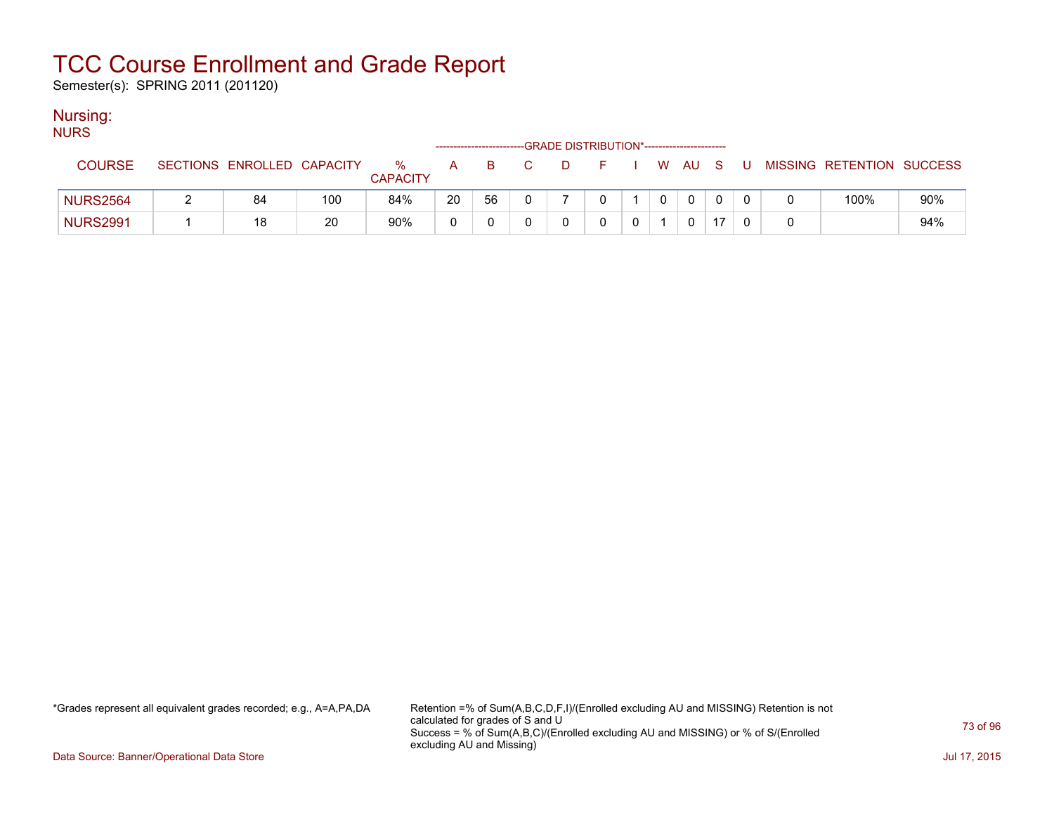# TCC Course Enrollment and Grade Report

Semester(s): SPRING 2011 (201120)

## Nursing:

NURS

| COURSE | SECTIONS | ENROLLED | CAPACITY | % CAPACITY | A | B | C | D | F | I | W | AU | S | U | MISSING | RETENTION | SUCCESS |
|---|---|---|---|---|---|---|---|---|---|---|---|---|---|---|---|---|---|
| | | | | | GRADE DISTRIBUTION* | | | | | | | | | | | | |
| NURS2564 | 2 | 84 | 100 | 84% | 20 | 56 | 0 | 7 | 0 | 1 | 0 | 0 | 0 | 0 | 0 | 100% | 90% |
| NURS2991 | 1 | 18 | 20 | 90% | 0 | 0 | 0 | 0 | 0 | 0 | 1 | 0 | 17 | 0 | 0 | | 94% |

*Grades represent all equivalent grades recorded; e.g., A=A,PA,DA

Retention =% of Sum(A,B,C,D,F,I)/(Enrolled excluding AU and MISSING) Retention is not calculated for grades of S and U
Success = % of Sum(A,B,C)/(Enrolled excluding AU and MISSING) or % of S/(Enrolled excluding AU and Missing)

Data Source: Banner/Operational Data Store

Jul 17, 2015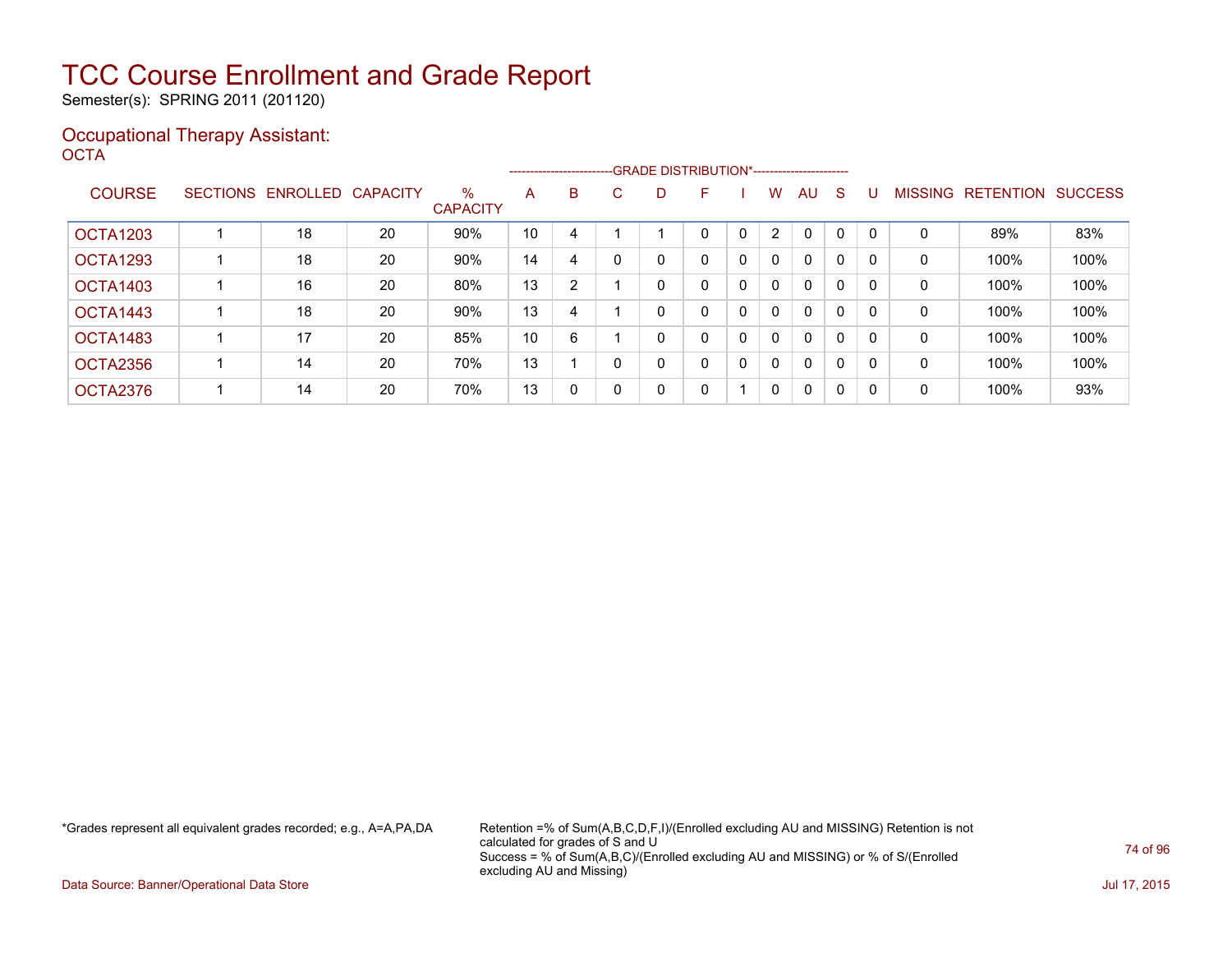# TCC Course Enrollment and Grade Report

Semester(s): SPRING 2011 (201120)

## Occupational Therapy Assistant:

OCTA

| COURSE | SECTIONS | ENROLLED | CAPACITY | % CAPACITY | A | B | C | D | F | I | W | AU | S | U | MISSING | RETENTION | SUCCESS |
|---|---|---|---|---|---|---|---|---|---|---|---|---|---|---|---|---|---|
| | | | | | GRADE DISTRIBUTION* | | | | | | | | | | | | |
| OCTA1203 | 1 | 18 | 20 | 90% | 10 | 4 | 1 | 1 | 0 | 0 | 2 | 0 | 0 | 0 | 0 | 89% | 83% |
| OCTA1293 | 1 | 18 | 20 | 90% | 14 | 4 | 0 | 0 | 0 | 0 | 0 | 0 | 0 | 0 | 0 | 100% | 100% |
| OCTA1403 | 1 | 16 | 20 | 80% | 13 | 2 | 1 | 0 | 0 | 0 | 0 | 0 | 0 | 0 | 0 | 100% | 100% |
| OCTA1443 | 1 | 18 | 20 | 90% | 13 | 4 | 1 | 0 | 0 | 0 | 0 | 0 | 0 | 0 | 0 | 100% | 100% |
| OCTA1483 | 1 | 17 | 20 | 85% | 10 | 6 | 1 | 0 | 0 | 0 | 0 | 0 | 0 | 0 | 0 | 100% | 100% |
| OCTA2356 | 1 | 14 | 20 | 70% | 13 | 1 | 0 | 0 | 0 | 0 | 0 | 0 | 0 | 0 | 0 | 100% | 100% |
| OCTA2376 | 1 | 14 | 20 | 70% | 13 | 0 | 0 | 0 | 0 | 1 | 0 | 0 | 0 | 0 | 0 | 100% | 93% |

*Grades represent all equivalent grades recorded; e.g., A=A,PA,DA

Retention =% of Sum(A,B,C,D,F,I)/(Enrolled excluding AU and MISSING) Retention is not calculated for grades of S and U
Success = % of Sum(A,B,C)/(Enrolled excluding AU and MISSING) or % of S/(Enrolled excluding AU and Missing)

Data Source: Banner/Operational Data Store

Jul 17, 2015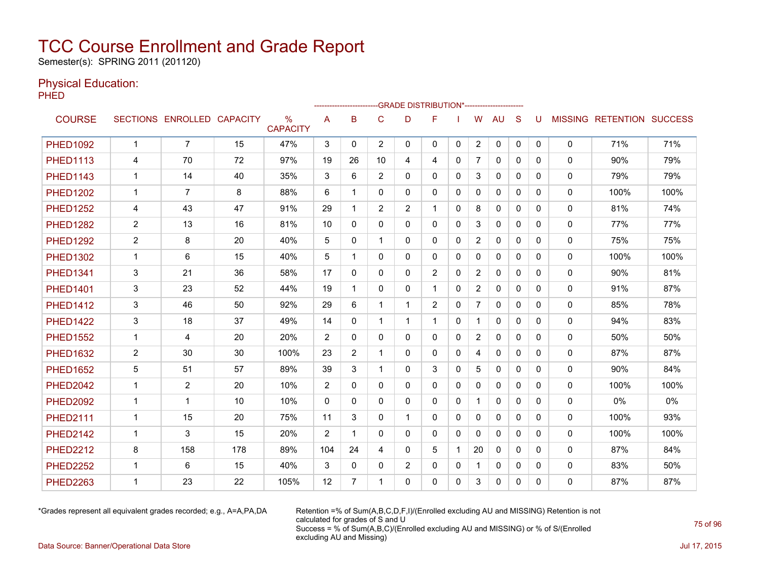# TCC Course Enrollment and Grade Report

Semester(s): SPRING 2011 (201120)

## Physical Education:

PHED

| COURSE | SECTIONS | ENROLLED | CAPACITY | % CAPACITY | A | B | C | D | F | I | W | AU | S | U | MISSING | RETENTION | SUCCESS |
|---|---|---|---|---|---|---|---|---|---|---|---|---|---|---|---|---|---|
| | | | | | GRADE DISTRIBUTION* | | | | | | | | | | | | |
| PHED1092 | 1 | 7 | 15 | 47% | 3 | 0 | 2 | 0 | 0 | 0 | 2 | 0 | 0 | 0 | 0 | 71% | 71% |
| PHED1113 | 4 | 70 | 72 | 97% | 19 | 26 | 10 | 4 | 4 | 0 | 7 | 0 | 0 | 0 | 0 | 90% | 79% |
| PHED1143 | 1 | 14 | 40 | 35% | 3 | 6 | 2 | 0 | 0 | 0 | 3 | 0 | 0 | 0 | 0 | 79% | 79% |
| PHED1202 | 1 | 7 | 8 | 88% | 6 | 1 | 0 | 0 | 0 | 0 | 0 | 0 | 0 | 0 | 0 | 100% | 100% |
| PHED1252 | 4 | 43 | 47 | 91% | 29 | 1 | 2 | 2 | 1 | 0 | 8 | 0 | 0 | 0 | 0 | 81% | 74% |
| PHED1282 | 2 | 13 | 16 | 81% | 10 | 0 | 0 | 0 | 0 | 0 | 3 | 0 | 0 | 0 | 0 | 77% | 77% |
| PHED1292 | 2 | 8 | 20 | 40% | 5 | 0 | 1 | 0 | 0 | 0 | 2 | 0 | 0 | 0 | 0 | 75% | 75% |
| PHED1302 | 1 | 6 | 15 | 40% | 5 | 1 | 0 | 0 | 0 | 0 | 0 | 0 | 0 | 0 | 0 | 100% | 100% |
| PHED1341 | 3 | 21 | 36 | 58% | 17 | 0 | 0 | 0 | 2 | 0 | 2 | 0 | 0 | 0 | 0 | 90% | 81% |
| PHED1401 | 3 | 23 | 52 | 44% | 19 | 1 | 0 | 0 | 1 | 0 | 2 | 0 | 0 | 0 | 0 | 91% | 87% |
| PHED1412 | 3 | 46 | 50 | 92% | 29 | 6 | 1 | 1 | 2 | 0 | 7 | 0 | 0 | 0 | 0 | 85% | 78% |
| PHED1422 | 3 | 18 | 37 | 49% | 14 | 0 | 1 | 1 | 1 | 0 | 1 | 0 | 0 | 0 | 0 | 94% | 83% |
| PHED1552 | 1 | 4 | 20 | 20% | 2 | 0 | 0 | 0 | 0 | 0 | 2 | 0 | 0 | 0 | 0 | 50% | 50% |
| PHED1632 | 2 | 30 | 30 | 100% | 23 | 2 | 1 | 0 | 0 | 0 | 4 | 0 | 0 | 0 | 0 | 87% | 87% |
| PHED1652 | 5 | 51 | 57 | 89% | 39 | 3 | 1 | 0 | 3 | 0 | 5 | 0 | 0 | 0 | 0 | 90% | 84% |
| PHED2042 | 1 | 2 | 20 | 10% | 2 | 0 | 0 | 0 | 0 | 0 | 0 | 0 | 0 | 0 | 0 | 100% | 100% |
| PHED2092 | 1 | 1 | 10 | 10% | 0 | 0 | 0 | 0 | 0 | 0 | 1 | 0 | 0 | 0 | 0 | 0% | 0% |
| PHED2111 | 1 | 15 | 20 | 75% | 11 | 3 | 0 | 1 | 0 | 0 | 0 | 0 | 0 | 0 | 0 | 100% | 93% |
| PHED2142 | 1 | 3 | 15 | 20% | 2 | 1 | 0 | 0 | 0 | 0 | 0 | 0 | 0 | 0 | 0 | 100% | 100% |
| PHED2212 | 8 | 158 | 178 | 89% | 104 | 24 | 4 | 0 | 5 | 1 | 20 | 0 | 0 | 0 | 0 | 87% | 84% |
| PHED2252 | 1 | 6 | 15 | 40% | 3 | 0 | 0 | 2 | 0 | 0 | 1 | 0 | 0 | 0 | 0 | 83% | 50% |
| PHED2263 | 1 | 23 | 22 | 105% | 12 | 7 | 1 | 0 | 0 | 0 | 3 | 0 | 0 | 0 | 0 | 87% | 87% |

*Grades represent all equivalent grades recorded; e.g., A=A,PA,DA

Retention =% of Sum(A,B,C,D,F,I)/(Enrolled excluding AU and MISSING) Retention is not calculated for grades of S and U

Success = % of Sum(A,B,C)/(Enrolled excluding AU and MISSING) or % of S/(Enrolled excluding AU and Missing)

Data Source: Banner/Operational Data Store

Jul 17, 2015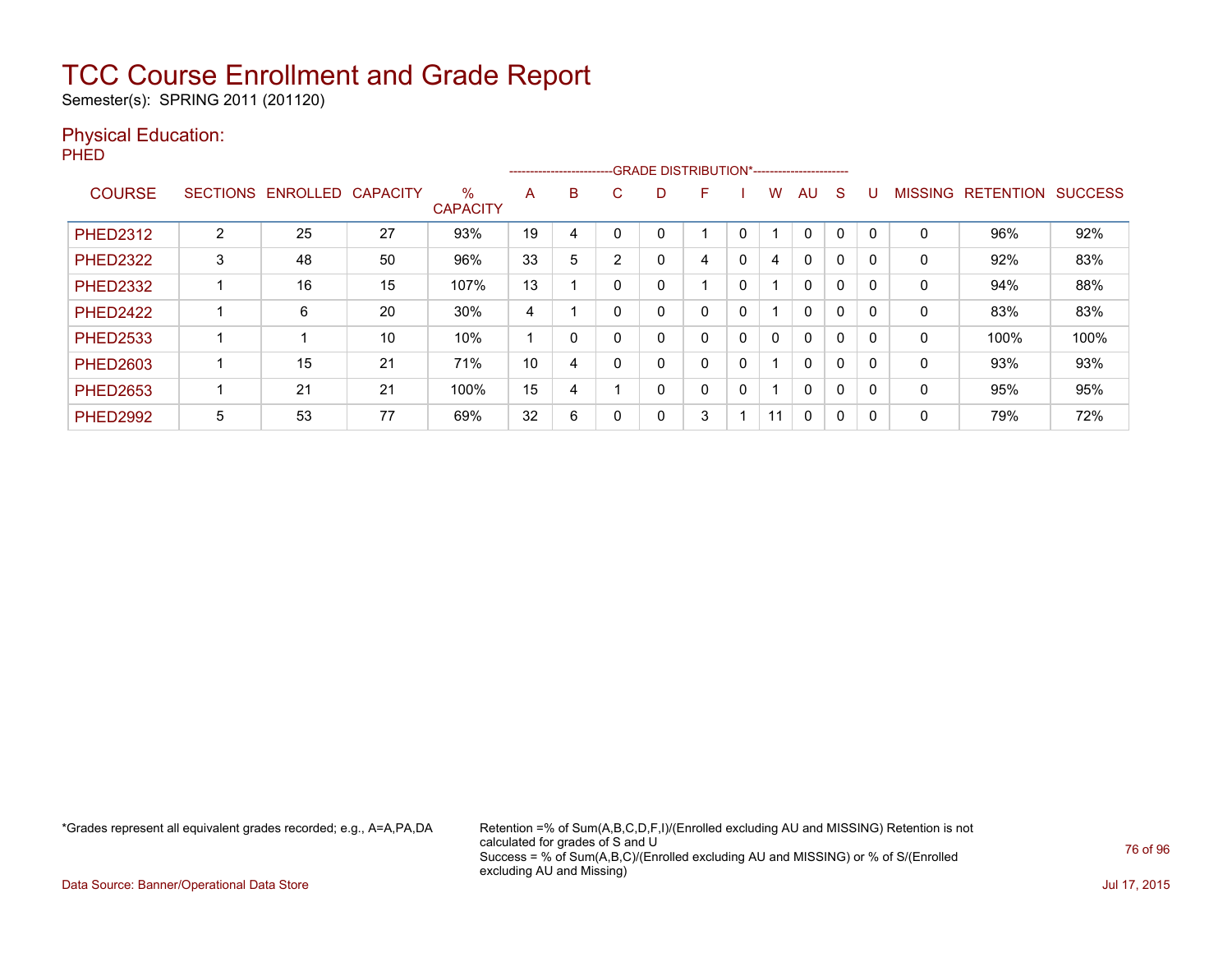# TCC Course Enrollment and Grade Report

Semester(s): SPRING 2011 (201120)

## Physical Education:

PHED

| COURSE | SECTIONS | ENROLLED | CAPACITY | % CAPACITY | A | B | C | D | F | I | W | AU | S | U | MISSING | RETENTION | SUCCESS |
|---|---|---|---|---|---|---|---|---|---|---|---|---|---|---|---|---|---|
| | | | | | GRADE DISTRIBUTION* | | | | | | | | | | | | |
| PHED2312 | 2 | 25 | 27 | 93% | 19 | 4 | 0 | 0 | 1 | 0 | 1 | 0 | 0 | 0 | 0 | 96% | 92% |
| PHED2322 | 3 | 48 | 50 | 96% | 33 | 5 | 2 | 0 | 4 | 0 | 4 | 0 | 0 | 0 | 0 | 92% | 83% |
| PHED2332 | 1 | 16 | 15 | 107% | 13 | 1 | 0 | 0 | 1 | 0 | 1 | 0 | 0 | 0 | 0 | 94% | 88% |
| PHED2422 | 1 | 6 | 20 | 30% | 4 | 1 | 0 | 0 | 0 | 0 | 1 | 0 | 0 | 0 | 0 | 83% | 83% |
| PHED2533 | 1 | 1 | 10 | 10% | 1 | 0 | 0 | 0 | 0 | 0 | 0 | 0 | 0 | 0 | 0 | 100% | 100% |
| PHED2603 | 1 | 15 | 21 | 71% | 10 | 4 | 0 | 0 | 0 | 0 | 1 | 0 | 0 | 0 | 0 | 93% | 93% |
| PHED2653 | 1 | 21 | 21 | 100% | 15 | 4 | 1 | 0 | 0 | 0 | 1 | 0 | 0 | 0 | 0 | 95% | 95% |
| PHED2992 | 5 | 53 | 77 | 69% | 32 | 6 | 0 | 0 | 3 | 1 | 11 | 0 | 0 | 0 | 0 | 79% | 72% |

*Grades represent all equivalent grades recorded; e.g., A=A,PA,DA

Retention =% of Sum(A,B,C,D,F,I)/(Enrolled excluding AU and MISSING) Retention is not calculated for grades of S and U
Success = % of Sum(A,B,C)/(Enrolled excluding AU and MISSING) or % of S/(Enrolled excluding AU and Missing)

Data Source: Banner/Operational Data Store

Jul 17, 2015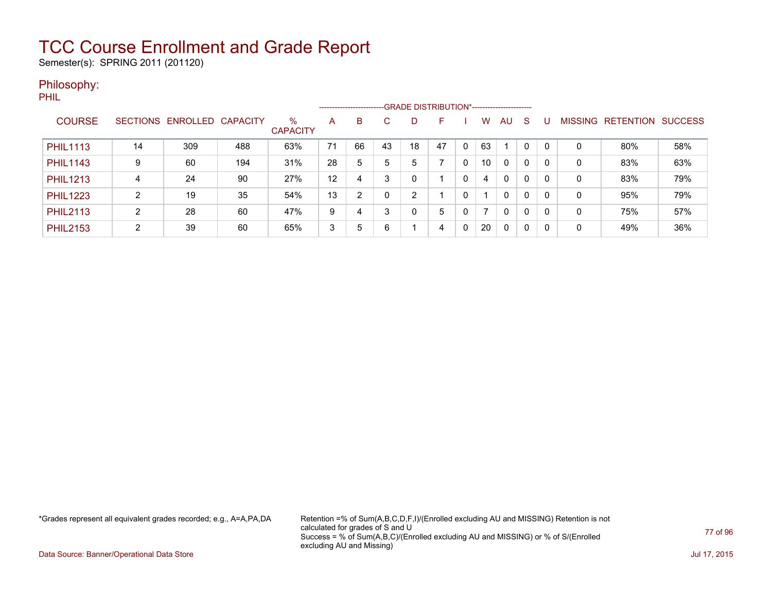# TCC Course Enrollment and Grade Report

Semester(s): SPRING 2011 (201120)

## Philosophy:

PHIL

| COURSE | SECTIONS | ENROLLED | CAPACITY | % CAPACITY | A | B | C | D | F | I | W | AU | S | U | MISSING | RETENTION | SUCCESS |
|---|---|---|---|---|---|---|---|---|---|---|---|---|---|---|---|---|---|
| | | | | | GRADE DISTRIBUTION* | | | | | | | | | | | | |
| PHIL1113 | 14 | 309 | 488 | 63% | 71 | 66 | 43 | 18 | 47 | 0 | 63 | 1 | 0 | 0 | 0 | 80% | 58% |
| PHIL1143 | 9 | 60 | 194 | 31% | 28 | 5 | 5 | 5 | 7 | 0 | 10 | 0 | 0 | 0 | 0 | 83% | 63% |
| PHIL1213 | 4 | 24 | 90 | 27% | 12 | 4 | 3 | 0 | 1 | 0 | 4 | 0 | 0 | 0 | 0 | 83% | 79% |
| PHIL1223 | 2 | 19 | 35 | 54% | 13 | 2 | 0 | 2 | 1 | 0 | 1 | 0 | 0 | 0 | 0 | 95% | 79% |
| PHIL2113 | 2 | 28 | 60 | 47% | 9 | 4 | 3 | 0 | 5 | 0 | 7 | 0 | 0 | 0 | 0 | 75% | 57% |
| PHIL2153 | 2 | 39 | 60 | 65% | 3 | 5 | 6 | 1 | 4 | 0 | 20 | 0 | 0 | 0 | 0 | 49% | 36% |

*Grades represent all equivalent grades recorded; e.g., A=A,PA,DA

Retention =% of Sum(A,B,C,D,F,I)/(Enrolled excluding AU and MISSING) Retention is not calculated for grades of S and U
Success = % of Sum(A,B,C)/(Enrolled excluding AU and MISSING) or % of S/(Enrolled excluding AU and Missing)

Data Source: Banner/Operational Data Store

Jul 17, 2015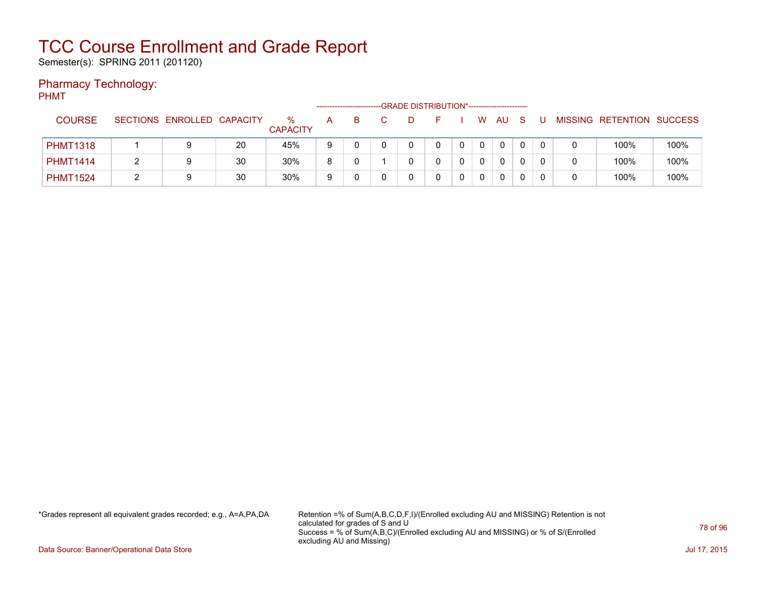# TCC Course Enrollment and Grade Report

Semester(s): SPRING 2011 (201120)

## Pharmacy Technology:

PHMT

| COURSE | SECTIONS | ENROLLED | CAPACITY | % CAPACITY | A | B | C | D | F | I | W | AU | S | U | MISSING | RETENTION | SUCCESS |
|---|---|---|---|---|---|---|---|---|---|---|---|---|---|---|---|---|---|
| | | | | | GRADE DISTRIBUTION* | | | | | | | | | | | | |
| PHMT1318 | 1 | 9 | 20 | 45% | 9 | 0 | 0 | 0 | 0 | 0 | 0 | 0 | 0 | 0 | 0 | 100% | 100% |
| PHMT1414 | 2 | 9 | 30 | 30% | 8 | 0 | 1 | 0 | 0 | 0 | 0 | 0 | 0 | 0 | 0 | 100% | 100% |
| PHMT1524 | 2 | 9 | 30 | 30% | 9 | 0 | 0 | 0 | 0 | 0 | 0 | 0 | 0 | 0 | 0 | 100% | 100% |

*Grades represent all equivalent grades recorded; e.g., A=A,PA,DA

Retention =% of Sum(A,B,C,D,F,I)/(Enrolled excluding AU and MISSING) Retention is not calculated for grades of S and U
Success = % of Sum(A,B,C)/(Enrolled excluding AU and MISSING) or % of S/(Enrolled excluding AU and Missing)

Data Source: Banner/Operational Data Store

Jul 17, 2015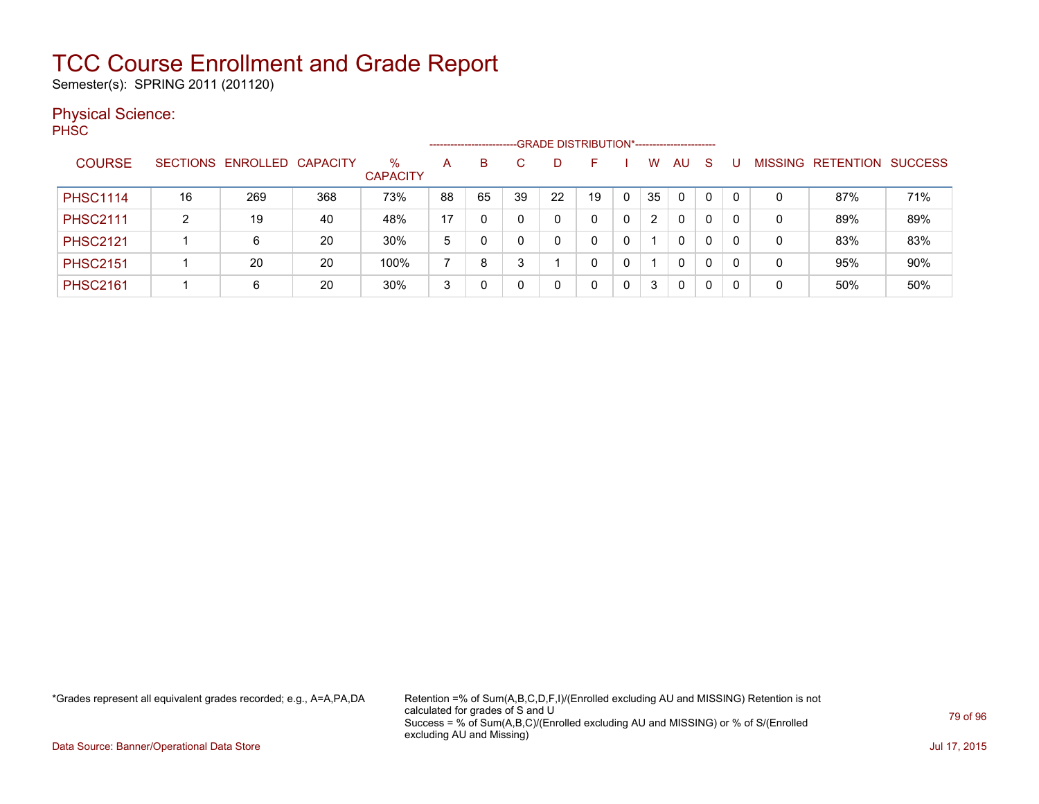# TCC Course Enrollment and Grade Report

Semester(s): SPRING 2011 (201120)

## Physical Science:

PHSC

| COURSE | SECTIONS | ENROLLED | CAPACITY | % CAPACITY | A | B | C | D | F | I | W | AU | S | U | MISSING | RETENTION | SUCCESS |
|---|---|---|---|---|---|---|---|---|---|---|---|---|---|---|---|---|---|
| | | | | | GRADE DISTRIBUTION* | | | | | | | | | | | | |
| PHSC1114 | 16 | 269 | 368 | 73% | 88 | 65 | 39 | 22 | 19 | 0 | 35 | 0 | 0 | 0 | 0 | 87% | 71% |
| PHSC2111 | 2 | 19 | 40 | 48% | 17 | 0 | 0 | 0 | 0 | 0 | 2 | 0 | 0 | 0 | 0 | 89% | 89% |
| PHSC2121 | 1 | 6 | 20 | 30% | 5 | 0 | 0 | 0 | 0 | 0 | 1 | 0 | 0 | 0 | 0 | 83% | 83% |
| PHSC2151 | 1 | 20 | 20 | 100% | 7 | 8 | 3 | 1 | 0 | 0 | 1 | 0 | 0 | 0 | 0 | 95% | 90% |
| PHSC2161 | 1 | 6 | 20 | 30% | 3 | 0 | 0 | 0 | 0 | 0 | 3 | 0 | 0 | 0 | 0 | 50% | 50% |

*Grades represent all equivalent grades recorded; e.g., A=A,PA,DA

Retention =% of Sum(A,B,C,D,F,I)/(Enrolled excluding AU and MISSING) Retention is not calculated for grades of S and U
Success = % of Sum(A,B,C)/(Enrolled excluding AU and MISSING) or % of S/(Enrolled excluding AU and Missing)

Data Source: Banner/Operational Data Store

Jul 17, 2015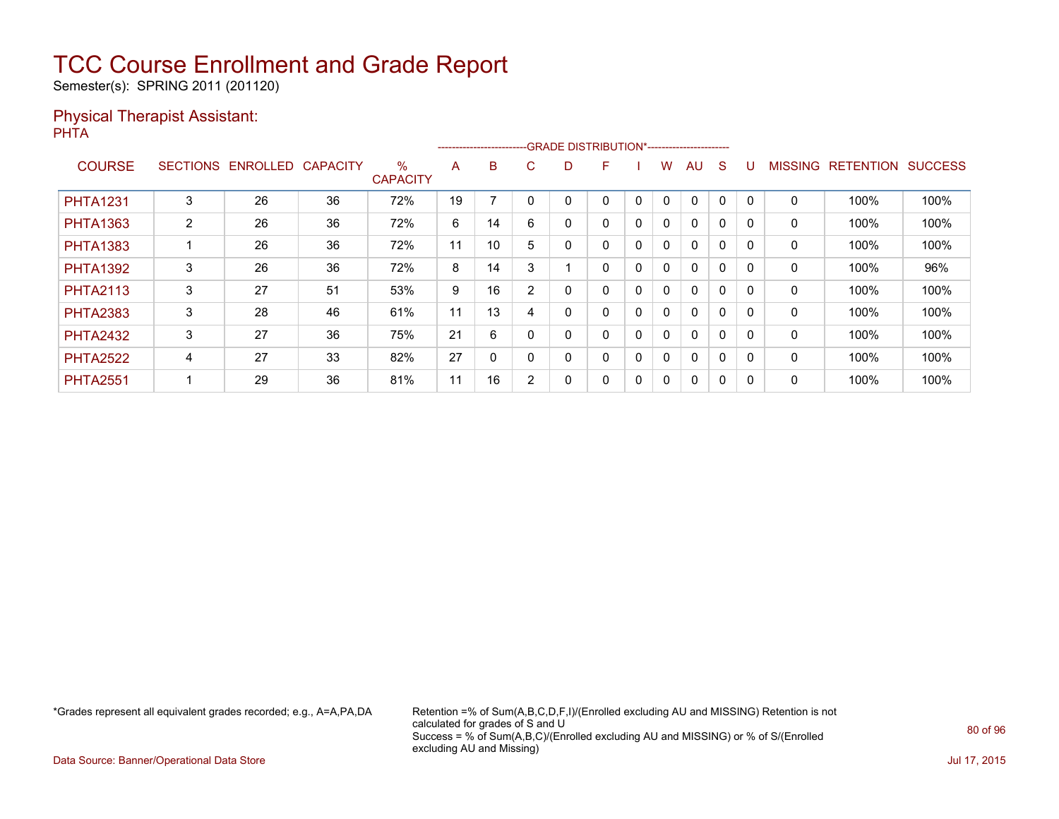# TCC Course Enrollment and Grade Report

Semester(s): SPRING 2011 (201120)

## Physical Therapist Assistant:

PHTA

| COURSE | SECTIONS | ENROLLED | CAPACITY | % CAPACITY | A | B | C | D | F | I | W | AU | S | U | MISSING | RETENTION | SUCCESS |
|---|---|---|---|---|---|---|---|---|---|---|---|---|---|---|---|---|---|
| | | | | | GRADE DISTRIBUTION* | | | | | | | | | | | | |
| PHTA1231 | 3 | 26 | 36 | 72% | 19 | 7 | 0 | 0 | 0 | 0 | 0 | 0 | 0 | 0 | 0 | 100% | 100% |
| PHTA1363 | 2 | 26 | 36 | 72% | 6 | 14 | 6 | 0 | 0 | 0 | 0 | 0 | 0 | 0 | 0 | 100% | 100% |
| PHTA1383 | 1 | 26 | 36 | 72% | 11 | 10 | 5 | 0 | 0 | 0 | 0 | 0 | 0 | 0 | 0 | 100% | 100% |
| PHTA1392 | 3 | 26 | 36 | 72% | 8 | 14 | 3 | 1 | 0 | 0 | 0 | 0 | 0 | 0 | 0 | 100% | 96% |
| PHTA2113 | 3 | 27 | 51 | 53% | 9 | 16 | 2 | 0 | 0 | 0 | 0 | 0 | 0 | 0 | 0 | 100% | 100% |
| PHTA2383 | 3 | 28 | 46 | 61% | 11 | 13 | 4 | 0 | 0 | 0 | 0 | 0 | 0 | 0 | 0 | 100% | 100% |
| PHTA2432 | 3 | 27 | 36 | 75% | 21 | 6 | 0 | 0 | 0 | 0 | 0 | 0 | 0 | 0 | 0 | 100% | 100% |
| PHTA2522 | 4 | 27 | 33 | 82% | 27 | 0 | 0 | 0 | 0 | 0 | 0 | 0 | 0 | 0 | 0 | 100% | 100% |
| PHTA2551 | 1 | 29 | 36 | 81% | 11 | 16 | 2 | 0 | 0 | 0 | 0 | 0 | 0 | 0 | 0 | 100% | 100% |

*Grades represent all equivalent grades recorded; e.g., A=A,PA,DA

Retention =% of Sum(A,B,C,D,F,I)/(Enrolled excluding AU and MISSING) Retention is not calculated for grades of S and U
Success = % of Sum(A,B,C)/(Enrolled excluding AU and MISSING) or % of S/(Enrolled excluding AU and Missing)

Data Source: Banner/Operational Data Store

Jul 17, 2015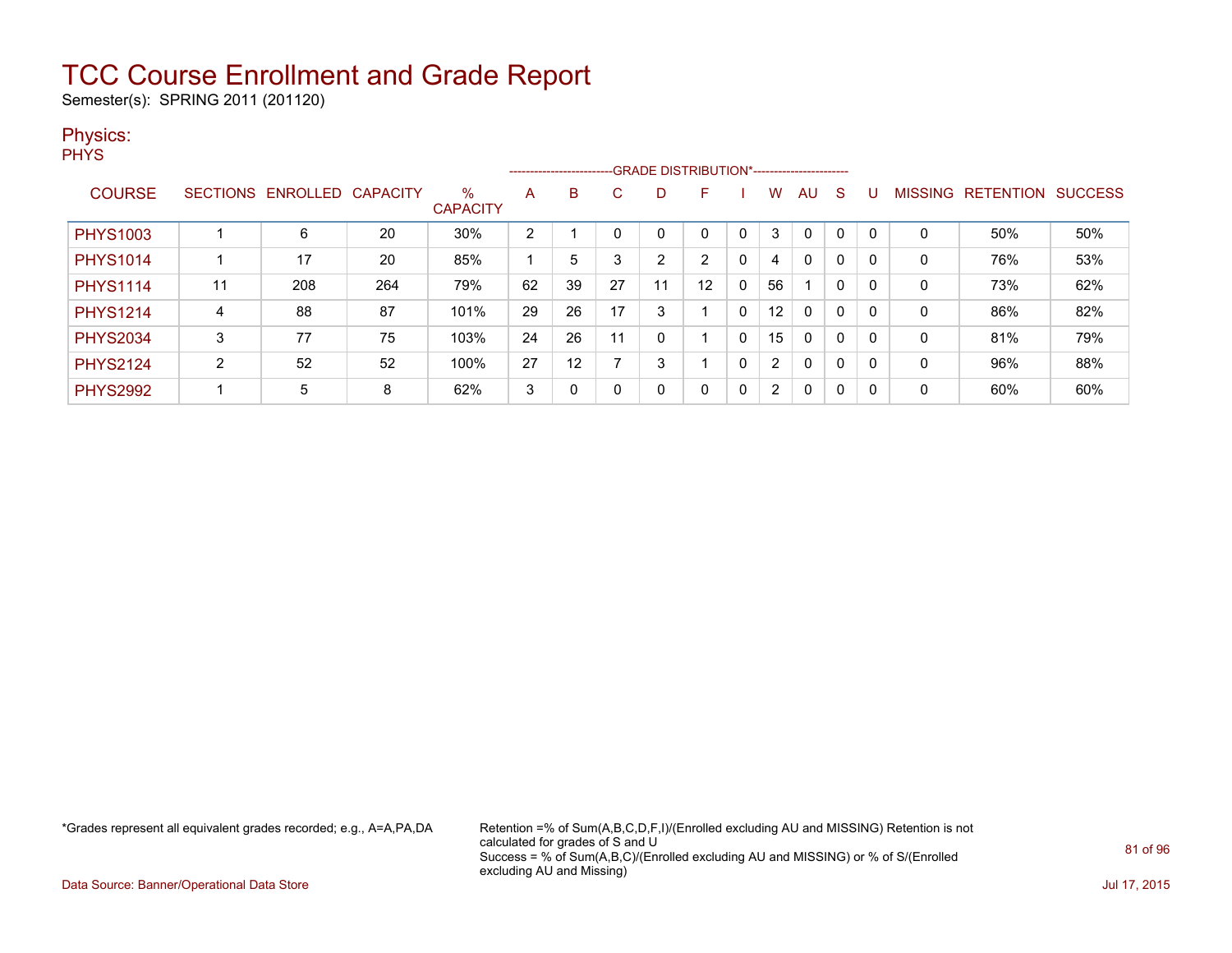# TCC Course Enrollment and Grade Report

Semester(s): SPRING 2011 (201120)

## Physics:

PHYS

| COURSE | SECTIONS | ENROLLED | CAPACITY | % CAPACITY | A | B | C | D | F | I | W | AU | S | U | MISSING | RETENTION | SUCCESS |
|---|---|---|---|---|---|---|---|---|---|---|---|---|---|---|---|---|---|
| | | | | | GRADE DISTRIBUTION* | | | | | | | | | | | | |
| PHYS1003 | 1 | 6 | 20 | 30% | 2 | 1 | 0 | 0 | 0 | 0 | 3 | 0 | 0 | 0 | 0 | 50% | 50% |
| PHYS1014 | 1 | 17 | 20 | 85% | 1 | 5 | 3 | 2 | 2 | 0 | 4 | 0 | 0 | 0 | 0 | 76% | 53% |
| PHYS1114 | 11 | 208 | 264 | 79% | 62 | 39 | 27 | 11 | 12 | 0 | 56 | 1 | 0 | 0 | 0 | 73% | 62% |
| PHYS1214 | 4 | 88 | 87 | 101% | 29 | 26 | 17 | 3 | 1 | 0 | 12 | 0 | 0 | 0 | 0 | 86% | 82% |
| PHYS2034 | 3 | 77 | 75 | 103% | 24 | 26 | 11 | 0 | 1 | 0 | 15 | 0 | 0 | 0 | 0 | 81% | 79% |
| PHYS2124 | 2 | 52 | 52 | 100% | 27 | 12 | 7 | 3 | 1 | 0 | 2 | 0 | 0 | 0 | 0 | 96% | 88% |
| PHYS2992 | 1 | 5 | 8 | 62% | 3 | 0 | 0 | 0 | 0 | 0 | 2 | 0 | 0 | 0 | 0 | 60% | 60% |

*Grades represent all equivalent grades recorded; e.g., A=A,PA,DA

Retention =% of Sum(A,B,C,D,F,I)/(Enrolled excluding AU and MISSING) Retention is not calculated for grades of S and U
Success = % of Sum(A,B,C)/(Enrolled excluding AU and MISSING) or % of S/(Enrolled excluding AU and Missing)

Data Source: Banner/Operational Data Store

Jul 17, 2015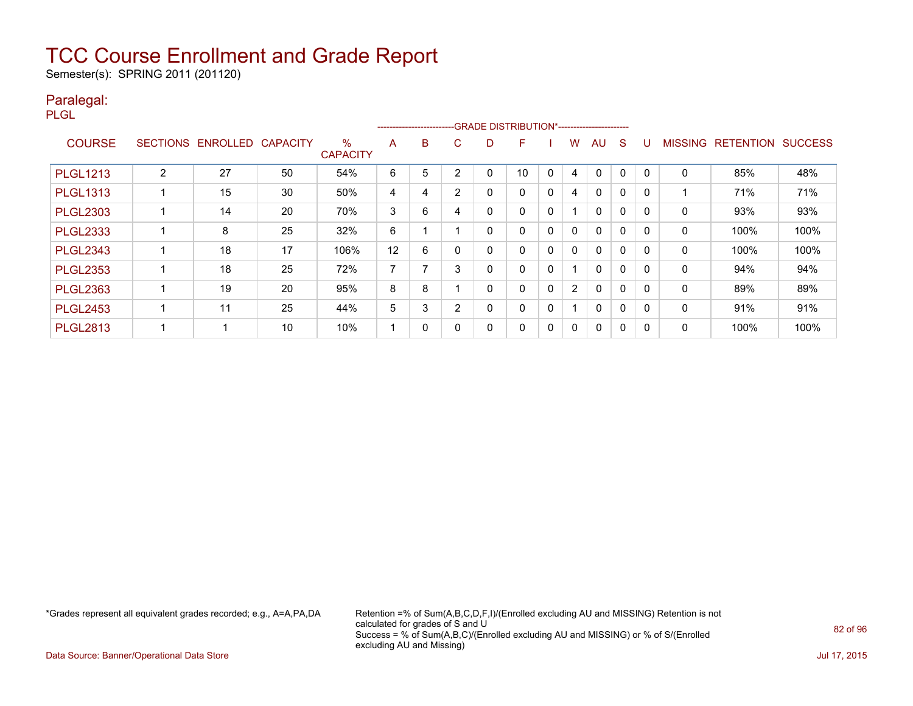# TCC Course Enrollment and Grade Report

Semester(s): SPRING 2011 (201120)

## Paralegal:

PLGL

| COURSE | SECTIONS | ENROLLED | CAPACITY | % CAPACITY | A | B | C | D | F | I | W | AU | S | U | MISSING | RETENTION | SUCCESS |
|---|---|---|---|---|---|---|---|---|---|---|---|---|---|---|---|---|---|
| | | | | | GRADE DISTRIBUTION* | | | | | | | | | | | | |
| PLGL1213 | 2 | 27 | 50 | 54% | 6 | 5 | 2 | 0 | 10 | 0 | 4 | 0 | 0 | 0 | 0 | 85% | 48% |
| PLGL1313 | 1 | 15 | 30 | 50% | 4 | 4 | 2 | 0 | 0 | 0 | 4 | 0 | 0 | 0 | 1 | 71% | 71% |
| PLGL2303 | 1 | 14 | 20 | 70% | 3 | 6 | 4 | 0 | 0 | 0 | 1 | 0 | 0 | 0 | 0 | 93% | 93% |
| PLGL2333 | 1 | 8 | 25 | 32% | 6 | 1 | 1 | 0 | 0 | 0 | 0 | 0 | 0 | 0 | 0 | 100% | 100% |
| PLGL2343 | 1 | 18 | 17 | 106% | 12 | 6 | 0 | 0 | 0 | 0 | 0 | 0 | 0 | 0 | 0 | 100% | 100% |
| PLGL2353 | 1 | 18 | 25 | 72% | 7 | 7 | 3 | 0 | 0 | 0 | 1 | 0 | 0 | 0 | 0 | 94% | 94% |
| PLGL2363 | 1 | 19 | 20 | 95% | 8 | 8 | 1 | 0 | 0 | 0 | 2 | 0 | 0 | 0 | 0 | 89% | 89% |
| PLGL2453 | 1 | 11 | 25 | 44% | 5 | 3 | 2 | 0 | 0 | 0 | 1 | 0 | 0 | 0 | 0 | 91% | 91% |
| PLGL2813 | 1 | 1 | 10 | 10% | 1 | 0 | 0 | 0 | 0 | 0 | 0 | 0 | 0 | 0 | 0 | 100% | 100% |

*Grades represent all equivalent grades recorded; e.g., A=A,PA,DA

Retention =% of Sum(A,B,C,D,F,I)/(Enrolled excluding AU and MISSING) Retention is not calculated for grades of S and U
Success = % of Sum(A,B,C)/(Enrolled excluding AU and MISSING) or % of S/(Enrolled excluding AU and Missing)

Data Source: Banner/Operational Data Store

Jul 17, 2015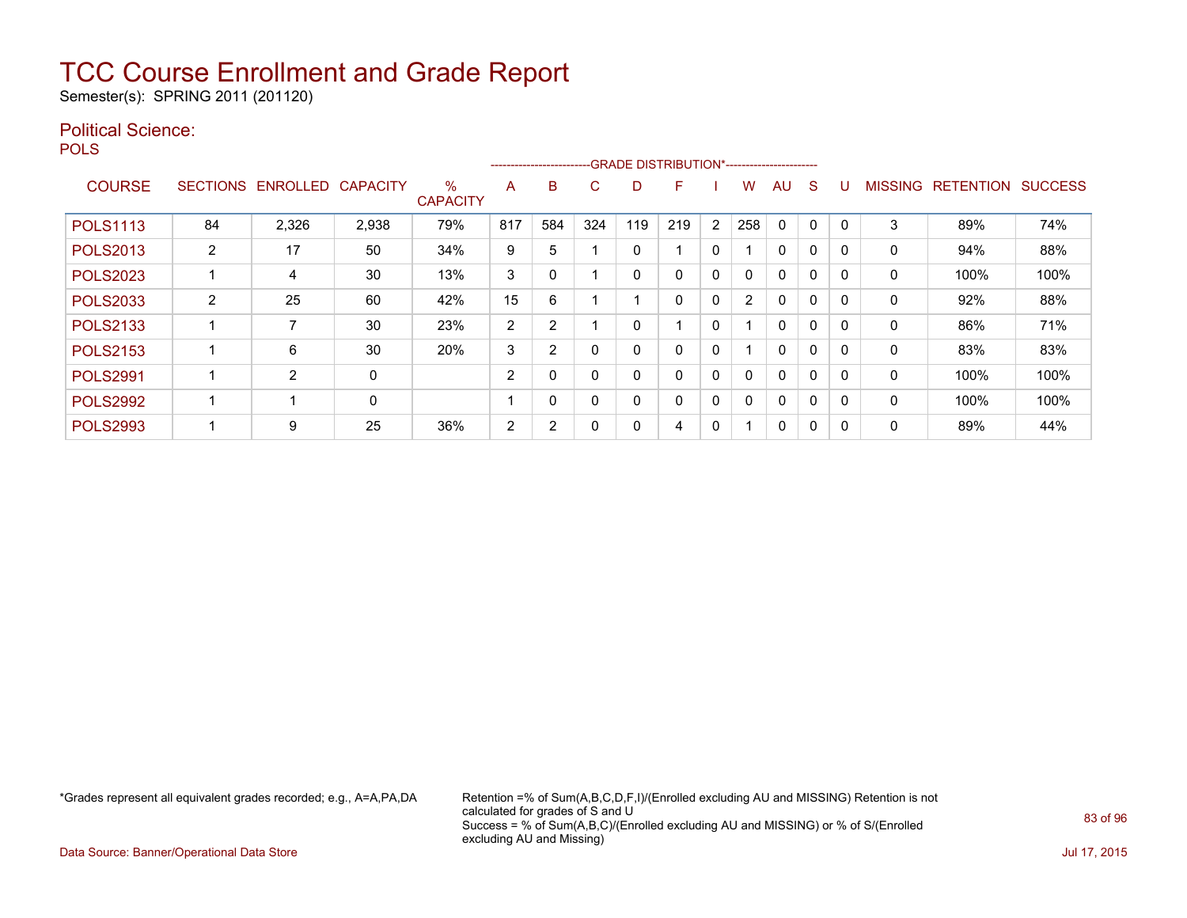# TCC Course Enrollment and Grade Report

Semester(s): SPRING 2011 (201120)

## Political Science:

POLS

| COURSE | SECTIONS | ENROLLED | CAPACITY | % CAPACITY | A | B | C | D | F | I | W | AU | S | U | MISSING | RETENTION | SUCCESS |
|---|---|---|---|---|---|---|---|---|---|---|---|---|---|---|---|---|---|
| | | | | | GRADE DISTRIBUTION* | | | | | | | | | | | | |
| POLS1113 | 84 | 2,326 | 2,938 | 79% | 817 | 584 | 324 | 119 | 219 | 2 | 258 | 0 | 0 | 0 | 3 | 89% | 74% |
| POLS2013 | 2 | 17 | 50 | 34% | 9 | 5 | 1 | 0 | 1 | 0 | 1 | 0 | 0 | 0 | 0 | 94% | 88% |
| POLS2023 | 1 | 4 | 30 | 13% | 3 | 0 | 1 | 0 | 0 | 0 | 0 | 0 | 0 | 0 | 0 | 100% | 100% |
| POLS2033 | 2 | 25 | 60 | 42% | 15 | 6 | 1 | 1 | 0 | 0 | 2 | 0 | 0 | 0 | 0 | 92% | 88% |
| POLS2133 | 1 | 7 | 30 | 23% | 2 | 2 | 1 | 0 | 1 | 0 | 1 | 0 | 0 | 0 | 0 | 86% | 71% |
| POLS2153 | 1 | 6 | 30 | 20% | 3 | 2 | 0 | 0 | 0 | 0 | 1 | 0 | 0 | 0 | 0 | 83% | 83% |
| POLS2991 | 1 | 2 | 0 | | 2 | 0 | 0 | 0 | 0 | 0 | 0 | 0 | 0 | 0 | 0 | 100% | 100% |
| POLS2992 | 1 | 1 | 0 | | 1 | 0 | 0 | 0 | 0 | 0 | 0 | 0 | 0 | 0 | 0 | 100% | 100% |
| POLS2993 | 1 | 9 | 25 | 36% | 2 | 2 | 0 | 0 | 4 | 0 | 1 | 0 | 0 | 0 | 0 | 89% | 44% |

*Grades represent all equivalent grades recorded; e.g., A=A,PA,DA

Retention =% of Sum(A,B,C,D,F,I)/(Enrolled excluding AU and MISSING) Retention is not calculated for grades of S and U
Success = % of Sum(A,B,C)/(Enrolled excluding AU and MISSING) or % of S/(Enrolled excluding AU and Missing)

Data Source: Banner/Operational Data Store

Jul 17, 2015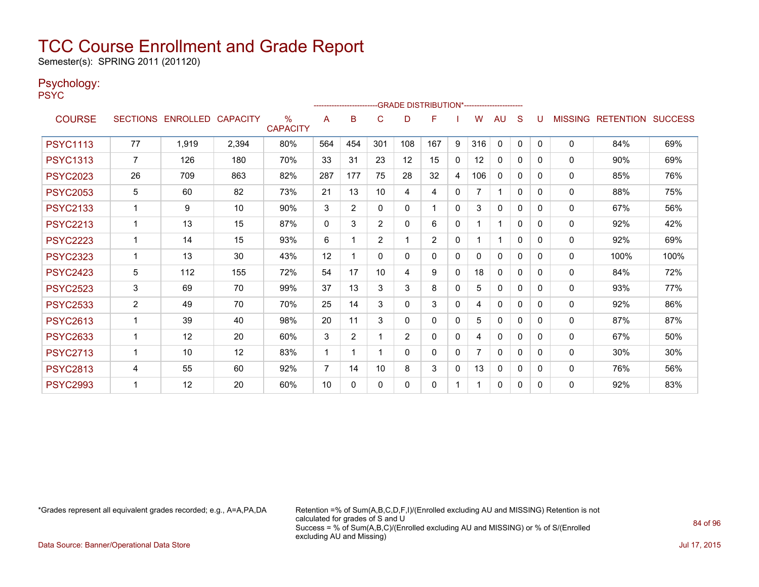# TCC Course Enrollment and Grade Report

Semester(s): SPRING 2011 (201120)

## Psychology:

PSYC

| COURSE | SECTIONS | ENROLLED | CAPACITY | % CAPACITY | A | B | C | D | F | I | W | AU | S | U | MISSING | RETENTION | SUCCESS |
|---|---|---|---|---|---|---|---|---|---|---|---|---|---|---|---|---|---|
| | | | | | GRADE DISTRIBUTION* | | | | | | | | | | | | |
| PSYC1113 | 77 | 1,919 | 2,394 | 80% | 564 | 454 | 301 | 108 | 167 | 9 | 316 | 0 | 0 | 0 | 0 | 84% | 69% |
| PSYC1313 | 7 | 126 | 180 | 70% | 33 | 31 | 23 | 12 | 15 | 0 | 12 | 0 | 0 | 0 | 0 | 90% | 69% |
| PSYC2023 | 26 | 709 | 863 | 82% | 287 | 177 | 75 | 28 | 32 | 4 | 106 | 0 | 0 | 0 | 0 | 85% | 76% |
| PSYC2053 | 5 | 60 | 82 | 73% | 21 | 13 | 10 | 4 | 4 | 0 | 7 | 1 | 0 | 0 | 0 | 88% | 75% |
| PSYC2133 | 1 | 9 | 10 | 90% | 3 | 2 | 0 | 0 | 1 | 0 | 3 | 0 | 0 | 0 | 0 | 67% | 56% |
| PSYC2213 | 1 | 13 | 15 | 87% | 0 | 3 | 2 | 0 | 6 | 0 | 1 | 1 | 0 | 0 | 0 | 92% | 42% |
| PSYC2223 | 1 | 14 | 15 | 93% | 6 | 1 | 2 | 1 | 2 | 0 | 1 | 1 | 0 | 0 | 0 | 92% | 69% |
| PSYC2323 | 1 | 13 | 30 | 43% | 12 | 1 | 0 | 0 | 0 | 0 | 0 | 0 | 0 | 0 | 0 | 100% | 100% |
| PSYC2423 | 5 | 112 | 155 | 72% | 54 | 17 | 10 | 4 | 9 | 0 | 18 | 0 | 0 | 0 | 0 | 84% | 72% |
| PSYC2523 | 3 | 69 | 70 | 99% | 37 | 13 | 3 | 3 | 8 | 0 | 5 | 0 | 0 | 0 | 0 | 93% | 77% |
| PSYC2533 | 2 | 49 | 70 | 70% | 25 | 14 | 3 | 0 | 3 | 0 | 4 | 0 | 0 | 0 | 0 | 92% | 86% |
| PSYC2613 | 1 | 39 | 40 | 98% | 20 | 11 | 3 | 0 | 0 | 0 | 5 | 0 | 0 | 0 | 0 | 87% | 87% |
| PSYC2633 | 1 | 12 | 20 | 60% | 3 | 2 | 1 | 2 | 0 | 0 | 4 | 0 | 0 | 0 | 0 | 67% | 50% |
| PSYC2713 | 1 | 10 | 12 | 83% | 1 | 1 | 1 | 0 | 0 | 0 | 7 | 0 | 0 | 0 | 0 | 30% | 30% |
| PSYC2813 | 4 | 55 | 60 | 92% | 7 | 14 | 10 | 8 | 3 | 0 | 13 | 0 | 0 | 0 | 0 | 76% | 56% |
| PSYC2993 | 1 | 12 | 20 | 60% | 10 | 0 | 0 | 0 | 0 | 1 | 1 | 0 | 0 | 0 | 0 | 92% | 83% |

*Grades represent all equivalent grades recorded; e.g., A=A,PA,DA

Retention =% of Sum(A,B,C,D,F,I)/(Enrolled excluding AU and MISSING) Retention is not calculated for grades of S and U
Success = % of Sum(A,B,C)/(Enrolled excluding AU and MISSING) or % of S/(Enrolled excluding AU and Missing)

Data Source: Banner/Operational Data Store

Jul 17, 2015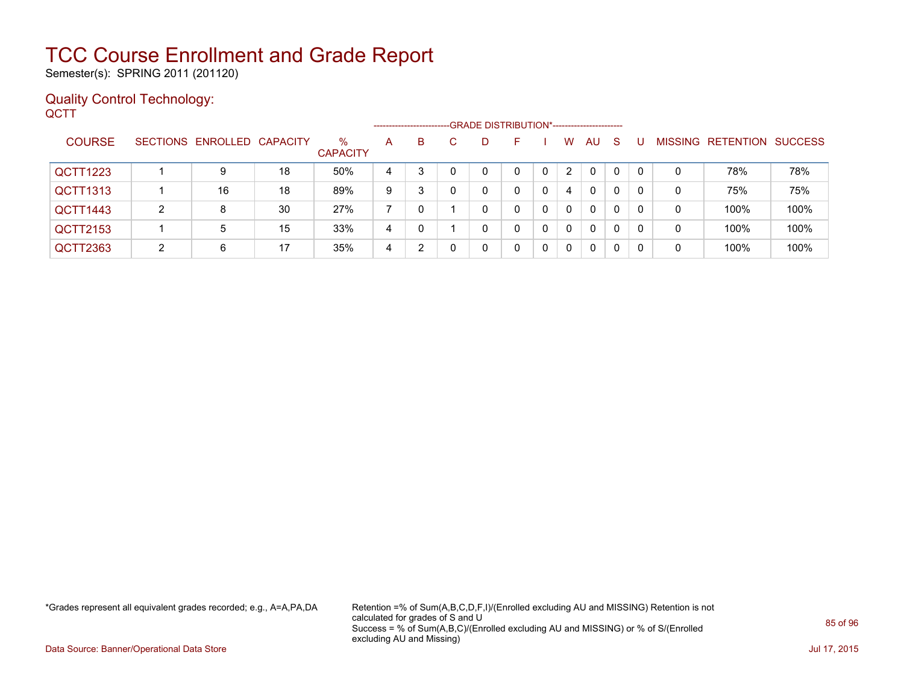# TCC Course Enrollment and Grade Report

Semester(s): SPRING 2011 (201120)

## Quality Control Technology:

QCTT

| COURSE | SECTIONS | ENROLLED | CAPACITY | % CAPACITY | A | B | C | D | F | I | W | AU | S | U | MISSING | RETENTION | SUCCESS |
|---|---|---|---|---|---|---|---|---|---|---|---|---|---|---|---|---|---|
| | | | | | GRADE DISTRIBUTION* | | | | | | | | | | | | |
| QCTT1223 | 1 | 9 | 18 | 50% | 4 | 3 | 0 | 0 | 0 | 0 | 2 | 0 | 0 | 0 | 0 | 78% | 78% |
| QCTT1313 | 1 | 16 | 18 | 89% | 9 | 3 | 0 | 0 | 0 | 0 | 4 | 0 | 0 | 0 | 0 | 75% | 75% |
| QCTT1443 | 2 | 8 | 30 | 27% | 7 | 0 | 1 | 0 | 0 | 0 | 0 | 0 | 0 | 0 | 0 | 100% | 100% |
| QCTT2153 | 1 | 5 | 15 | 33% | 4 | 0 | 1 | 0 | 0 | 0 | 0 | 0 | 0 | 0 | 0 | 100% | 100% |
| QCTT2363 | 2 | 6 | 17 | 35% | 4 | 2 | 0 | 0 | 0 | 0 | 0 | 0 | 0 | 0 | 0 | 100% | 100% |

*Grades represent all equivalent grades recorded; e.g., A=A,PA,DA

Retention =% of Sum(A,B,C,D,F,I)/(Enrolled excluding AU and MISSING) Retention is not calculated for grades of S and U
Success = % of Sum(A,B,C)/(Enrolled excluding AU and MISSING) or % of S/(Enrolled excluding AU and Missing)

Data Source: Banner/Operational Data Store

Jul 17, 2015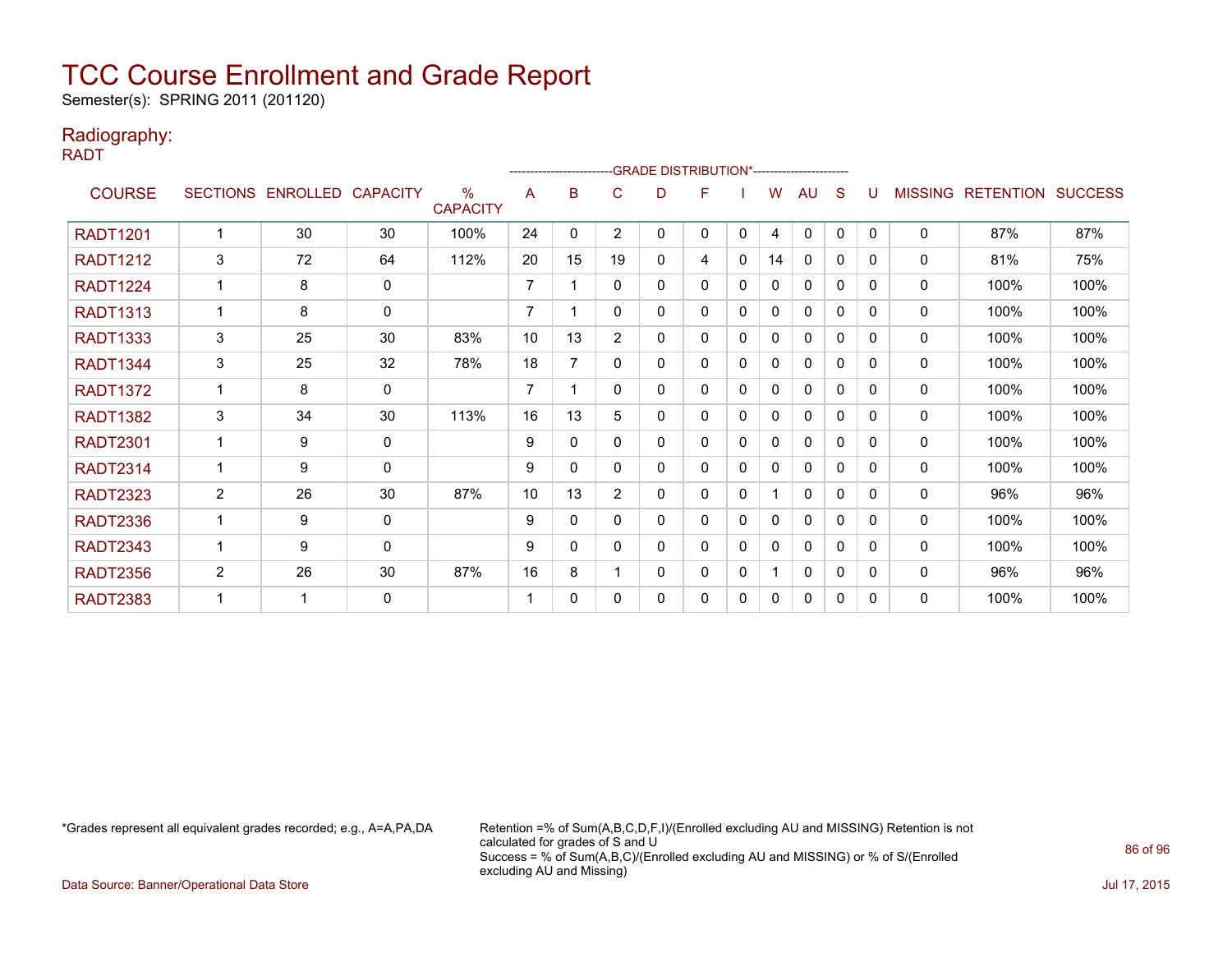# TCC Course Enrollment and Grade Report

Semester(s): SPRING 2011 (201120)

## Radiography:

RADT

| COURSE | SECTIONS | ENROLLED | CAPACITY | % CAPACITY | A | B | C | D | F | I | W | AU | S | U | MISSING | RETENTION | SUCCESS |
|---|---|---|---|---|---|---|---|---|---|---|---|---|---|---|---|---|---|
| | | | | | GRADE DISTRIBUTION* | | | | | | | | | | | | |
| RADT1201 | 1 | 30 | 30 | 100% | 24 | 0 | 2 | 0 | 0 | 0 | 4 | 0 | 0 | 0 | 0 | 87% | 87% |
| RADT1212 | 3 | 72 | 64 | 112% | 20 | 15 | 19 | 0 | 4 | 0 | 14 | 0 | 0 | 0 | 0 | 81% | 75% |
| RADT1224 | 1 | 8 | 0 | | 7 | 1 | 0 | 0 | 0 | 0 | 0 | 0 | 0 | 0 | 0 | 100% | 100% |
| RADT1313 | 1 | 8 | 0 | | 7 | 1 | 0 | 0 | 0 | 0 | 0 | 0 | 0 | 0 | 0 | 100% | 100% |
| RADT1333 | 3 | 25 | 30 | 83% | 10 | 13 | 2 | 0 | 0 | 0 | 0 | 0 | 0 | 0 | 0 | 100% | 100% |
| RADT1344 | 3 | 25 | 32 | 78% | 18 | 7 | 0 | 0 | 0 | 0 | 0 | 0 | 0 | 0 | 0 | 100% | 100% |
| RADT1372 | 1 | 8 | 0 | | 7 | 1 | 0 | 0 | 0 | 0 | 0 | 0 | 0 | 0 | 0 | 100% | 100% |
| RADT1382 | 3 | 34 | 30 | 113% | 16 | 13 | 5 | 0 | 0 | 0 | 0 | 0 | 0 | 0 | 0 | 100% | 100% |
| RADT2301 | 1 | 9 | 0 | | 9 | 0 | 0 | 0 | 0 | 0 | 0 | 0 | 0 | 0 | 0 | 100% | 100% |
| RADT2314 | 1 | 9 | 0 | | 9 | 0 | 0 | 0 | 0 | 0 | 0 | 0 | 0 | 0 | 0 | 100% | 100% |
| RADT2323 | 2 | 26 | 30 | 87% | 10 | 13 | 2 | 0 | 0 | 0 | 1 | 0 | 0 | 0 | 0 | 96% | 96% |
| RADT2336 | 1 | 9 | 0 | | 9 | 0 | 0 | 0 | 0 | 0 | 0 | 0 | 0 | 0 | 0 | 100% | 100% |
| RADT2343 | 1 | 9 | 0 | | 9 | 0 | 0 | 0 | 0 | 0 | 0 | 0 | 0 | 0 | 0 | 100% | 100% |
| RADT2356 | 2 | 26 | 30 | 87% | 16 | 8 | 1 | 0 | 0 | 0 | 1 | 0 | 0 | 0 | 0 | 96% | 96% |
| RADT2383 | 1 | 1 | 0 | | 1 | 0 | 0 | 0 | 0 | 0 | 0 | 0 | 0 | 0 | 0 | 100% | 100% |

*Grades represent all equivalent grades recorded; e.g., A=A,PA,DA

Retention =% of Sum(A,B,C,D,F,I)/(Enrolled excluding AU and MISSING) Retention is not calculated for grades of S and U
Success = % of Sum(A,B,C)/(Enrolled excluding AU and MISSING) or % of S/(Enrolled excluding AU and Missing)

Data Source: Banner/Operational Data Store

Jul 17, 2015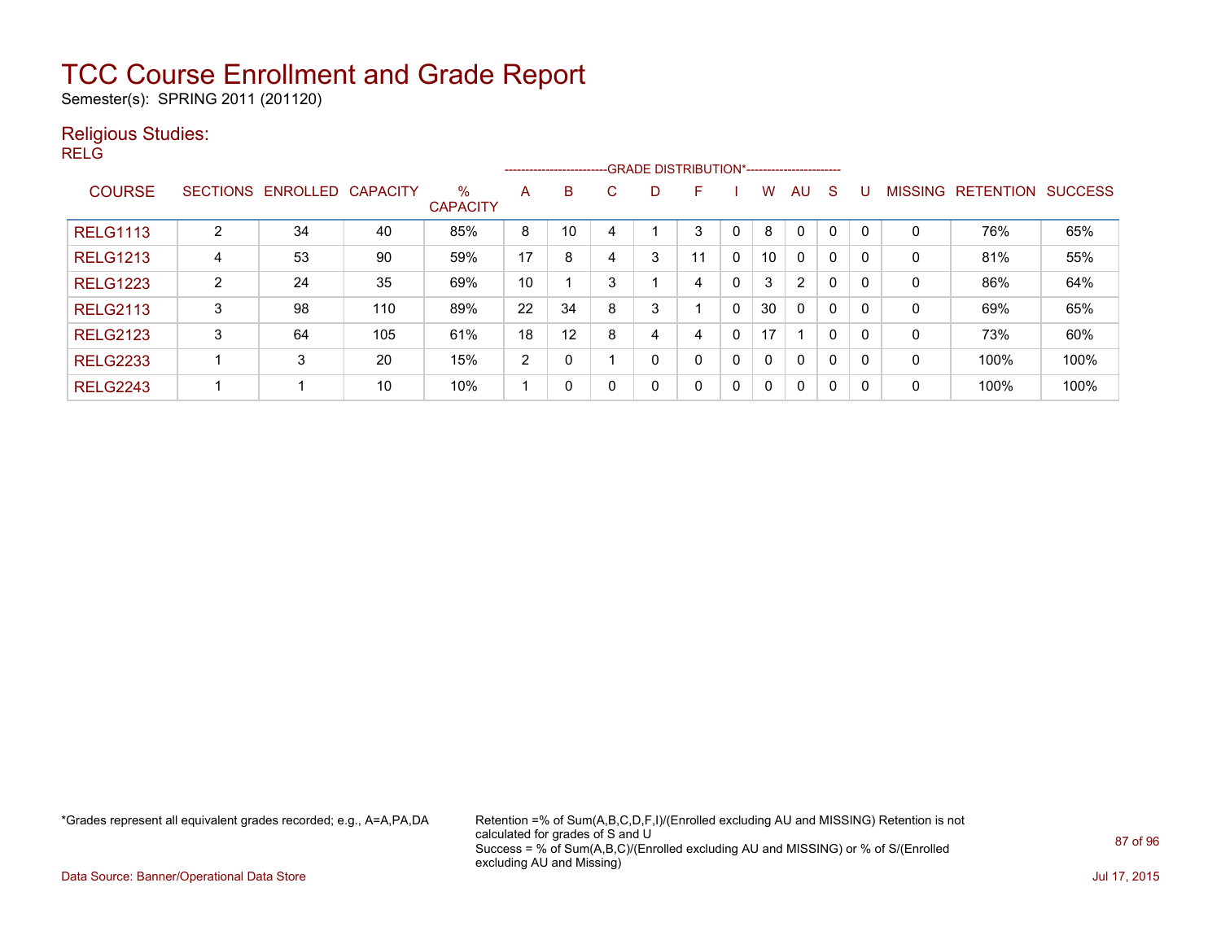# TCC Course Enrollment and Grade Report

Semester(s): SPRING 2011 (201120)

## Religious Studies:

RELG

| COURSE | SECTIONS | ENROLLED | CAPACITY | % CAPACITY | A | B | C | D | F | I | W | AU | S | U | MISSING | RETENTION | SUCCESS |
|---|---|---|---|---|---|---|---|---|---|---|---|---|---|---|---|---|---|
| | | | | | GRADE DISTRIBUTION* | | | | | | | | | | | | |
| RELG1113 | 2 | 34 | 40 | 85% | 8 | 10 | 4 | 1 | 3 | 0 | 8 | 0 | 0 | 0 | 0 | 76% | 65% |
| RELG1213 | 4 | 53 | 90 | 59% | 17 | 8 | 4 | 3 | 11 | 0 | 10 | 0 | 0 | 0 | 0 | 81% | 55% |
| RELG1223 | 2 | 24 | 35 | 69% | 10 | 1 | 3 | 1 | 4 | 0 | 3 | 2 | 0 | 0 | 0 | 86% | 64% |
| RELG2113 | 3 | 98 | 110 | 89% | 22 | 34 | 8 | 3 | 1 | 0 | 30 | 0 | 0 | 0 | 0 | 69% | 65% |
| RELG2123 | 3 | 64 | 105 | 61% | 18 | 12 | 8 | 4 | 4 | 0 | 17 | 1 | 0 | 0 | 0 | 73% | 60% |
| RELG2233 | 1 | 3 | 20 | 15% | 2 | 0 | 1 | 0 | 0 | 0 | 0 | 0 | 0 | 0 | 0 | 100% | 100% |
| RELG2243 | 1 | 1 | 10 | 10% | 1 | 0 | 0 | 0 | 0 | 0 | 0 | 0 | 0 | 0 | 0 | 100% | 100% |

*Grades represent all equivalent grades recorded; e.g., A=A,PA,DA

Retention =% of Sum(A,B,C,D,F,I)/(Enrolled excluding AU and MISSING) Retention is not calculated for grades of S and U
Success = % of Sum(A,B,C)/(Enrolled excluding AU and MISSING) or % of S/(Enrolled excluding AU and Missing)

Data Source: Banner/Operational Data Store

Jul 17, 2015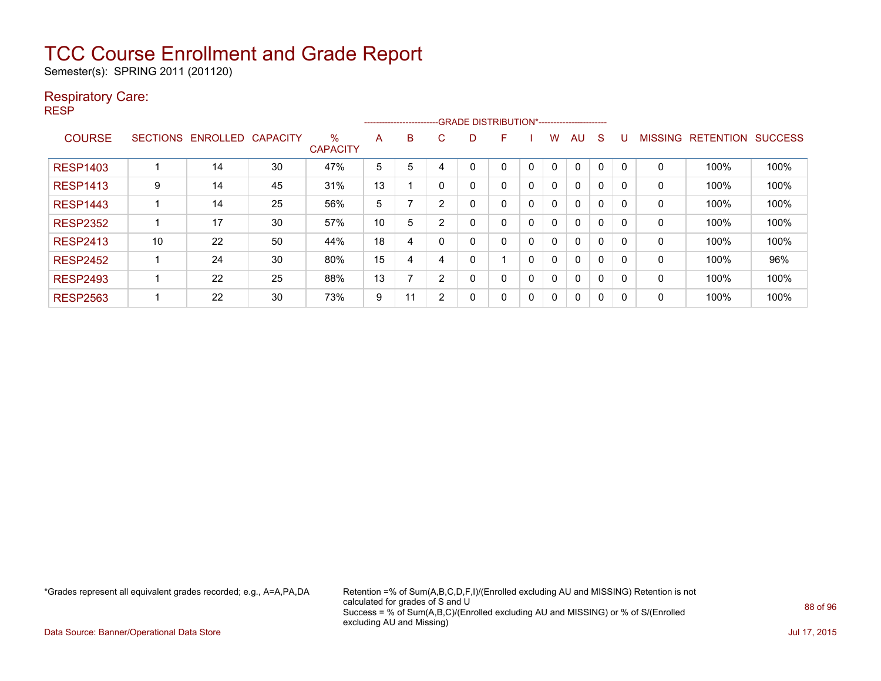# TCC Course Enrollment and Grade Report

Semester(s): SPRING 2011 (201120)

## Respiratory Care:

RESP

| COURSE | SECTIONS | ENROLLED | CAPACITY | % CAPACITY | A | B | C | D | F | I | W | AU | S | U | MISSING | RETENTION | SUCCESS |
|---|---|---|---|---|---|---|---|---|---|---|---|---|---|---|---|---|---|
| | | | | | GRADE DISTRIBUTION* | | | | | | | | | | | | |
| RESP1403 | 1 | 14 | 30 | 47% | 5 | 5 | 4 | 0 | 0 | 0 | 0 | 0 | 0 | 0 | 0 | 100% | 100% |
| RESP1413 | 9 | 14 | 45 | 31% | 13 | 1 | 0 | 0 | 0 | 0 | 0 | 0 | 0 | 0 | 0 | 100% | 100% |
| RESP1443 | 1 | 14 | 25 | 56% | 5 | 7 | 2 | 0 | 0 | 0 | 0 | 0 | 0 | 0 | 0 | 100% | 100% |
| RESP2352 | 1 | 17 | 30 | 57% | 10 | 5 | 2 | 0 | 0 | 0 | 0 | 0 | 0 | 0 | 0 | 100% | 100% |
| RESP2413 | 10 | 22 | 50 | 44% | 18 | 4 | 0 | 0 | 0 | 0 | 0 | 0 | 0 | 0 | 0 | 100% | 100% |
| RESP2452 | 1 | 24 | 30 | 80% | 15 | 4 | 4 | 0 | 1 | 0 | 0 | 0 | 0 | 0 | 0 | 100% | 96% |
| RESP2493 | 1 | 22 | 25 | 88% | 13 | 7 | 2 | 0 | 0 | 0 | 0 | 0 | 0 | 0 | 0 | 100% | 100% |
| RESP2563 | 1 | 22 | 30 | 73% | 9 | 11 | 2 | 0 | 0 | 0 | 0 | 0 | 0 | 0 | 0 | 100% | 100% |

*Grades represent all equivalent grades recorded; e.g., A=A,PA,DA

Retention =% of Sum(A,B,C,D,F,I)/(Enrolled excluding AU and MISSING) Retention is not calculated for grades of S and U
Success = % of Sum(A,B,C)/(Enrolled excluding AU and MISSING) or % of S/(Enrolled excluding AU and Missing)

Data Source: Banner/Operational Data Store

Jul 17, 2015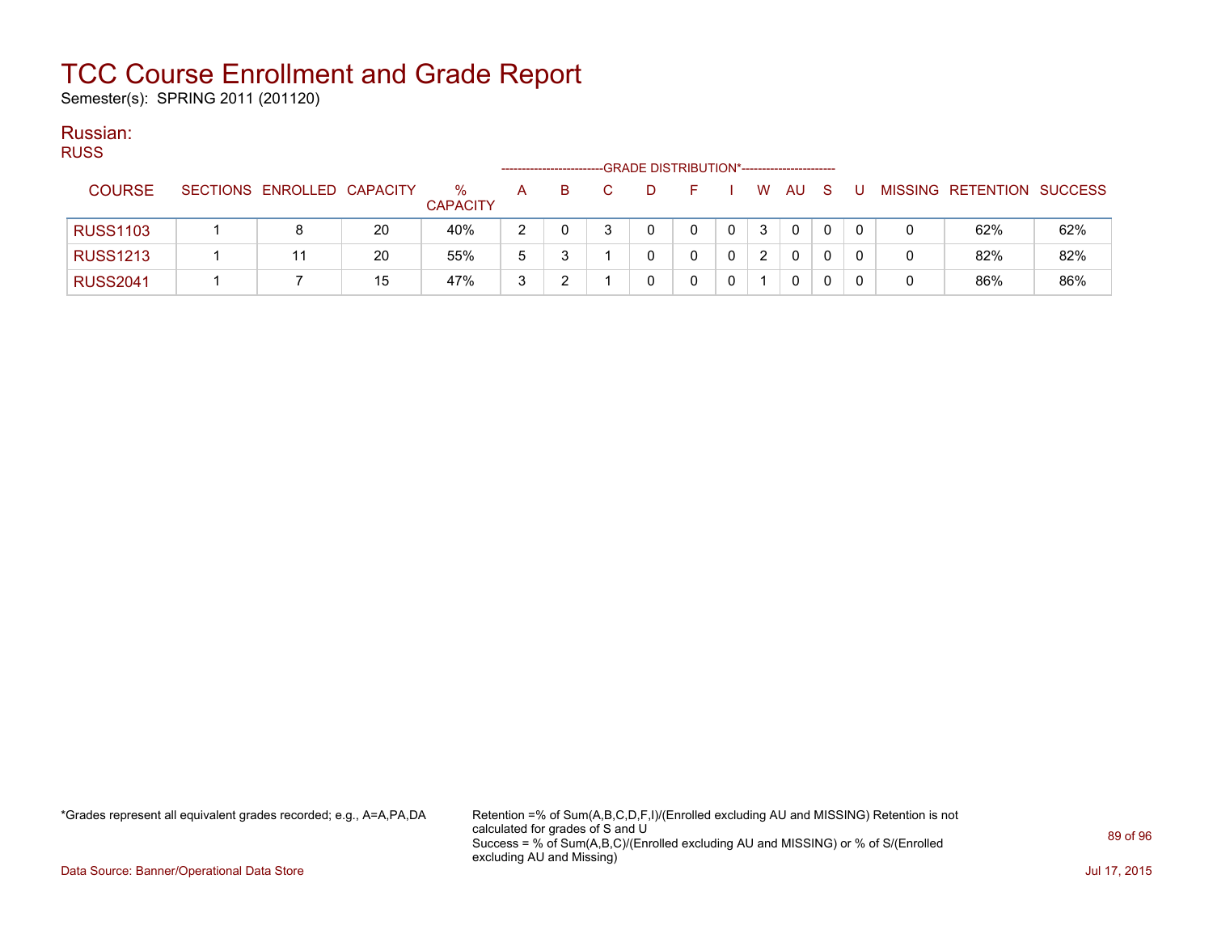# TCC Course Enrollment and Grade Report

Semester(s): SPRING 2011 (201120)

## Russian:

RUSS

| COURSE | SECTIONS | ENROLLED | CAPACITY | % CAPACITY | A | B | C | D | F | I | W | AU | S | U | MISSING | RETENTION | SUCCESS |
|---|---|---|---|---|---|---|---|---|---|---|---|---|---|---|---|---|---|
| | | | | | GRADE DISTRIBUTION* | | | | | | | | | | | | |
| RUSS1103 | 1 | 8 | 20 | 40% | 2 | 0 | 3 | 0 | 0 | 0 | 3 | 0 | 0 | 0 | 0 | 62% | 62% |
| RUSS1213 | 1 | 11 | 20 | 55% | 5 | 3 | 1 | 0 | 0 | 0 | 2 | 0 | 0 | 0 | 0 | 82% | 82% |
| RUSS2041 | 1 | 7 | 15 | 47% | 3 | 2 | 1 | 0 | 0 | 0 | 1 | 0 | 0 | 0 | 0 | 86% | 86% |

*Grades represent all equivalent grades recorded; e.g., A=A,PA,DA

Retention =% of Sum(A,B,C,D,F,I)/(Enrolled excluding AU and MISSING) Retention is not calculated for grades of S and U
Success = % of Sum(A,B,C)/(Enrolled excluding AU and MISSING) or % of S/(Enrolled excluding AU and Missing)

Data Source: Banner/Operational Data Store

Jul 17, 2015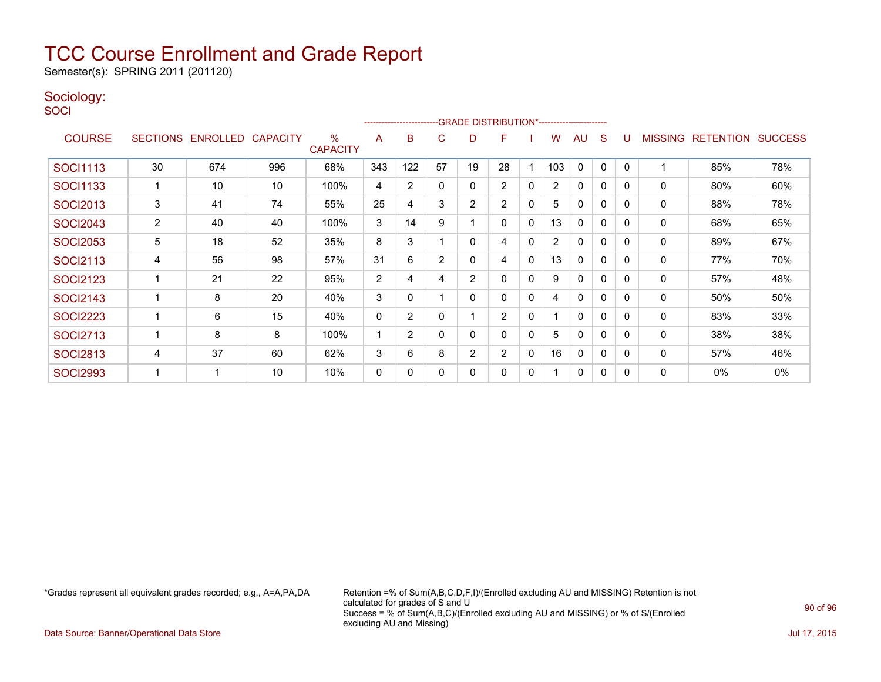# TCC Course Enrollment and Grade Report

Semester(s): SPRING 2011 (201120)

## Sociology:

SOCI

| COURSE | SECTIONS | ENROLLED | CAPACITY | % CAPACITY | A | B | C | D | F | I | W | AU | S | U | MISSING | RETENTION | SUCCESS |
|---|---|---|---|---|---|---|---|---|---|---|---|---|---|---|---|---|---|
| SOCI1113 | 30 | 674 | 996 | 68% | 343 | 122 | 57 | 19 | 28 | 1 | 103 | 0 | 0 | 0 | 1 | 85% | 78% |
| SOCI1133 | 1 | 10 | 10 | 100% | 4 | 2 | 0 | 0 | 2 | 0 | 2 | 0 | 0 | 0 | 0 | 80% | 60% |
| SOCI2013 | 3 | 41 | 74 | 55% | 25 | 4 | 3 | 2 | 2 | 0 | 5 | 0 | 0 | 0 | 0 | 88% | 78% |
| SOCI2043 | 2 | 40 | 40 | 100% | 3 | 14 | 9 | 1 | 0 | 0 | 13 | 0 | 0 | 0 | 0 | 68% | 65% |
| SOCI2053 | 5 | 18 | 52 | 35% | 8 | 3 | 1 | 0 | 4 | 0 | 2 | 0 | 0 | 0 | 0 | 89% | 67% |
| SOCI2113 | 4 | 56 | 98 | 57% | 31 | 6 | 2 | 0 | 4 | 0 | 13 | 0 | 0 | 0 | 0 | 77% | 70% |
| SOCI2123 | 1 | 21 | 22 | 95% | 2 | 4 | 4 | 2 | 0 | 0 | 9 | 0 | 0 | 0 | 0 | 57% | 48% |
| SOCI2143 | 1 | 8 | 20 | 40% | 3 | 0 | 1 | 0 | 0 | 0 | 4 | 0 | 0 | 0 | 0 | 50% | 50% |
| SOCI2223 | 1 | 6 | 15 | 40% | 0 | 2 | 0 | 1 | 2 | 0 | 1 | 0 | 0 | 0 | 0 | 83% | 33% |
| SOCI2713 | 1 | 8 | 8 | 100% | 1 | 2 | 0 | 0 | 0 | 0 | 5 | 0 | 0 | 0 | 0 | 38% | 38% |
| SOCI2813 | 4 | 37 | 60 | 62% | 3 | 6 | 8 | 2 | 2 | 0 | 16 | 0 | 0 | 0 | 0 | 57% | 46% |
| SOCI2993 | 1 | 1 | 10 | 10% | 0 | 0 | 0 | 0 | 0 | 0 | 1 | 0 | 0 | 0 | 0 | 0% | 0% |

*Grades represent all equivalent grades recorded; e.g., A=A,PA,DA

Retention =% of Sum(A,B,C,D,F,I)/(Enrolled excluding AU and MISSING) Retention is not calculated for grades of S and U
Success = % of Sum(A,B,C)/(Enrolled excluding AU and MISSING) or % of S/(Enrolled excluding AU and Missing)

Data Source: Banner/Operational Data Store

Jul 17, 2015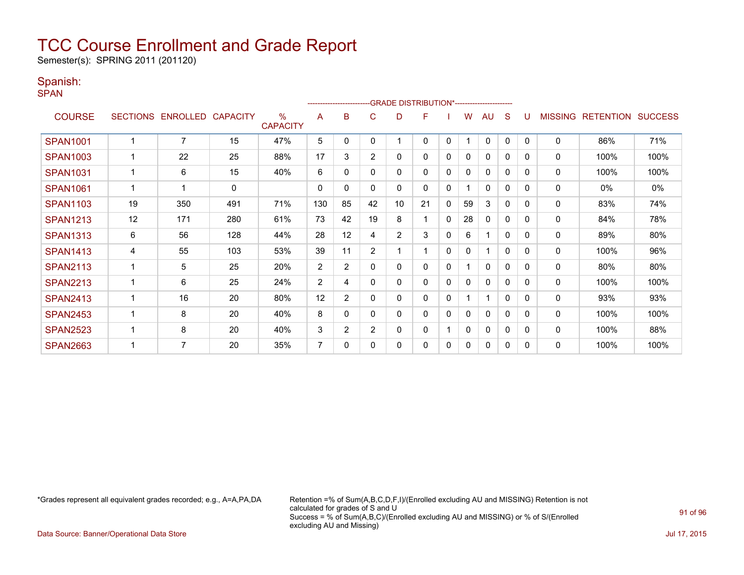# TCC Course Enrollment and Grade Report

Semester(s): SPRING 2011 (201120)

## Spanish:

### SPAN

| COURSE | SECTIONS | ENROLLED | CAPACITY | % CAPACITY | A | B | C | D | F | I | W | AU | S | U | MISSING | RETENTION | SUCCESS |
|---|---|---|---|---|---|---|---|---|---|---|---|---|---|---|---|---|---|
| | | | | | GRADE DISTRIBUTION* | | | | | | | | | | | | |
| SPAN1001 | 1 | 7 | 15 | 47% | 5 | 0 | 0 | 1 | 0 | 0 | 1 | 0 | 0 | 0 | 0 | 86% | 71% |
| SPAN1003 | 1 | 22 | 25 | 88% | 17 | 3 | 2 | 0 | 0 | 0 | 0 | 0 | 0 | 0 | 0 | 100% | 100% |
| SPAN1031 | 1 | 6 | 15 | 40% | 6 | 0 | 0 | 0 | 0 | 0 | 0 | 0 | 0 | 0 | 0 | 100% | 100% |
| SPAN1061 | 1 | 1 | 0 | | 0 | 0 | 0 | 0 | 0 | 0 | 1 | 0 | 0 | 0 | 0 | 0% | 0% |
| SPAN1103 | 19 | 350 | 491 | 71% | 130 | 85 | 42 | 10 | 21 | 0 | 59 | 3 | 0 | 0 | 0 | 83% | 74% |
| SPAN1213 | 12 | 171 | 280 | 61% | 73 | 42 | 19 | 8 | 1 | 0 | 28 | 0 | 0 | 0 | 0 | 84% | 78% |
| SPAN1313 | 6 | 56 | 128 | 44% | 28 | 12 | 4 | 2 | 3 | 0 | 6 | 1 | 0 | 0 | 0 | 89% | 80% |
| SPAN1413 | 4 | 55 | 103 | 53% | 39 | 11 | 2 | 1 | 1 | 0 | 0 | 1 | 0 | 0 | 0 | 100% | 96% |
| SPAN2113 | 1 | 5 | 25 | 20% | 2 | 2 | 0 | 0 | 0 | 0 | 1 | 0 | 0 | 0 | 0 | 80% | 80% |
| SPAN2213 | 1 | 6 | 25 | 24% | 2 | 4 | 0 | 0 | 0 | 0 | 0 | 0 | 0 | 0 | 0 | 100% | 100% |
| SPAN2413 | 1 | 16 | 20 | 80% | 12 | 2 | 0 | 0 | 0 | 0 | 1 | 1 | 0 | 0 | 0 | 93% | 93% |
| SPAN2453 | 1 | 8 | 20 | 40% | 8 | 0 | 0 | 0 | 0 | 0 | 0 | 0 | 0 | 0 | 0 | 100% | 100% |
| SPAN2523 | 1 | 8 | 20 | 40% | 3 | 2 | 2 | 0 | 0 | 1 | 0 | 0 | 0 | 0 | 0 | 100% | 88% |
| SPAN2663 | 1 | 7 | 20 | 35% | 7 | 0 | 0 | 0 | 0 | 0 | 0 | 0 | 0 | 0 | 0 | 100% | 100% |

*Grades represent all equivalent grades recorded; e.g., A=A,PA,DA

Retention =% of Sum(A,B,C,D,F,I)/(Enrolled excluding AU and MISSING) Retention is not calculated for grades of S and U
Success = % of Sum(A,B,C)/(Enrolled excluding AU and MISSING) or % of S/(Enrolled excluding AU and Missing)

Data Source: Banner/Operational Data Store

Jul 17, 2015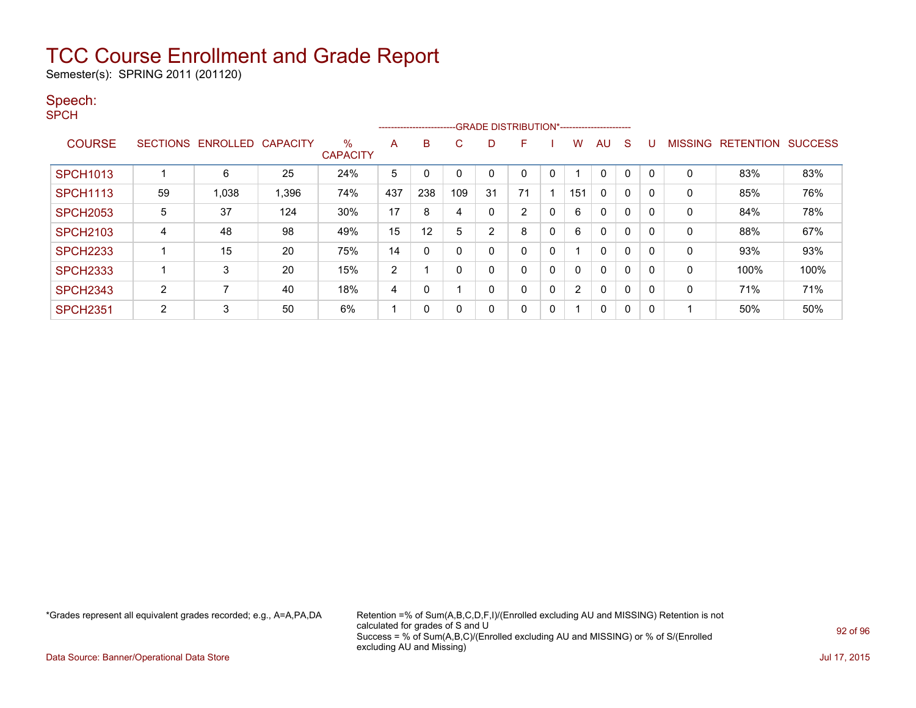# TCC Course Enrollment and Grade Report

Semester(s): SPRING 2011 (201120)

## Speech:

SPCH

| COURSE | SECTIONS | ENROLLED | CAPACITY | % CAPACITY | A | B | C | D | F | I | W | AU | S | U | MISSING | RETENTION | SUCCESS |
|---|---|---|---|---|---|---|---|---|---|---|---|---|---|---|---|---|---|
| SPCH1013 | 1 | 6 | 25 | 24% | 5 | 0 | 0 | 0 | 0 | 0 | 1 | 0 | 0 | 0 | 0 | 83% | 83% |
| SPCH1113 | 59 | 1,038 | 1,396 | 74% | 437 | 238 | 109 | 31 | 71 | 1 | 151 | 0 | 0 | 0 | 0 | 85% | 76% |
| SPCH2053 | 5 | 37 | 124 | 30% | 17 | 8 | 4 | 0 | 2 | 0 | 6 | 0 | 0 | 0 | 0 | 84% | 78% |
| SPCH2103 | 4 | 48 | 98 | 49% | 15 | 12 | 5 | 2 | 8 | 0 | 6 | 0 | 0 | 0 | 0 | 88% | 67% |
| SPCH2233 | 1 | 15 | 20 | 75% | 14 | 0 | 0 | 0 | 0 | 0 | 1 | 0 | 0 | 0 | 0 | 93% | 93% |
| SPCH2333 | 1 | 3 | 20 | 15% | 2 | 1 | 0 | 0 | 0 | 0 | 0 | 0 | 0 | 0 | 0 | 100% | 100% |
| SPCH2343 | 2 | 7 | 40 | 18% | 4 | 0 | 1 | 0 | 0 | 0 | 2 | 0 | 0 | 0 | 0 | 71% | 71% |
| SPCH2351 | 2 | 3 | 50 | 6% | 1 | 0 | 0 | 0 | 0 | 0 | 1 | 0 | 0 | 0 | 1 | 50% | 50% |

*Grades represent all equivalent grades recorded; e.g., A=A,PA,DA

Retention =% of Sum(A,B,C,D,F,I)/(Enrolled excluding AU and MISSING) Retention is not calculated for grades of S and U
Success = % of Sum(A,B,C)/(Enrolled excluding AU and MISSING) or % of S/(Enrolled excluding AU and Missing)

Data Source: Banner/Operational Data Store

Jul 17, 2015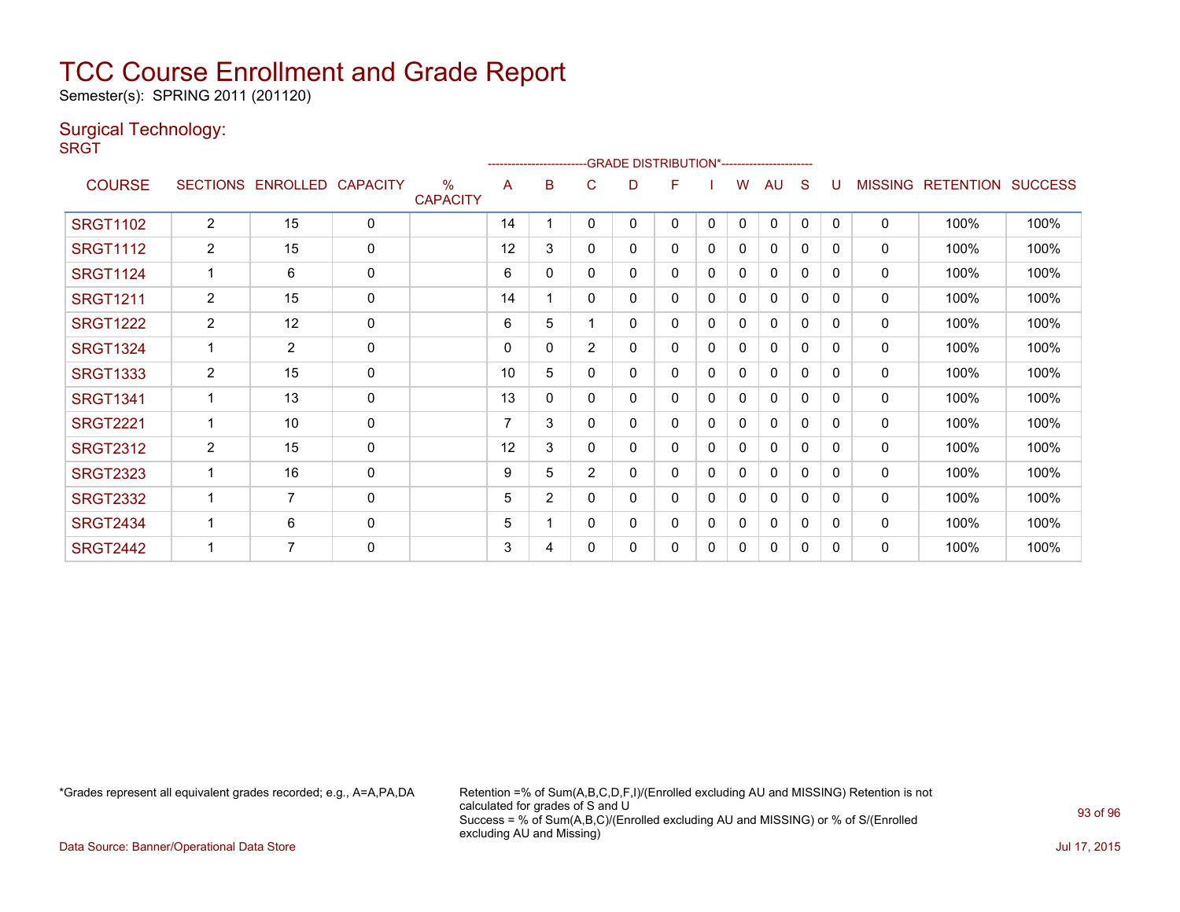# TCC Course Enrollment and Grade Report

Semester(s): SPRING 2011 (201120)

## Surgical Technology:

SRGT

| COURSE | SECTIONS | ENROLLED | CAPACITY | % CAPACITY | A | B | C | D | F | I | W | AU | S | U | MISSING | RETENTION | SUCCESS |
|---|---|---|---|---|---|---|---|---|---|---|---|---|---|---|---|---|---|
| | | | | | GRADE DISTRIBUTION* | | | | | | | | | | | | |
| SRGT1102 | 2 | 15 | 0 | | 14 | 1 | 0 | 0 | 0 | 0 | 0 | 0 | 0 | 0 | 0 | 100% | 100% |
| SRGT1112 | 2 | 15 | 0 | | 12 | 3 | 0 | 0 | 0 | 0 | 0 | 0 | 0 | 0 | 0 | 100% | 100% |
| SRGT1124 | 1 | 6 | 0 | | 6 | 0 | 0 | 0 | 0 | 0 | 0 | 0 | 0 | 0 | 0 | 100% | 100% |
| SRGT1211 | 2 | 15 | 0 | | 14 | 1 | 0 | 0 | 0 | 0 | 0 | 0 | 0 | 0 | 0 | 100% | 100% |
| SRGT1222 | 2 | 12 | 0 | | 6 | 5 | 1 | 0 | 0 | 0 | 0 | 0 | 0 | 0 | 0 | 100% | 100% |
| SRGT1324 | 1 | 2 | 0 | | 0 | 0 | 2 | 0 | 0 | 0 | 0 | 0 | 0 | 0 | 0 | 100% | 100% |
| SRGT1333 | 2 | 15 | 0 | | 10 | 5 | 0 | 0 | 0 | 0 | 0 | 0 | 0 | 0 | 0 | 100% | 100% |
| SRGT1341 | 1 | 13 | 0 | | 13 | 0 | 0 | 0 | 0 | 0 | 0 | 0 | 0 | 0 | 0 | 100% | 100% |
| SRGT2221 | 1 | 10 | 0 | | 7 | 3 | 0 | 0 | 0 | 0 | 0 | 0 | 0 | 0 | 0 | 100% | 100% |
| SRGT2312 | 2 | 15 | 0 | | 12 | 3 | 0 | 0 | 0 | 0 | 0 | 0 | 0 | 0 | 0 | 100% | 100% |
| SRGT2323 | 1 | 16 | 0 | | 9 | 5 | 2 | 0 | 0 | 0 | 0 | 0 | 0 | 0 | 0 | 100% | 100% |
| SRGT2332 | 1 | 7 | 0 | | 5 | 2 | 0 | 0 | 0 | 0 | 0 | 0 | 0 | 0 | 0 | 100% | 100% |
| SRGT2434 | 1 | 6 | 0 | | 5 | 1 | 0 | 0 | 0 | 0 | 0 | 0 | 0 | 0 | 0 | 100% | 100% |
| SRGT2442 | 1 | 7 | 0 | | 3 | 4 | 0 | 0 | 0 | 0 | 0 | 0 | 0 | 0 | 0 | 100% | 100% |

*Grades represent all equivalent grades recorded; e.g., A=A,PA,DA

Retention =% of Sum(A,B,C,D,F,I)/(Enrolled excluding AU and MISSING) Retention is not calculated for grades of S and U
Success = % of Sum(A,B,C)/(Enrolled excluding AU and MISSING) or % of S/(Enrolled excluding AU and Missing)

Data Source: Banner/Operational Data Store

Jul 17, 2015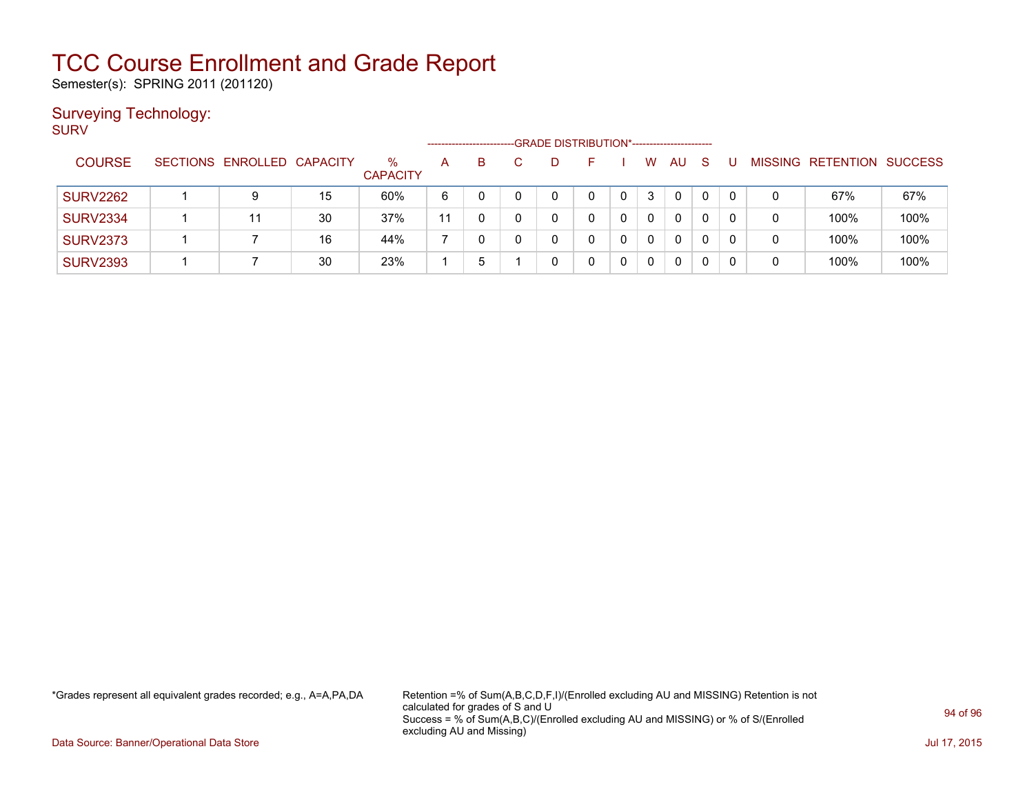# TCC Course Enrollment and Grade Report

Semester(s): SPRING 2011 (201120)

## Surveying Technology:

SURV

| COURSE | SECTIONS | ENROLLED | CAPACITY | % CAPACITY | A | B | C | D | F | I | W | AU | S | U | MISSING | RETENTION | SUCCESS |
|---|---|---|---|---|---|---|---|---|---|---|---|---|---|---|---|---|---|
| | | | | | GRADE DISTRIBUTION* | | | | | | | | | | | | |
| SURV2262 | 1 | 9 | 15 | 60% | 6 | 0 | 0 | 0 | 0 | 0 | 3 | 0 | 0 | 0 | 0 | 67% | 67% |
| SURV2334 | 1 | 11 | 30 | 37% | 11 | 0 | 0 | 0 | 0 | 0 | 0 | 0 | 0 | 0 | 0 | 100% | 100% |
| SURV2373 | 1 | 7 | 16 | 44% | 7 | 0 | 0 | 0 | 0 | 0 | 0 | 0 | 0 | 0 | 0 | 100% | 100% |
| SURV2393 | 1 | 7 | 30 | 23% | 1 | 5 | 1 | 0 | 0 | 0 | 0 | 0 | 0 | 0 | 0 | 100% | 100% |

*Grades represent all equivalent grades recorded; e.g., A=A,PA,DA

Retention =% of Sum(A,B,C,D,F,I)/(Enrolled excluding AU and MISSING) Retention is not calculated for grades of S and U
Success = % of Sum(A,B,C)/(Enrolled excluding AU and MISSING) or % of S/(Enrolled excluding AU and Missing)

Data Source: Banner/Operational Data Store

Jul 17, 2015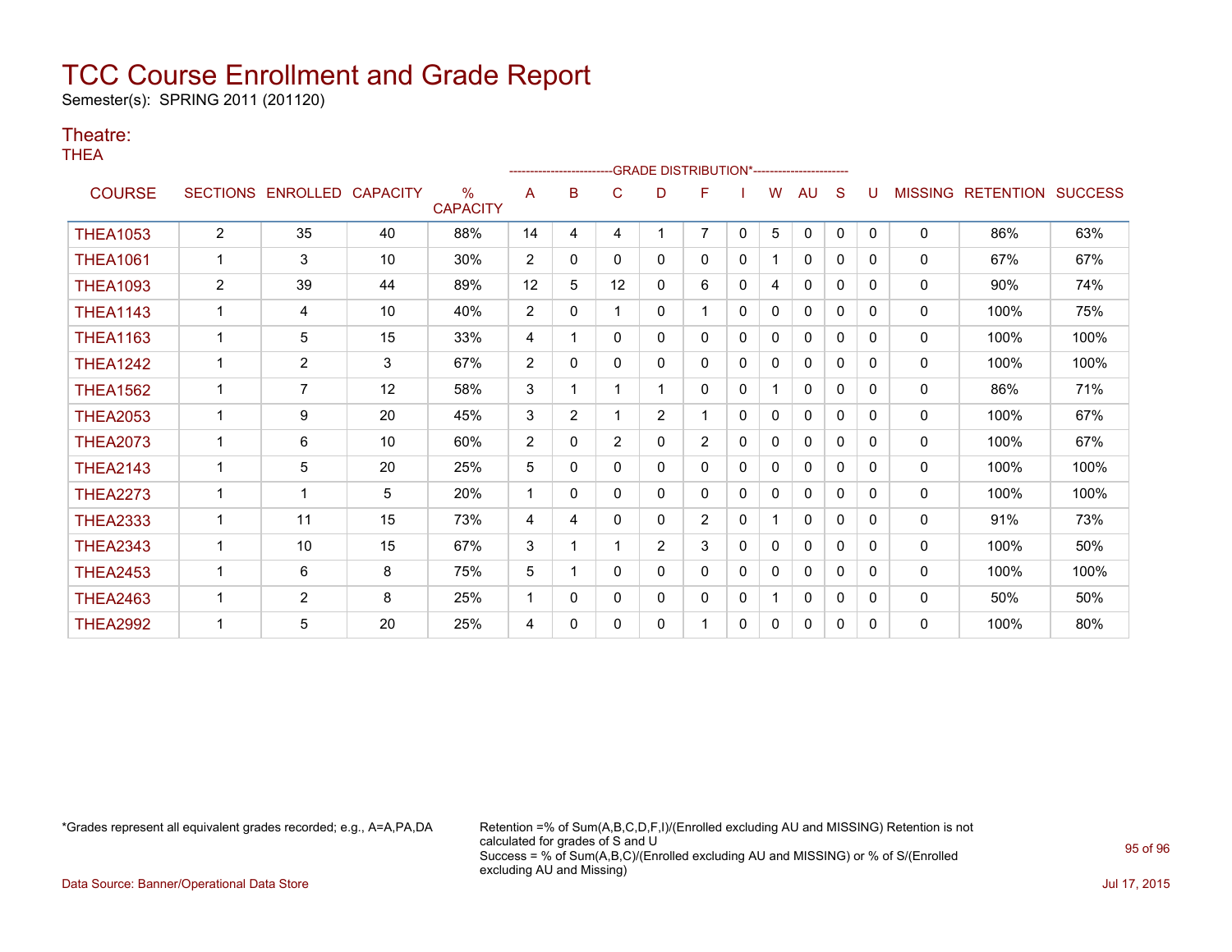# TCC Course Enrollment and Grade Report

Semester(s): SPRING 2011 (201120)

## Theatre:

THEA

| COURSE | SECTIONS | ENROLLED | CAPACITY | % CAPACITY | A | B | C | D | F | I | W | AU | S | U | MISSING | RETENTION | SUCCESS |
|---|---|---|---|---|---|---|---|---|---|---|---|---|---|---|---|---|---|
| | | | | | GRADE DISTRIBUTION* | | | | | | | | | | | | |
| THEA1053 | 2 | 35 | 40 | 88% | 14 | 4 | 4 | 1 | 7 | 0 | 5 | 0 | 0 | 0 | 0 | 86% | 63% |
| THEA1061 | 1 | 3 | 10 | 30% | 2 | 0 | 0 | 0 | 0 | 0 | 1 | 0 | 0 | 0 | 0 | 67% | 67% |
| THEA1093 | 2 | 39 | 44 | 89% | 12 | 5 | 12 | 0 | 6 | 0 | 4 | 0 | 0 | 0 | 0 | 90% | 74% |
| THEA1143 | 1 | 4 | 10 | 40% | 2 | 0 | 1 | 0 | 1 | 0 | 0 | 0 | 0 | 0 | 0 | 100% | 75% |
| THEA1163 | 1 | 5 | 15 | 33% | 4 | 1 | 0 | 0 | 0 | 0 | 0 | 0 | 0 | 0 | 0 | 100% | 100% |
| THEA1242 | 1 | 2 | 3 | 67% | 2 | 0 | 0 | 0 | 0 | 0 | 0 | 0 | 0 | 0 | 0 | 100% | 100% |
| THEA1562 | 1 | 7 | 12 | 58% | 3 | 1 | 1 | 1 | 0 | 0 | 1 | 0 | 0 | 0 | 0 | 86% | 71% |
| THEA2053 | 1 | 9 | 20 | 45% | 3 | 2 | 1 | 2 | 1 | 0 | 0 | 0 | 0 | 0 | 0 | 100% | 67% |
| THEA2073 | 1 | 6 | 10 | 60% | 2 | 0 | 2 | 0 | 2 | 0 | 0 | 0 | 0 | 0 | 0 | 100% | 67% |
| THEA2143 | 1 | 5 | 20 | 25% | 5 | 0 | 0 | 0 | 0 | 0 | 0 | 0 | 0 | 0 | 0 | 100% | 100% |
| THEA2273 | 1 | 1 | 5 | 20% | 1 | 0 | 0 | 0 | 0 | 0 | 0 | 0 | 0 | 0 | 0 | 100% | 100% |
| THEA2333 | 1 | 11 | 15 | 73% | 4 | 4 | 0 | 0 | 2 | 0 | 1 | 0 | 0 | 0 | 0 | 91% | 73% |
| THEA2343 | 1 | 10 | 15 | 67% | 3 | 1 | 1 | 2 | 3 | 0 | 0 | 0 | 0 | 0 | 0 | 100% | 50% |
| THEA2453 | 1 | 6 | 8 | 75% | 5 | 1 | 0 | 0 | 0 | 0 | 0 | 0 | 0 | 0 | 0 | 100% | 100% |
| THEA2463 | 1 | 2 | 8 | 25% | 1 | 0 | 0 | 0 | 0 | 0 | 1 | 0 | 0 | 0 | 0 | 50% | 50% |
| THEA2992 | 1 | 5 | 20 | 25% | 4 | 0 | 0 | 0 | 1 | 0 | 0 | 0 | 0 | 0 | 0 | 100% | 80% |

*Grades represent all equivalent grades recorded; e.g., A=A,PA,DA

Retention =% of Sum(A,B,C,D,F,I)/(Enrolled excluding AU and MISSING) Retention is not calculated for grades of S and U
Success = % of Sum(A,B,C)/(Enrolled excluding AU and MISSING) or % of S/(Enrolled excluding AU and Missing)

Data Source: Banner/Operational Data Store

Jul 17, 2015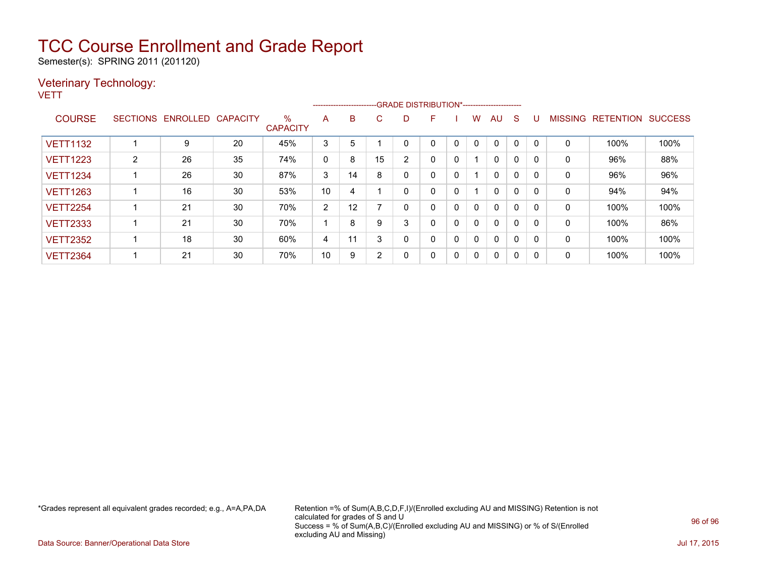# TCC Course Enrollment and Grade Report

Semester(s): SPRING 2011 (201120)

## Veterinary Technology:

VETT

| COURSE | SECTIONS | ENROLLED | CAPACITY | % CAPACITY | A | B | C | D | F | I | W | AU | S | U | MISSING | RETENTION | SUCCESS |
|---|---|---|---|---|---|---|---|---|---|---|---|---|---|---|---|---|---|
| | | | | | GRADE DISTRIBUTION* | | | | | | | | | | | | |
| VETT1132 | 1 | 9 | 20 | 45% | 3 | 5 | 1 | 0 | 0 | 0 | 0 | 0 | 0 | 0 | 0 | 100% | 100% |
| VETT1223 | 2 | 26 | 35 | 74% | 0 | 8 | 15 | 2 | 0 | 0 | 1 | 0 | 0 | 0 | 0 | 96% | 88% |
| VETT1234 | 1 | 26 | 30 | 87% | 3 | 14 | 8 | 0 | 0 | 0 | 1 | 0 | 0 | 0 | 0 | 96% | 96% |
| VETT1263 | 1 | 16 | 30 | 53% | 10 | 4 | 1 | 0 | 0 | 0 | 1 | 0 | 0 | 0 | 0 | 94% | 94% |
| VETT2254 | 1 | 21 | 30 | 70% | 2 | 12 | 7 | 0 | 0 | 0 | 0 | 0 | 0 | 0 | 0 | 100% | 100% |
| VETT2333 | 1 | 21 | 30 | 70% | 1 | 8 | 9 | 3 | 0 | 0 | 0 | 0 | 0 | 0 | 0 | 100% | 86% |
| VETT2352 | 1 | 18 | 30 | 60% | 4 | 11 | 3 | 0 | 0 | 0 | 0 | 0 | 0 | 0 | 0 | 100% | 100% |
| VETT2364 | 1 | 21 | 30 | 70% | 10 | 9 | 2 | 0 | 0 | 0 | 0 | 0 | 0 | 0 | 0 | 100% | 100% |

*Grades represent all equivalent grades recorded; e.g., A=A,PA,DA

Retention =% of Sum(A,B,C,D,F,I)/(Enrolled excluding AU and MISSING) Retention is not calculated for grades of S and U
Success = % of Sum(A,B,C)/(Enrolled excluding AU and MISSING) or % of S/(Enrolled excluding AU and Missing)

Data Source: Banner/Operational Data Store

Jul 17, 2015